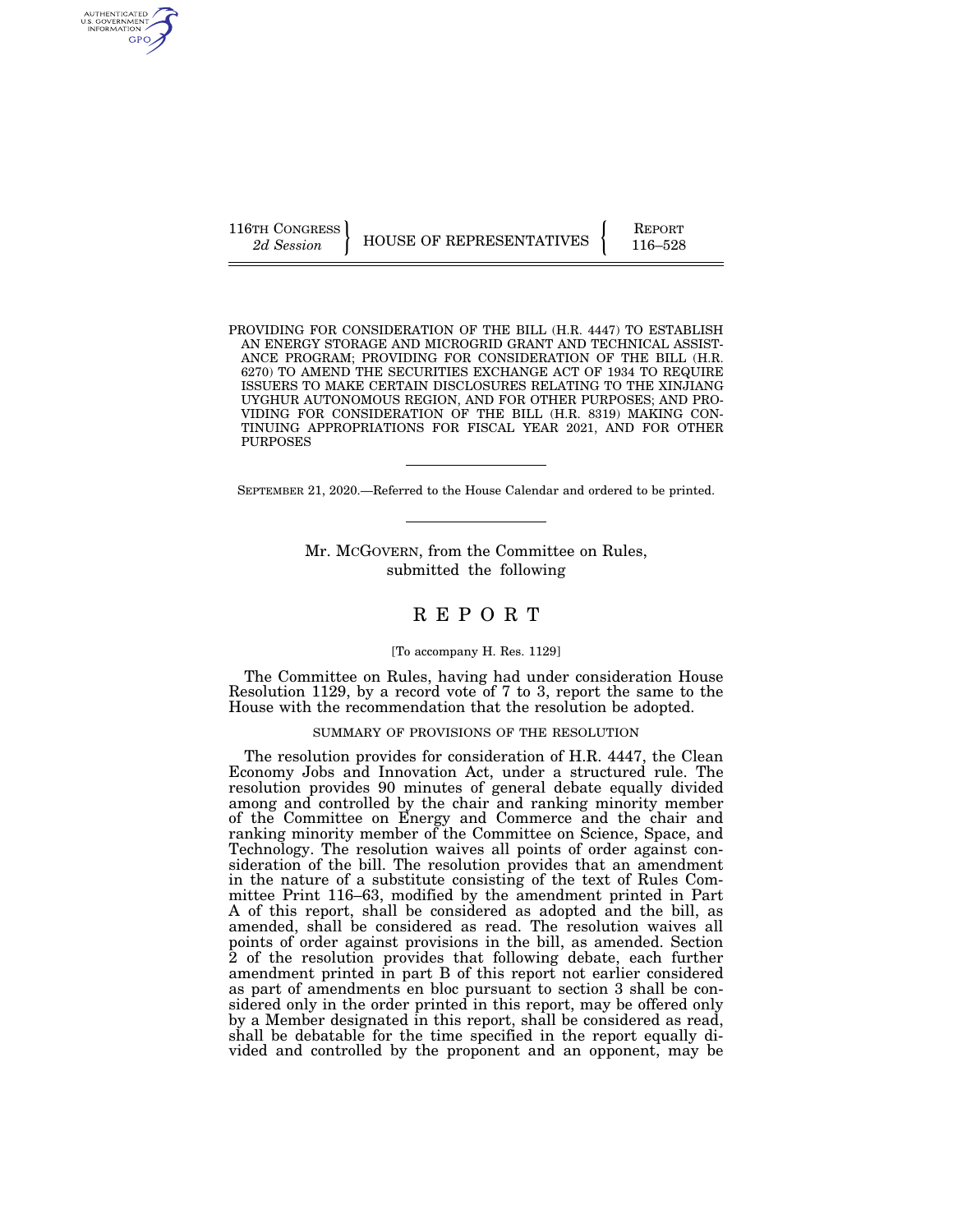116TH CONGRESS
*2d Session*

HOUSE OF REPRESENTATIVES

REPORT
116–528

PROVIDING FOR CONSIDERATION OF THE BILL (H.R. 4447) TO ESTABLISH AN ENERGY STORAGE AND MICROGRID GRANT AND TECHNICAL ASSISTANCE PROGRAM; PROVIDING FOR CONSIDERATION OF THE BILL (H.R. 6270) TO AMEND THE SECURITIES EXCHANGE ACT OF 1934 TO REQUIRE ISSUERS TO MAKE CERTAIN DISCLOSURES RELATING TO THE XINJIANG UYGHUR AUTONOMOUS REGION, AND FOR OTHER PURPOSES; AND PROVIDING FOR CONSIDERATION OF THE BILL (H.R. 8319) MAKING CONTINUING APPROPRIATIONS FOR FISCAL YEAR 2021, AND FOR OTHER PURPOSES

---

SEPTEMBER 21, 2020.—Referred to the House Calendar and ordered to be printed.

---

Mr. MCGOVERN, from the Committee on Rules,
submitted the following

# R E P O R T

[To accompany H. Res. 1129]

The Committee on Rules, having had under consideration House Resolution 1129, by a record vote of 7 to 3, report the same to the House with the recommendation that the resolution be adopted.

## SUMMARY OF PROVISIONS OF THE RESOLUTION

The resolution provides for consideration of H.R. 4447, the Clean Economy Jobs and Innovation Act, under a structured rule. The resolution provides 90 minutes of general debate equally divided among and controlled by the chair and ranking minority member of the Committee on Energy and Commerce and the chair and ranking minority member of the Committee on Science, Space, and Technology. The resolution waives all points of order against consideration of the bill. The resolution provides that an amendment in the nature of a substitute consisting of the text of Rules Committee Print 116–63, modified by the amendment printed in Part A of this report, shall be considered as adopted and the bill, as amended, shall be considered as read. The resolution waives all points of order against provisions in the bill, as amended. Section 2 of the resolution provides that following debate, each further amendment printed in part B of this report not earlier considered as part of amendments en bloc pursuant to section 3 shall be considered only in the order printed in this report, may be offered only by a Member designated in this report, shall be considered as read, shall be debatable for the time specified in the report equally divided and controlled by the proponent and an opponent, may be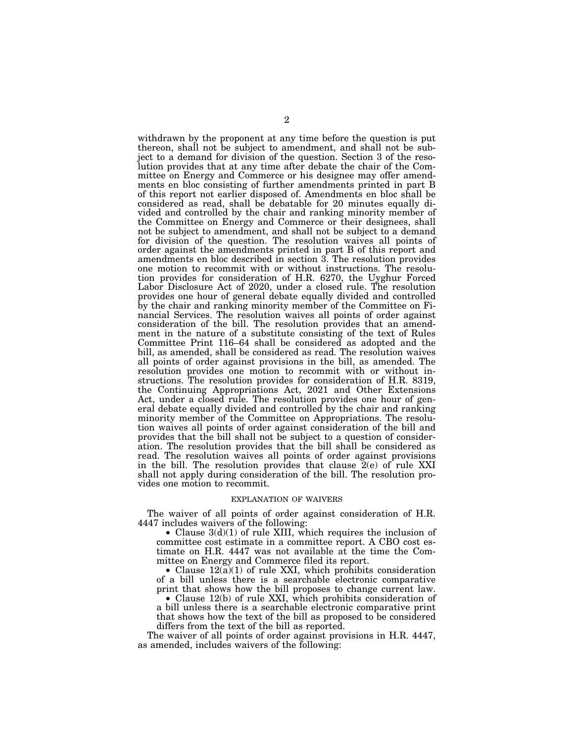withdrawn by the proponent at any time before the question is put thereon, shall not be subject to amendment, and shall not be subject to a demand for division of the question. Section 3 of the resolution provides that at any time after debate the chair of the Committee on Energy and Commerce or his designee may offer amendments en bloc consisting of further amendments printed in part B of this report not earlier disposed of. Amendments en bloc shall be considered as read, shall be debatable for 20 minutes equally divided and controlled by the chair and ranking minority member of the Committee on Energy and Commerce or their designees, shall not be subject to amendment, and shall not be subject to a demand for division of the question. The resolution waives all points of order against the amendments printed in part B of this report and amendments en bloc described in section 3. The resolution provides one motion to recommit with or without instructions. The resolution provides for consideration of H.R. 6270, the Uyghur Forced Labor Disclosure Act of 2020, under a closed rule. The resolution provides one hour of general debate equally divided and controlled by the chair and ranking minority member of the Committee on Financial Services. The resolution waives all points of order against consideration of the bill. The resolution provides that an amendment in the nature of a substitute consisting of the text of Rules Committee Print 116–64 shall be considered as adopted and the bill, as amended, shall be considered as read. The resolution waives all points of order against provisions in the bill, as amended. The resolution provides one motion to recommit with or without instructions. The resolution provides for consideration of H.R. 8319, the Continuing Appropriations Act, 2021 and Other Extensions Act, under a closed rule. The resolution provides one hour of general debate equally divided and controlled by the chair and ranking minority member of the Committee on Appropriations. The resolution waives all points of order against consideration of the bill and provides that the bill shall not be subject to a question of consideration. The resolution provides that the bill shall be considered as read. The resolution waives all points of order against provisions in the bill. The resolution provides that clause 2(e) of rule XXI shall not apply during consideration of the bill. The resolution provides one motion to recommit.

## EXPLANATION OF WAIVERS

The waiver of all points of order against consideration of H.R. 4447 includes waivers of the following:

- Clause 3(d)(1) of rule XIII, which requires the inclusion of committee cost estimate in a committee report. A CBO cost estimate on H.R. 4447 was not available at the time the Committee on Energy and Commerce filed its report.
- Clause 12(a)(1) of rule XXI, which prohibits consideration of a bill unless there is a searchable electronic comparative print that shows how the bill proposes to change current law.
- Clause 12(b) of rule XXI, which prohibits consideration of a bill unless there is a searchable electronic comparative print that shows how the text of the bill as proposed to be considered differs from the text of the bill as reported.

The waiver of all points of order against provisions in H.R. 4447, as amended, includes waivers of the following: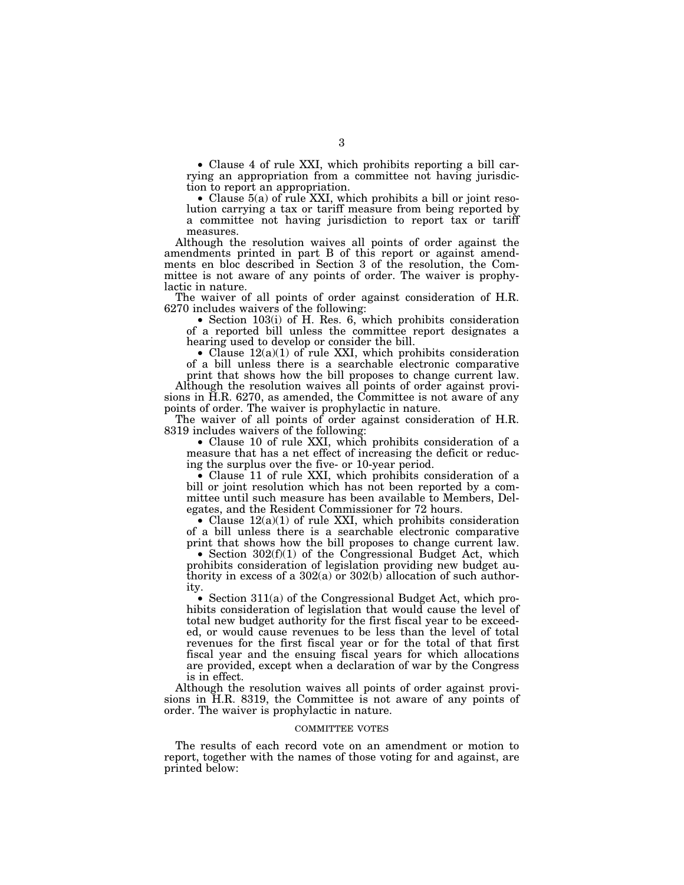- Clause 4 of rule XXI, which prohibits reporting a bill carrying an appropriation from a committee not having jurisdiction to report an appropriation.
- Clause 5(a) of rule XXI, which prohibits a bill or joint resolution carrying a tax or tariff measure from being reported by a committee not having jurisdiction to report tax or tariff measures.

Although the resolution waives all points of order against the amendments printed in part B of this report or against amendments en bloc described in Section 3 of the resolution, the Committee is not aware of any points of order. The waiver is prophylactic in nature.

The waiver of all points of order against consideration of H.R. 6270 includes waivers of the following:

- Section 103(i) of H. Res. 6, which prohibits consideration of a reported bill unless the committee report designates a hearing used to develop or consider the bill.
- Clause 12(a)(1) of rule XXI, which prohibits consideration of a bill unless there is a searchable electronic comparative print that shows how the bill proposes to change current law.

Although the resolution waives all points of order against provisions in H.R. 6270, as amended, the Committee is not aware of any points of order. The waiver is prophylactic in nature.

The waiver of all points of order against consideration of H.R. 8319 includes waivers of the following:

- Clause 10 of rule XXI, which prohibits consideration of a measure that has a net effect of increasing the deficit or reducing the surplus over the five- or 10-year period.
- Clause 11 of rule XXI, which prohibits consideration of a bill or joint resolution which has not been reported by a committee until such measure has been available to Members, Delegates, and the Resident Commissioner for 72 hours.
- Clause 12(a)(1) of rule XXI, which prohibits consideration of a bill unless there is a searchable electronic comparative print that shows how the bill proposes to change current law.
- Section 302(f)(1) of the Congressional Budget Act, which prohibits consideration of legislation providing new budget authority in excess of a 302(a) or 302(b) allocation of such authority.
- Section 311(a) of the Congressional Budget Act, which prohibits consideration of legislation that would cause the level of total new budget authority for the first fiscal year to be exceeded, or would cause revenues to be less than the level of total revenues for the first fiscal year or for the total of that first fiscal year and the ensuing fiscal years for which allocations are provided, except when a declaration of war by the Congress is in effect.

Although the resolution waives all points of order against provisions in H.R. 8319, the Committee is not aware of any points of order. The waiver is prophylactic in nature.

## COMMITTEE VOTES

The results of each record vote on an amendment or motion to report, together with the names of those voting for and against, are printed below: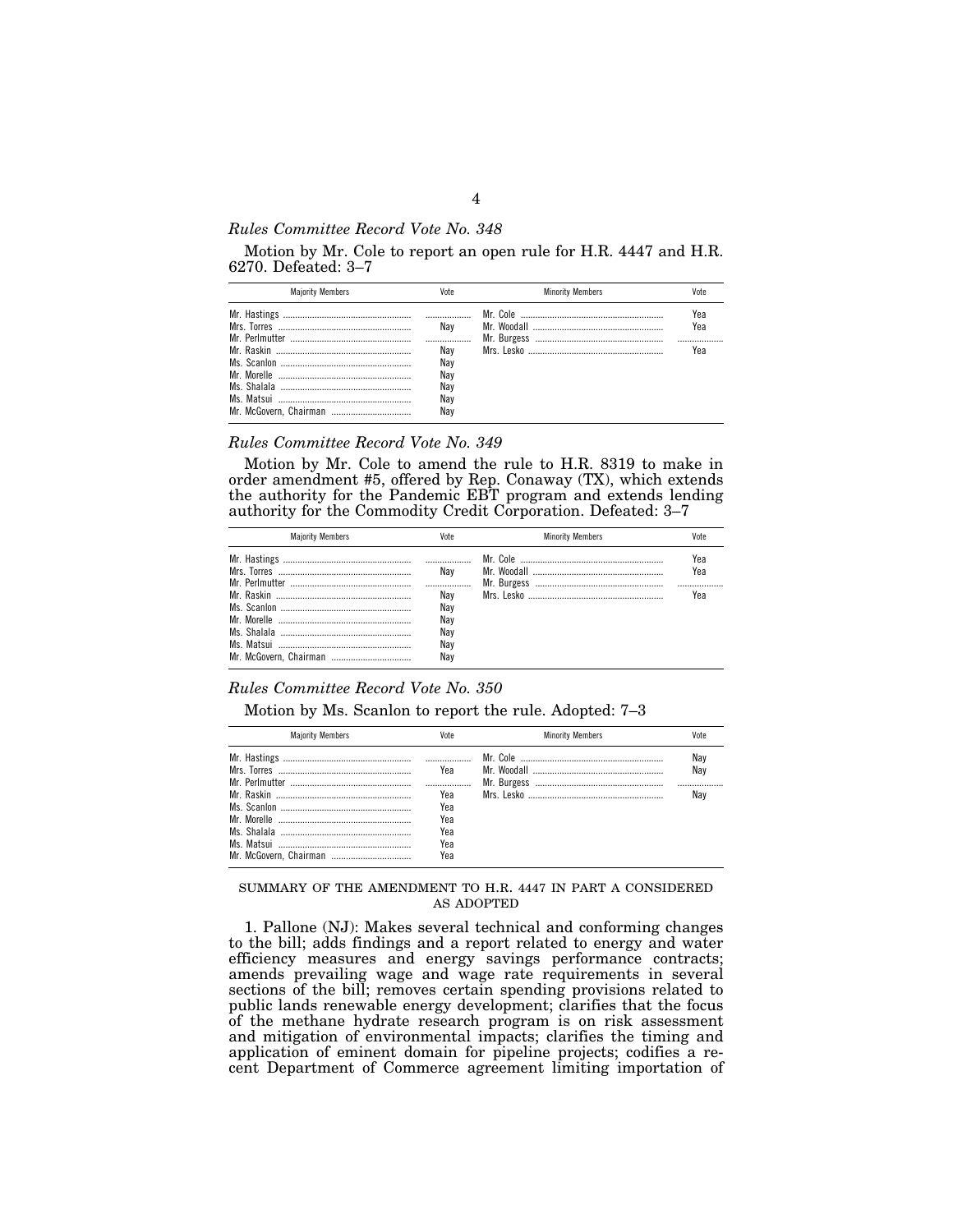*Rules Committee Record Vote No. 348*

Motion by Mr. Cole to report an open rule for H.R. 4447 and H.R. 6270. Defeated: 3–7

| Majority Members | Vote | Minority Members | Vote |
|---|---|---|---|
| Mr. Hastings | | Mr. Cole | Yea |
| Mrs. Torres | Nay | Mr. Woodall | Yea |
| Mr. Perlmutter | | Mr. Burgess | |
| Mr. Raskin | Nay | Mrs. Lesko | Yea |
| Ms. Scanlon | Nay | | |
| Mr. Morelle | Nay | | |
| Ms. Shalala | Nay | | |
| Ms. Matsui | Nay | | |
| Mr. McGovern, Chairman | Nay | | |

*Rules Committee Record Vote No. 349*

Motion by Mr. Cole to amend the rule to H.R. 8319 to make in order amendment #5, offered by Rep. Conaway (TX), which extends the authority for the Pandemic EBT program and extends lending authority for the Commodity Credit Corporation. Defeated: 3–7

| Majority Members | Vote | Minority Members | Vote |
|---|---|---|---|
| Mr. Hastings | | Mr. Cole | Yea |
| Mrs. Torres | Nay | Mr. Woodall | Yea |
| Mr. Perlmutter | | Mr. Burgess | |
| Mr. Raskin | Nay | Mrs. Lesko | Yea |
| Ms. Scanlon | Nay | | |
| Mr. Morelle | Nay | | |
| Ms. Shalala | Nay | | |
| Ms. Matsui | Nay | | |
| Mr. McGovern, Chairman | Nay | | |

*Rules Committee Record Vote No. 350*

Motion by Ms. Scanlon to report the rule. Adopted: 7–3

| Majority Members | Vote | Minority Members | Vote |
|---|---|---|---|
| Mr. Hastings | | Mr. Cole | Nay |
| Mrs. Torres | Yea | Mr. Woodall | Nay |
| Mr. Perlmutter | | Mr. Burgess | |
| Mr. Raskin | Yea | Mrs. Lesko | Nay |
| Ms. Scanlon | Yea | | |
| Mr. Morelle | Yea | | |
| Ms. Shalala | Yea | | |
| Ms. Matsui | Yea | | |
| Mr. McGovern, Chairman | Yea | | |

SUMMARY OF THE AMENDMENT TO H.R. 4447 IN PART A CONSIDERED AS ADOPTED

1. Pallone (NJ): Makes several technical and conforming changes to the bill; adds findings and a report related to energy and water efficiency measures and energy savings performance contracts; amends prevailing wage and wage rate requirements in several sections of the bill; removes certain spending provisions related to public lands renewable energy development; clarifies that the focus of the methane hydrate research program is on risk assessment and mitigation of environmental impacts; clarifies the timing and application of eminent domain for pipeline projects; codifies a recent Department of Commerce agreement limiting importation of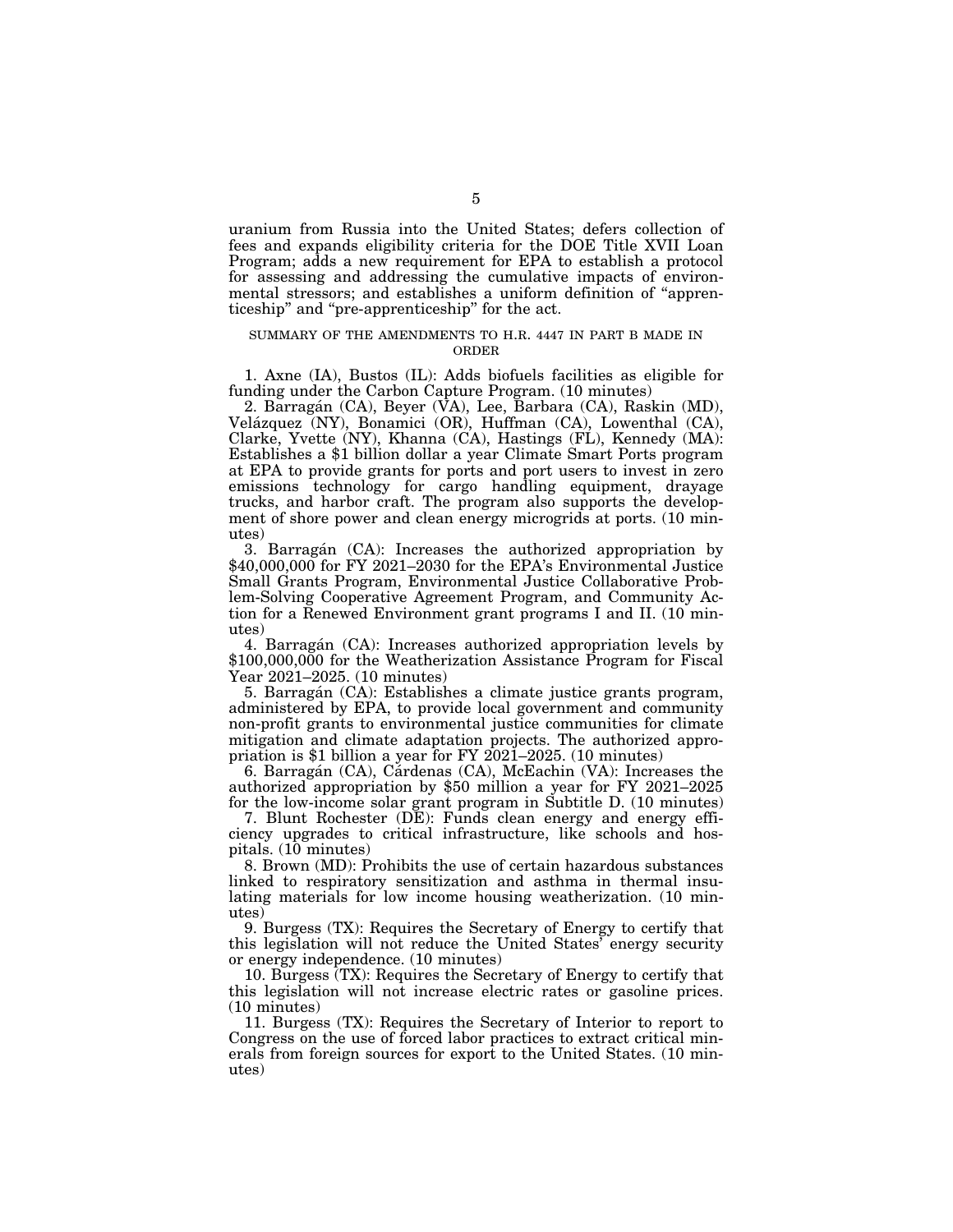uranium from Russia into the United States; defers collection of fees and expands eligibility criteria for the DOE Title XVII Loan Program; adds a new requirement for EPA to establish a protocol for assessing and addressing the cumulative impacts of environmental stressors; and establishes a uniform definition of "apprenticeship" and "pre-apprenticeship" for the act.

## SUMMARY OF THE AMENDMENTS TO H.R. 4447 IN PART B MADE IN ORDER

1. Axne (IA), Bustos (IL): Adds biofuels facilities as eligible for funding under the Carbon Capture Program. (10 minutes)

2. Barragán (CA), Beyer (VA), Lee, Barbara (CA), Raskin (MD), Velázquez (NY), Bonamici (OR), Huffman (CA), Lowenthal (CA), Clarke, Yvette (NY), Khanna (CA), Hastings (FL), Kennedy (MA): Establishes a $1 billion dollar a year Climate Smart Ports program at EPA to provide grants for ports and port users to invest in zero emissions technology for cargo handling equipment, drayage trucks, and harbor craft. The program also supports the development of shore power and clean energy microgrids at ports. (10 minutes)

3. Barragán (CA): Increases the authorized appropriation by $40,000,000 for FY 2021–2030 for the EPA's Environmental Justice Small Grants Program, Environmental Justice Collaborative Problem-Solving Cooperative Agreement Program, and Community Action for a Renewed Environment grant programs I and II. (10 minutes)

4. Barragán (CA): Increases authorized appropriation levels by $100,000,000 for the Weatherization Assistance Program for Fiscal Year 2021–2025. (10 minutes)

5. Barragán (CA): Establishes a climate justice grants program, administered by EPA, to provide local government and community non-profit grants to environmental justice communities for climate mitigation and climate adaptation projects. The authorized appropriation is $1 billion a year for FY 2021–2025. (10 minutes)

6. Barragán (CA), Cárdenas (CA), McEachin (VA): Increases the authorized appropriation by $50 million a year for FY 2021–2025 for the low-income solar grant program in Subtitle D. (10 minutes)

7. Blunt Rochester (DE): Funds clean energy and energy efficiency upgrades to critical infrastructure, like schools and hospitals. (10 minutes)

8. Brown (MD): Prohibits the use of certain hazardous substances linked to respiratory sensitization and asthma in thermal insulating materials for low income housing weatherization. (10 minutes)

9. Burgess (TX): Requires the Secretary of Energy to certify that this legislation will not reduce the United States' energy security or energy independence. (10 minutes)

10. Burgess (TX): Requires the Secretary of Energy to certify that this legislation will not increase electric rates or gasoline prices. (10 minutes)

11. Burgess (TX): Requires the Secretary of Interior to report to Congress on the use of forced labor practices to extract critical minerals from foreign sources for export to the United States. (10 minutes)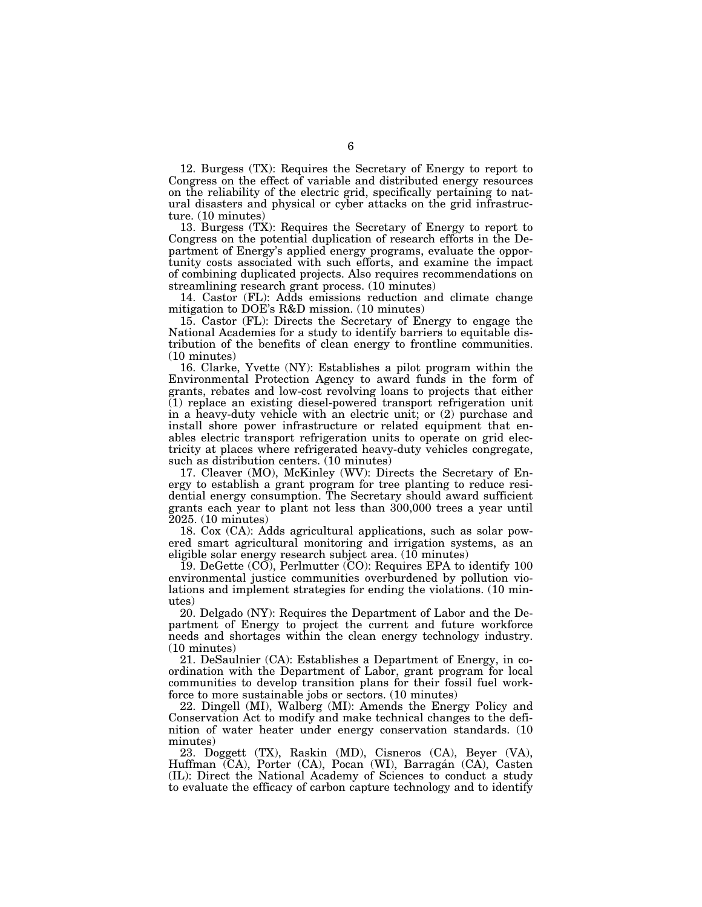12. Burgess (TX): Requires the Secretary of Energy to report to Congress on the effect of variable and distributed energy resources on the reliability of the electric grid, specifically pertaining to natural disasters and physical or cyber attacks on the grid infrastructure. (10 minutes)

13. Burgess (TX): Requires the Secretary of Energy to report to Congress on the potential duplication of research efforts in the Department of Energy's applied energy programs, evaluate the opportunity costs associated with such efforts, and examine the impact of combining duplicated projects. Also requires recommendations on streamlining research grant process. (10 minutes)

14. Castor (FL): Adds emissions reduction and climate change mitigation to DOE's R&D mission. (10 minutes)

15. Castor (FL): Directs the Secretary of Energy to engage the National Academies for a study to identify barriers to equitable distribution of the benefits of clean energy to frontline communities. (10 minutes)

16. Clarke, Yvette (NY): Establishes a pilot program within the Environmental Protection Agency to award funds in the form of grants, rebates and low-cost revolving loans to projects that either (1) replace an existing diesel-powered transport refrigeration unit in a heavy-duty vehicle with an electric unit; or (2) purchase and install shore power infrastructure or related equipment that enables electric transport refrigeration units to operate on grid electricity at places where refrigerated heavy-duty vehicles congregate, such as distribution centers. (10 minutes)

17. Cleaver (MO), McKinley (WV): Directs the Secretary of Energy to establish a grant program for tree planting to reduce residential energy consumption. The Secretary should award sufficient grants each year to plant not less than 300,000 trees a year until 2025. (10 minutes)

18. Cox (CA): Adds agricultural applications, such as solar powered smart agricultural monitoring and irrigation systems, as an eligible solar energy research subject area. (10 minutes)

19. DeGette (CO), Perlmutter (CO): Requires EPA to identify 100 environmental justice communities overburdened by pollution violations and implement strategies for ending the violations. (10 minutes)

20. Delgado (NY): Requires the Department of Labor and the Department of Energy to project the current and future workforce needs and shortages within the clean energy technology industry. (10 minutes)

21. DeSaulnier (CA): Establishes a Department of Energy, in coordination with the Department of Labor, grant program for local communities to develop transition plans for their fossil fuel workforce to more sustainable jobs or sectors. (10 minutes)

22. Dingell (MI), Walberg (MI): Amends the Energy Policy and Conservation Act to modify and make technical changes to the definition of water heater under energy conservation standards. (10 minutes)

23. Doggett (TX), Raskin (MD), Cisneros (CA), Beyer (VA), Huffman (CA), Porter (CA), Pocan (WI), Barragán (CA), Casten (IL): Direct the National Academy of Sciences to conduct a study to evaluate the efficacy of carbon capture technology and to identify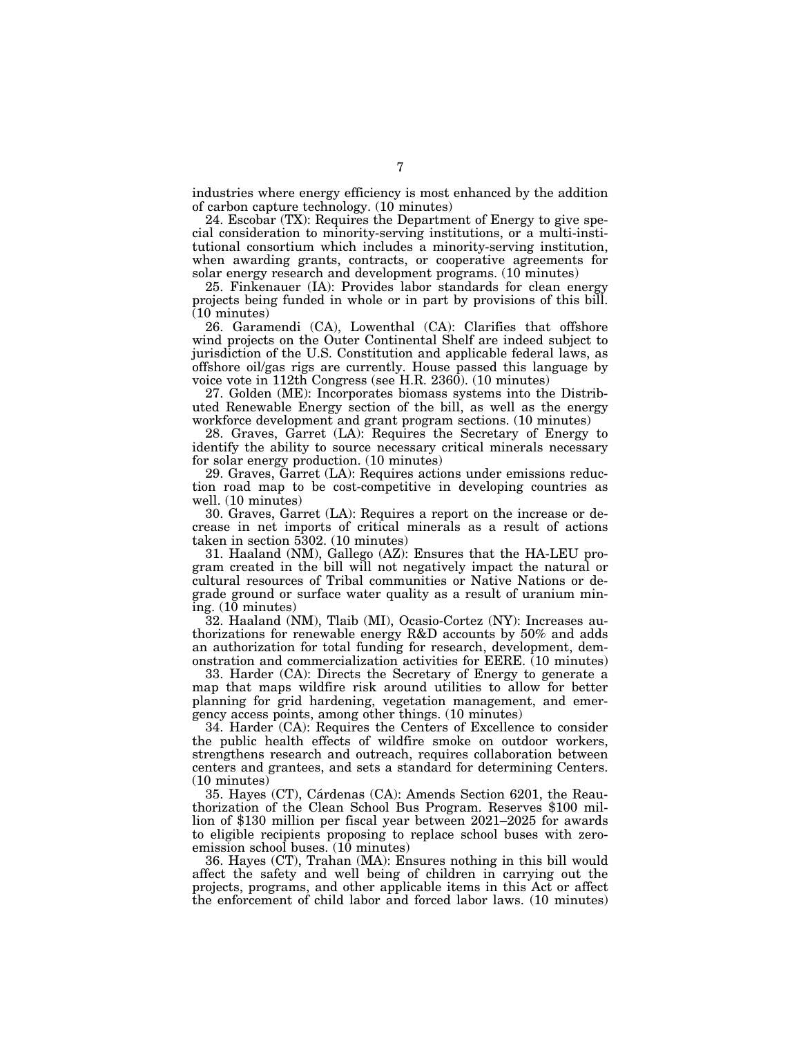industries where energy efficiency is most enhanced by the addition of carbon capture technology. (10 minutes)

24. Escobar (TX): Requires the Department of Energy to give special consideration to minority-serving institutions, or a multi-institutional consortium which includes a minority-serving institution, when awarding grants, contracts, or cooperative agreements for solar energy research and development programs. (10 minutes)

25. Finkenauer (IA): Provides labor standards for clean energy projects being funded in whole or in part by provisions of this bill. (10 minutes)

26. Garamendi (CA), Lowenthal (CA): Clarifies that offshore wind projects on the Outer Continental Shelf are indeed subject to jurisdiction of the U.S. Constitution and applicable federal laws, as offshore oil/gas rigs are currently. House passed this language by voice vote in 112th Congress (see H.R. 2360). (10 minutes)

27. Golden (ME): Incorporates biomass systems into the Distributed Renewable Energy section of the bill, as well as the energy workforce development and grant program sections. (10 minutes)

28. Graves, Garret (LA): Requires the Secretary of Energy to identify the ability to source necessary critical minerals necessary for solar energy production. (10 minutes)

29. Graves, Garret (LA): Requires actions under emissions reduction road map to be cost-competitive in developing countries as well. (10 minutes)

30. Graves, Garret (LA): Requires a report on the increase or decrease in net imports of critical minerals as a result of actions taken in section 5302. (10 minutes)

31. Haaland (NM), Gallego (AZ): Ensures that the HA-LEU program created in the bill will not negatively impact the natural or cultural resources of Tribal communities or Native Nations or degrade ground or surface water quality as a result of uranium mining. (10 minutes)

32. Haaland (NM), Tlaib (MI), Ocasio-Cortez (NY): Increases authorizations for renewable energy R&D accounts by 50% and adds an authorization for total funding for research, development, demonstration and commercialization activities for EERE. (10 minutes)

33. Harder (CA): Directs the Secretary of Energy to generate a map that maps wildfire risk around utilities to allow for better planning for grid hardening, vegetation management, and emergency access points, among other things. (10 minutes)

34. Harder (CA): Requires the Centers of Excellence to consider the public health effects of wildfire smoke on outdoor workers, strengthens research and outreach, requires collaboration between centers and grantees, and sets a standard for determining Centers. (10 minutes)

35. Hayes (CT), Cárdenas (CA): Amends Section 6201, the Reauthorization of the Clean School Bus Program. Reserves $100 million of $130 million per fiscal year between 2021–2025 for awards to eligible recipients proposing to replace school buses with zero-emission school buses. (10 minutes)

36. Hayes (CT), Trahan (MA): Ensures nothing in this bill would affect the safety and well being of children in carrying out the projects, programs, and other applicable items in this Act or affect the enforcement of child labor and forced labor laws. (10 minutes)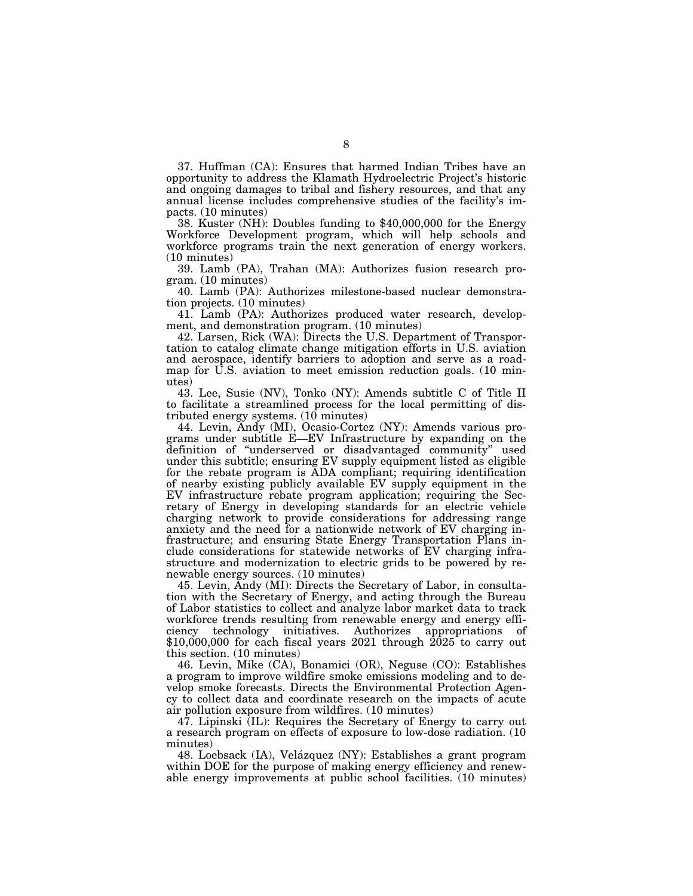37. Huffman (CA): Ensures that harmed Indian Tribes have an opportunity to address the Klamath Hydroelectric Project's historic and ongoing damages to tribal and fishery resources, and that any annual license includes comprehensive studies of the facility's impacts. (10 minutes)

38. Kuster (NH): Doubles funding to $40,000,000 for the Energy Workforce Development program, which will help schools and workforce programs train the next generation of energy workers. (10 minutes)

39. Lamb (PA), Trahan (MA): Authorizes fusion research program. (10 minutes)

40. Lamb (PA): Authorizes milestone-based nuclear demonstration projects. (10 minutes)

41. Lamb (PA): Authorizes produced water research, development, and demonstration program. (10 minutes)

42. Larsen, Rick (WA): Directs the U.S. Department of Transportation to catalog climate change mitigation efforts in U.S. aviation and aerospace, identify barriers to adoption and serve as a roadmap for U.S. aviation to meet emission reduction goals. (10 minutes)

43. Lee, Susie (NV), Tonko (NY): Amends subtitle C of Title II to facilitate a streamlined process for the local permitting of distributed energy systems. (10 minutes)

44. Levin, Andy (MI), Ocasio-Cortez (NY): Amends various programs under subtitle E—EV Infrastructure by expanding on the definition of "underserved or disadvantaged community" used under this subtitle; ensuring EV supply equipment listed as eligible for the rebate program is ADA compliant; requiring identification of nearby existing publicly available EV supply equipment in the EV infrastructure rebate program application; requiring the Secretary of Energy in developing standards for an electric vehicle charging network to provide considerations for addressing range anxiety and the need for a nationwide network of EV charging infrastructure; and ensuring State Energy Transportation Plans include considerations for statewide networks of EV charging infrastructure and modernization to electric grids to be powered by renewable energy sources. (10 minutes)

45. Levin, Andy (MI): Directs the Secretary of Labor, in consultation with the Secretary of Energy, and acting through the Bureau of Labor statistics to collect and analyze labor market data to track workforce trends resulting from renewable energy and energy efficiency technology initiatives. Authorizes appropriations of $10,000,000 for each fiscal years 2021 through 2025 to carry out this section. (10 minutes)

46. Levin, Mike (CA), Bonamici (OR), Neguse (CO): Establishes a program to improve wildfire smoke emissions modeling and to develop smoke forecasts. Directs the Environmental Protection Agency to collect data and coordinate research on the impacts of acute air pollution exposure from wildfires. (10 minutes)

47. Lipinski (IL): Requires the Secretary of Energy to carry out a research program on effects of exposure to low-dose radiation. (10 minutes)

48. Loebsack (IA), Velázquez (NY): Establishes a grant program within DOE for the purpose of making energy efficiency and renewable energy improvements at public school facilities. (10 minutes)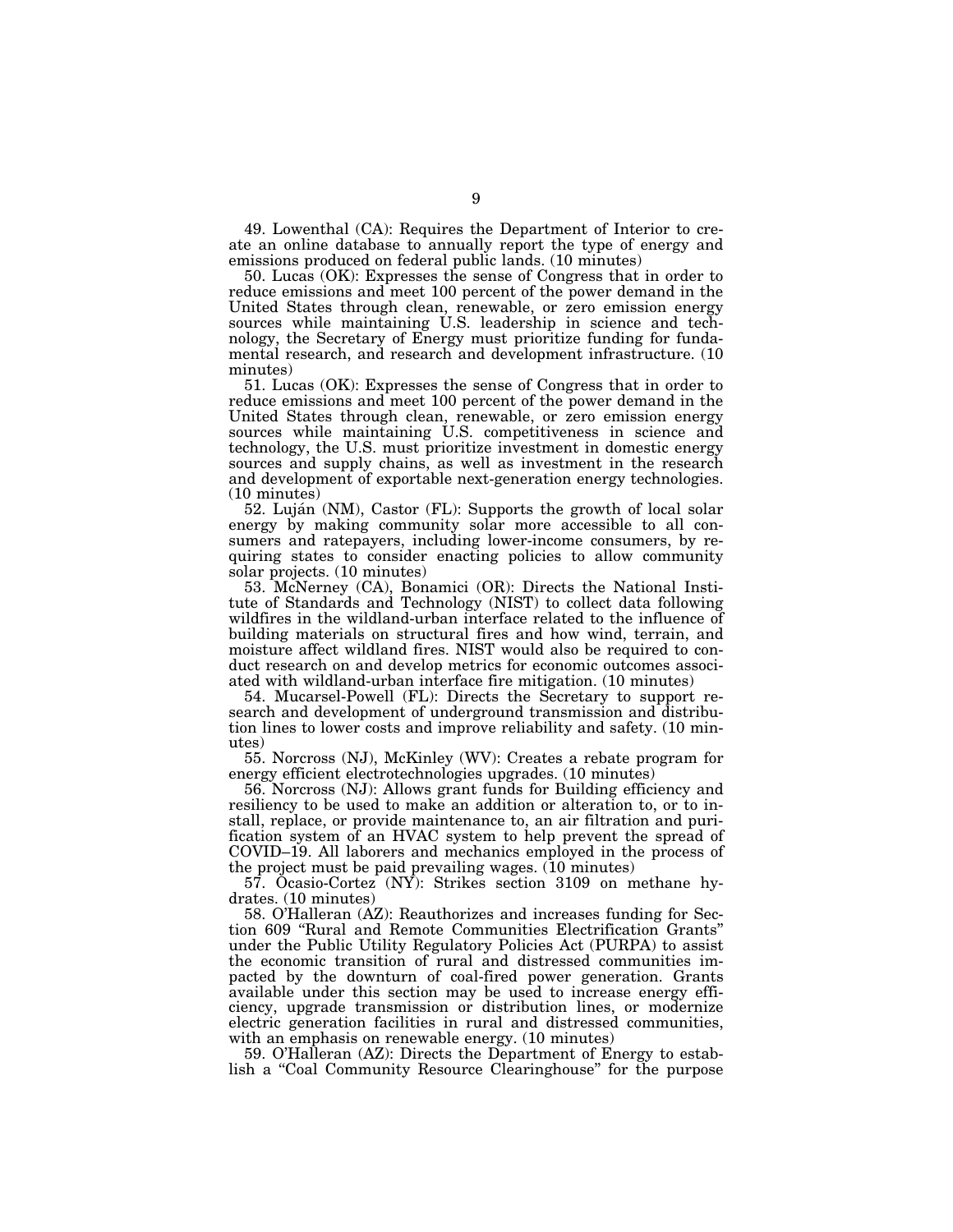49. Lowenthal (CA): Requires the Department of Interior to create an online database to annually report the type of energy and emissions produced on federal public lands. (10 minutes)

50. Lucas (OK): Expresses the sense of Congress that in order to reduce emissions and meet 100 percent of the power demand in the United States through clean, renewable, or zero emission energy sources while maintaining U.S. leadership in science and technology, the Secretary of Energy must prioritize funding for fundamental research, and research and development infrastructure. (10 minutes)

51. Lucas (OK): Expresses the sense of Congress that in order to reduce emissions and meet 100 percent of the power demand in the United States through clean, renewable, or zero emission energy sources while maintaining U.S. competitiveness in science and technology, the U.S. must prioritize investment in domestic energy sources and supply chains, as well as investment in the research and development of exportable next-generation energy technologies. (10 minutes)

52. Luján (NM), Castor (FL): Supports the growth of local solar energy by making community solar more accessible to all consumers and ratepayers, including lower-income consumers, by requiring states to consider enacting policies to allow community solar projects. (10 minutes)

53. McNerney (CA), Bonamici (OR): Directs the National Institute of Standards and Technology (NIST) to collect data following wildfires in the wildland-urban interface related to the influence of building materials on structural fires and how wind, terrain, and moisture affect wildland fires. NIST would also be required to conduct research on and develop metrics for economic outcomes associated with wildland-urban interface fire mitigation. (10 minutes)

54. Mucarsel-Powell (FL): Directs the Secretary to support research and development of underground transmission and distribution lines to lower costs and improve reliability and safety. (10 minutes)

55. Norcross (NJ), McKinley (WV): Creates a rebate program for energy efficient electrotechnologies upgrades. (10 minutes)

56. Norcross (NJ): Allows grant funds for Building efficiency and resiliency to be used to make an addition or alteration to, or to install, replace, or provide maintenance to, an air filtration and purification system of an HVAC system to help prevent the spread of COVID–19. All laborers and mechanics employed in the process of the project must be paid prevailing wages. (10 minutes)

57. Ocasio-Cortez (NY): Strikes section 3109 on methane hydrates. (10 minutes)

58. O'Halleran (AZ): Reauthorizes and increases funding for Section 609 "Rural and Remote Communities Electrification Grants" under the Public Utility Regulatory Policies Act (PURPA) to assist the economic transition of rural and distressed communities impacted by the downturn of coal-fired power generation. Grants available under this section may be used to increase energy efficiency, upgrade transmission or distribution lines, or modernize electric generation facilities in rural and distressed communities, with an emphasis on renewable energy. (10 minutes)

59. O'Halleran (AZ): Directs the Department of Energy to establish a "Coal Community Resource Clearinghouse" for the purpose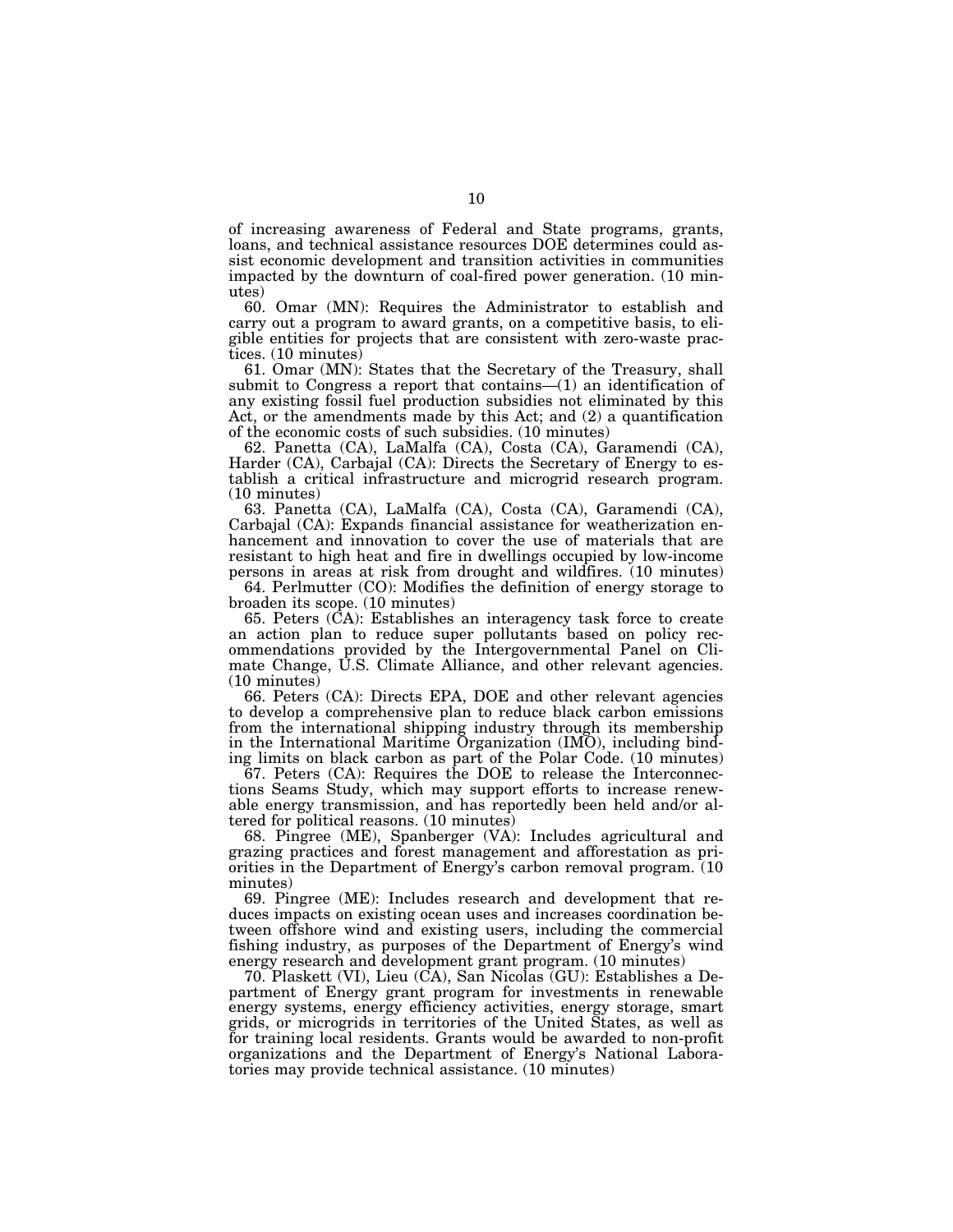of increasing awareness of Federal and State programs, grants, loans, and technical assistance resources DOE determines could assist economic development and transition activities in communities impacted by the downturn of coal-fired power generation. (10 minutes)

60. Omar (MN): Requires the Administrator to establish and carry out a program to award grants, on a competitive basis, to eligible entities for projects that are consistent with zero-waste practices. (10 minutes)

61. Omar (MN): States that the Secretary of the Treasury, shall submit to Congress a report that contains—(1) an identification of any existing fossil fuel production subsidies not eliminated by this Act, or the amendments made by this Act; and (2) a quantification of the economic costs of such subsidies. (10 minutes)

62. Panetta (CA), LaMalfa (CA), Costa (CA), Garamendi (CA), Harder (CA), Carbajal (CA): Directs the Secretary of Energy to establish a critical infrastructure and microgrid research program. (10 minutes)

63. Panetta (CA), LaMalfa (CA), Costa (CA), Garamendi (CA), Carbajal (CA): Expands financial assistance for weatherization enhancement and innovation to cover the use of materials that are resistant to high heat and fire in dwellings occupied by low-income persons in areas at risk from drought and wildfires. (10 minutes)

64. Perlmutter (CO): Modifies the definition of energy storage to broaden its scope. (10 minutes)

65. Peters (CA): Establishes an interagency task force to create an action plan to reduce super pollutants based on policy recommendations provided by the Intergovernmental Panel on Climate Change, U.S. Climate Alliance, and other relevant agencies. (10 minutes)

66. Peters (CA): Directs EPA, DOE and other relevant agencies to develop a comprehensive plan to reduce black carbon emissions from the international shipping industry through its membership in the International Maritime Organization (IMO), including binding limits on black carbon as part of the Polar Code. (10 minutes)

67. Peters (CA): Requires the DOE to release the Interconnections Seams Study, which may support efforts to increase renewable energy transmission, and has reportedly been held and/or altered for political reasons. (10 minutes)

68. Pingree (ME), Spanberger (VA): Includes agricultural and grazing practices and forest management and afforestation as priorities in the Department of Energy's carbon removal program. (10 minutes)

69. Pingree (ME): Includes research and development that reduces impacts on existing ocean uses and increases coordination between offshore wind and existing users, including the commercial fishing industry, as purposes of the Department of Energy's wind energy research and development grant program. (10 minutes)

70. Plaskett (VI), Lieu (CA), San Nicolas (GU): Establishes a Department of Energy grant program for investments in renewable energy systems, energy efficiency activities, energy storage, smart grids, or microgrids in territories of the United States, as well as for training local residents. Grants would be awarded to non-profit organizations and the Department of Energy's National Laboratories may provide technical assistance. (10 minutes)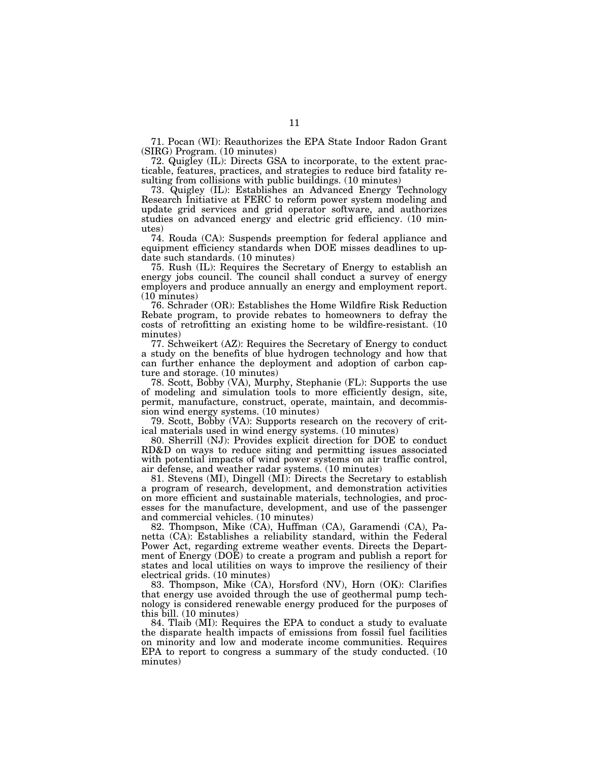71. Pocan (WI): Reauthorizes the EPA State Indoor Radon Grant (SIRG) Program. (10 minutes)

72. Quigley (IL): Directs GSA to incorporate, to the extent practicable, features, practices, and strategies to reduce bird fatality resulting from collisions with public buildings. (10 minutes)

73. Quigley (IL): Establishes an Advanced Energy Technology Research Initiative at FERC to reform power system modeling and update grid services and grid operator software, and authorizes studies on advanced energy and electric grid efficiency. (10 minutes)

74. Rouda (CA): Suspends preemption for federal appliance and equipment efficiency standards when DOE misses deadlines to update such standards. (10 minutes)

75. Rush (IL): Requires the Secretary of Energy to establish an energy jobs council. The council shall conduct a survey of energy employers and produce annually an energy and employment report. (10 minutes)

76. Schrader (OR): Establishes the Home Wildfire Risk Reduction Rebate program, to provide rebates to homeowners to defray the costs of retrofitting an existing home to be wildfire-resistant. (10 minutes)

77. Schweikert (AZ): Requires the Secretary of Energy to conduct a study on the benefits of blue hydrogen technology and how that can further enhance the deployment and adoption of carbon capture and storage. (10 minutes)

78. Scott, Bobby (VA), Murphy, Stephanie (FL): Supports the use of modeling and simulation tools to more efficiently design, site, permit, manufacture, construct, operate, maintain, and decommission wind energy systems. (10 minutes)

79. Scott, Bobby (VA): Supports research on the recovery of critical materials used in wind energy systems. (10 minutes)

80. Sherrill (NJ): Provides explicit direction for DOE to conduct RD&D on ways to reduce siting and permitting issues associated with potential impacts of wind power systems on air traffic control, air defense, and weather radar systems. (10 minutes)

81. Stevens (MI), Dingell (MI): Directs the Secretary to establish a program of research, development, and demonstration activities on more efficient and sustainable materials, technologies, and processes for the manufacture, development, and use of the passenger and commercial vehicles. (10 minutes)

82. Thompson, Mike (CA), Huffman (CA), Garamendi (CA), Panetta (CA): Establishes a reliability standard, within the Federal Power Act, regarding extreme weather events. Directs the Department of Energy (DOE) to create a program and publish a report for states and local utilities on ways to improve the resiliency of their electrical grids. (10 minutes)

83. Thompson, Mike (CA), Horsford (NV), Horn (OK): Clarifies that energy use avoided through the use of geothermal pump technology is considered renewable energy produced for the purposes of this bill. (10 minutes)

84. Tlaib (MI): Requires the EPA to conduct a study to evaluate the disparate health impacts of emissions from fossil fuel facilities on minority and low and moderate income communities. Requires EPA to report to congress a summary of the study conducted. (10 minutes)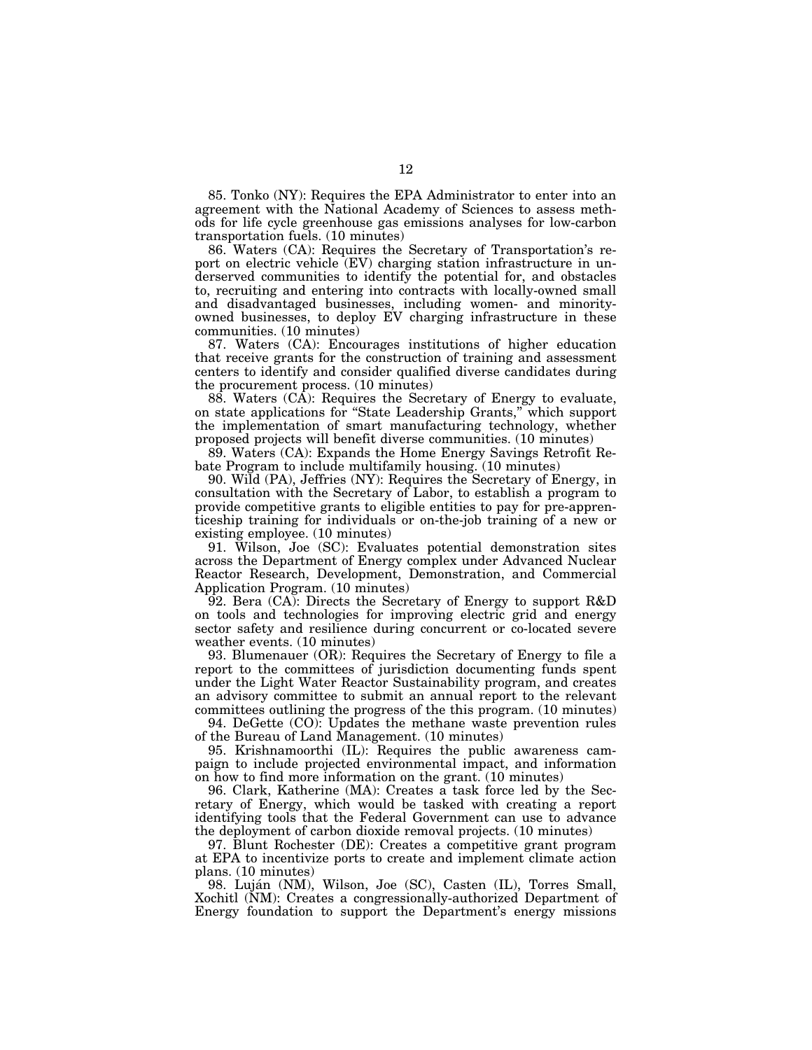85. Tonko (NY): Requires the EPA Administrator to enter into an agreement with the National Academy of Sciences to assess methods for life cycle greenhouse gas emissions analyses for low-carbon transportation fuels. (10 minutes)

86. Waters (CA): Requires the Secretary of Transportation's report on electric vehicle (EV) charging station infrastructure in underserved communities to identify the potential for, and obstacles to, recruiting and entering into contracts with locally-owned small and disadvantaged businesses, including women- and minority-owned businesses, to deploy EV charging infrastructure in these communities. (10 minutes)

87. Waters (CA): Encourages institutions of higher education that receive grants for the construction of training and assessment centers to identify and consider qualified diverse candidates during the procurement process. (10 minutes)

88. Waters (CA): Requires the Secretary of Energy to evaluate, on state applications for "State Leadership Grants," which support the implementation of smart manufacturing technology, whether proposed projects will benefit diverse communities. (10 minutes)

89. Waters (CA): Expands the Home Energy Savings Retrofit Rebate Program to include multifamily housing. (10 minutes)

90. Wild (PA), Jeffries (NY): Requires the Secretary of Energy, in consultation with the Secretary of Labor, to establish a program to provide competitive grants to eligible entities to pay for pre-apprenticeship training for individuals or on-the-job training of a new or existing employee. (10 minutes)

91. Wilson, Joe (SC): Evaluates potential demonstration sites across the Department of Energy complex under Advanced Nuclear Reactor Research, Development, Demonstration, and Commercial Application Program. (10 minutes)

92. Bera (CA): Directs the Secretary of Energy to support R&D on tools and technologies for improving electric grid and energy sector safety and resilience during concurrent or co-located severe weather events. (10 minutes)

93. Blumenauer (OR): Requires the Secretary of Energy to file a report to the committees of jurisdiction documenting funds spent under the Light Water Reactor Sustainability program, and creates an advisory committee to submit an annual report to the relevant committees outlining the progress of the this program. (10 minutes)

94. DeGette (CO): Updates the methane waste prevention rules of the Bureau of Land Management. (10 minutes)

95. Krishnamoorthi (IL): Requires the public awareness campaign to include projected environmental impact, and information on how to find more information on the grant. (10 minutes)

96. Clark, Katherine (MA): Creates a task force led by the Secretary of Energy, which would be tasked with creating a report identifying tools that the Federal Government can use to advance the deployment of carbon dioxide removal projects. (10 minutes)

97. Blunt Rochester (DE): Creates a competitive grant program at EPA to incentivize ports to create and implement climate action plans. (10 minutes)

98. Luján (NM), Wilson, Joe (SC), Casten (IL), Torres Small, Xochitl (NM): Creates a congressionally-authorized Department of Energy foundation to support the Department's energy missions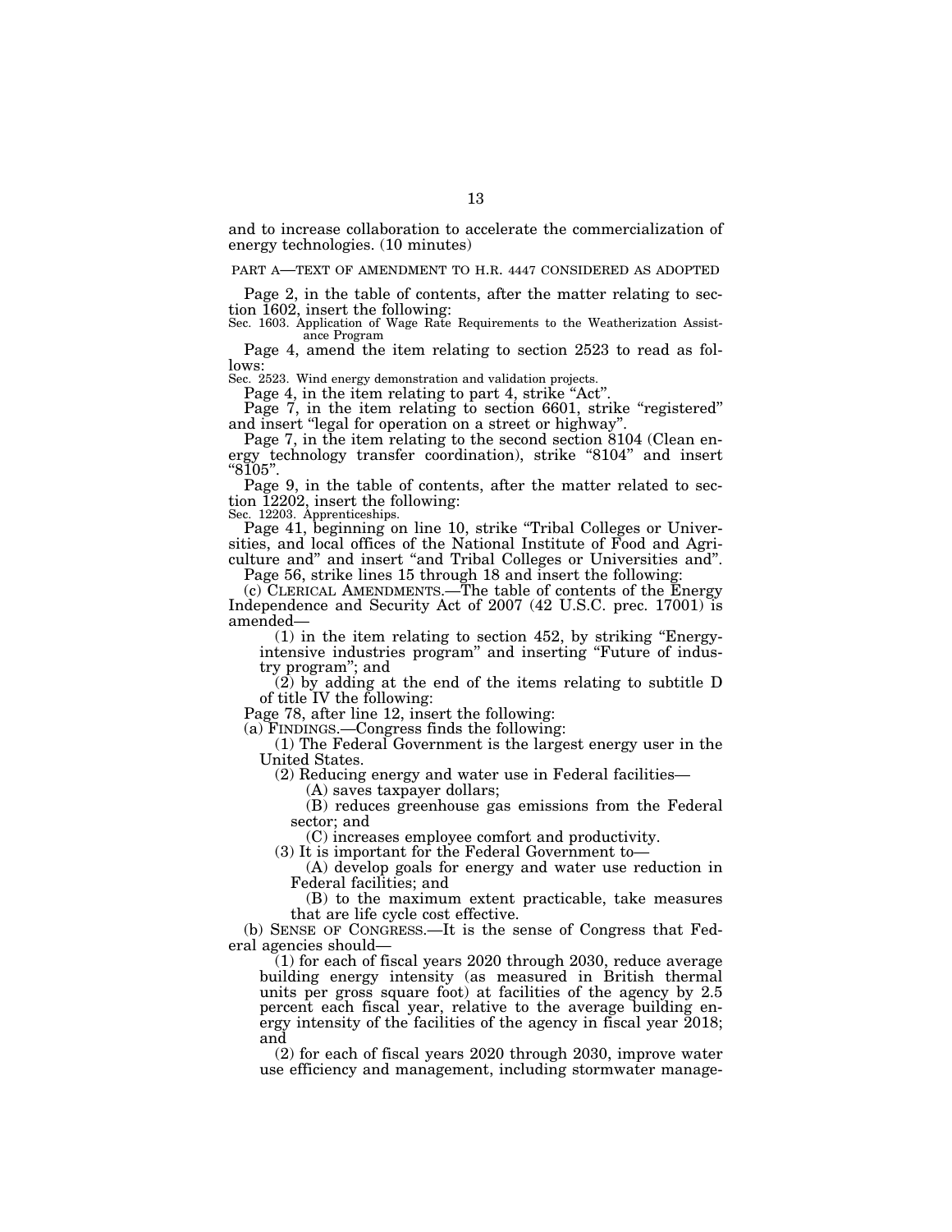and to increase collaboration to accelerate the commercialization of energy technologies. (10 minutes)

PART A—TEXT OF AMENDMENT TO H.R. 4447 CONSIDERED AS ADOPTED

Page 2, in the table of contents, after the matter relating to section 1602, insert the following:

Sec. 1603. Application of Wage Rate Requirements to the Weatherization Assistance Program

Page 4, amend the item relating to section 2523 to read as follows:

Sec. 2523. Wind energy demonstration and validation projects.

Page 4, in the item relating to part 4, strike "Act".

Page 7, in the item relating to section 6601, strike "registered" and insert "legal for operation on a street or highway".

Page 7, in the item relating to the second section 8104 (Clean energy technology transfer coordination), strike "8104" and insert "8105".

Page 9, in the table of contents, after the matter related to section 12202, insert the following:

Sec. 12203. Apprenticeships.

Page 41, beginning on line 10, strike "Tribal Colleges or Universities, and local offices of the National Institute of Food and Agriculture and" and insert "and Tribal Colleges or Universities and".

Page 56, strike lines 15 through 18 and insert the following:

(c) CLERICAL AMENDMENTS.—The table of contents of the Energy Independence and Security Act of 2007 (42 U.S.C. prec. 17001) is amended—

(1) in the item relating to section 452, by striking "Energy-intensive industries program" and inserting "Future of industry program"; and

(2) by adding at the end of the items relating to subtitle D of title IV the following:

Page 78, after line 12, insert the following:

(a) FINDINGS.—Congress finds the following:

(1) The Federal Government is the largest energy user in the United States.

(2) Reducing energy and water use in Federal facilities—

(A) saves taxpayer dollars;

(B) reduces greenhouse gas emissions from the Federal sector; and

(C) increases employee comfort and productivity.

(3) It is important for the Federal Government to—

(A) develop goals for energy and water use reduction in Federal facilities; and

(B) to the maximum extent practicable, take measures that are life cycle cost effective.

(b) SENSE OF CONGRESS.—It is the sense of Congress that Federal agencies should—

(1) for each of fiscal years 2020 through 2030, reduce average building energy intensity (as measured in British thermal units per gross square foot) at facilities of the agency by 2.5 percent each fiscal year, relative to the average building energy intensity of the facilities of the agency in fiscal year 2018; and

(2) for each of fiscal years 2020 through 2030, improve water use efficiency and management, including stormwater manage-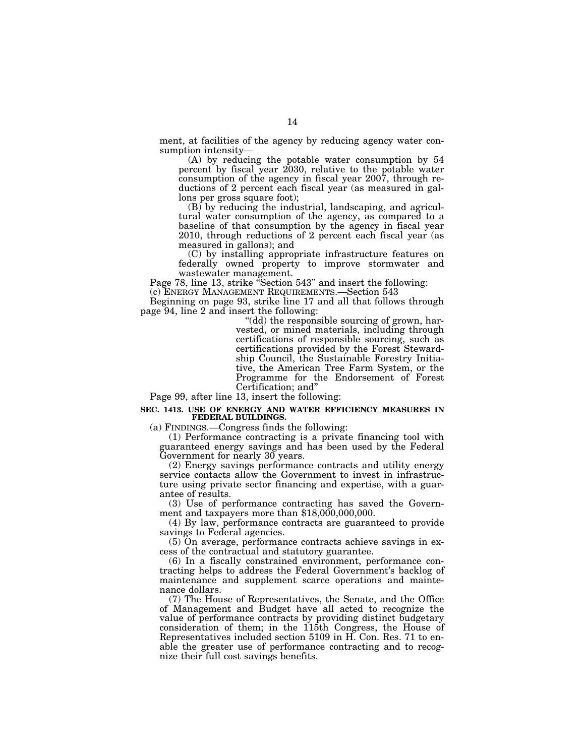ment, at facilities of the agency by reducing agency water consumption intensity—

(A) by reducing the potable water consumption by 54 percent by fiscal year 2030, relative to the potable water consumption of the agency in fiscal year 2007, through reductions of 2 percent each fiscal year (as measured in gallons per gross square foot);

(B) by reducing the industrial, landscaping, and agricultural water consumption of the agency, as compared to a baseline of that consumption by the agency in fiscal year 2010, through reductions of 2 percent each fiscal year (as measured in gallons); and

(C) by installing appropriate infrastructure features on federally owned property to improve stormwater and wastewater management.

Page 78, line 13, strike "Section 543" and insert the following:

(c) ENERGY MANAGEMENT REQUIREMENTS.—Section 543

Beginning on page 93, strike line 17 and all that follows through page 94, line 2 and insert the following:

"(dd) the responsible sourcing of grown, harvested, or mined materials, including through certifications of responsible sourcing, such as certifications provided by the Forest Stewardship Council, the Sustainable Forestry Initiative, the American Tree Farm System, or the Programme for the Endorsement of Forest Certification; and"

Page 99, after line 13, insert the following:

**SEC. 1413. USE OF ENERGY AND WATER EFFICIENCY MEASURES IN FEDERAL BUILDINGS.**

(a) FINDINGS.—Congress finds the following:

(1) Performance contracting is a private financing tool with guaranteed energy savings and has been used by the Federal Government for nearly 30 years.

(2) Energy savings performance contracts and utility energy service contacts allow the Government to invest in infrastructure using private sector financing and expertise, with a guarantee of results.

(3) Use of performance contracting has saved the Government and taxpayers more than $18,000,000,000.

(4) By law, performance contracts are guaranteed to provide savings to Federal agencies.

(5) On average, performance contracts achieve savings in excess of the contractual and statutory guarantee.

(6) In a fiscally constrained environment, performance contracting helps to address the Federal Government's backlog of maintenance and supplement scarce operations and maintenance dollars.

(7) The House of Representatives, the Senate, and the Office of Management and Budget have all acted to recognize the value of performance contracts by providing distinct budgetary consideration of them; in the 115th Congress, the House of Representatives included section 5109 in H. Con. Res. 71 to enable the greater use of performance contracting and to recognize their full cost savings benefits.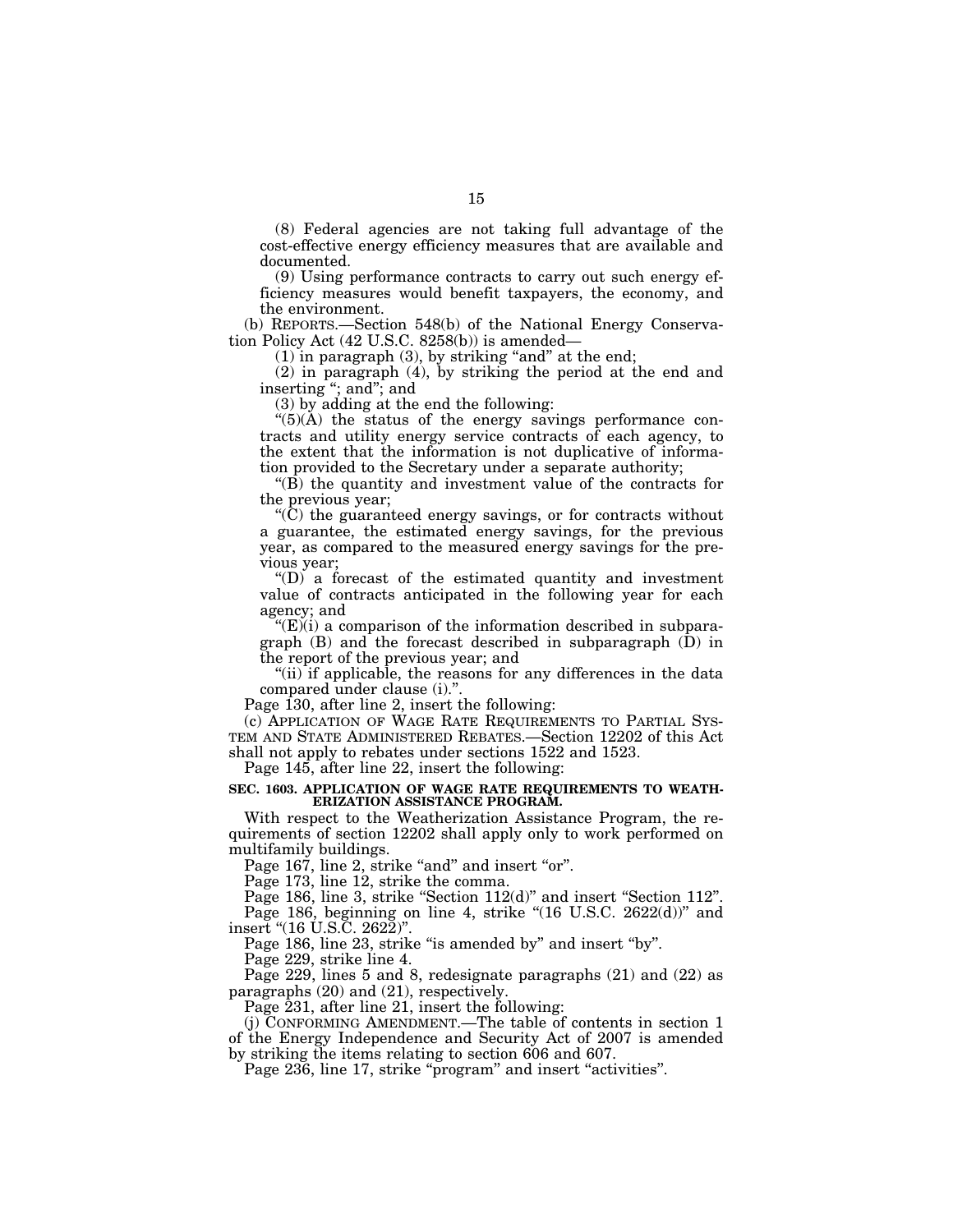(8) Federal agencies are not taking full advantage of the cost-effective energy efficiency measures that are available and documented.

(9) Using performance contracts to carry out such energy efficiency measures would benefit taxpayers, the economy, and the environment.

(b) REPORTS.—Section 548(b) of the National Energy Conservation Policy Act (42 U.S.C. 8258(b)) is amended—

(1) in paragraph (3), by striking "and" at the end;

(2) in paragraph (4), by striking the period at the end and inserting "; and"; and

(3) by adding at the end the following:

"(5)(A) the status of the energy savings performance contracts and utility energy service contracts of each agency, to the extent that the information is not duplicative of information provided to the Secretary under a separate authority;

"(B) the quantity and investment value of the contracts for the previous year;

"(C) the guaranteed energy savings, or for contracts without a guarantee, the estimated energy savings, for the previous year, as compared to the measured energy savings for the previous year;

"(D) a forecast of the estimated quantity and investment value of contracts anticipated in the following year for each agency; and

"(E)(i) a comparison of the information described in subparagraph (B) and the forecast described in subparagraph (D) in the report of the previous year; and

"(ii) if applicable, the reasons for any differences in the data compared under clause (i).".

Page 130, after line 2, insert the following:

(c) APPLICATION OF WAGE RATE REQUIREMENTS TO PARTIAL SYSTEM AND STATE ADMINISTERED REBATES.—Section 12202 of this Act shall not apply to rebates under sections 1522 and 1523.

Page 145, after line 22, insert the following:

**SEC. 1603. APPLICATION OF WAGE RATE REQUIREMENTS TO WEATHERIZATION ASSISTANCE PROGRAM.**

With respect to the Weatherization Assistance Program, the requirements of section 12202 shall apply only to work performed on multifamily buildings.

Page 167, line 2, strike "and" and insert "or".

Page 173, line 12, strike the comma.

Page 186, line 3, strike "Section 112(d)" and insert "Section 112".

Page 186, beginning on line 4, strike "(16 U.S.C. 2622(d))" and insert "(16 U.S.C. 2622)".

Page 186, line 23, strike "is amended by" and insert "by".

Page 229, strike line 4.

Page 229, lines 5 and 8, redesignate paragraphs (21) and (22) as paragraphs (20) and (21), respectively.

Page 231, after line 21, insert the following:

(j) CONFORMING AMENDMENT.—The table of contents in section 1 of the Energy Independence and Security Act of 2007 is amended by striking the items relating to section 606 and 607.

Page 236, line 17, strike "program" and insert "activities".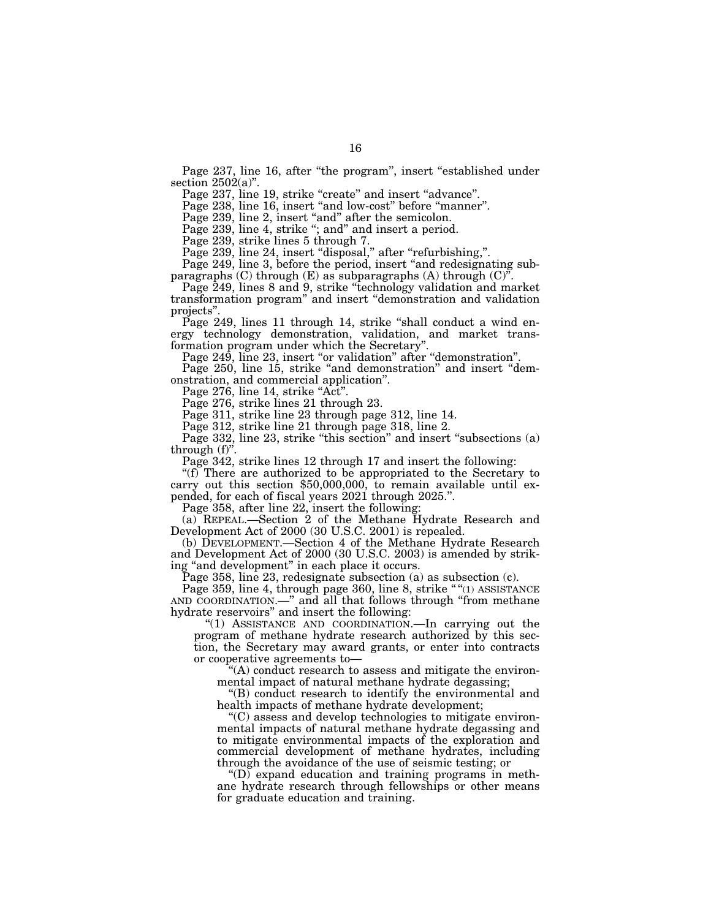Page 237, line 16, after "the program", insert "established under section 2502(a)".

Page 237, line 19, strike "create" and insert "advance".

Page 238, line 16, insert "and low-cost" before "manner".

Page 239, line 2, insert "and" after the semicolon.

Page 239, line 4, strike "; and" and insert a period.

Page 239, strike lines 5 through 7.

Page 239, line 24, insert "disposal," after "refurbishing,".

Page 249, line 3, before the period, insert "and redesignating subparagraphs (C) through (E) as subparagraphs (A) through (C)".

Page 249, lines 8 and 9, strike "technology validation and market transformation program" and insert "demonstration and validation projects".

Page 249, lines 11 through 14, strike "shall conduct a wind energy technology demonstration, validation, and market transformation program under which the Secretary".

Page 249, line 23, insert "or validation" after "demonstration".

Page 250, line 15, strike "and demonstration" and insert "demonstration, and commercial application".

Page 276, line 14, strike "Act".

Page 276, strike lines 21 through 23.

Page 311, strike line 23 through page 312, line 14.

Page 312, strike line 21 through page 318, line 2.

Page 332, line 23, strike "this section" and insert "subsections (a) through (f)".

Page 342, strike lines 12 through 17 and insert the following:

"(f) There are authorized to be appropriated to the Secretary to carry out this section $50,000,000, to remain available until expended, for each of fiscal years 2021 through 2025.".

Page 358, after line 22, insert the following:

(a) REPEAL.—Section 2 of the Methane Hydrate Research and Development Act of 2000 (30 U.S.C. 2001) is repealed.

(b) DEVELOPMENT.—Section 4 of the Methane Hydrate Research and Development Act of 2000 (30 U.S.C. 2003) is amended by striking "and development" in each place it occurs.

Page 358, line 23, redesignate subsection (a) as subsection (c).

Page 359, line 4, through page 360, line 8, strike ""(1) ASSISTANCE AND COORDINATION.—" and all that follows through "from methane hydrate reservoirs" and insert the following:

> "(1) ASSISTANCE AND COORDINATION.—In carrying out the program of methane hydrate research authorized by this section, the Secretary may award grants, or enter into contracts or cooperative agreements to—
>
> > "(A) conduct research to assess and mitigate the environmental impact of natural methane hydrate degassing;
> >
> > "(B) conduct research to identify the environmental and health impacts of methane hydrate development;
> >
> > "(C) assess and develop technologies to mitigate environmental impacts of natural methane hydrate degassing and to mitigate environmental impacts of the exploration and commercial development of methane hydrates, including through the avoidance of the use of seismic testing; or
> >
> > "(D) expand education and training programs in methane hydrate research through fellowships or other means for graduate education and training.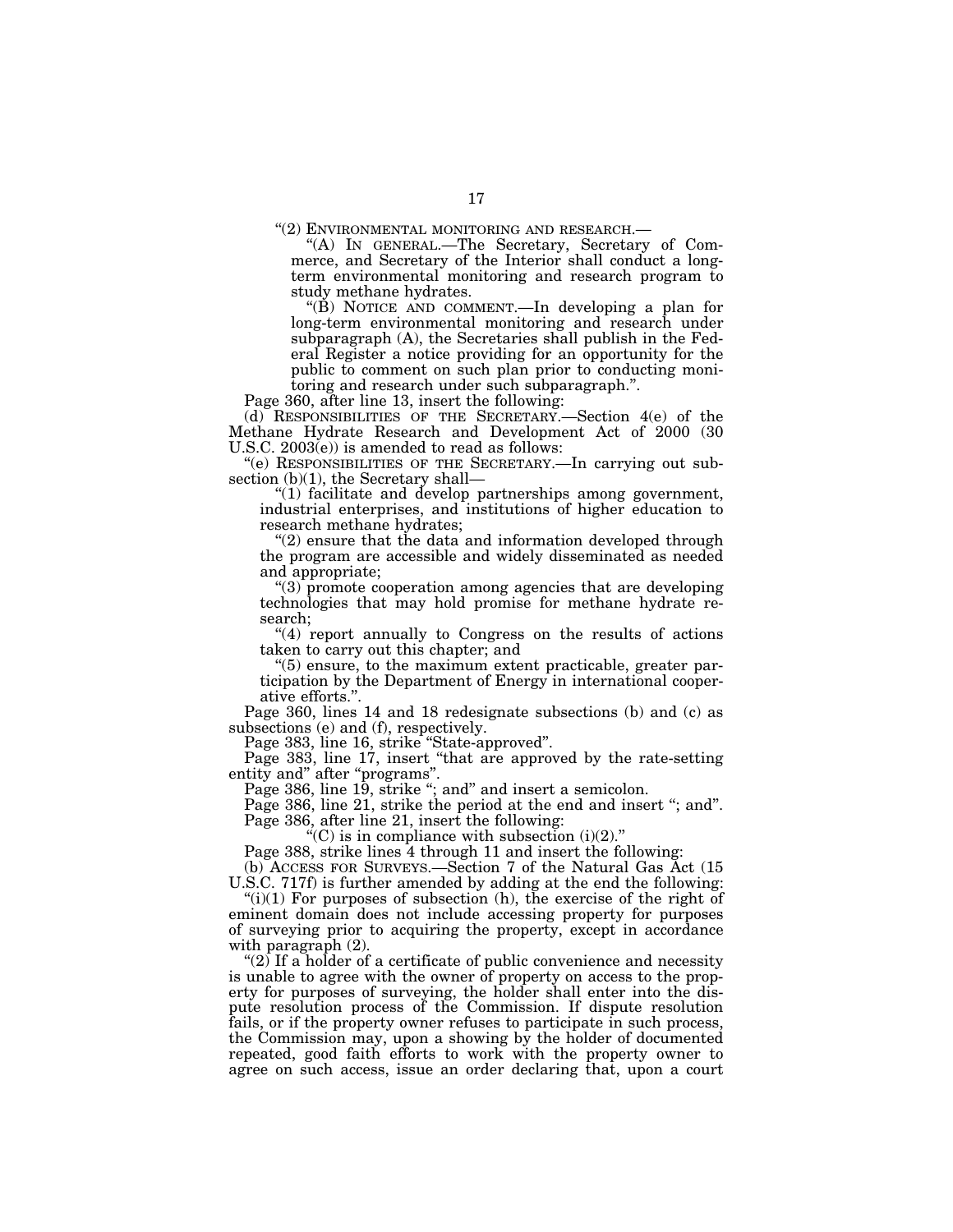"(2) ENVIRONMENTAL MONITORING AND RESEARCH.—

"(A) IN GENERAL.—The Secretary, Secretary of Commerce, and Secretary of the Interior shall conduct a long-term environmental monitoring and research program to study methane hydrates.

"(B) NOTICE AND COMMENT.—In developing a plan for long-term environmental monitoring and research under subparagraph (A), the Secretaries shall publish in the Federal Register a notice providing for an opportunity for the public to comment on such plan prior to conducting monitoring and research under such subparagraph.".

Page 360, after line 13, insert the following:

(d) RESPONSIBILITIES OF THE SECRETARY.—Section 4(e) of the Methane Hydrate Research and Development Act of 2000 (30 U.S.C. 2003(e)) is amended to read as follows:

"(e) RESPONSIBILITIES OF THE SECRETARY.—In carrying out subsection (b)(1), the Secretary shall—

"(1) facilitate and develop partnerships among government, industrial enterprises, and institutions of higher education to research methane hydrates;

"(2) ensure that the data and information developed through the program are accessible and widely disseminated as needed and appropriate;

"(3) promote cooperation among agencies that are developing technologies that may hold promise for methane hydrate research;

"(4) report annually to Congress on the results of actions taken to carry out this chapter; and

"(5) ensure, to the maximum extent practicable, greater participation by the Department of Energy in international cooperative efforts.".

Page 360, lines 14 and 18 redesignate subsections (b) and (c) as subsections (e) and (f), respectively.

Page 383, line 16, strike "State-approved".

Page 383, line 17, insert "that are approved by the rate-setting entity and" after "programs".

Page 386, line 19, strike "; and" and insert a semicolon.

Page 386, line 21, strike the period at the end and insert "; and".

Page 386, after line 21, insert the following:

"(C) is in compliance with subsection (i)(2)."

Page 388, strike lines 4 through 11 and insert the following:

(b) ACCESS FOR SURVEYS.—Section 7 of the Natural Gas Act (15 U.S.C. 717f) is further amended by adding at the end the following:

"(i)(1) For purposes of subsection (h), the exercise of the right of eminent domain does not include accessing property for purposes of surveying prior to acquiring the property, except in accordance with paragraph (2).

"(2) If a holder of a certificate of public convenience and necessity is unable to agree with the owner of property on access to the property for purposes of surveying, the holder shall enter into the dispute resolution process of the Commission. If dispute resolution fails, or if the property owner refuses to participate in such process, the Commission may, upon a showing by the holder of documented repeated, good faith efforts to work with the property owner to agree on such access, issue an order declaring that, upon a court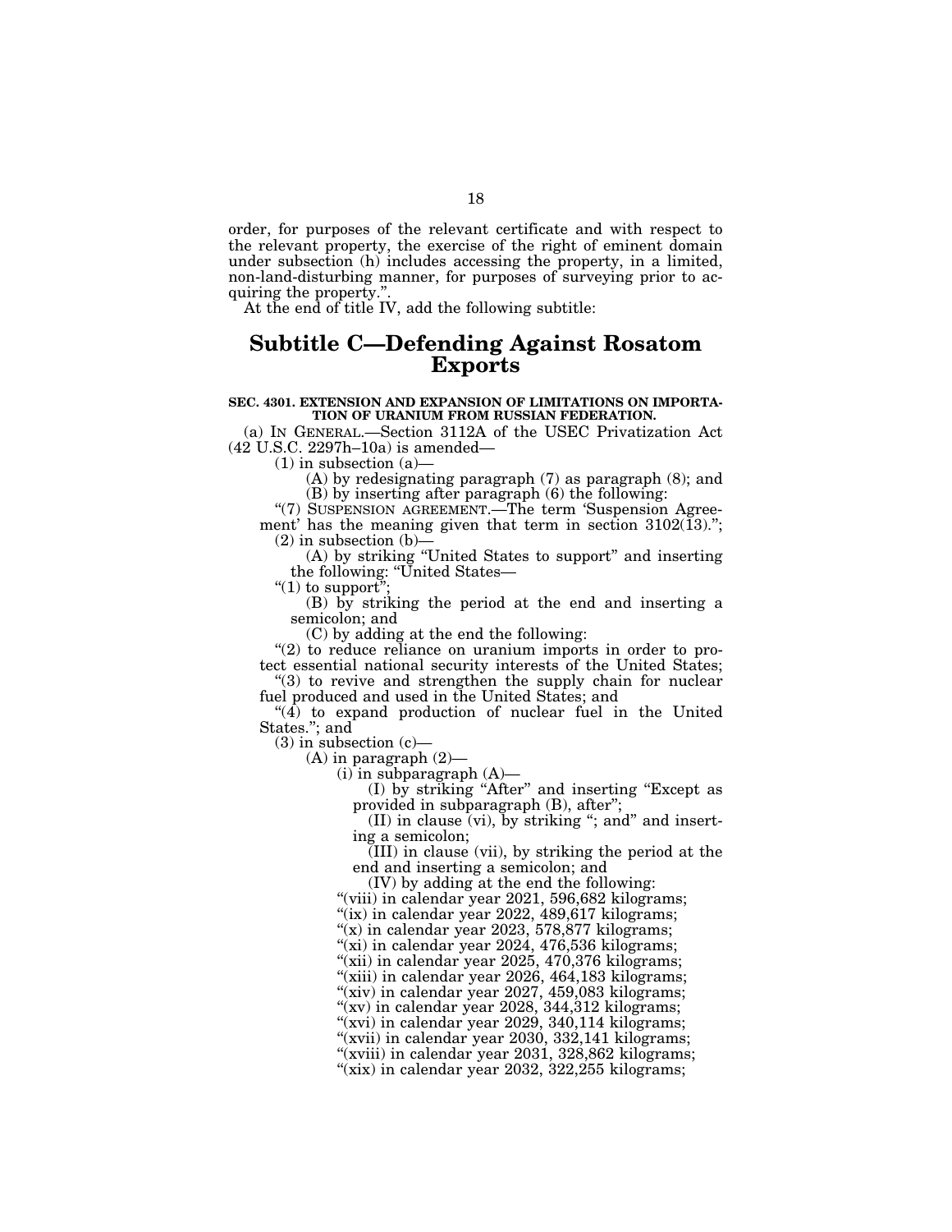order, for purposes of the relevant certificate and with respect to the relevant property, the exercise of the right of eminent domain under subsection (h) includes accessing the property, in a limited, non-land-disturbing manner, for purposes of surveying prior to acquiring the property.".

At the end of title IV, add the following subtitle:

# Subtitle C—Defending Against Rosatom Exports

**SEC. 4301. EXTENSION AND EXPANSION OF LIMITATIONS ON IMPORTATION OF URANIUM FROM RUSSIAN FEDERATION.**

(a) IN GENERAL.—Section 3112A of the USEC Privatization Act (42 U.S.C. 2297h–10a) is amended—

(1) in subsection (a)—

(A) by redesignating paragraph (7) as paragraph (8); and

(B) by inserting after paragraph (6) the following:

"(7) SUSPENSION AGREEMENT.—The term 'Suspension Agreement' has the meaning given that term in section 3102(13).";

(2) in subsection (b)—

(A) by striking "United States to support" and inserting the following: "United States—

"(1) to support";

(B) by striking the period at the end and inserting a semicolon; and

(C) by adding at the end the following:

"(2) to reduce reliance on uranium imports in order to protect essential national security interests of the United States;

"(3) to revive and strengthen the supply chain for nuclear fuel produced and used in the United States; and

"(4) to expand production of nuclear fuel in the United States."; and

(3) in subsection (c)—

(A) in paragraph (2)—

(i) in subparagraph (A)—

(I) by striking "After" and inserting "Except as provided in subparagraph (B), after";

(II) in clause (vi), by striking "; and" and inserting a semicolon;

(III) in clause (vii), by striking the period at the end and inserting a semicolon; and

(IV) by adding at the end the following:

"(viii) in calendar year 2021, 596,682 kilograms;

"(ix) in calendar year 2022, 489,617 kilograms;

"(x) in calendar year 2023, 578,877 kilograms;

"(xi) in calendar year 2024, 476,536 kilograms;

"(xii) in calendar year 2025, 470,376 kilograms;

"(xiii) in calendar year 2026, 464,183 kilograms;

"(xiv) in calendar year 2027, 459,083 kilograms;

"(xv) in calendar year 2028, 344,312 kilograms;

"(xvi) in calendar year 2029, 340,114 kilograms;

"(xvii) in calendar year 2030, 332,141 kilograms;

"(xviii) in calendar year 2031, 328,862 kilograms;

"(xix) in calendar year 2032, 322,255 kilograms;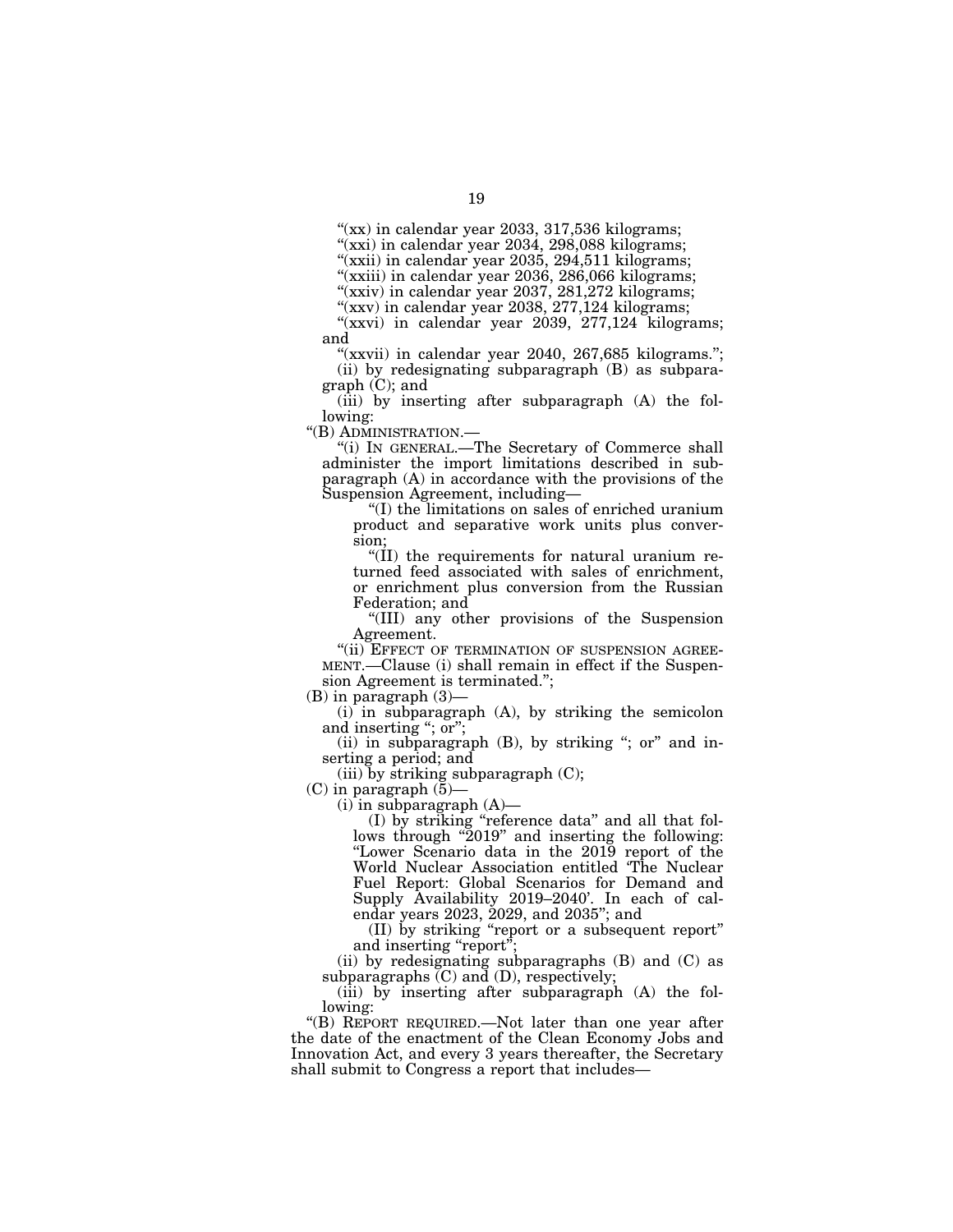"(xx) in calendar year 2033, 317,536 kilograms;

"(xxi) in calendar year 2034, 298,088 kilograms;

"(xxii) in calendar year 2035, 294,511 kilograms;

"(xxiii) in calendar year 2036, 286,066 kilograms;

"(xxiv) in calendar year 2037, 281,272 kilograms;

"(xxv) in calendar year 2038, 277,124 kilograms;

"(xxvi) in calendar year 2039, 277,124 kilograms; and

"(xxvii) in calendar year 2040, 267,685 kilograms.";

(ii) by redesignating subparagraph (B) as subparagraph (C); and

(iii) by inserting after subparagraph (A) the following:

"(B) ADMINISTRATION.—

"(i) IN GENERAL.—The Secretary of Commerce shall administer the import limitations described in subparagraph (A) in accordance with the provisions of the Suspension Agreement, including—

"(I) the limitations on sales of enriched uranium product and separative work units plus conversion;

"(II) the requirements for natural uranium returned feed associated with sales of enrichment, or enrichment plus conversion from the Russian Federation; and

"(III) any other provisions of the Suspension Agreement.

"(ii) EFFECT OF TERMINATION OF SUSPENSION AGREEMENT.—Clause (i) shall remain in effect if the Suspension Agreement is terminated.";

(B) in paragraph (3)—

(i) in subparagraph (A), by striking the semicolon and inserting "; or";

(ii) in subparagraph (B), by striking "; or" and inserting a period; and

(iii) by striking subparagraph (C);

(C) in paragraph (5)—

(i) in subparagraph (A)—

(I) by striking "reference data" and all that follows through "2019" and inserting the following: "Lower Scenario data in the 2019 report of the World Nuclear Association entitled 'The Nuclear Fuel Report: Global Scenarios for Demand and Supply Availability 2019–2040'. In each of calendar years 2023, 2029, and 2035"; and

(II) by striking "report or a subsequent report" and inserting "report";

(ii) by redesignating subparagraphs (B) and (C) as subparagraphs (C) and (D), respectively;

(iii) by inserting after subparagraph (A) the following:

"(B) REPORT REQUIRED.—Not later than one year after the date of the enactment of the Clean Economy Jobs and Innovation Act, and every 3 years thereafter, the Secretary shall submit to Congress a report that includes—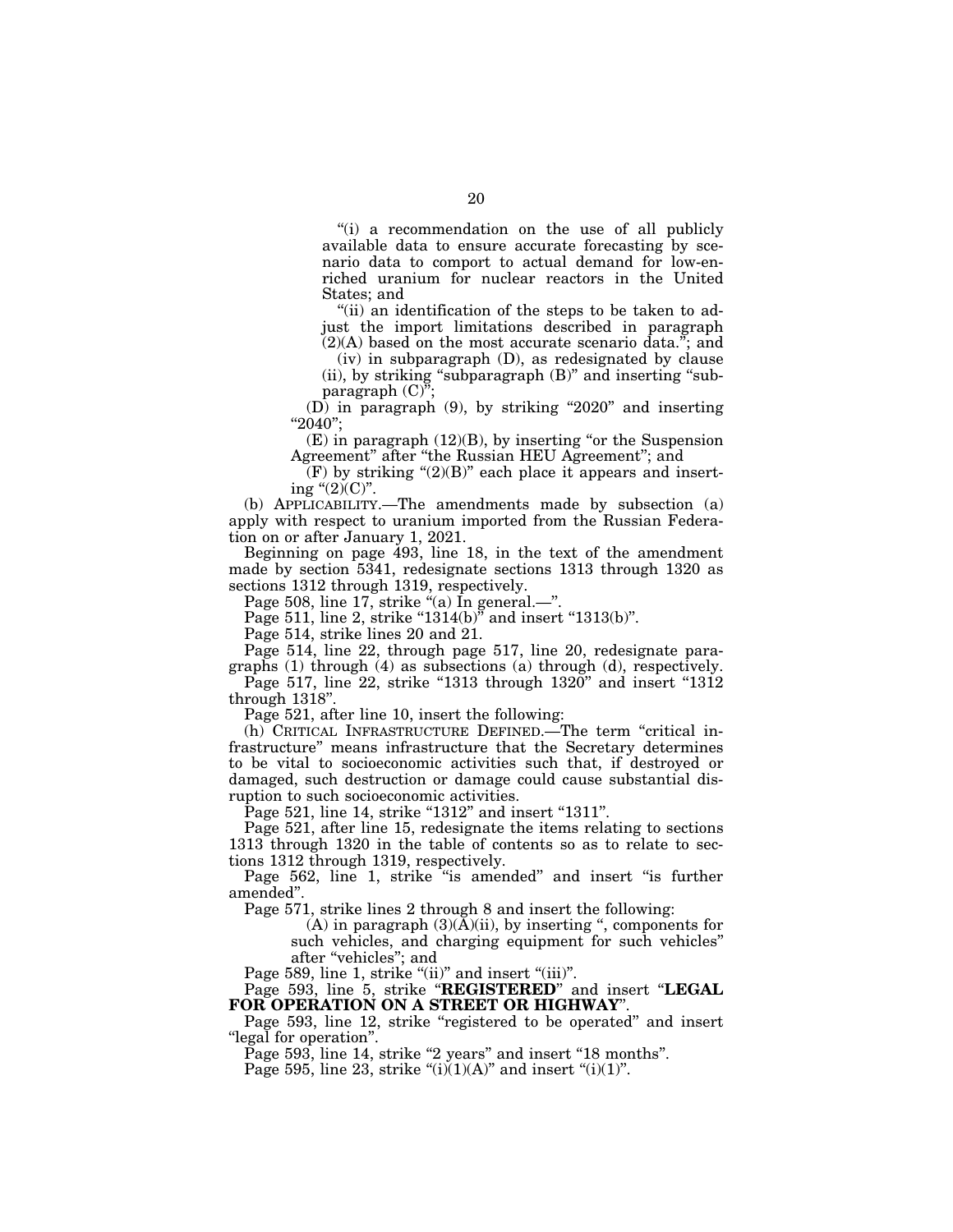"(i) a recommendation on the use of all publicly available data to ensure accurate forecasting by scenario data to comport to actual demand for low-enriched uranium for nuclear reactors in the United States; and

"(ii) an identification of the steps to be taken to adjust the import limitations described in paragraph (2)(A) based on the most accurate scenario data."; and

(iv) in subparagraph (D), as redesignated by clause (ii), by striking "subparagraph (B)" and inserting "subparagraph (C)";

(D) in paragraph (9), by striking "2020" and inserting "2040";

(E) in paragraph (12)(B), by inserting "or the Suspension Agreement" after "the Russian HEU Agreement"; and

(F) by striking "(2)(B)" each place it appears and inserting "(2)(C)".

(b) APPLICABILITY.—The amendments made by subsection (a) apply with respect to uranium imported from the Russian Federation on or after January 1, 2021.

Beginning on page 493, line 18, in the text of the amendment made by section 5341, redesignate sections 1313 through 1320 as sections 1312 through 1319, respectively.

Page 508, line 17, strike "(a) In general.—".

Page 511, line 2, strike "1314(b)" and insert "1313(b)".

Page 514, strike lines 20 and 21.

Page 514, line 22, through page 517, line 20, redesignate paragraphs (1) through (4) as subsections (a) through (d), respectively.

Page 517, line 22, strike "1313 through 1320" and insert "1312 through 1318".

Page 521, after line 10, insert the following:

(h) CRITICAL INFRASTRUCTURE DEFINED.—The term "critical infrastructure" means infrastructure that the Secretary determines to be vital to socioeconomic activities such that, if destroyed or damaged, such destruction or damage could cause substantial disruption to such socioeconomic activities.

Page 521, line 14, strike "1312" and insert "1311".

Page 521, after line 15, redesignate the items relating to sections 1313 through 1320 in the table of contents so as to relate to sections 1312 through 1319, respectively.

Page 562, line 1, strike "is amended" and insert "is further amended".

Page 571, strike lines 2 through 8 and insert the following:

(A) in paragraph (3)(A)(ii), by inserting ", components for such vehicles, and charging equipment for such vehicles" after "vehicles"; and

Page 589, line 1, strike "(ii)" and insert "(iii)".

Page 593, line 5, strike "**REGISTERED**" and insert "**LEGAL FOR OPERATION ON A STREET OR HIGHWAY**".

Page 593, line 12, strike "registered to be operated" and insert "legal for operation".

Page 593, line 14, strike "2 years" and insert "18 months".

Page 595, line 23, strike "(i)(1)(A)" and insert "(i)(1)".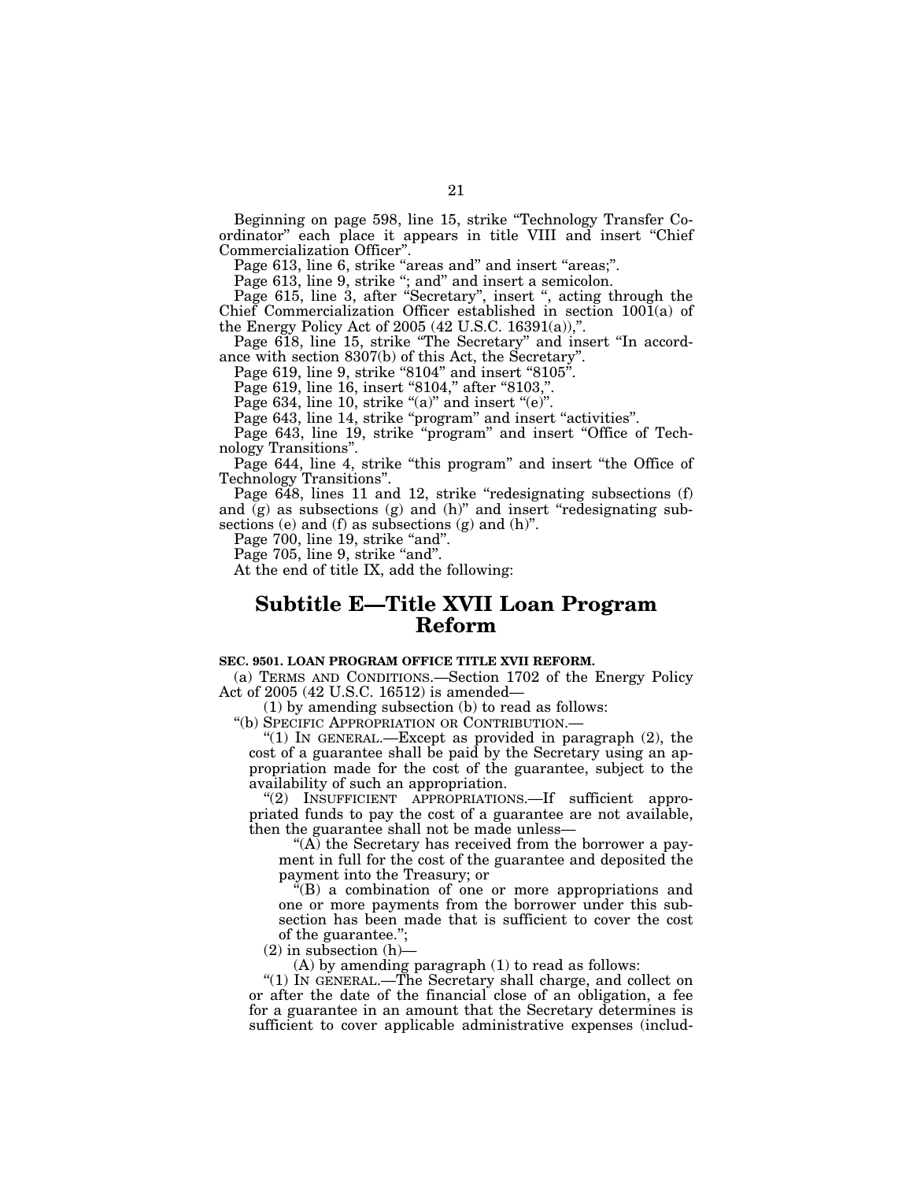Beginning on page 598, line 15, strike "Technology Transfer Coordinator" each place it appears in title VIII and insert "Chief Commercialization Officer".

Page 613, line 6, strike "areas and" and insert "areas;".

Page 613, line 9, strike "; and" and insert a semicolon.

Page 615, line 3, after "Secretary", insert ", acting through the Chief Commercialization Officer established in section 1001(a) of the Energy Policy Act of 2005 (42 U.S.C. 16391(a)),".

Page 618, line 15, strike "The Secretary" and insert "In accordance with section 8307(b) of this Act, the Secretary".

Page 619, line 9, strike "8104" and insert "8105".

Page 619, line 16, insert "8104," after "8103,".

Page 634, line 10, strike "(a)" and insert "(e)".

Page 643, line 14, strike "program" and insert "activities".

Page 643, line 19, strike "program" and insert "Office of Technology Transitions".

Page 644, line 4, strike "this program" and insert "the Office of Technology Transitions".

Page 648, lines 11 and 12, strike "redesignating subsections (f) and (g) as subsections (g) and (h)" and insert "redesignating subsections (e) and (f) as subsections (g) and (h)".

Page 700, line 19, strike "and".

Page 705, line 9, strike "and".

At the end of title IX, add the following:

# Subtitle E—Title XVII Loan Program Reform

**SEC. 9501. LOAN PROGRAM OFFICE TITLE XVII REFORM.**

(a) TERMS AND CONDITIONS.—Section 1702 of the Energy Policy Act of 2005 (42 U.S.C. 16512) is amended—

(1) by amending subsection (b) to read as follows:

"(b) SPECIFIC APPROPRIATION OR CONTRIBUTION.—

"(1) IN GENERAL.—Except as provided in paragraph (2), the cost of a guarantee shall be paid by the Secretary using an appropriation made for the cost of the guarantee, subject to the availability of such an appropriation.

"(2) INSUFFICIENT APPROPRIATIONS.—If sufficient appropriated funds to pay the cost of a guarantee are not available, then the guarantee shall not be made unless—

"(A) the Secretary has received from the borrower a payment in full for the cost of the guarantee and deposited the payment into the Treasury; or

"(B) a combination of one or more appropriations and one or more payments from the borrower under this subsection has been made that is sufficient to cover the cost of the guarantee.";

(2) in subsection (h)—

(A) by amending paragraph (1) to read as follows:

"(1) IN GENERAL.—The Secretary shall charge, and collect on or after the date of the financial close of an obligation, a fee for a guarantee in an amount that the Secretary determines is sufficient to cover applicable administrative expenses (includ-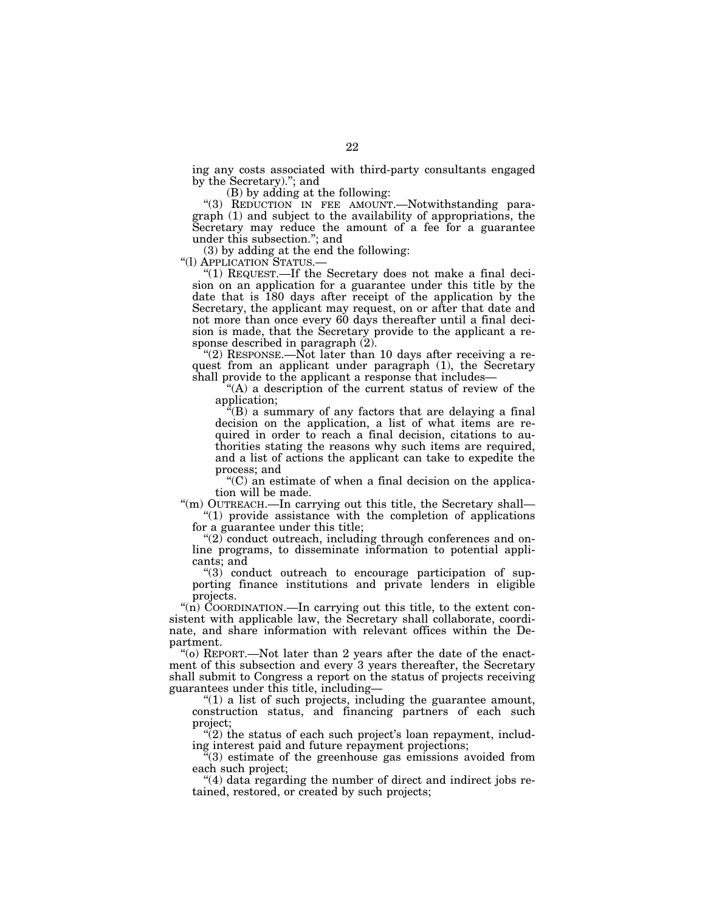ing any costs associated with third-party consultants engaged by the Secretary).''; and

(B) by adding at the following:

''(3) REDUCTION IN FEE AMOUNT.—Notwithstanding paragraph (1) and subject to the availability of appropriations, the Secretary may reduce the amount of a fee for a guarantee under this subsection.''; and

(3) by adding at the end the following:

''(l) APPLICATION STATUS.—

''(1) REQUEST.—If the Secretary does not make a final decision on an application for a guarantee under this title by the date that is 180 days after receipt of the application by the Secretary, the applicant may request, on or after that date and not more than once every 60 days thereafter until a final decision is made, that the Secretary provide to the applicant a response described in paragraph (2).

''(2) RESPONSE.—Not later than 10 days after receiving a request from an applicant under paragraph (1), the Secretary shall provide to the applicant a response that includes—

''(A) a description of the current status of review of the application;

''(B) a summary of any factors that are delaying a final decision on the application, a list of what items are required in order to reach a final decision, citations to authorities stating the reasons why such items are required, and a list of actions the applicant can take to expedite the process; and

''(C) an estimate of when a final decision on the application will be made.

''(m) OUTREACH.—In carrying out this title, the Secretary shall—

''(1) provide assistance with the completion of applications for a guarantee under this title;

''(2) conduct outreach, including through conferences and online programs, to disseminate information to potential applicants; and

''(3) conduct outreach to encourage participation of supporting finance institutions and private lenders in eligible projects.

''(n) COORDINATION.—In carrying out this title, to the extent consistent with applicable law, the Secretary shall collaborate, coordinate, and share information with relevant offices within the Department.

''(o) REPORT.—Not later than 2 years after the date of the enactment of this subsection and every 3 years thereafter, the Secretary shall submit to Congress a report on the status of projects receiving guarantees under this title, including—

''(1) a list of such projects, including the guarantee amount, construction status, and financing partners of each such project;

''(2) the status of each such project's loan repayment, including interest paid and future repayment projections;

''(3) estimate of the greenhouse gas emissions avoided from each such project;

''(4) data regarding the number of direct and indirect jobs retained, restored, or created by such projects;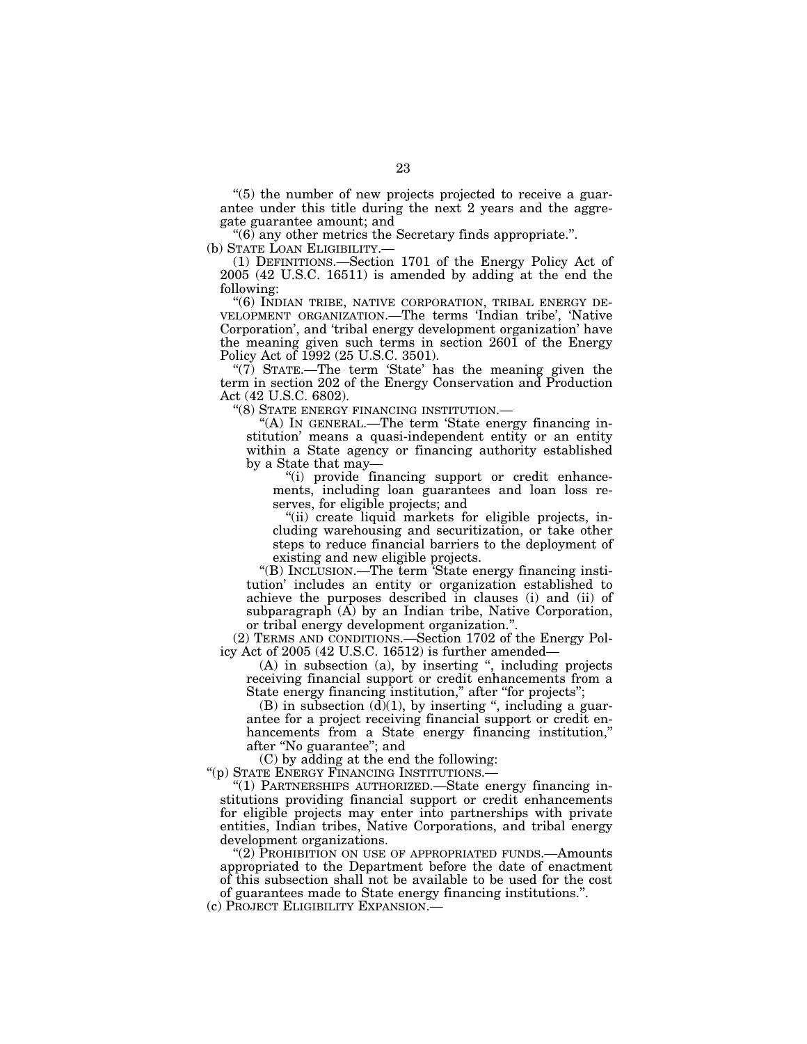"(5) the number of new projects projected to receive a guarantee under this title during the next 2 years and the aggregate guarantee amount; and

"(6) any other metrics the Secretary finds appropriate.".

(b) STATE LOAN ELIGIBILITY.—

(1) DEFINITIONS.—Section 1701 of the Energy Policy Act of 2005 (42 U.S.C. 16511) is amended by adding at the end the following:

"(6) INDIAN TRIBE, NATIVE CORPORATION, TRIBAL ENERGY DEVELOPMENT ORGANIZATION.—The terms 'Indian tribe', 'Native Corporation', and 'tribal energy development organization' have the meaning given such terms in section 2601 of the Energy Policy Act of 1992 (25 U.S.C. 3501).

"(7) STATE.—The term 'State' has the meaning given the term in section 202 of the Energy Conservation and Production Act (42 U.S.C. 6802).

"(8) STATE ENERGY FINANCING INSTITUTION.—

"(A) IN GENERAL.—The term 'State energy financing institution' means a quasi-independent entity or an entity within a State agency or financing authority established by a State that may—

"(i) provide financing support or credit enhancements, including loan guarantees and loan loss reserves, for eligible projects; and

"(ii) create liquid markets for eligible projects, including warehousing and securitization, or take other steps to reduce financial barriers to the deployment of existing and new eligible projects.

"(B) INCLUSION.—The term 'State energy financing institution' includes an entity or organization established to achieve the purposes described in clauses (i) and (ii) of subparagraph (A) by an Indian tribe, Native Corporation, or tribal energy development organization.".

(2) TERMS AND CONDITIONS.—Section 1702 of the Energy Policy Act of 2005 (42 U.S.C. 16512) is further amended—

(A) in subsection (a), by inserting ", including projects receiving financial support or credit enhancements from a State energy financing institution," after "for projects";

(B) in subsection (d)(1), by inserting ", including a guarantee for a project receiving financial support or credit enhancements from a State energy financing institution," after "No guarantee"; and

(C) by adding at the end the following:

"(p) STATE ENERGY FINANCING INSTITUTIONS.—

"(1) PARTNERSHIPS AUTHORIZED.—State energy financing institutions providing financial support or credit enhancements for eligible projects may enter into partnerships with private entities, Indian tribes, Native Corporations, and tribal energy development organizations.

"(2) PROHIBITION ON USE OF APPROPRIATED FUNDS.—Amounts appropriated to the Department before the date of enactment of this subsection shall not be available to be used for the cost of guarantees made to State energy financing institutions.".

(c) PROJECT ELIGIBILITY EXPANSION.—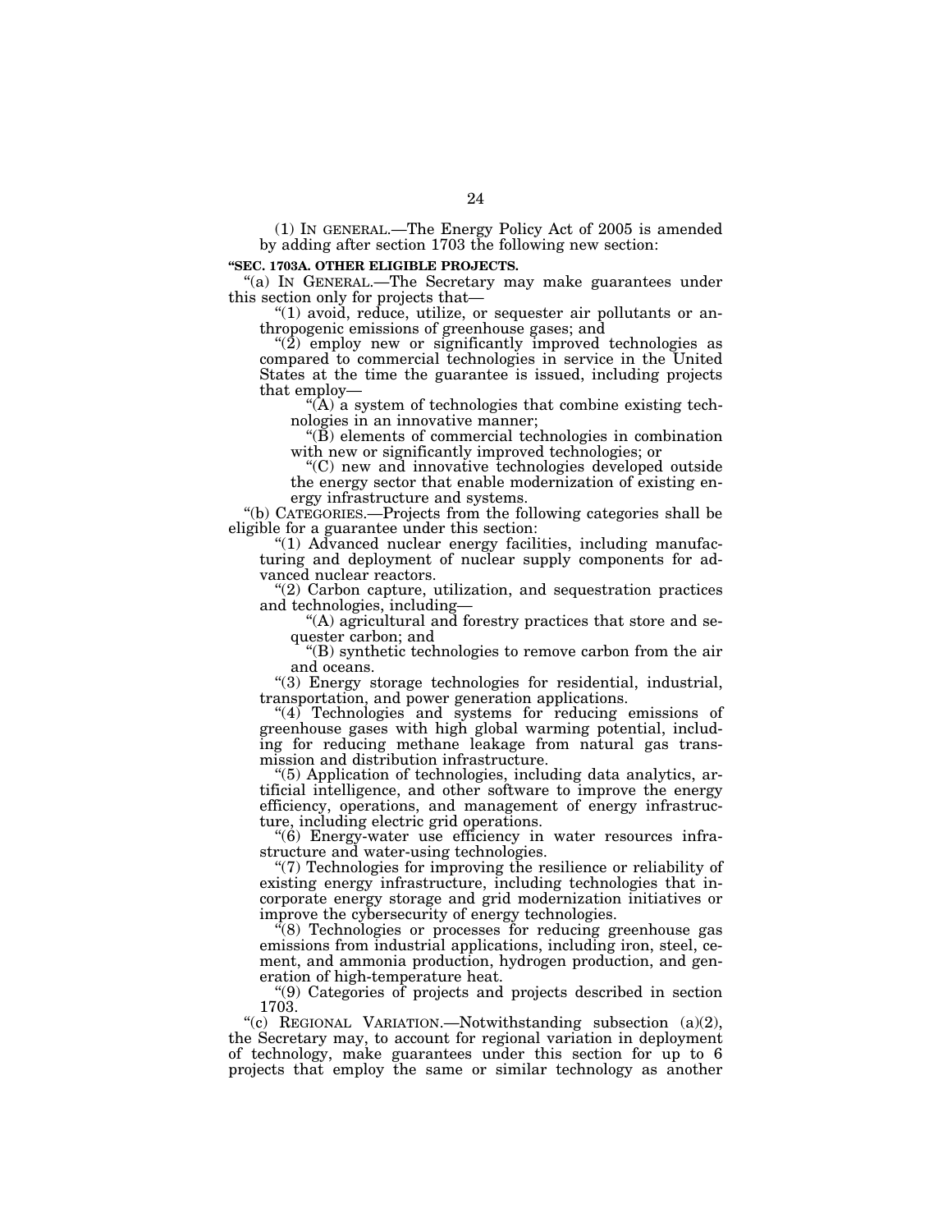(1) IN GENERAL.—The Energy Policy Act of 2005 is amended by adding after section 1703 the following new section:

**"SEC. 1703A. OTHER ELIGIBLE PROJECTS.**

"(a) IN GENERAL.—The Secretary may make guarantees under this section only for projects that—

"(1) avoid, reduce, utilize, or sequester air pollutants or anthropogenic emissions of greenhouse gases; and

"(2) employ new or significantly improved technologies as compared to commercial technologies in service in the United States at the time the guarantee is issued, including projects that employ—

"(A) a system of technologies that combine existing technologies in an innovative manner;

"(B) elements of commercial technologies in combination with new or significantly improved technologies; or

"(C) new and innovative technologies developed outside the energy sector that enable modernization of existing energy infrastructure and systems.

"(b) CATEGORIES.—Projects from the following categories shall be eligible for a guarantee under this section:

"(1) Advanced nuclear energy facilities, including manufacturing and deployment of nuclear supply components for advanced nuclear reactors.

"(2) Carbon capture, utilization, and sequestration practices and technologies, including—

"(A) agricultural and forestry practices that store and sequester carbon; and

"(B) synthetic technologies to remove carbon from the air and oceans.

"(3) Energy storage technologies for residential, industrial, transportation, and power generation applications.

"(4) Technologies and systems for reducing emissions of greenhouse gases with high global warming potential, including for reducing methane leakage from natural gas transmission and distribution infrastructure.

"(5) Application of technologies, including data analytics, artificial intelligence, and other software to improve the energy efficiency, operations, and management of energy infrastructure, including electric grid operations.

"(6) Energy-water use efficiency in water resources infrastructure and water-using technologies.

"(7) Technologies for improving the resilience or reliability of existing energy infrastructure, including technologies that incorporate energy storage and grid modernization initiatives or improve the cybersecurity of energy technologies.

"(8) Technologies or processes for reducing greenhouse gas emissions from industrial applications, including iron, steel, cement, and ammonia production, hydrogen production, and generation of high-temperature heat.

"(9) Categories of projects and projects described in section 1703.

"(c) REGIONAL VARIATION.—Notwithstanding subsection (a)(2), the Secretary may, to account for regional variation in deployment of technology, make guarantees under this section for up to 6 projects that employ the same or similar technology as another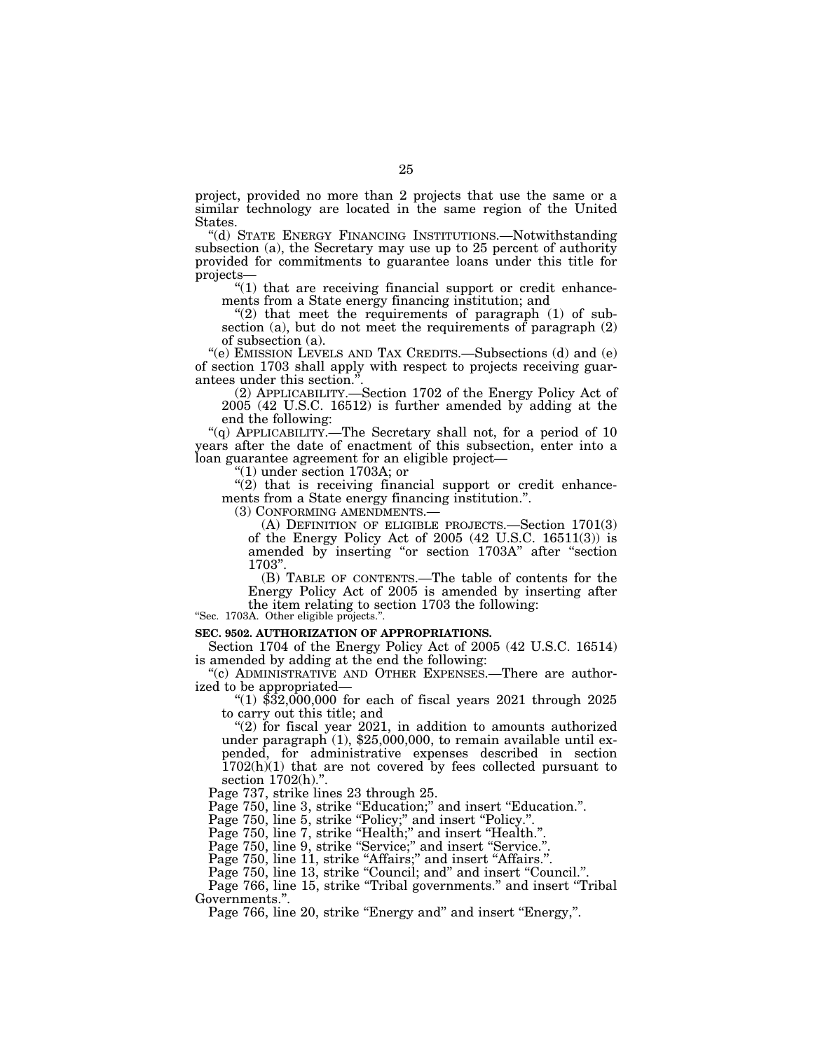project, provided no more than 2 projects that use the same or a similar technology are located in the same region of the United States.

"(d) STATE ENERGY FINANCING INSTITUTIONS.—Notwithstanding subsection (a), the Secretary may use up to 25 percent of authority provided for commitments to guarantee loans under this title for projects—

"(1) that are receiving financial support or credit enhancements from a State energy financing institution; and

"(2) that meet the requirements of paragraph (1) of subsection (a), but do not meet the requirements of paragraph (2) of subsection (a).

"(e) EMISSION LEVELS AND TAX CREDITS.—Subsections (d) and (e) of section 1703 shall apply with respect to projects receiving guarantees under this section.".

(2) APPLICABILITY.—Section 1702 of the Energy Policy Act of 2005 (42 U.S.C. 16512) is further amended by adding at the end the following:

"(q) APPLICABILITY.—The Secretary shall not, for a period of 10 years after the date of enactment of this subsection, enter into a loan guarantee agreement for an eligible project—

"(1) under section 1703A; or

"(2) that is receiving financial support or credit enhancements from a State energy financing institution.".

(3) CONFORMING AMENDMENTS.—

(A) DEFINITION OF ELIGIBLE PROJECTS.—Section 1701(3) of the Energy Policy Act of 2005 (42 U.S.C. 16511(3)) is amended by inserting "or section 1703A" after "section 1703".

(B) TABLE OF CONTENTS.—The table of contents for the Energy Policy Act of 2005 is amended by inserting after the item relating to section 1703 the following:

"Sec. 1703A. Other eligible projects.".

**SEC. 9502. AUTHORIZATION OF APPROPRIATIONS.**

Section 1704 of the Energy Policy Act of 2005 (42 U.S.C. 16514) is amended by adding at the end the following:

"(c) ADMINISTRATIVE AND OTHER EXPENSES.—There are authorized to be appropriated—

"(1) $32,000,000 for each of fiscal years 2021 through 2025 to carry out this title; and

"(2) for fiscal year 2021, in addition to amounts authorized under paragraph (1), $25,000,000, to remain available until expended, for administrative expenses described in section 1702(h)(1) that are not covered by fees collected pursuant to section 1702(h).".

Page 737, strike lines 23 through 25.

Page 750, line 3, strike "Education;" and insert "Education.".

Page 750, line 5, strike "Policy;" and insert "Policy.".

Page 750, line 7, strike "Health;" and insert "Health.".

Page 750, line 9, strike "Service;" and insert "Service.".

Page 750, line 11, strike "Affairs;" and insert "Affairs.".

Page 750, line 13, strike "Council; and" and insert "Council.".

Page 766, line 15, strike "Tribal governments." and insert "Tribal Governments.".

Page 766, line 20, strike "Energy and" and insert "Energy,".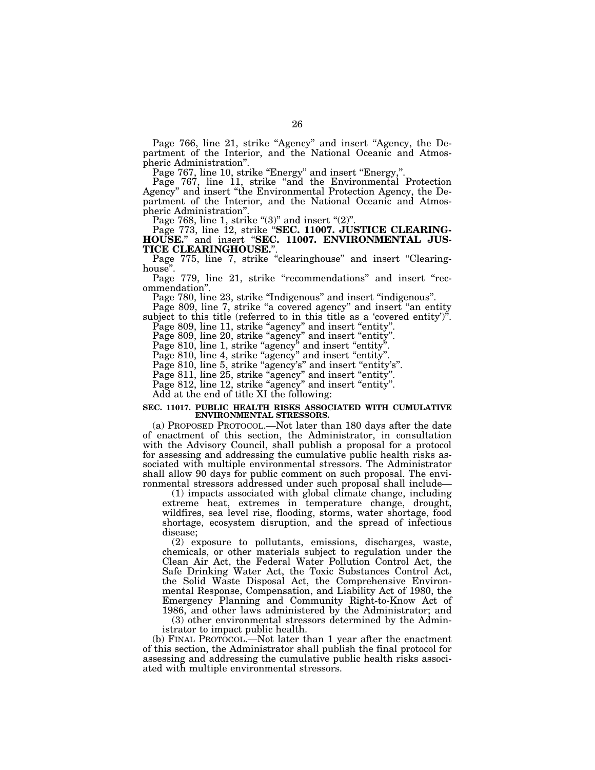Page 766, line 21, strike "Agency" and insert "Agency, the Department of the Interior, and the National Oceanic and Atmospheric Administration".

Page 767, line 10, strike "Energy" and insert "Energy,".

Page 767, line 11, strike "and the Environmental Protection Agency" and insert "the Environmental Protection Agency, the Department of the Interior, and the National Oceanic and Atmospheric Administration".

Page 768, line 1, strike "(3)" and insert "(2)".

Page 773, line 12, strike "**SEC. 11007. JUSTICE CLEARINGHOUSE.**" and insert "**SEC. 11007. ENVIRONMENTAL JUSTICE CLEARINGHOUSE.**".

Page 775, line 7, strike "clearinghouse" and insert "Clearinghouse".

Page 779, line 21, strike "recommendations" and insert "recommendation".

Page 780, line 23, strike "Indigenous" and insert "indigenous".

Page 809, line 7, strike "a covered agency" and insert "an entity subject to this title (referred to in this title as a 'covered entity')".

Page 809, line 11, strike "agency" and insert "entity".

Page 809, line 20, strike "agency" and insert "entity".

Page 810, line 1, strike "agency" and insert "entity".

Page 810, line 4, strike "agency" and insert "entity".

Page 810, line 5, strike "agency's" and insert "entity's".

Page 811, line 25, strike "agency" and insert "entity".

Page 812, line 12, strike "agency" and insert "entity".

Add at the end of title XI the following:

**SEC. 11017. PUBLIC HEALTH RISKS ASSOCIATED WITH CUMULATIVE ENVIRONMENTAL STRESSORS.**

(a) PROPOSED PROTOCOL.—Not later than 180 days after the date of enactment of this section, the Administrator, in consultation with the Advisory Council, shall publish a proposal for a protocol for assessing and addressing the cumulative public health risks associated with multiple environmental stressors. The Administrator shall allow 90 days for public comment on such proposal. The environmental stressors addressed under such proposal shall include—

(1) impacts associated with global climate change, including extreme heat, extremes in temperature change, drought, wildfires, sea level rise, flooding, storms, water shortage, food shortage, ecosystem disruption, and the spread of infectious disease;

(2) exposure to pollutants, emissions, discharges, waste, chemicals, or other materials subject to regulation under the Clean Air Act, the Federal Water Pollution Control Act, the Safe Drinking Water Act, the Toxic Substances Control Act, the Solid Waste Disposal Act, the Comprehensive Environmental Response, Compensation, and Liability Act of 1980, the Emergency Planning and Community Right-to-Know Act of 1986, and other laws administered by the Administrator; and

(3) other environmental stressors determined by the Administrator to impact public health.

(b) FINAL PROTOCOL.—Not later than 1 year after the enactment of this section, the Administrator shall publish the final protocol for assessing and addressing the cumulative public health risks associated with multiple environmental stressors.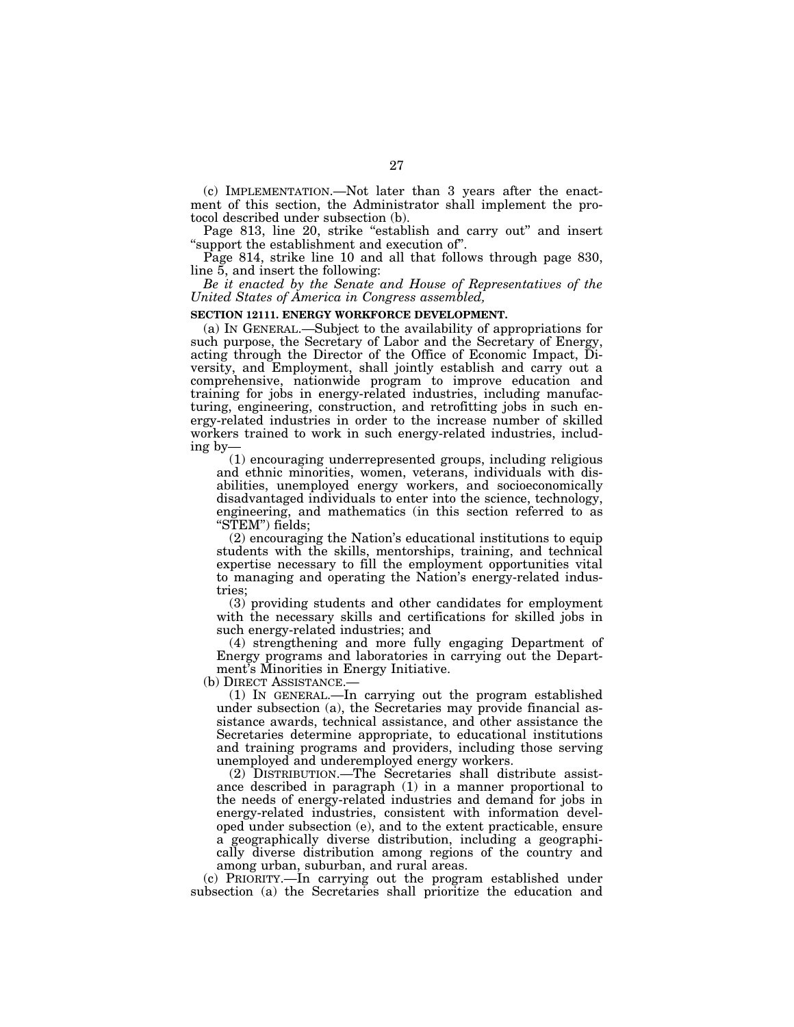(c) IMPLEMENTATION.—Not later than 3 years after the enactment of this section, the Administrator shall implement the protocol described under subsection (b).

Page 813, line 20, strike "establish and carry out" and insert "support the establishment and execution of".

Page 814, strike line 10 and all that follows through page 830, line 5, and insert the following:

*Be it enacted by the Senate and House of Representatives of the United States of America in Congress assembled,*

**SECTION 12111. ENERGY WORKFORCE DEVELOPMENT.**

(a) IN GENERAL.—Subject to the availability of appropriations for such purpose, the Secretary of Labor and the Secretary of Energy, acting through the Director of the Office of Economic Impact, Diversity, and Employment, shall jointly establish and carry out a comprehensive, nationwide program to improve education and training for jobs in energy-related industries, including manufacturing, engineering, construction, and retrofitting jobs in such energy-related industries in order to the increase number of skilled workers trained to work in such energy-related industries, including by—

(1) encouraging underrepresented groups, including religious and ethnic minorities, women, veterans, individuals with disabilities, unemployed energy workers, and socioeconomically disadvantaged individuals to enter into the science, technology, engineering, and mathematics (in this section referred to as "STEM") fields;

(2) encouraging the Nation's educational institutions to equip students with the skills, mentorships, training, and technical expertise necessary to fill the employment opportunities vital to managing and operating the Nation's energy-related industries;

(3) providing students and other candidates for employment with the necessary skills and certifications for skilled jobs in such energy-related industries; and

(4) strengthening and more fully engaging Department of Energy programs and laboratories in carrying out the Department's Minorities in Energy Initiative.

(b) DIRECT ASSISTANCE.—

(1) IN GENERAL.—In carrying out the program established under subsection (a), the Secretaries may provide financial assistance awards, technical assistance, and other assistance the Secretaries determine appropriate, to educational institutions and training programs and providers, including those serving unemployed and underemployed energy workers.

(2) DISTRIBUTION.—The Secretaries shall distribute assistance described in paragraph (1) in a manner proportional to the needs of energy-related industries and demand for jobs in energy-related industries, consistent with information developed under subsection (e), and to the extent practicable, ensure a geographically diverse distribution, including a geographically diverse distribution among regions of the country and among urban, suburban, and rural areas.

(c) PRIORITY.—In carrying out the program established under subsection (a) the Secretaries shall prioritize the education and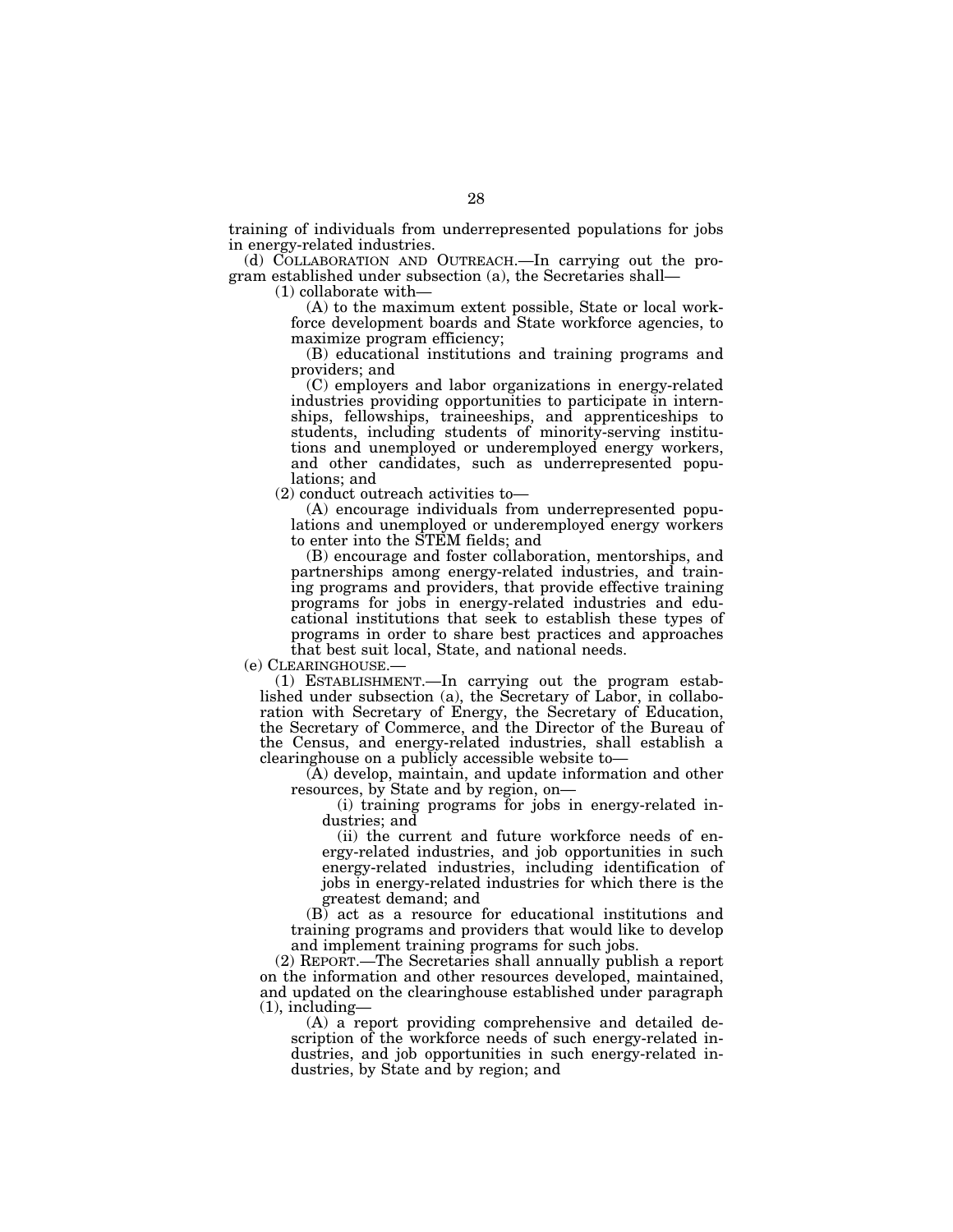training of individuals from underrepresented populations for jobs in energy-related industries.

(d) COLLABORATION AND OUTREACH.—In carrying out the program established under subsection (a), the Secretaries shall—

(1) collaborate with—

(A) to the maximum extent possible, State or local workforce development boards and State workforce agencies, to maximize program efficiency;

(B) educational institutions and training programs and providers; and

(C) employers and labor organizations in energy-related industries providing opportunities to participate in internships, fellowships, traineeships, and apprenticeships to students, including students of minority-serving institutions and unemployed or underemployed energy workers, and other candidates, such as underrepresented populations; and

(2) conduct outreach activities to—

(A) encourage individuals from underrepresented populations and unemployed or underemployed energy workers to enter into the STEM fields; and

(B) encourage and foster collaboration, mentorships, and partnerships among energy-related industries, and training programs and providers, that provide effective training programs for jobs in energy-related industries and educational institutions that seek to establish these types of programs in order to share best practices and approaches that best suit local, State, and national needs.

(e) CLEARINGHOUSE.—

(1) ESTABLISHMENT.—In carrying out the program established under subsection (a), the Secretary of Labor, in collaboration with Secretary of Energy, the Secretary of Education, the Secretary of Commerce, and the Director of the Bureau of the Census, and energy-related industries, shall establish a clearinghouse on a publicly accessible website to—

(A) develop, maintain, and update information and other resources, by State and by region, on—

(i) training programs for jobs in energy-related industries; and

(ii) the current and future workforce needs of energy-related industries, and job opportunities in such energy-related industries, including identification of jobs in energy-related industries for which there is the greatest demand; and

(B) act as a resource for educational institutions and training programs and providers that would like to develop and implement training programs for such jobs.

(2) REPORT.—The Secretaries shall annually publish a report on the information and other resources developed, maintained, and updated on the clearinghouse established under paragraph (1), including—

(A) a report providing comprehensive and detailed description of the workforce needs of such energy-related industries, and job opportunities in such energy-related industries, by State and by region; and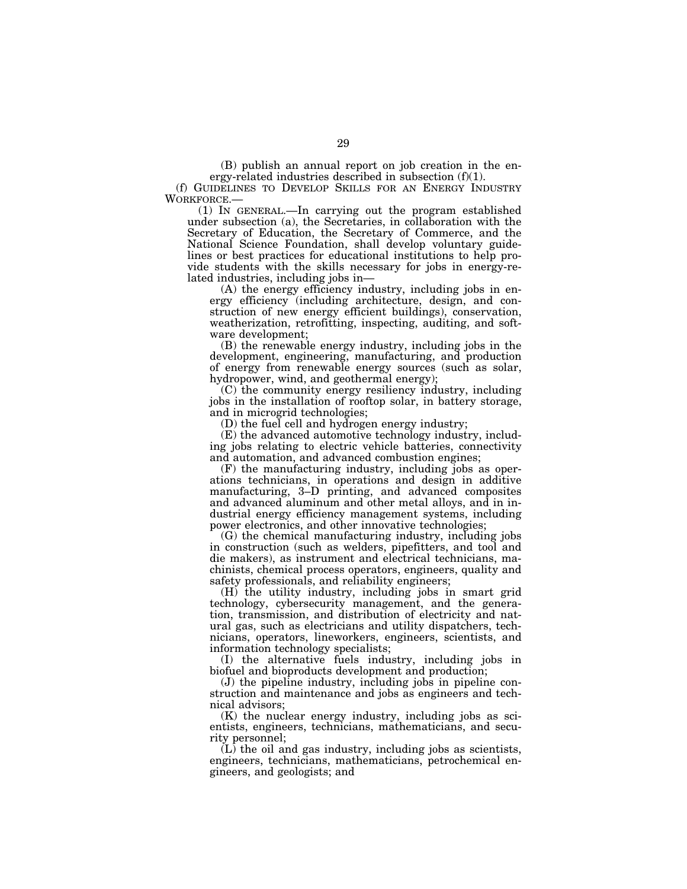(B) publish an annual report on job creation in the energy-related industries described in subsection (f)(1).

(f) GUIDELINES TO DEVELOP SKILLS FOR AN ENERGY INDUSTRY WORKFORCE.—

(1) IN GENERAL.—In carrying out the program established under subsection (a), the Secretaries, in collaboration with the Secretary of Education, the Secretary of Commerce, and the National Science Foundation, shall develop voluntary guidelines or best practices for educational institutions to help provide students with the skills necessary for jobs in energy-related industries, including jobs in—

(A) the energy efficiency industry, including jobs in energy efficiency (including architecture, design, and construction of new energy efficient buildings), conservation, weatherization, retrofitting, inspecting, auditing, and software development;

(B) the renewable energy industry, including jobs in the development, engineering, manufacturing, and production of energy from renewable energy sources (such as solar, hydropower, wind, and geothermal energy);

(C) the community energy resiliency industry, including jobs in the installation of rooftop solar, in battery storage, and in microgrid technologies;

(D) the fuel cell and hydrogen energy industry;

(E) the advanced automotive technology industry, including jobs relating to electric vehicle batteries, connectivity and automation, and advanced combustion engines;

(F) the manufacturing industry, including jobs as operations technicians, in operations and design in additive manufacturing, 3–D printing, and advanced composites and advanced aluminum and other metal alloys, and in industrial energy efficiency management systems, including power electronics, and other innovative technologies;

(G) the chemical manufacturing industry, including jobs in construction (such as welders, pipefitters, and tool and die makers), as instrument and electrical technicians, machinists, chemical process operators, engineers, quality and safety professionals, and reliability engineers;

(H) the utility industry, including jobs in smart grid technology, cybersecurity management, and the generation, transmission, and distribution of electricity and natural gas, such as electricians and utility dispatchers, technicians, operators, lineworkers, engineers, scientists, and information technology specialists;

(I) the alternative fuels industry, including jobs in biofuel and bioproducts development and production;

(J) the pipeline industry, including jobs in pipeline construction and maintenance and jobs as engineers and technical advisors;

(K) the nuclear energy industry, including jobs as scientists, engineers, technicians, mathematicians, and security personnel;

(L) the oil and gas industry, including jobs as scientists, engineers, technicians, mathematicians, petrochemical engineers, and geologists; and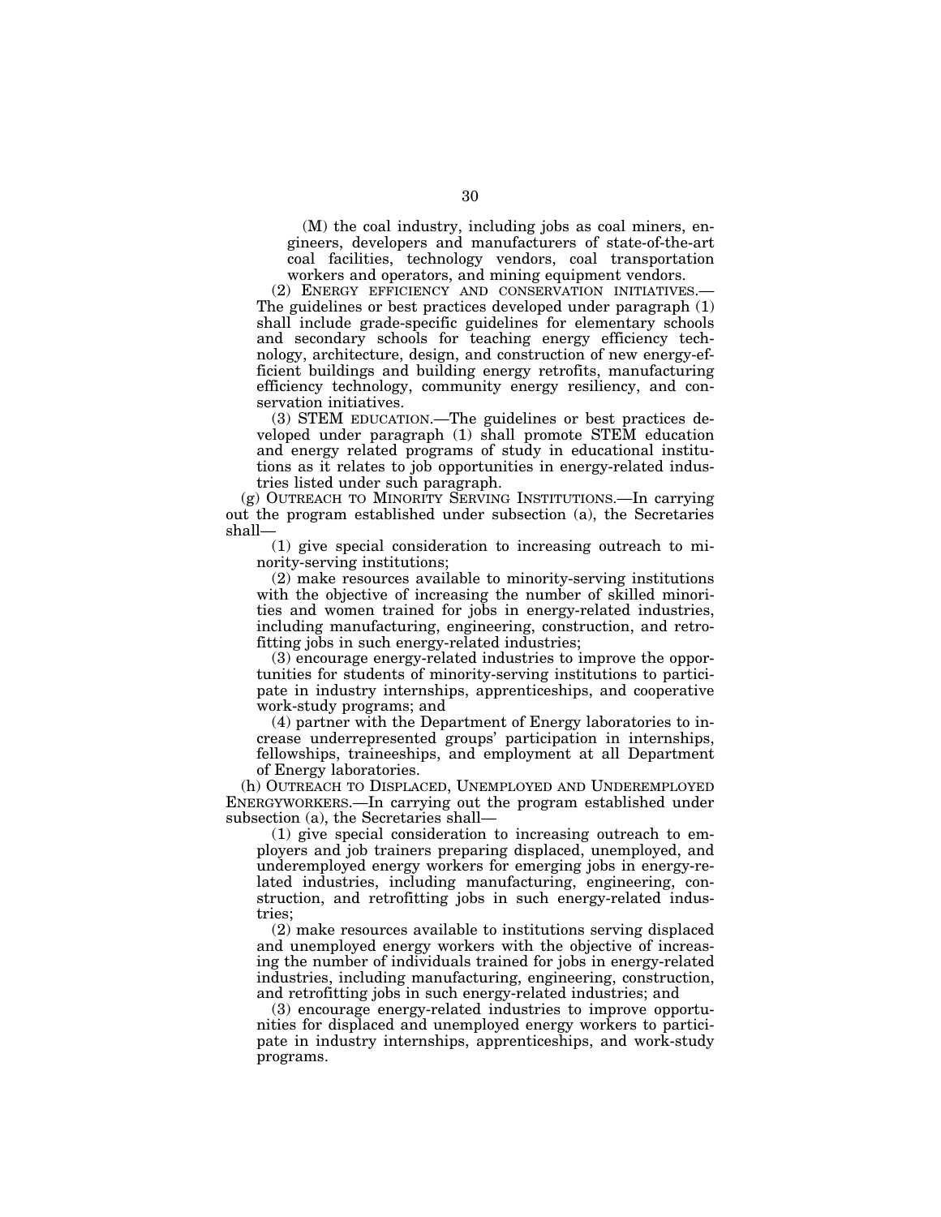(M) the coal industry, including jobs as coal miners, engineers, developers and manufacturers of state-of-the-art coal facilities, technology vendors, coal transportation workers and operators, and mining equipment vendors.

(2) ENERGY EFFICIENCY AND CONSERVATION INITIATIVES.—The guidelines or best practices developed under paragraph (1) shall include grade-specific guidelines for elementary schools and secondary schools for teaching energy efficiency technology, architecture, design, and construction of new energy-efficient buildings and building energy retrofits, manufacturing efficiency technology, community energy resiliency, and conservation initiatives.

(3) STEM EDUCATION.—The guidelines or best practices developed under paragraph (1) shall promote STEM education and energy related programs of study in educational institutions as it relates to job opportunities in energy-related industries listed under such paragraph.

(g) OUTREACH TO MINORITY SERVING INSTITUTIONS.—In carrying out the program established under subsection (a), the Secretaries shall—

(1) give special consideration to increasing outreach to minority-serving institutions;

(2) make resources available to minority-serving institutions with the objective of increasing the number of skilled minorities and women trained for jobs in energy-related industries, including manufacturing, engineering, construction, and retrofitting jobs in such energy-related industries;

(3) encourage energy-related industries to improve the opportunities for students of minority-serving institutions to participate in industry internships, apprenticeships, and cooperative work-study programs; and

(4) partner with the Department of Energy laboratories to increase underrepresented groups' participation in internships, fellowships, traineeships, and employment at all Department of Energy laboratories.

(h) OUTREACH TO DISPLACED, UNEMPLOYED AND UNDEREMPLOYED ENERGYWORKERS.—In carrying out the program established under subsection (a), the Secretaries shall—

(1) give special consideration to increasing outreach to employers and job trainers preparing displaced, unemployed, and underemployed energy workers for emerging jobs in energy-related industries, including manufacturing, engineering, construction, and retrofitting jobs in such energy-related industries;

(2) make resources available to institutions serving displaced and unemployed energy workers with the objective of increasing the number of individuals trained for jobs in energy-related industries, including manufacturing, engineering, construction, and retrofitting jobs in such energy-related industries; and

(3) encourage energy-related industries to improve opportunities for displaced and unemployed energy workers to participate in industry internships, apprenticeships, and work-study programs.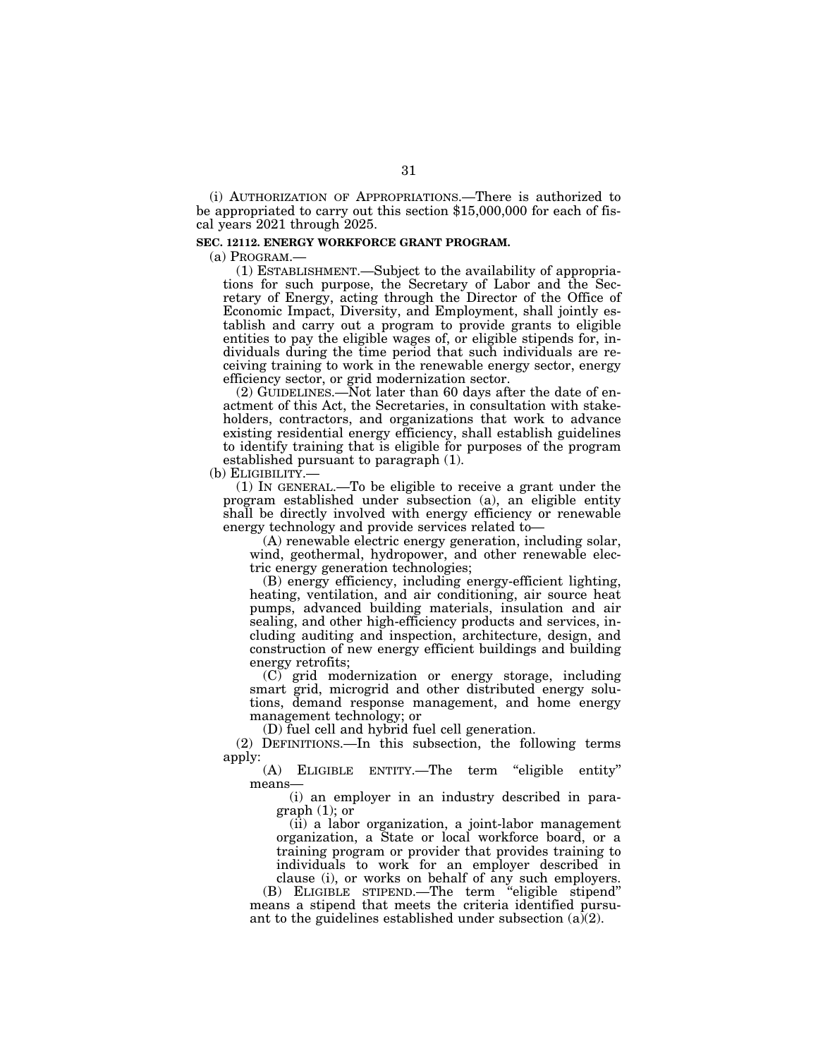(i) AUTHORIZATION OF APPROPRIATIONS.—There is authorized to be appropriated to carry out this section $15,000,000 for each of fiscal years 2021 through 2025.

**SEC. 12112. ENERGY WORKFORCE GRANT PROGRAM.**

(a) PROGRAM.—

(1) ESTABLISHMENT.—Subject to the availability of appropriations for such purpose, the Secretary of Labor and the Secretary of Energy, acting through the Director of the Office of Economic Impact, Diversity, and Employment, shall jointly establish and carry out a program to provide grants to eligible entities to pay the eligible wages of, or eligible stipends for, individuals during the time period that such individuals are receiving training to work in the renewable energy sector, energy efficiency sector, or grid modernization sector.

(2) GUIDELINES.—Not later than 60 days after the date of enactment of this Act, the Secretaries, in consultation with stakeholders, contractors, and organizations that work to advance existing residential energy efficiency, shall establish guidelines to identify training that is eligible for purposes of the program established pursuant to paragraph (1).

(b) ELIGIBILITY.—

(1) IN GENERAL.—To be eligible to receive a grant under the program established under subsection (a), an eligible entity shall be directly involved with energy efficiency or renewable energy technology and provide services related to—

(A) renewable electric energy generation, including solar, wind, geothermal, hydropower, and other renewable electric energy generation technologies;

(B) energy efficiency, including energy-efficient lighting, heating, ventilation, and air conditioning, air source heat pumps, advanced building materials, insulation and air sealing, and other high-efficiency products and services, including auditing and inspection, architecture, design, and construction of new energy efficient buildings and building energy retrofits;

(C) grid modernization or energy storage, including smart grid, microgrid and other distributed energy solutions, demand response management, and home energy management technology; or

(D) fuel cell and hybrid fuel cell generation.

(2) DEFINITIONS.—In this subsection, the following terms apply:

(A) ELIGIBLE ENTITY.—The term "eligible entity" means—

(i) an employer in an industry described in paragraph (1); or

(ii) a labor organization, a joint-labor management organization, a State or local workforce board, or a training program or provider that provides training to individuals to work for an employer described in clause (i), or works on behalf of any such employers.

(B) ELIGIBLE STIPEND.—The term "eligible stipend" means a stipend that meets the criteria identified pursuant to the guidelines established under subsection (a)(2).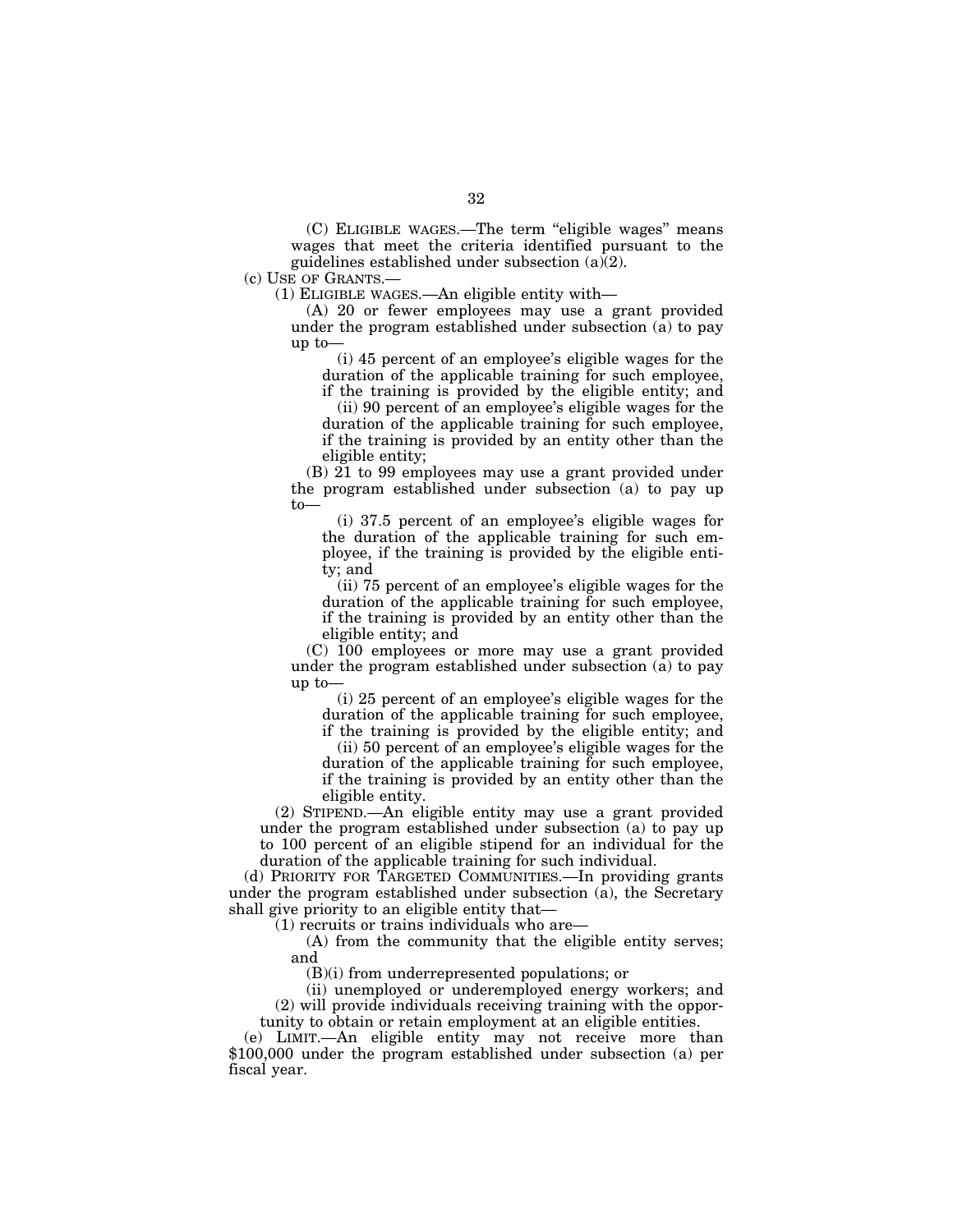(C) ELIGIBLE WAGES.—The term "eligible wages" means wages that meet the criteria identified pursuant to the guidelines established under subsection (a)(2).

(c) USE OF GRANTS.—

(1) ELIGIBLE WAGES.—An eligible entity with—

(A) 20 or fewer employees may use a grant provided under the program established under subsection (a) to pay up to—

(i) 45 percent of an employee's eligible wages for the duration of the applicable training for such employee, if the training is provided by the eligible entity; and

(ii) 90 percent of an employee's eligible wages for the duration of the applicable training for such employee, if the training is provided by an entity other than the eligible entity;

(B) 21 to 99 employees may use a grant provided under the program established under subsection (a) to pay up to—

(i) 37.5 percent of an employee's eligible wages for the duration of the applicable training for such employee, if the training is provided by the eligible entity; and

(ii) 75 percent of an employee's eligible wages for the duration of the applicable training for such employee, if the training is provided by an entity other than the eligible entity; and

(C) 100 employees or more may use a grant provided under the program established under subsection (a) to pay up to—

(i) 25 percent of an employee's eligible wages for the duration of the applicable training for such employee, if the training is provided by the eligible entity; and

(ii) 50 percent of an employee's eligible wages for the duration of the applicable training for such employee, if the training is provided by an entity other than the eligible entity.

(2) STIPEND.—An eligible entity may use a grant provided under the program established under subsection (a) to pay up to 100 percent of an eligible stipend for an individual for the duration of the applicable training for such individual.

(d) PRIORITY FOR TARGETED COMMUNITIES.—In providing grants under the program established under subsection (a), the Secretary shall give priority to an eligible entity that—

(1) recruits or trains individuals who are—

(A) from the community that the eligible entity serves; and

(B)(i) from underrepresented populations; or

(ii) unemployed or underemployed energy workers; and

(2) will provide individuals receiving training with the opportunity to obtain or retain employment at an eligible entities.

(e) LIMIT.—An eligible entity may not receive more than $100,000 under the program established under subsection (a) per fiscal year.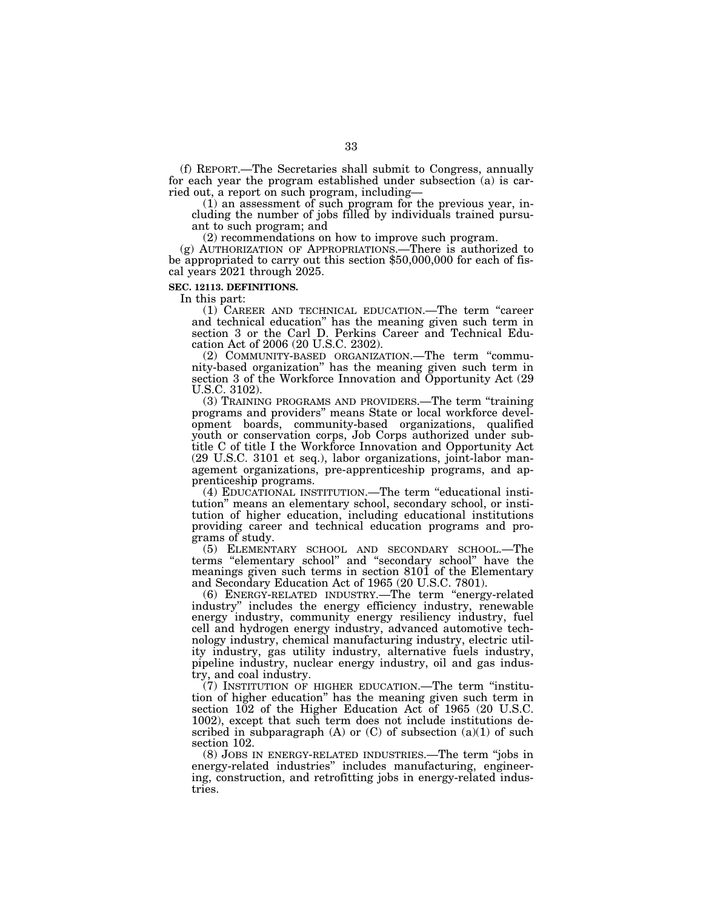(f) REPORT.—The Secretaries shall submit to Congress, annually for each year the program established under subsection (a) is carried out, a report on such program, including—

(1) an assessment of such program for the previous year, including the number of jobs filled by individuals trained pursuant to such program; and

(2) recommendations on how to improve such program.

(g) AUTHORIZATION OF APPROPRIATIONS.—There is authorized to be appropriated to carry out this section $50,000,000 for each of fiscal years 2021 through 2025.

**SEC. 12113. DEFINITIONS.**

In this part:

(1) CAREER AND TECHNICAL EDUCATION.—The term "career and technical education" has the meaning given such term in section 3 or the Carl D. Perkins Career and Technical Education Act of 2006 (20 U.S.C. 2302).

(2) COMMUNITY-BASED ORGANIZATION.—The term "community-based organization" has the meaning given such term in section 3 of the Workforce Innovation and Opportunity Act (29 U.S.C. 3102).

(3) TRAINING PROGRAMS AND PROVIDERS.—The term "training programs and providers" means State or local workforce development boards, community-based organizations, qualified youth or conservation corps, Job Corps authorized under subtitle C of title I the Workforce Innovation and Opportunity Act (29 U.S.C. 3101 et seq.), labor organizations, joint-labor management organizations, pre-apprenticeship programs, and apprenticeship programs.

(4) EDUCATIONAL INSTITUTION.—The term "educational institution" means an elementary school, secondary school, or institution of higher education, including educational institutions providing career and technical education programs and programs of study.

(5) ELEMENTARY SCHOOL AND SECONDARY SCHOOL.—The terms "elementary school" and "secondary school" have the meanings given such terms in section 8101 of the Elementary and Secondary Education Act of 1965 (20 U.S.C. 7801).

(6) ENERGY-RELATED INDUSTRY.—The term "energy-related industry" includes the energy efficiency industry, renewable energy industry, community energy resiliency industry, fuel cell and hydrogen energy industry, advanced automotive technology industry, chemical manufacturing industry, electric utility industry, gas utility industry, alternative fuels industry, pipeline industry, nuclear energy industry, oil and gas industry, and coal industry.

(7) INSTITUTION OF HIGHER EDUCATION.—The term "institution of higher education" has the meaning given such term in section 102 of the Higher Education Act of 1965 (20 U.S.C. 1002), except that such term does not include institutions described in subparagraph (A) or (C) of subsection (a)(1) of such section 102.

(8) JOBS IN ENERGY-RELATED INDUSTRIES.—The term "jobs in energy-related industries" includes manufacturing, engineering, construction, and retrofitting jobs in energy-related industries.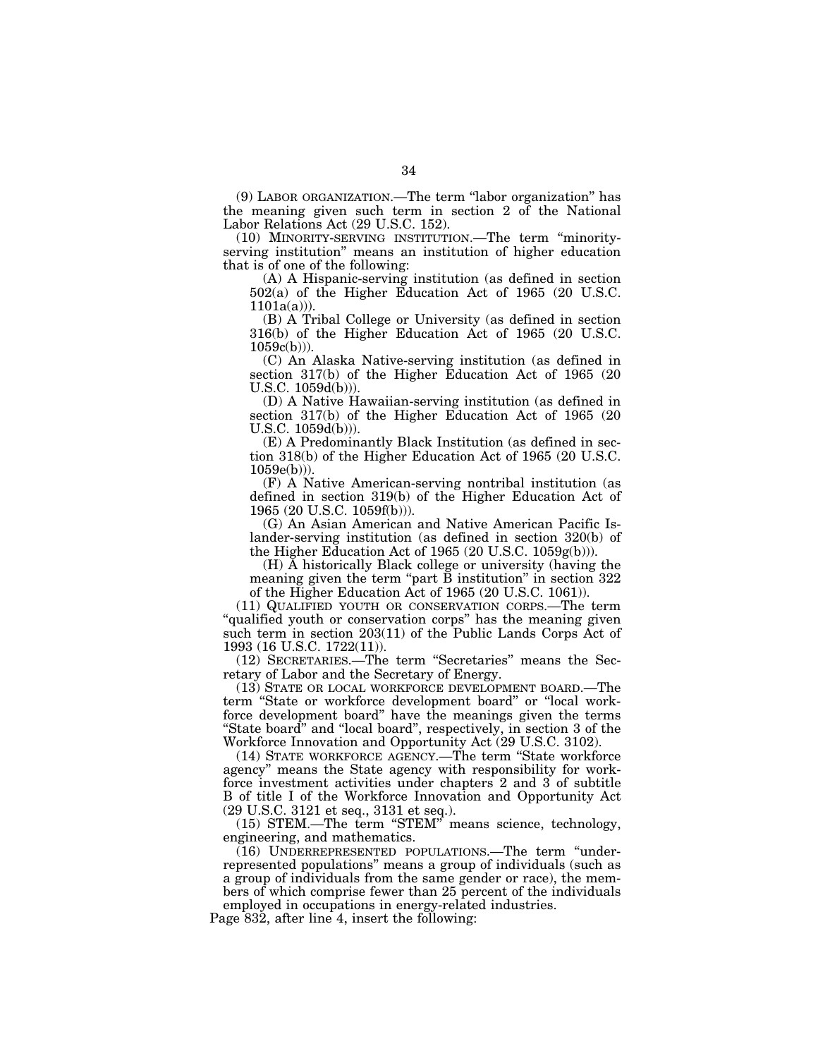(9) LABOR ORGANIZATION.—The term "labor organization" has the meaning given such term in section 2 of the National Labor Relations Act (29 U.S.C. 152).

(10) MINORITY-SERVING INSTITUTION.—The term "minority-serving institution" means an institution of higher education that is of one of the following:

(A) A Hispanic-serving institution (as defined in section 502(a) of the Higher Education Act of 1965 (20 U.S.C. 1101a(a))).

(B) A Tribal College or University (as defined in section 316(b) of the Higher Education Act of 1965 (20 U.S.C. 1059c(b))).

(C) An Alaska Native-serving institution (as defined in section 317(b) of the Higher Education Act of 1965 (20 U.S.C. 1059d(b))).

(D) A Native Hawaiian-serving institution (as defined in section 317(b) of the Higher Education Act of 1965 (20 U.S.C. 1059d(b))).

(E) A Predominantly Black Institution (as defined in section 318(b) of the Higher Education Act of 1965 (20 U.S.C. 1059e(b))).

(F) A Native American-serving nontribal institution (as defined in section 319(b) of the Higher Education Act of 1965 (20 U.S.C. 1059f(b))).

(G) An Asian American and Native American Pacific Islander-serving institution (as defined in section 320(b) of the Higher Education Act of 1965 (20 U.S.C. 1059g(b))).

(H) A historically Black college or university (having the meaning given the term "part B institution" in section 322 of the Higher Education Act of 1965 (20 U.S.C. 1061)).

(11) QUALIFIED YOUTH OR CONSERVATION CORPS.—The term "qualified youth or conservation corps" has the meaning given such term in section 203(11) of the Public Lands Corps Act of 1993 (16 U.S.C. 1722(11)).

(12) SECRETARIES.—The term "Secretaries" means the Secretary of Labor and the Secretary of Energy.

(13) STATE OR LOCAL WORKFORCE DEVELOPMENT BOARD.—The term "State or workforce development board" or "local workforce development board" have the meanings given the terms "State board" and "local board", respectively, in section 3 of the Workforce Innovation and Opportunity Act (29 U.S.C. 3102).

(14) STATE WORKFORCE AGENCY.—The term "State workforce agency" means the State agency with responsibility for workforce investment activities under chapters 2 and 3 of subtitle B of title I of the Workforce Innovation and Opportunity Act (29 U.S.C. 3121 et seq., 3131 et seq.).

(15) STEM.—The term "STEM" means science, technology, engineering, and mathematics.

(16) UNDERREPRESENTED POPULATIONS.—The term "underrepresented populations" means a group of individuals (such as a group of individuals from the same gender or race), the members of which comprise fewer than 25 percent of the individuals employed in occupations in energy-related industries.

Page 832, after line 4, insert the following: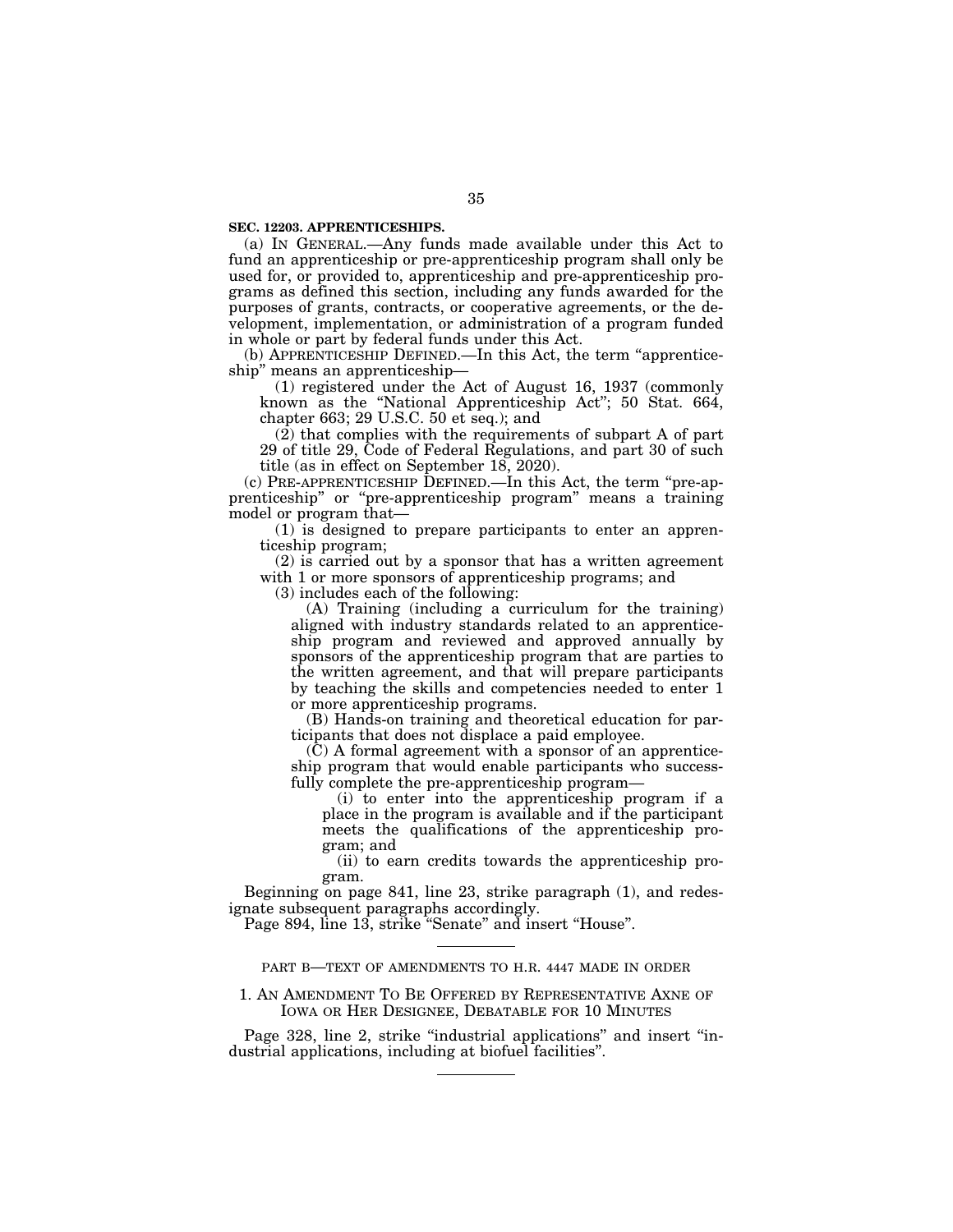**SEC. 12203. APPRENTICESHIPS.**

(a) IN GENERAL.—Any funds made available under this Act to fund an apprenticeship or pre-apprenticeship program shall only be used for, or provided to, apprenticeship and pre-apprenticeship programs as defined this section, including any funds awarded for the purposes of grants, contracts, or cooperative agreements, or the development, implementation, or administration of a program funded in whole or part by federal funds under this Act.

(b) APPRENTICESHIP DEFINED.—In this Act, the term "apprenticeship" means an apprenticeship—

(1) registered under the Act of August 16, 1937 (commonly known as the "National Apprenticeship Act"; 50 Stat. 664, chapter 663; 29 U.S.C. 50 et seq.); and

(2) that complies with the requirements of subpart A of part 29 of title 29, Code of Federal Regulations, and part 30 of such title (as in effect on September 18, 2020).

(c) PRE-APPRENTICESHIP DEFINED.—In this Act, the term "pre-apprenticeship" or "pre-apprenticeship program" means a training model or program that—

(1) is designed to prepare participants to enter an apprenticeship program;

(2) is carried out by a sponsor that has a written agreement with 1 or more sponsors of apprenticeship programs; and

(3) includes each of the following:

(A) Training (including a curriculum for the training) aligned with industry standards related to an apprenticeship program and reviewed and approved annually by sponsors of the apprenticeship program that are parties to the written agreement, and that will prepare participants by teaching the skills and competencies needed to enter 1 or more apprenticeship programs.

(B) Hands-on training and theoretical education for participants that does not displace a paid employee.

(C) A formal agreement with a sponsor of an apprenticeship program that would enable participants who successfully complete the pre-apprenticeship program—

(i) to enter into the apprenticeship program if a place in the program is available and if the participant meets the qualifications of the apprenticeship program; and

(ii) to earn credits towards the apprenticeship program.

Beginning on page 841, line 23, strike paragraph (1), and redesignate subsequent paragraphs accordingly.

Page 894, line 13, strike "Senate" and insert "House".

---

PART B—TEXT OF AMENDMENTS TO H.R. 4447 MADE IN ORDER

1. AN AMENDMENT TO BE OFFERED BY REPRESENTATIVE AXNE OF IOWA OR HER DESIGNEE, DEBATABLE FOR 10 MINUTES

Page 328, line 2, strike "industrial applications" and insert "industrial applications, including at biofuel facilities".

---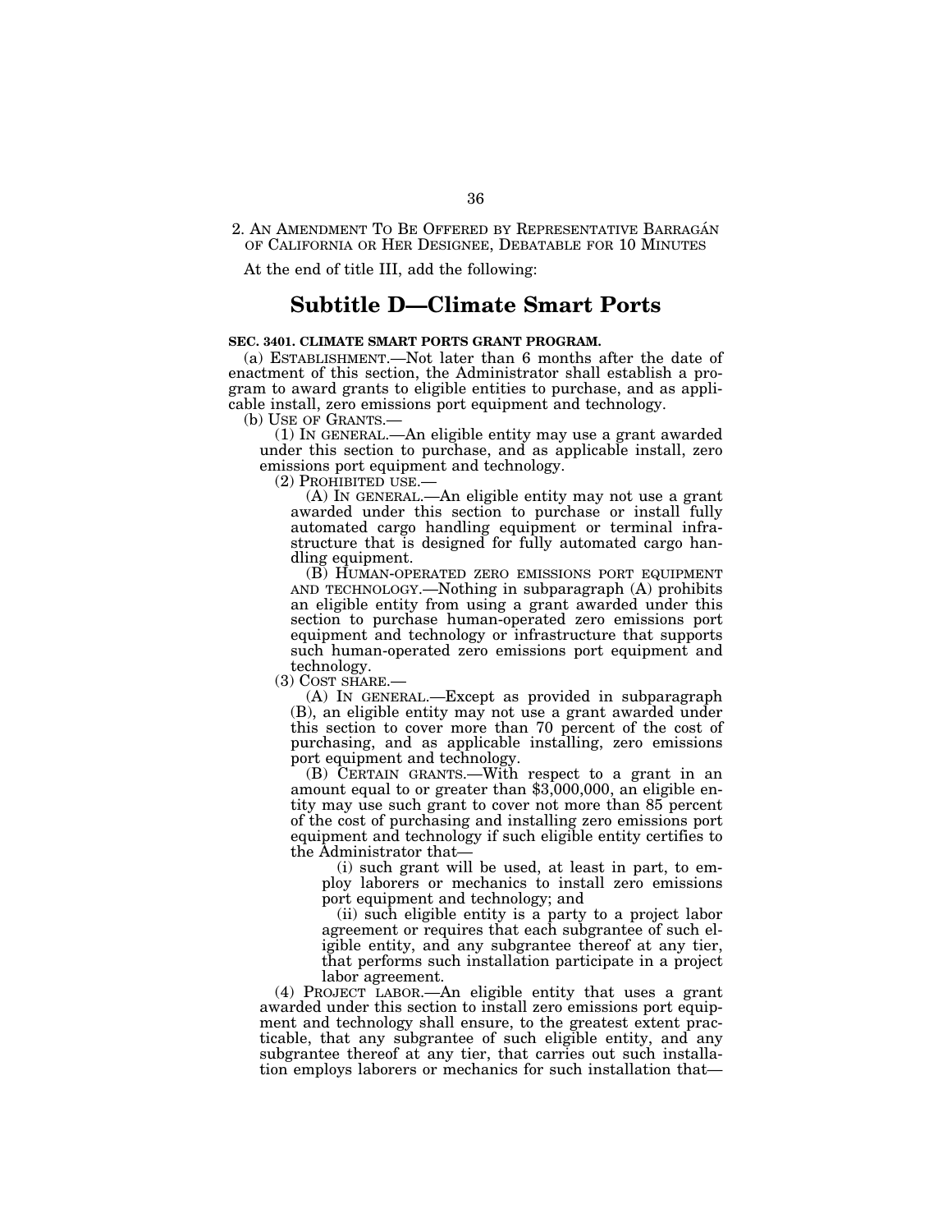2. AN AMENDMENT TO BE OFFERED BY REPRESENTATIVE BARRAGÁN OF CALIFORNIA OR HER DESIGNEE, DEBATABLE FOR 10 MINUTES

At the end of title III, add the following:

## Subtitle D—Climate Smart Ports

**SEC. 3401. CLIMATE SMART PORTS GRANT PROGRAM.**

(a) ESTABLISHMENT.—Not later than 6 months after the date of enactment of this section, the Administrator shall establish a program to award grants to eligible entities to purchase, and as applicable install, zero emissions port equipment and technology.

(b) USE OF GRANTS.—

(1) IN GENERAL.—An eligible entity may use a grant awarded under this section to purchase, and as applicable install, zero emissions port equipment and technology.

(2) PROHIBITED USE.—

(A) IN GENERAL.—An eligible entity may not use a grant awarded under this section to purchase or install fully automated cargo handling equipment or terminal infrastructure that is designed for fully automated cargo handling equipment.

(B) HUMAN-OPERATED ZERO EMISSIONS PORT EQUIPMENT AND TECHNOLOGY.—Nothing in subparagraph (A) prohibits an eligible entity from using a grant awarded under this section to purchase human-operated zero emissions port equipment and technology or infrastructure that supports such human-operated zero emissions port equipment and technology.

(3) COST SHARE.—

(A) IN GENERAL.—Except as provided in subparagraph (B), an eligible entity may not use a grant awarded under this section to cover more than 70 percent of the cost of purchasing, and as applicable installing, zero emissions port equipment and technology.

(B) CERTAIN GRANTS.—With respect to a grant in an amount equal to or greater than $3,000,000, an eligible entity may use such grant to cover not more than 85 percent of the cost of purchasing and installing zero emissions port equipment and technology if such eligible entity certifies to the Administrator that—

(i) such grant will be used, at least in part, to employ laborers or mechanics to install zero emissions port equipment and technology; and

(ii) such eligible entity is a party to a project labor agreement or requires that each subgrantee of such eligible entity, and any subgrantee thereof at any tier, that performs such installation participate in a project labor agreement.

(4) PROJECT LABOR.—An eligible entity that uses a grant awarded under this section to install zero emissions port equipment and technology shall ensure, to the greatest extent practicable, that any subgrantee of such eligible entity, and any subgrantee thereof at any tier, that carries out such installation employs laborers or mechanics for such installation that—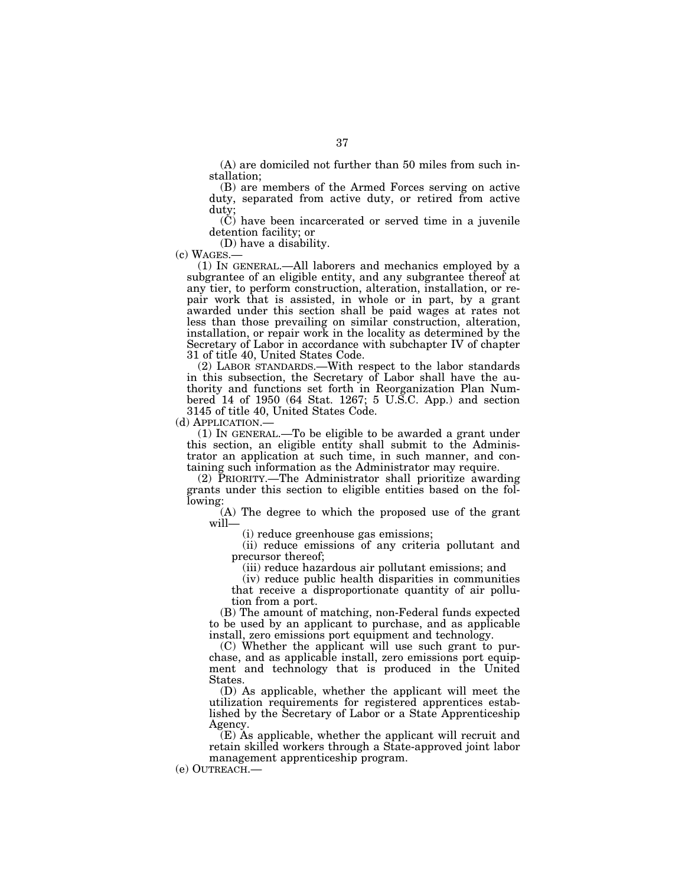(A) are domiciled not further than 50 miles from such installation;

(B) are members of the Armed Forces serving on active duty, separated from active duty, or retired from active duty;

(C) have been incarcerated or served time in a juvenile detention facility; or

(D) have a disability.

(c) WAGES.—

(1) IN GENERAL.—All laborers and mechanics employed by a subgrantee of an eligible entity, and any subgrantee thereof at any tier, to perform construction, alteration, installation, or repair work that is assisted, in whole or in part, by a grant awarded under this section shall be paid wages at rates not less than those prevailing on similar construction, alteration, installation, or repair work in the locality as determined by the Secretary of Labor in accordance with subchapter IV of chapter 31 of title 40, United States Code.

(2) LABOR STANDARDS.—With respect to the labor standards in this subsection, the Secretary of Labor shall have the authority and functions set forth in Reorganization Plan Numbered 14 of 1950 (64 Stat. 1267; 5 U.S.C. App.) and section 3145 of title 40, United States Code.

(d) APPLICATION.—

(1) IN GENERAL.—To be eligible to be awarded a grant under this section, an eligible entity shall submit to the Administrator an application at such time, in such manner, and containing such information as the Administrator may require.

(2) PRIORITY.—The Administrator shall prioritize awarding grants under this section to eligible entities based on the following:

(A) The degree to which the proposed use of the grant will—

(i) reduce greenhouse gas emissions;

(ii) reduce emissions of any criteria pollutant and precursor thereof;

(iii) reduce hazardous air pollutant emissions; and

(iv) reduce public health disparities in communities that receive a disproportionate quantity of air pollution from a port.

(B) The amount of matching, non-Federal funds expected to be used by an applicant to purchase, and as applicable install, zero emissions port equipment and technology.

(C) Whether the applicant will use such grant to purchase, and as applicable install, zero emissions port equipment and technology that is produced in the United States.

(D) As applicable, whether the applicant will meet the utilization requirements for registered apprentices established by the Secretary of Labor or a State Apprenticeship Agency.

(E) As applicable, whether the applicant will recruit and retain skilled workers through a State-approved joint labor management apprenticeship program.

(e) OUTREACH.—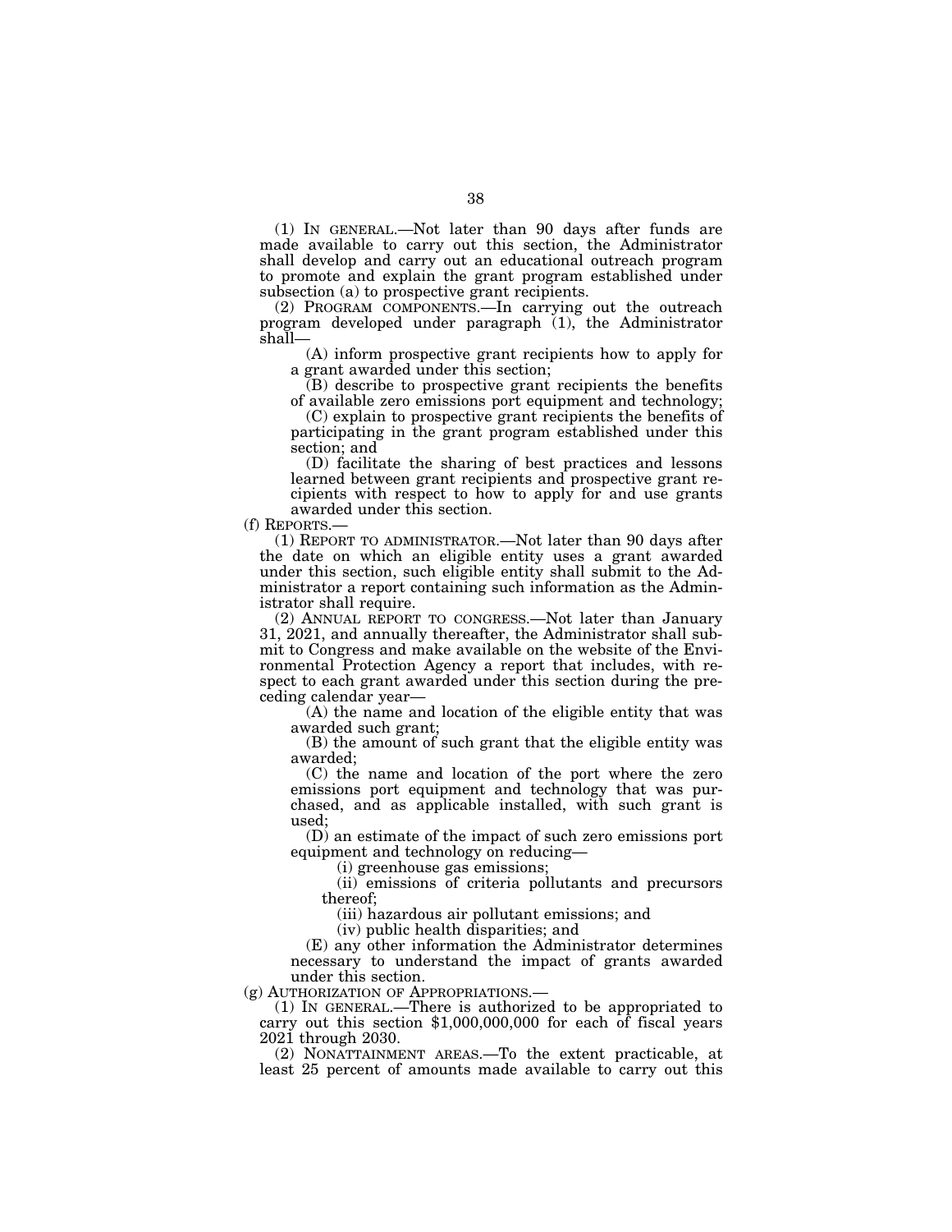(1) IN GENERAL.—Not later than 90 days after funds are made available to carry out this section, the Administrator shall develop and carry out an educational outreach program to promote and explain the grant program established under subsection (a) to prospective grant recipients.

(2) PROGRAM COMPONENTS.—In carrying out the outreach program developed under paragraph (1), the Administrator shall—

(A) inform prospective grant recipients how to apply for a grant awarded under this section;

(B) describe to prospective grant recipients the benefits of available zero emissions port equipment and technology;

(C) explain to prospective grant recipients the benefits of participating in the grant program established under this section; and

(D) facilitate the sharing of best practices and lessons learned between grant recipients and prospective grant recipients with respect to how to apply for and use grants awarded under this section.

(f) REPORTS.—

(1) REPORT TO ADMINISTRATOR.—Not later than 90 days after the date on which an eligible entity uses a grant awarded under this section, such eligible entity shall submit to the Administrator a report containing such information as the Administrator shall require.

(2) ANNUAL REPORT TO CONGRESS.—Not later than January 31, 2021, and annually thereafter, the Administrator shall submit to Congress and make available on the website of the Environmental Protection Agency a report that includes, with respect to each grant awarded under this section during the preceding calendar year—

(A) the name and location of the eligible entity that was awarded such grant;

(B) the amount of such grant that the eligible entity was awarded;

(C) the name and location of the port where the zero emissions port equipment and technology that was purchased, and as applicable installed, with such grant is used;

(D) an estimate of the impact of such zero emissions port equipment and technology on reducing—

(i) greenhouse gas emissions;

(ii) emissions of criteria pollutants and precursors thereof;

(iii) hazardous air pollutant emissions; and

(iv) public health disparities; and

(E) any other information the Administrator determines necessary to understand the impact of grants awarded under this section.

(g) AUTHORIZATION OF APPROPRIATIONS.—

(1) IN GENERAL.—There is authorized to be appropriated to carry out this section $1,000,000,000 for each of fiscal years 2021 through 2030.

(2) NONATTAINMENT AREAS.—To the extent practicable, at least 25 percent of amounts made available to carry out this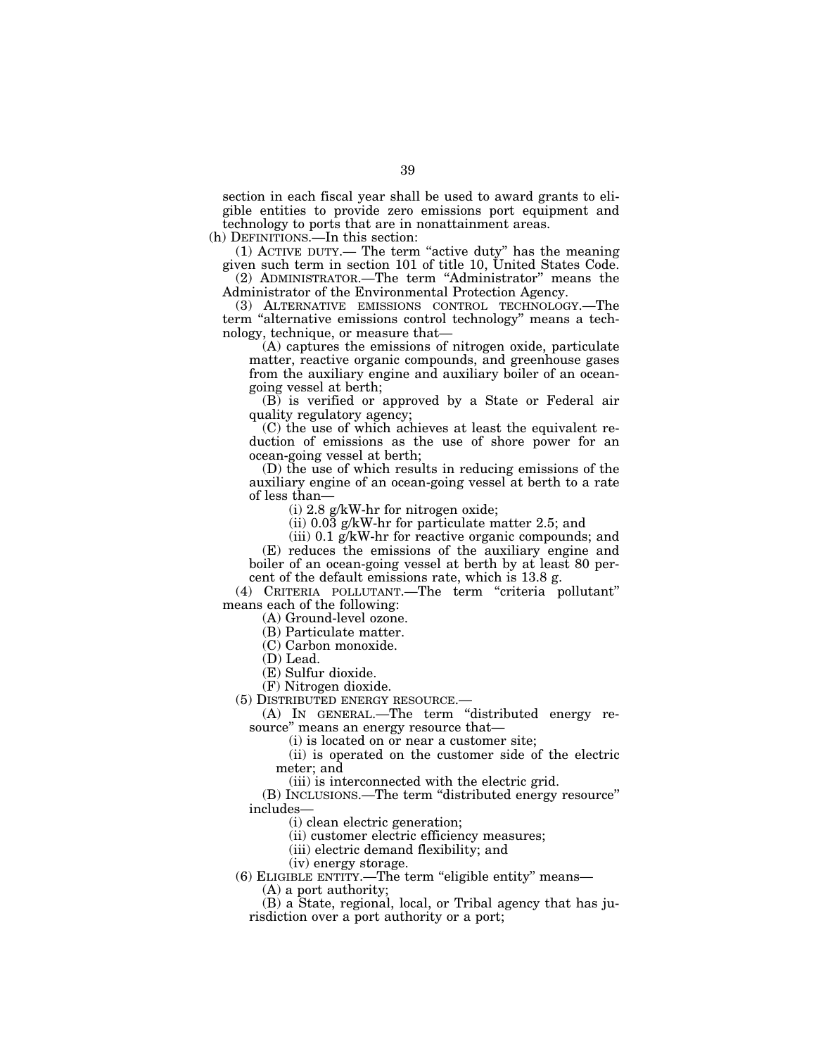section in each fiscal year shall be used to award grants to eligible entities to provide zero emissions port equipment and technology to ports that are in nonattainment areas.

(h) DEFINITIONS.—In this section:

(1) ACTIVE DUTY.— The term "active duty" has the meaning given such term in section 101 of title 10, United States Code.

(2) ADMINISTRATOR.—The term "Administrator" means the Administrator of the Environmental Protection Agency.

(3) ALTERNATIVE EMISSIONS CONTROL TECHNOLOGY.—The term "alternative emissions control technology" means a technology, technique, or measure that—

(A) captures the emissions of nitrogen oxide, particulate matter, reactive organic compounds, and greenhouse gases from the auxiliary engine and auxiliary boiler of an ocean-going vessel at berth;

(B) is verified or approved by a State or Federal air quality regulatory agency;

(C) the use of which achieves at least the equivalent reduction of emissions as the use of shore power for an ocean-going vessel at berth;

(D) the use of which results in reducing emissions of the auxiliary engine of an ocean-going vessel at berth to a rate of less than—

(i) 2.8 g/kW-hr for nitrogen oxide;

(ii) 0.03 g/kW-hr for particulate matter 2.5; and

(iii) 0.1 g/kW-hr for reactive organic compounds; and

(E) reduces the emissions of the auxiliary engine and boiler of an ocean-going vessel at berth by at least 80 percent of the default emissions rate, which is 13.8 g.

(4) CRITERIA POLLUTANT.—The term "criteria pollutant" means each of the following:

(A) Ground-level ozone.

(B) Particulate matter.

(C) Carbon monoxide.

(D) Lead.

(E) Sulfur dioxide.

(F) Nitrogen dioxide.

(5) DISTRIBUTED ENERGY RESOURCE.—

(A) IN GENERAL.—The term "distributed energy resource" means an energy resource that—

(i) is located on or near a customer site;

(ii) is operated on the customer side of the electric meter; and

(iii) is interconnected with the electric grid.

(B) INCLUSIONS.—The term "distributed energy resource" includes—

(i) clean electric generation;

(ii) customer electric efficiency measures;

(iii) electric demand flexibility; and

(iv) energy storage.

(6) ELIGIBLE ENTITY.—The term "eligible entity" means—

(A) a port authority;

(B) a State, regional, local, or Tribal agency that has jurisdiction over a port authority or a port;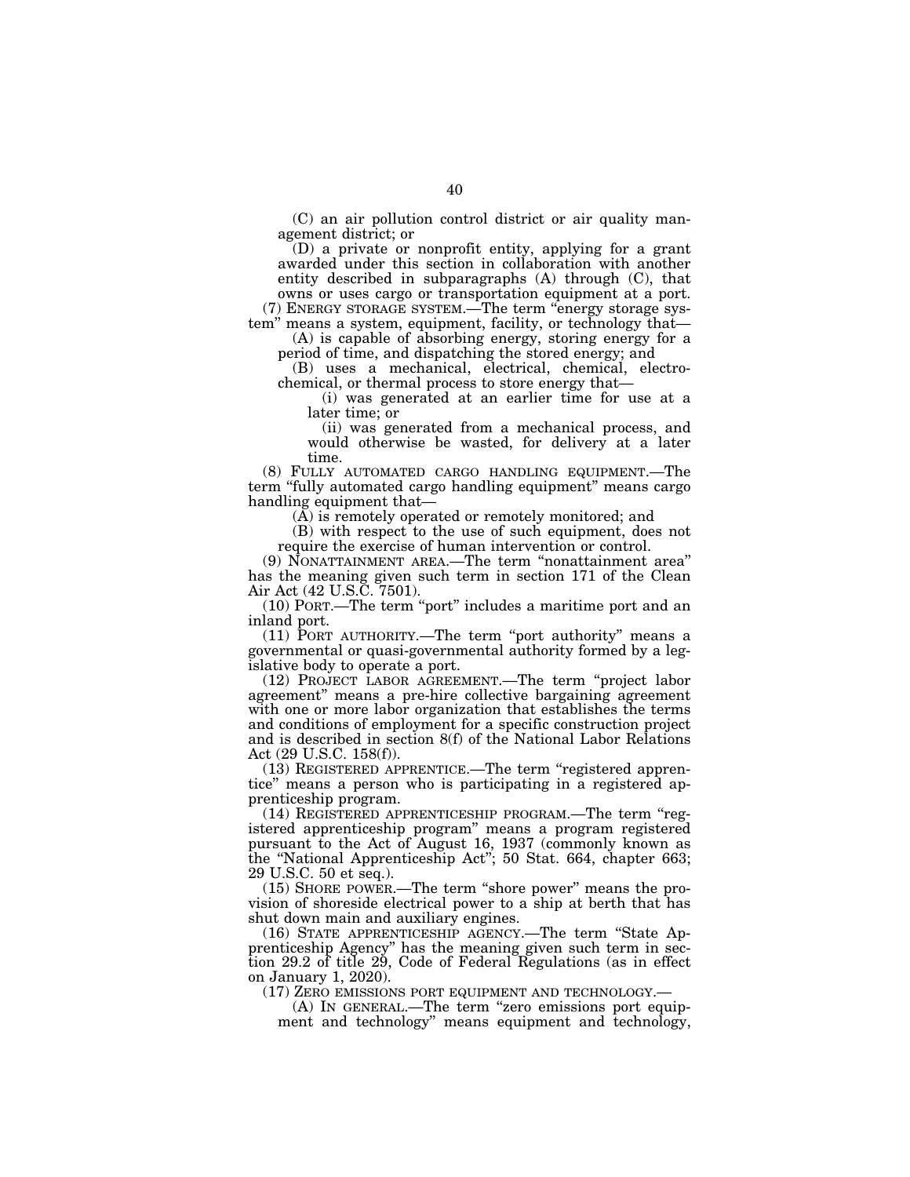(C) an air pollution control district or air quality management district; or

(D) a private or nonprofit entity, applying for a grant awarded under this section in collaboration with another entity described in subparagraphs (A) through (C), that owns or uses cargo or transportation equipment at a port.

(7) ENERGY STORAGE SYSTEM.—The term "energy storage system" means a system, equipment, facility, or technology that—

(A) is capable of absorbing energy, storing energy for a period of time, and dispatching the stored energy; and

(B) uses a mechanical, electrical, chemical, electrochemical, or thermal process to store energy that—

(i) was generated at an earlier time for use at a later time; or

(ii) was generated from a mechanical process, and would otherwise be wasted, for delivery at a later time.

(8) FULLY AUTOMATED CARGO HANDLING EQUIPMENT.—The term "fully automated cargo handling equipment" means cargo handling equipment that—

(A) is remotely operated or remotely monitored; and

(B) with respect to the use of such equipment, does not require the exercise of human intervention or control.

(9) NONATTAINMENT AREA.—The term "nonattainment area" has the meaning given such term in section 171 of the Clean Air Act (42 U.S.C. 7501).

(10) PORT.—The term "port" includes a maritime port and an inland port.

(11) PORT AUTHORITY.—The term "port authority" means a governmental or quasi-governmental authority formed by a legislative body to operate a port.

(12) PROJECT LABOR AGREEMENT.—The term "project labor agreement" means a pre-hire collective bargaining agreement with one or more labor organization that establishes the terms and conditions of employment for a specific construction project and is described in section 8(f) of the National Labor Relations Act (29 U.S.C. 158(f)).

(13) REGISTERED APPRENTICE.—The term "registered apprentice" means a person who is participating in a registered apprenticeship program.

(14) REGISTERED APPRENTICESHIP PROGRAM.—The term "registered apprenticeship program" means a program registered pursuant to the Act of August 16, 1937 (commonly known as the "National Apprenticeship Act"; 50 Stat. 664, chapter 663; 29 U.S.C. 50 et seq.).

(15) SHORE POWER.—The term "shore power" means the provision of shoreside electrical power to a ship at berth that has shut down main and auxiliary engines.

(16) STATE APPRENTICESHIP AGENCY.—The term "State Apprenticeship Agency" has the meaning given such term in section 29.2 of title 29, Code of Federal Regulations (as in effect on January 1, 2020).

(17) ZERO EMISSIONS PORT EQUIPMENT AND TECHNOLOGY.—

(A) IN GENERAL.—The term "zero emissions port equipment and technology" means equipment and technology,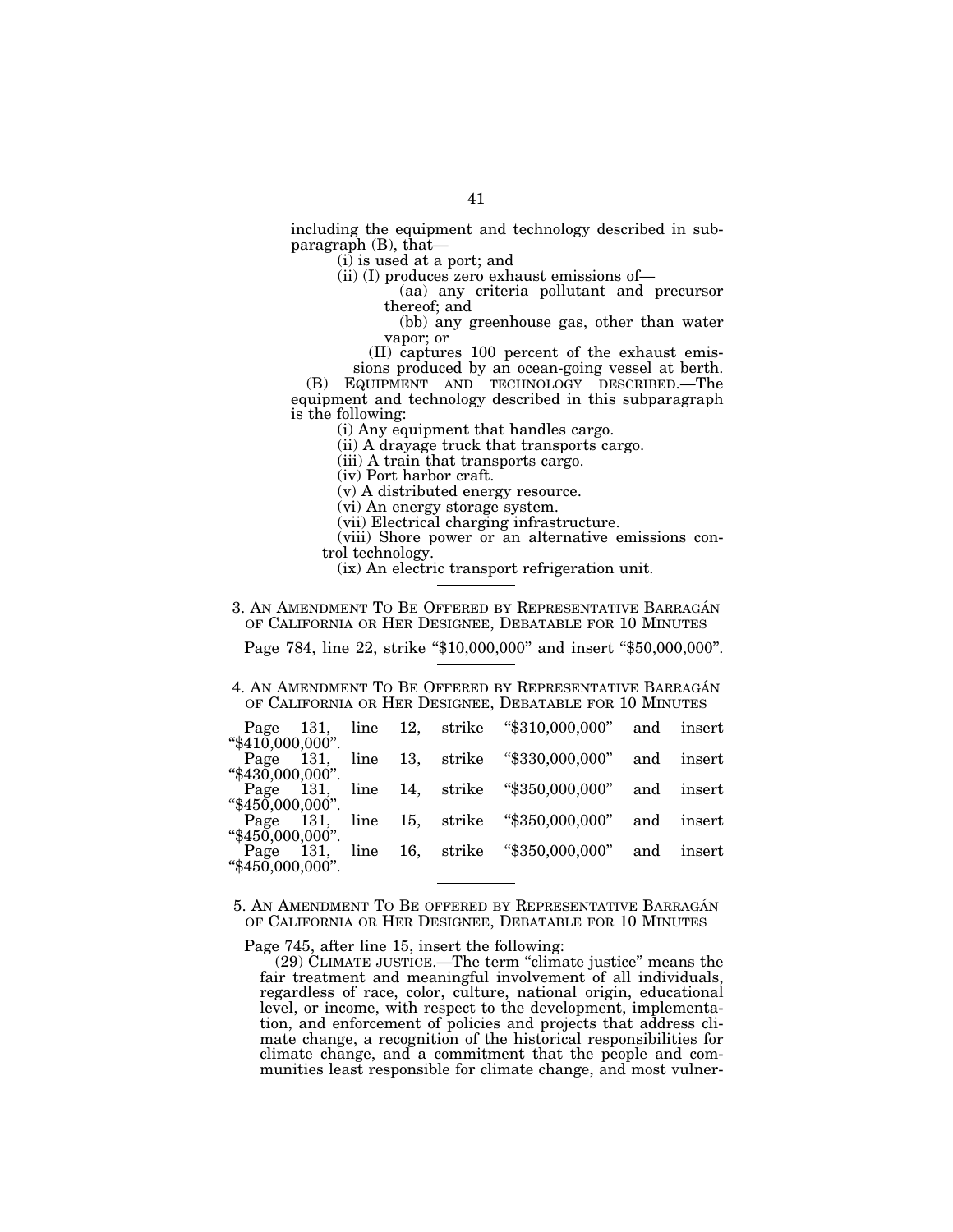including the equipment and technology described in subparagraph (B), that—

(i) is used at a port; and

(ii) (I) produces zero exhaust emissions of—

(aa) any criteria pollutant and precursor thereof; and

(bb) any greenhouse gas, other than water vapor; or

(II) captures 100 percent of the exhaust emissions produced by an ocean-going vessel at berth.

(B) EQUIPMENT AND TECHNOLOGY DESCRIBED.—The equipment and technology described in this subparagraph is the following:

(i) Any equipment that handles cargo.

(ii) A drayage truck that transports cargo.

(iii) A train that transports cargo.

(iv) Port harbor craft.

(v) A distributed energy resource.

(vi) An energy storage system.

(vii) Electrical charging infrastructure.

(viii) Shore power or an alternative emissions control technology.

(ix) An electric transport refrigeration unit.

---

3. AN AMENDMENT TO BE OFFERED BY REPRESENTATIVE BARRAGÁN OF CALIFORNIA OR HER DESIGNEE, DEBATABLE FOR 10 MINUTES

Page 784, line 22, strike "$10,000,000" and insert "$50,000,000".

---

4. AN AMENDMENT TO BE OFFERED BY REPRESENTATIVE BARRAGÁN OF CALIFORNIA OR HER DESIGNEE, DEBATABLE FOR 10 MINUTES

Page 131, line 12, strike "$310,000,000" and insert "$410,000,000".

Page 131, line 13, strike "$330,000,000" and insert "$430,000,000".

Page 131, line 14, strike "$350,000,000" and insert "$450,000,000".

Page 131, line 15, strike "$350,000,000" and insert "$450,000,000".

Page 131, line 16, strike "$350,000,000" and insert "$450,000,000".

---

5. AN AMENDMENT TO BE OFFERED BY REPRESENTATIVE BARRAGÁN OF CALIFORNIA OR HER DESIGNEE, DEBATABLE FOR 10 MINUTES

Page 745, after line 15, insert the following:

(29) CLIMATE JUSTICE.—The term "climate justice" means the fair treatment and meaningful involvement of all individuals, regardless of race, color, culture, national origin, educational level, or income, with respect to the development, implementation, and enforcement of policies and projects that address climate change, a recognition of the historical responsibilities for climate change, and a commitment that the people and communities least responsible for climate change, and most vulner-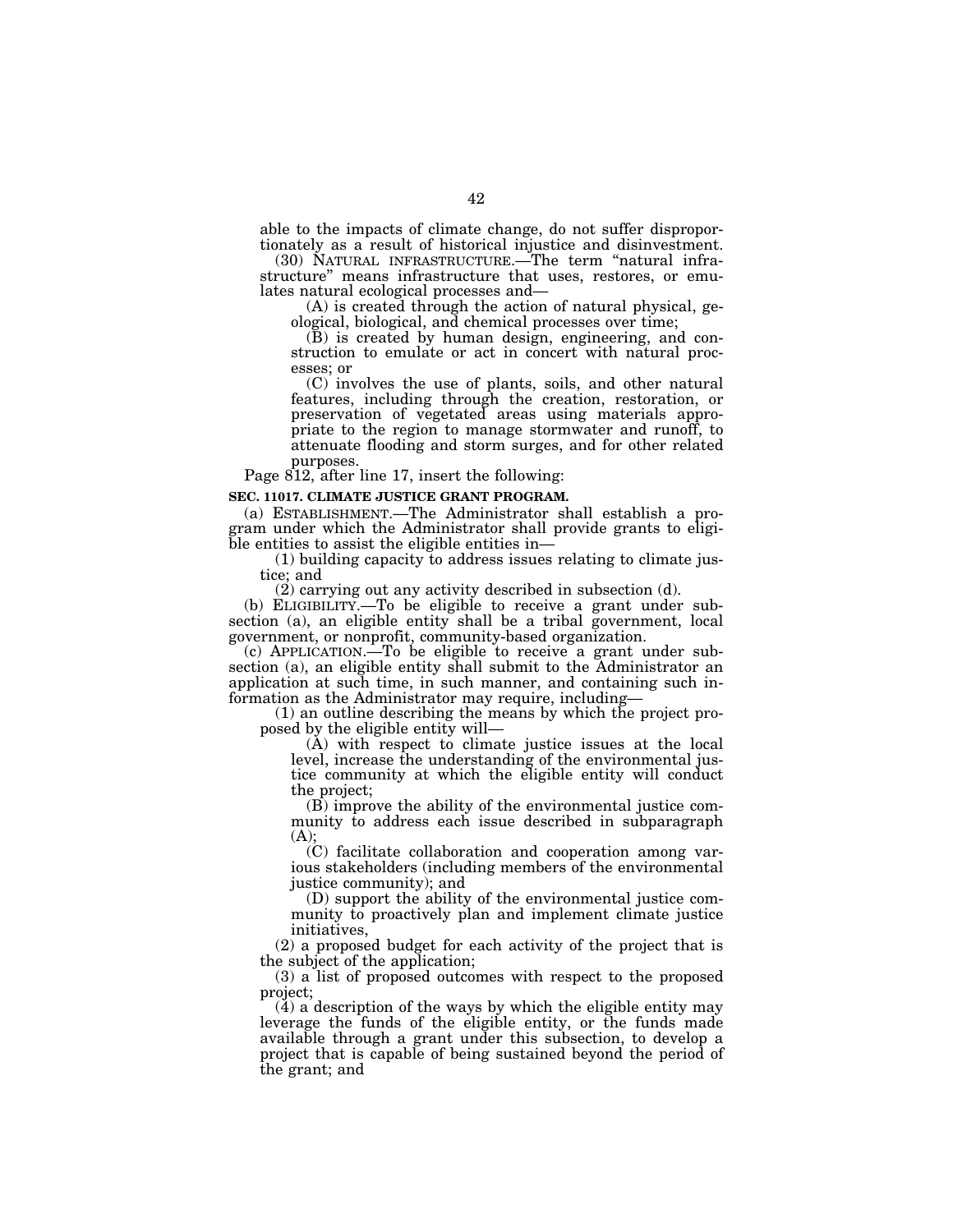able to the impacts of climate change, do not suffer disproportionately as a result of historical injustice and disinvestment.

(30) NATURAL INFRASTRUCTURE.—The term "natural infrastructure" means infrastructure that uses, restores, or emulates natural ecological processes and—

(A) is created through the action of natural physical, geological, biological, and chemical processes over time;

(B) is created by human design, engineering, and construction to emulate or act in concert with natural processes; or

(C) involves the use of plants, soils, and other natural features, including through the creation, restoration, or preservation of vegetated areas using materials appropriate to the region to manage stormwater and runoff, to attenuate flooding and storm surges, and for other related purposes.

Page 812, after line 17, insert the following:

**SEC. 11017. CLIMATE JUSTICE GRANT PROGRAM.**

(a) ESTABLISHMENT.—The Administrator shall establish a program under which the Administrator shall provide grants to eligible entities to assist the eligible entities in—

(1) building capacity to address issues relating to climate justice; and

(2) carrying out any activity described in subsection (d).

(b) ELIGIBILITY.—To be eligible to receive a grant under subsection (a), an eligible entity shall be a tribal government, local government, or nonprofit, community-based organization.

(c) APPLICATION.—To be eligible to receive a grant under subsection (a), an eligible entity shall submit to the Administrator an application at such time, in such manner, and containing such information as the Administrator may require, including—

(1) an outline describing the means by which the project proposed by the eligible entity will—

(A) with respect to climate justice issues at the local level, increase the understanding of the environmental justice community at which the eligible entity will conduct the project;

(B) improve the ability of the environmental justice community to address each issue described in subparagraph (A);

(C) facilitate collaboration and cooperation among various stakeholders (including members of the environmental justice community); and

(D) support the ability of the environmental justice community to proactively plan and implement climate justice initiatives,

(2) a proposed budget for each activity of the project that is the subject of the application;

(3) a list of proposed outcomes with respect to the proposed project;

(4) a description of the ways by which the eligible entity may leverage the funds of the eligible entity, or the funds made available through a grant under this subsection, to develop a project that is capable of being sustained beyond the period of the grant; and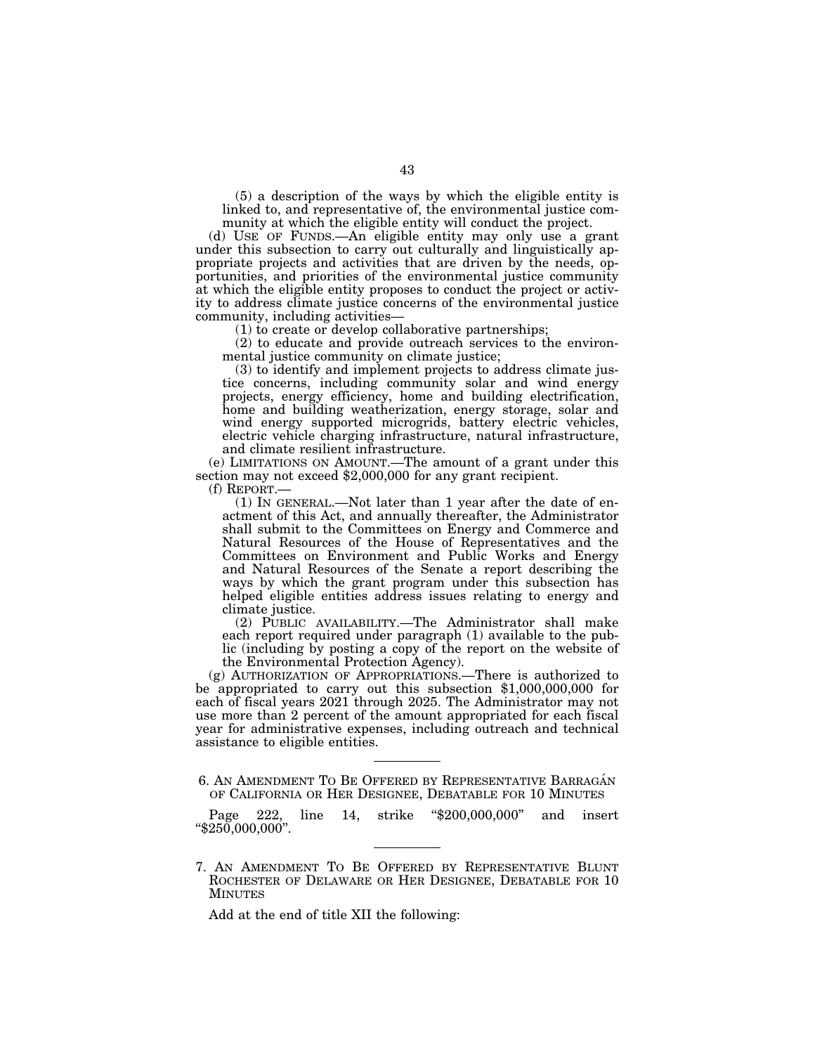(5) a description of the ways by which the eligible entity is linked to, and representative of, the environmental justice community at which the eligible entity will conduct the project.

(d) USE OF FUNDS.—An eligible entity may only use a grant under this subsection to carry out culturally and linguistically appropriate projects and activities that are driven by the needs, opportunities, and priorities of the environmental justice community at which the eligible entity proposes to conduct the project or activity to address climate justice concerns of the environmental justice community, including activities—

(1) to create or develop collaborative partnerships;

(2) to educate and provide outreach services to the environmental justice community on climate justice;

(3) to identify and implement projects to address climate justice concerns, including community solar and wind energy projects, energy efficiency, home and building electrification, home and building weatherization, energy storage, solar and wind energy supported microgrids, battery electric vehicles, electric vehicle charging infrastructure, natural infrastructure, and climate resilient infrastructure.

(e) LIMITATIONS ON AMOUNT.—The amount of a grant under this section may not exceed $2,000,000 for any grant recipient.

(f) REPORT.—

(1) IN GENERAL.—Not later than 1 year after the date of enactment of this Act, and annually thereafter, the Administrator shall submit to the Committees on Energy and Commerce and Natural Resources of the House of Representatives and the Committees on Environment and Public Works and Energy and Natural Resources of the Senate a report describing the ways by which the grant program under this subsection has helped eligible entities address issues relating to energy and climate justice.

(2) PUBLIC AVAILABILITY.—The Administrator shall make each report required under paragraph (1) available to the public (including by posting a copy of the report on the website of the Environmental Protection Agency).

(g) AUTHORIZATION OF APPROPRIATIONS.—There is authorized to be appropriated to carry out this subsection $1,000,000,000 for each of fiscal years 2021 through 2025. The Administrator may not use more than 2 percent of the amount appropriated for each fiscal year for administrative expenses, including outreach and technical assistance to eligible entities.

---

6. AN AMENDMENT TO BE OFFERED BY REPRESENTATIVE BARRAGÁN OF CALIFORNIA OR HER DESIGNEE, DEBATABLE FOR 10 MINUTES

Page 222, line 14, strike "$200,000,000" and insert "$250,000,000".

---

7. AN AMENDMENT TO BE OFFERED BY REPRESENTATIVE BLUNT ROCHESTER OF DELAWARE OR HER DESIGNEE, DEBATABLE FOR 10 MINUTES

Add at the end of title XII the following: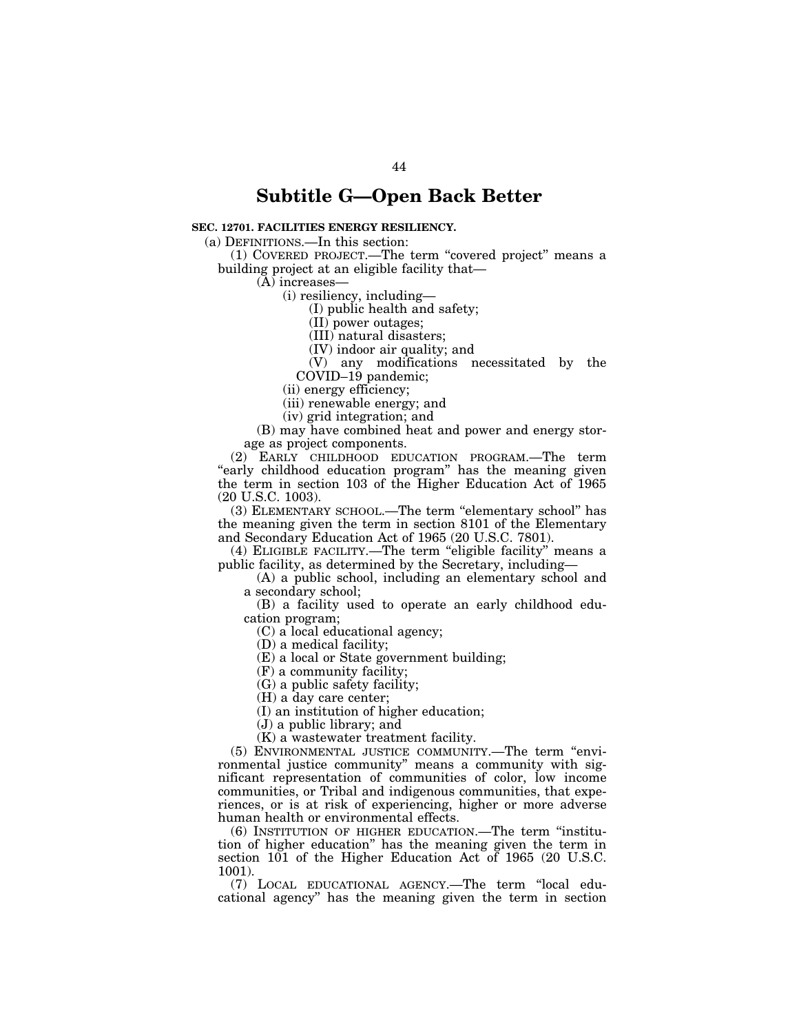## Subtitle G—Open Back Better

**SEC. 12701. FACILITIES ENERGY RESILIENCY.**

(a) DEFINITIONS.—In this section:

(1) COVERED PROJECT.—The term "covered project" means a building project at an eligible facility that—

(A) increases—

(i) resiliency, including—

(I) public health and safety;

(II) power outages;

(III) natural disasters;

(IV) indoor air quality; and

(V) any modifications necessitated by the COVID–19 pandemic;

(ii) energy efficiency;

(iii) renewable energy; and

(iv) grid integration; and

(B) may have combined heat and power and energy storage as project components.

(2) EARLY CHILDHOOD EDUCATION PROGRAM.—The term "early childhood education program" has the meaning given the term in section 103 of the Higher Education Act of 1965 (20 U.S.C. 1003).

(3) ELEMENTARY SCHOOL.—The term "elementary school" has the meaning given the term in section 8101 of the Elementary and Secondary Education Act of 1965 (20 U.S.C. 7801).

(4) ELIGIBLE FACILITY.—The term "eligible facility" means a public facility, as determined by the Secretary, including—

(A) a public school, including an elementary school and a secondary school;

(B) a facility used to operate an early childhood education program;

(C) a local educational agency;

(D) a medical facility;

(E) a local or State government building;

(F) a community facility;

(G) a public safety facility;

(H) a day care center;

(I) an institution of higher education;

(J) a public library; and

(K) a wastewater treatment facility.

(5) ENVIRONMENTAL JUSTICE COMMUNITY.—The term "environmental justice community" means a community with significant representation of communities of color, low income communities, or Tribal and indigenous communities, that experiences, or is at risk of experiencing, higher or more adverse human health or environmental effects.

(6) INSTITUTION OF HIGHER EDUCATION.—The term "institution of higher education" has the meaning given the term in section 101 of the Higher Education Act of 1965 (20 U.S.C. 1001).

(7) LOCAL EDUCATIONAL AGENCY.—The term "local educational agency" has the meaning given the term in section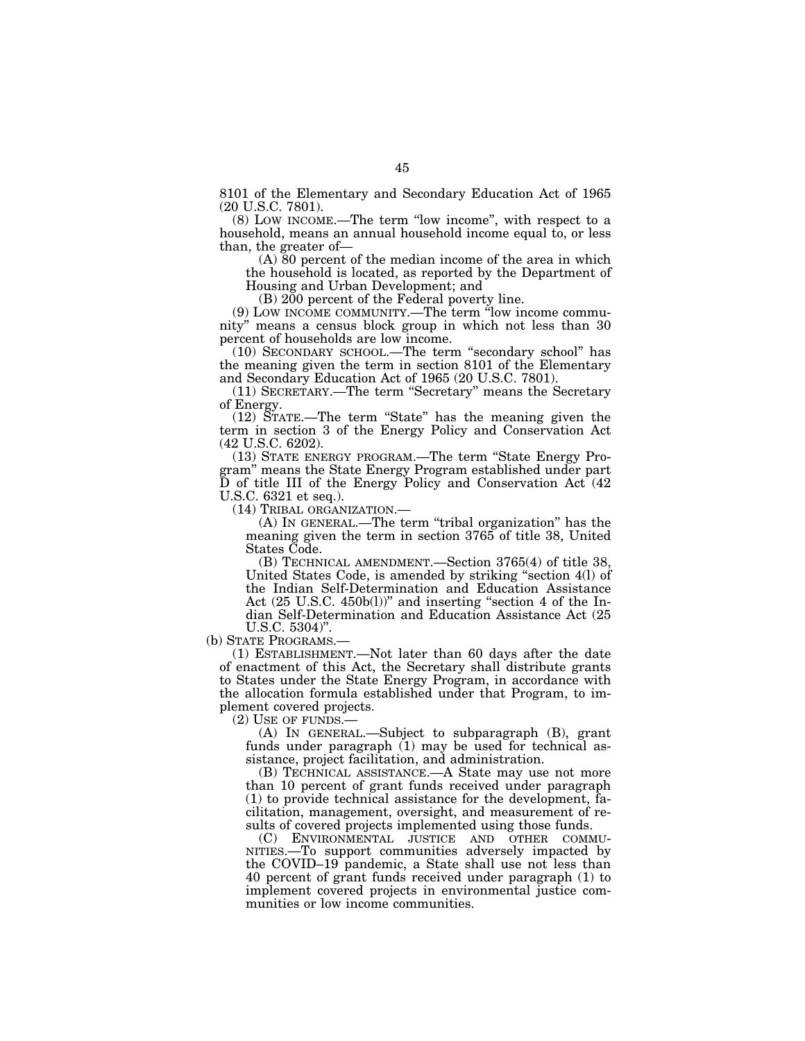8101 of the Elementary and Secondary Education Act of 1965 (20 U.S.C. 7801).

(8) LOW INCOME.—The term "low income", with respect to a household, means an annual household income equal to, or less than, the greater of—

(A) 80 percent of the median income of the area in which the household is located, as reported by the Department of Housing and Urban Development; and

(B) 200 percent of the Federal poverty line.

(9) LOW INCOME COMMUNITY.—The term "low income community" means a census block group in which not less than 30 percent of households are low income.

(10) SECONDARY SCHOOL.—The term "secondary school" has the meaning given the term in section 8101 of the Elementary and Secondary Education Act of 1965 (20 U.S.C. 7801).

(11) SECRETARY.—The term "Secretary" means the Secretary of Energy.

(12) STATE.—The term "State" has the meaning given the term in section 3 of the Energy Policy and Conservation Act (42 U.S.C. 6202).

(13) STATE ENERGY PROGRAM.—The term "State Energy Program" means the State Energy Program established under part D of title III of the Energy Policy and Conservation Act (42 U.S.C. 6321 et seq.).

(14) TRIBAL ORGANIZATION.—

(A) IN GENERAL.—The term "tribal organization" has the meaning given the term in section 3765 of title 38, United States Code.

(B) TECHNICAL AMENDMENT.—Section 3765(4) of title 38, United States Code, is amended by striking "section 4(l) of the Indian Self-Determination and Education Assistance Act (25 U.S.C. 450b(l))" and inserting "section 4 of the Indian Self-Determination and Education Assistance Act (25 U.S.C. 5304)".

(b) STATE PROGRAMS.—

(1) ESTABLISHMENT.—Not later than 60 days after the date of enactment of this Act, the Secretary shall distribute grants to States under the State Energy Program, in accordance with the allocation formula established under that Program, to implement covered projects.

(2) USE OF FUNDS.—

(A) IN GENERAL.—Subject to subparagraph (B), grant funds under paragraph (1) may be used for technical assistance, project facilitation, and administration.

(B) TECHNICAL ASSISTANCE.—A State may use not more than 10 percent of grant funds received under paragraph (1) to provide technical assistance for the development, facilitation, management, oversight, and measurement of results of covered projects implemented using those funds.

(C) ENVIRONMENTAL JUSTICE AND OTHER COMMUNITIES.—To support communities adversely impacted by the COVID–19 pandemic, a State shall use not less than 40 percent of grant funds received under paragraph (1) to implement covered projects in environmental justice communities or low income communities.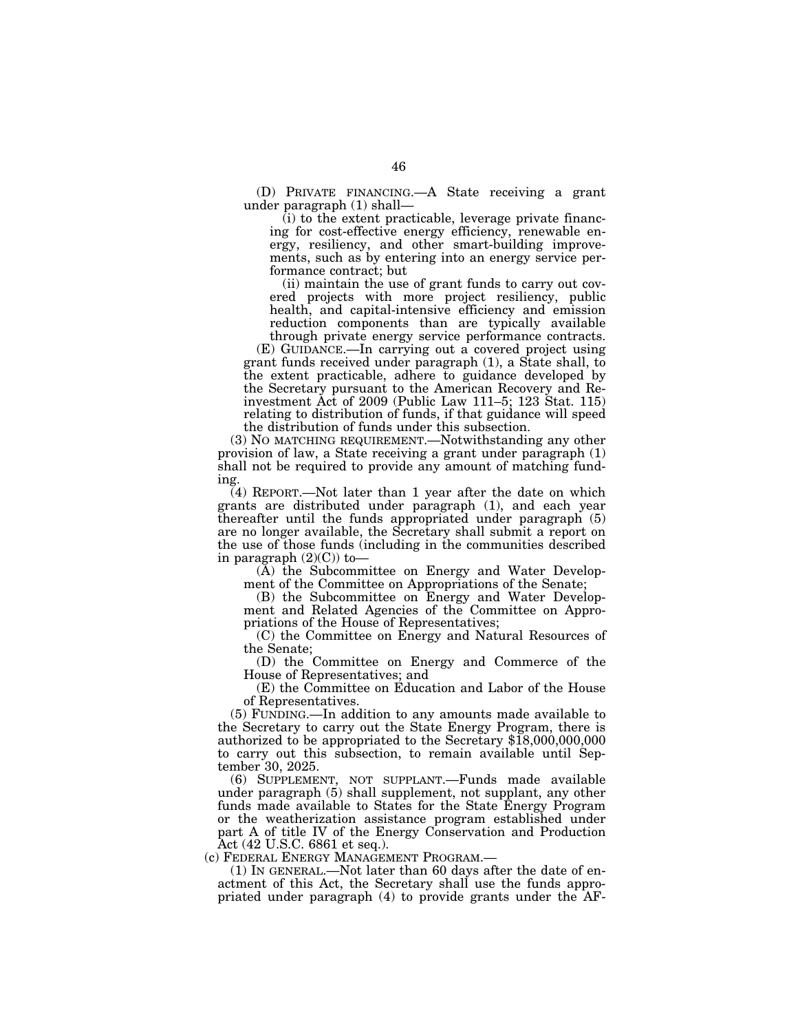(D) PRIVATE FINANCING.—A State receiving a grant under paragraph (1) shall—

(i) to the extent practicable, leverage private financing for cost-effective energy efficiency, renewable energy, resiliency, and other smart-building improvements, such as by entering into an energy service performance contract; but

(ii) maintain the use of grant funds to carry out covered projects with more project resiliency, public health, and capital-intensive efficiency and emission reduction components than are typically available through private energy service performance contracts.

(E) GUIDANCE.—In carrying out a covered project using grant funds received under paragraph (1), a State shall, to the extent practicable, adhere to guidance developed by the Secretary pursuant to the American Recovery and Reinvestment Act of 2009 (Public Law 111–5; 123 Stat. 115) relating to distribution of funds, if that guidance will speed the distribution of funds under this subsection.

(3) NO MATCHING REQUIREMENT.—Notwithstanding any other provision of law, a State receiving a grant under paragraph (1) shall not be required to provide any amount of matching funding.

(4) REPORT.—Not later than 1 year after the date on which grants are distributed under paragraph (1), and each year thereafter until the funds appropriated under paragraph (5) are no longer available, the Secretary shall submit a report on the use of those funds (including in the communities described in paragraph (2)(C)) to—

(A) the Subcommittee on Energy and Water Development of the Committee on Appropriations of the Senate;

(B) the Subcommittee on Energy and Water Development and Related Agencies of the Committee on Appropriations of the House of Representatives;

(C) the Committee on Energy and Natural Resources of the Senate;

(D) the Committee on Energy and Commerce of the House of Representatives; and

(E) the Committee on Education and Labor of the House of Representatives.

(5) FUNDING.—In addition to any amounts made available to the Secretary to carry out the State Energy Program, there is authorized to be appropriated to the Secretary $18,000,000,000 to carry out this subsection, to remain available until September 30, 2025.

(6) SUPPLEMENT, NOT SUPPLANT.—Funds made available under paragraph (5) shall supplement, not supplant, any other funds made available to States for the State Energy Program or the weatherization assistance program established under part A of title IV of the Energy Conservation and Production Act (42 U.S.C. 6861 et seq.).

(c) FEDERAL ENERGY MANAGEMENT PROGRAM.—

(1) IN GENERAL.—Not later than 60 days after the date of enactment of this Act, the Secretary shall use the funds appropriated under paragraph (4) to provide grants under the AF-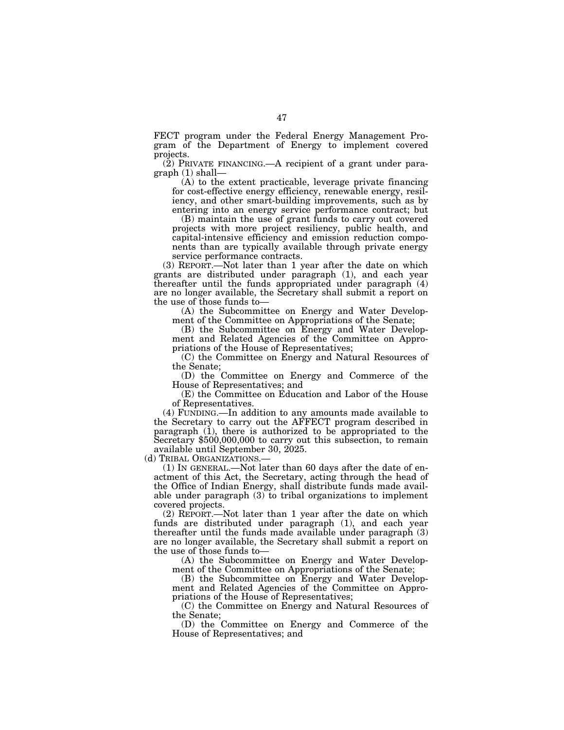FECT program under the Federal Energy Management Program of the Department of Energy to implement covered projects.

(2) PRIVATE FINANCING.—A recipient of a grant under paragraph (1) shall—

(A) to the extent practicable, leverage private financing for cost-effective energy efficiency, renewable energy, resiliency, and other smart-building improvements, such as by entering into an energy service performance contract; but

(B) maintain the use of grant funds to carry out covered projects with more project resiliency, public health, and capital-intensive efficiency and emission reduction components than are typically available through private energy service performance contracts.

(3) REPORT.—Not later than 1 year after the date on which grants are distributed under paragraph (1), and each year thereafter until the funds appropriated under paragraph (4) are no longer available, the Secretary shall submit a report on the use of those funds to—

(A) the Subcommittee on Energy and Water Development of the Committee on Appropriations of the Senate;

(B) the Subcommittee on Energy and Water Development and Related Agencies of the Committee on Appropriations of the House of Representatives;

(C) the Committee on Energy and Natural Resources of the Senate;

(D) the Committee on Energy and Commerce of the House of Representatives; and

(E) the Committee on Education and Labor of the House of Representatives.

(4) FUNDING.—In addition to any amounts made available to the Secretary to carry out the AFFECT program described in paragraph (1), there is authorized to be appropriated to the Secretary $500,000,000 to carry out this subsection, to remain available until September 30, 2025.

(d) TRIBAL ORGANIZATIONS.—

(1) IN GENERAL.—Not later than 60 days after the date of enactment of this Act, the Secretary, acting through the head of the Office of Indian Energy, shall distribute funds made available under paragraph (3) to tribal organizations to implement covered projects.

(2) REPORT.—Not later than 1 year after the date on which funds are distributed under paragraph (1), and each year thereafter until the funds made available under paragraph (3) are no longer available, the Secretary shall submit a report on the use of those funds to—

(A) the Subcommittee on Energy and Water Development of the Committee on Appropriations of the Senate;

(B) the Subcommittee on Energy and Water Development and Related Agencies of the Committee on Appropriations of the House of Representatives;

(C) the Committee on Energy and Natural Resources of the Senate;

(D) the Committee on Energy and Commerce of the House of Representatives; and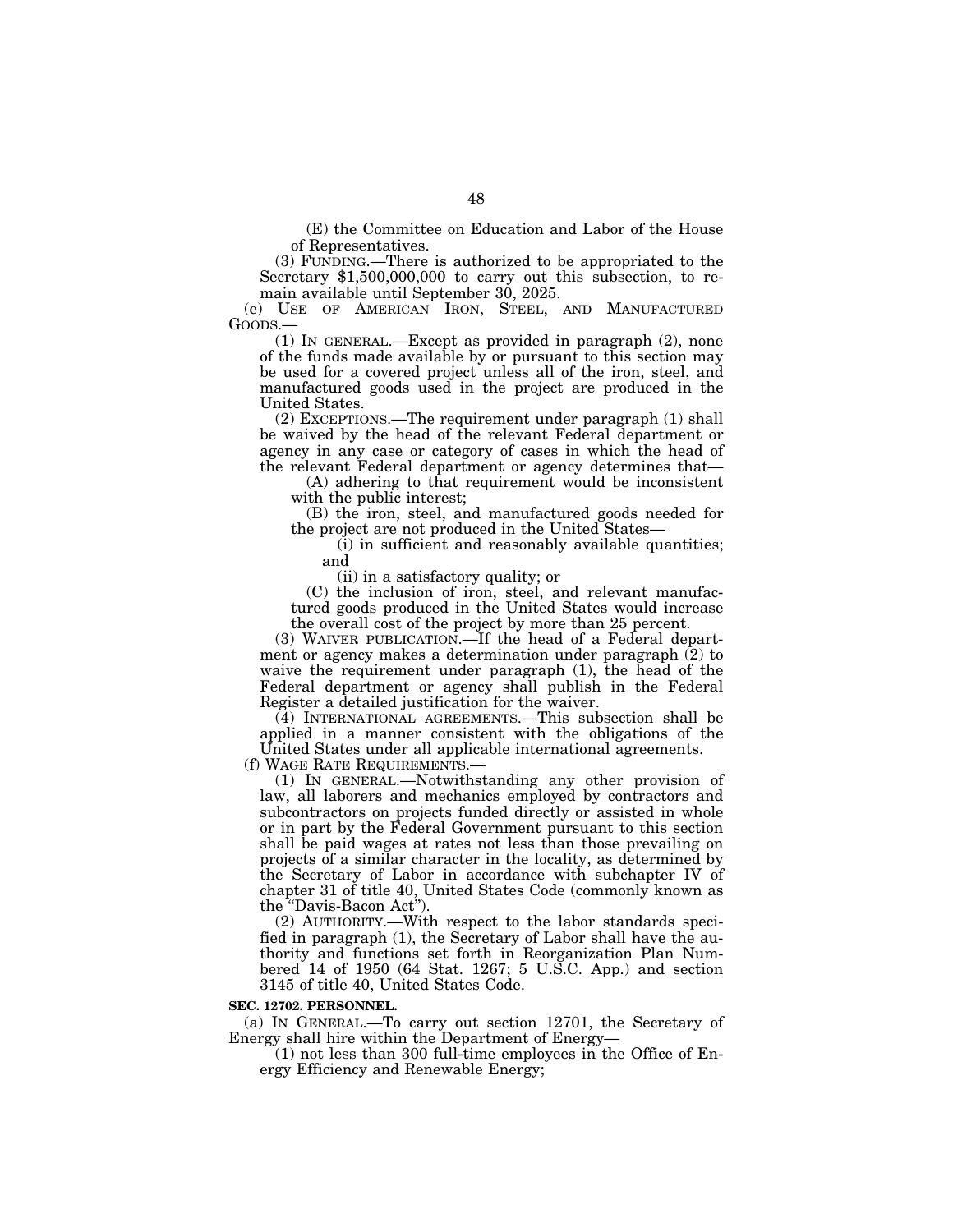(E) the Committee on Education and Labor of the House of Representatives.

(3) FUNDING.—There is authorized to be appropriated to the Secretary $1,500,000,000 to carry out this subsection, to remain available until September 30, 2025.

(e) USE OF AMERICAN IRON, STEEL, AND MANUFACTURED GOODS.—

(1) IN GENERAL.—Except as provided in paragraph (2), none of the funds made available by or pursuant to this section may be used for a covered project unless all of the iron, steel, and manufactured goods used in the project are produced in the United States.

(2) EXCEPTIONS.—The requirement under paragraph (1) shall be waived by the head of the relevant Federal department or agency in any case or category of cases in which the head of the relevant Federal department or agency determines that—

(A) adhering to that requirement would be inconsistent with the public interest;

(B) the iron, steel, and manufactured goods needed for the project are not produced in the United States—

(i) in sufficient and reasonably available quantities; and

(ii) in a satisfactory quality; or

(C) the inclusion of iron, steel, and relevant manufactured goods produced in the United States would increase the overall cost of the project by more than 25 percent.

(3) WAIVER PUBLICATION.—If the head of a Federal department or agency makes a determination under paragraph (2) to waive the requirement under paragraph (1), the head of the Federal department or agency shall publish in the Federal Register a detailed justification for the waiver.

(4) INTERNATIONAL AGREEMENTS.—This subsection shall be applied in a manner consistent with the obligations of the United States under all applicable international agreements.

(f) WAGE RATE REQUIREMENTS.—

(1) IN GENERAL.—Notwithstanding any other provision of law, all laborers and mechanics employed by contractors and subcontractors on projects funded directly or assisted in whole or in part by the Federal Government pursuant to this section shall be paid wages at rates not less than those prevailing on projects of a similar character in the locality, as determined by the Secretary of Labor in accordance with subchapter IV of chapter 31 of title 40, United States Code (commonly known as the "Davis-Bacon Act").

(2) AUTHORITY.—With respect to the labor standards specified in paragraph (1), the Secretary of Labor shall have the authority and functions set forth in Reorganization Plan Numbered 14 of 1950 (64 Stat. 1267; 5 U.S.C. App.) and section 3145 of title 40, United States Code.

**SEC. 12702. PERSONNEL.**

(a) IN GENERAL.—To carry out section 12701, the Secretary of Energy shall hire within the Department of Energy—

(1) not less than 300 full-time employees in the Office of Energy Efficiency and Renewable Energy;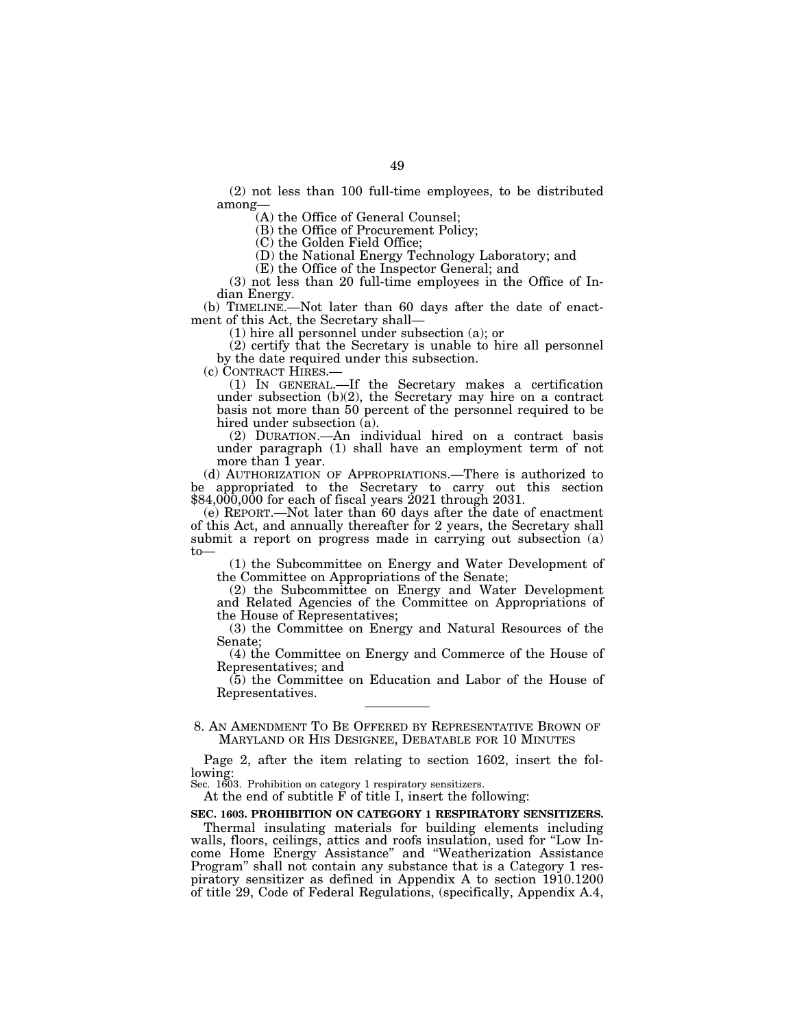(2) not less than 100 full-time employees, to be distributed among—

(A) the Office of General Counsel;

(B) the Office of Procurement Policy;

(C) the Golden Field Office;

(D) the National Energy Technology Laboratory; and

(E) the Office of the Inspector General; and

(3) not less than 20 full-time employees in the Office of Indian Energy.

(b) TIMELINE.—Not later than 60 days after the date of enactment of this Act, the Secretary shall—

(1) hire all personnel under subsection (a); or

(2) certify that the Secretary is unable to hire all personnel by the date required under this subsection.

(c) CONTRACT HIRES.—

(1) IN GENERAL.—If the Secretary makes a certification under subsection (b)(2), the Secretary may hire on a contract basis not more than 50 percent of the personnel required to be hired under subsection (a).

(2) DURATION.—An individual hired on a contract basis under paragraph (1) shall have an employment term of not more than 1 year.

(d) AUTHORIZATION OF APPROPRIATIONS.—There is authorized to be appropriated to the Secretary to carry out this section $84,000,000 for each of fiscal years 2021 through 2031.

(e) REPORT.—Not later than 60 days after the date of enactment of this Act, and annually thereafter for 2 years, the Secretary shall submit a report on progress made in carrying out subsection (a) to—

(1) the Subcommittee on Energy and Water Development of the Committee on Appropriations of the Senate;

(2) the Subcommittee on Energy and Water Development and Related Agencies of the Committee on Appropriations of the House of Representatives;

(3) the Committee on Energy and Natural Resources of the Senate;

(4) the Committee on Energy and Commerce of the House of Representatives; and

(5) the Committee on Education and Labor of the House of Representatives.

---

8. AN AMENDMENT TO BE OFFERED BY REPRESENTATIVE BROWN OF MARYLAND OR HIS DESIGNEE, DEBATABLE FOR 10 MINUTES

Page 2, after the item relating to section 1602, insert the following:

Sec. 1603. Prohibition on category 1 respiratory sensitizers.

At the end of subtitle F of title I, insert the following:

**SEC. 1603. PROHIBITION ON CATEGORY 1 RESPIRATORY SENSITIZERS.**

Thermal insulating materials for building elements including walls, floors, ceilings, attics and roofs insulation, used for "Low Income Home Energy Assistance" and "Weatherization Assistance Program" shall not contain any substance that is a Category 1 respiratory sensitizer as defined in Appendix A to section 1910.1200 of title 29, Code of Federal Regulations, (specifically, Appendix A.4,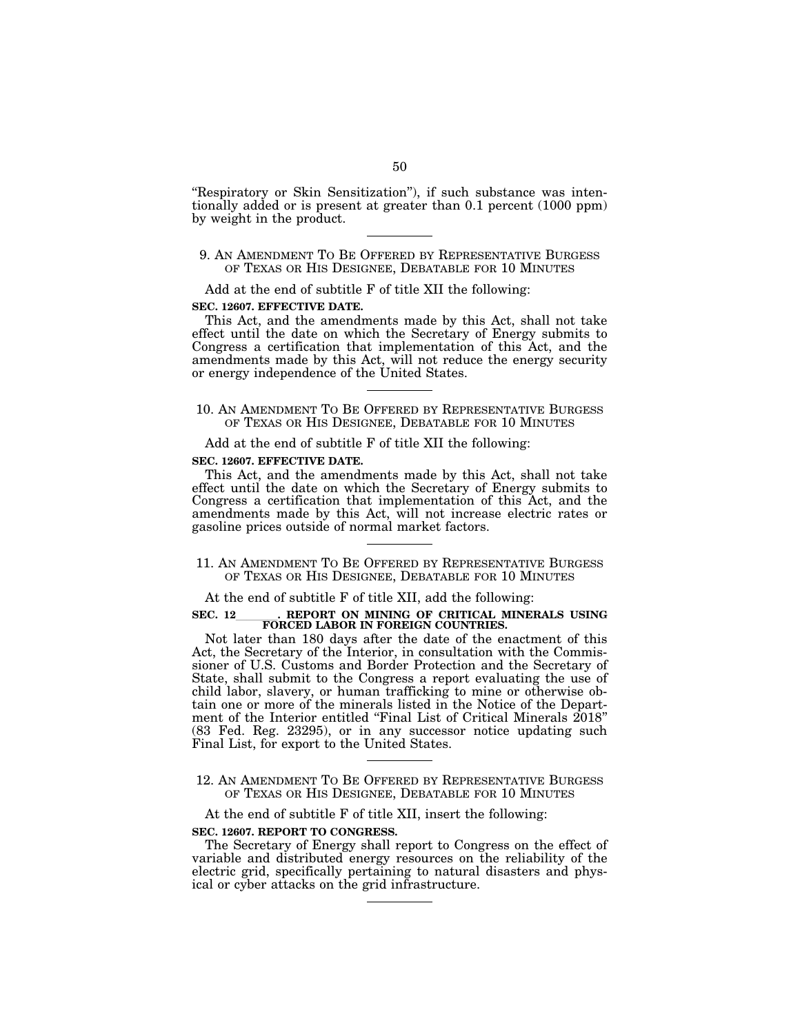"Respiratory or Skin Sensitization"), if such substance was intentionally added or is present at greater than 0.1 percent (1000 ppm) by weight in the product.

---

9. An Amendment To Be Offered by Representative Burgess of Texas or His Designee, Debatable for 10 Minutes

Add at the end of subtitle F of title XII the following:

**SEC. 12607. EFFECTIVE DATE.**

This Act, and the amendments made by this Act, shall not take effect until the date on which the Secretary of Energy submits to Congress a certification that implementation of this Act, and the amendments made by this Act, will not reduce the energy security or energy independence of the United States.

---

10. An Amendment To Be Offered by Representative Burgess of Texas or His Designee, Debatable for 10 Minutes

Add at the end of subtitle F of title XII the following:

**SEC. 12607. EFFECTIVE DATE.**

This Act, and the amendments made by this Act, shall not take effect until the date on which the Secretary of Energy submits to Congress a certification that implementation of this Act, and the amendments made by this Act, will not increase electric rates or gasoline prices outside of normal market factors.

---

11. An Amendment To Be Offered by Representative Burgess of Texas or His Designee, Debatable for 10 Minutes

At the end of subtitle F of title XII, add the following:

**SEC. 12\_\_\_\_\_\_. REPORT ON MINING OF CRITICAL MINERALS USING FORCED LABOR IN FOREIGN COUNTRIES.**

Not later than 180 days after the date of the enactment of this Act, the Secretary of the Interior, in consultation with the Commissioner of U.S. Customs and Border Protection and the Secretary of State, shall submit to the Congress a report evaluating the use of child labor, slavery, or human trafficking to mine or otherwise obtain one or more of the minerals listed in the Notice of the Department of the Interior entitled "Final List of Critical Minerals 2018" (83 Fed. Reg. 23295), or in any successor notice updating such Final List, for export to the United States.

---

12. An Amendment To Be Offered by Representative Burgess of Texas or His Designee, Debatable for 10 Minutes

At the end of subtitle F of title XII, insert the following:

**SEC. 12607. REPORT TO CONGRESS.**

The Secretary of Energy shall report to Congress on the effect of variable and distributed energy resources on the reliability of the electric grid, specifically pertaining to natural disasters and physical or cyber attacks on the grid infrastructure.

---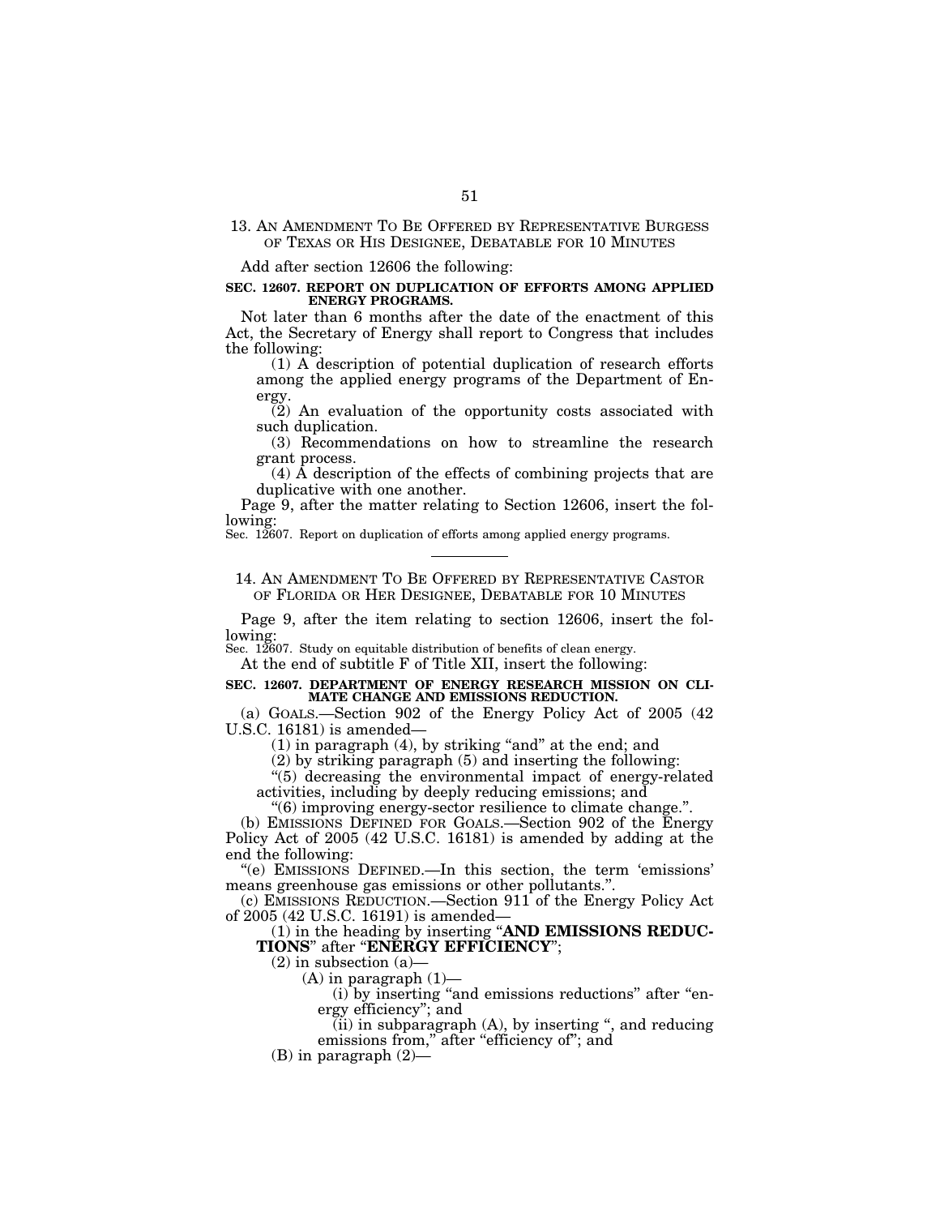13. AN AMENDMENT TO BE OFFERED BY REPRESENTATIVE BURGESS OF TEXAS OR HIS DESIGNEE, DEBATABLE FOR 10 MINUTES

Add after section 12606 the following:

**SEC. 12607. REPORT ON DUPLICATION OF EFFORTS AMONG APPLIED ENERGY PROGRAMS.**

Not later than 6 months after the date of the enactment of this Act, the Secretary of Energy shall report to Congress that includes the following:

(1) A description of potential duplication of research efforts among the applied energy programs of the Department of Energy.

(2) An evaluation of the opportunity costs associated with such duplication.

(3) Recommendations on how to streamline the research grant process.

(4) A description of the effects of combining projects that are duplicative with one another.

Page 9, after the matter relating to Section 12606, insert the following:

Sec. 12607. Report on duplication of efforts among applied energy programs.

---

14. AN AMENDMENT TO BE OFFERED BY REPRESENTATIVE CASTOR OF FLORIDA OR HER DESIGNEE, DEBATABLE FOR 10 MINUTES

Page 9, after the item relating to section 12606, insert the following:

Sec. 12607. Study on equitable distribution of benefits of clean energy.

At the end of subtitle F of Title XII, insert the following:

**SEC. 12607. DEPARTMENT OF ENERGY RESEARCH MISSION ON CLIMATE CHANGE AND EMISSIONS REDUCTION.**

(a) GOALS.—Section 902 of the Energy Policy Act of 2005 (42 U.S.C. 16181) is amended—

(1) in paragraph (4), by striking "and" at the end; and

(2) by striking paragraph (5) and inserting the following:

"(5) decreasing the environmental impact of energy-related activities, including by deeply reducing emissions; and

"(6) improving energy-sector resilience to climate change.".

(b) EMISSIONS DEFINED FOR GOALS.—Section 902 of the Energy Policy Act of 2005 (42 U.S.C. 16181) is amended by adding at the end the following:

"(e) EMISSIONS DEFINED.—In this section, the term 'emissions' means greenhouse gas emissions or other pollutants.".

(c) EMISSIONS REDUCTION.—Section 911 of the Energy Policy Act of 2005 (42 U.S.C. 16191) is amended—

(1) in the heading by inserting "**AND EMISSIONS REDUCTIONS**" after "**ENERGY EFFICIENCY**";

(2) in subsection (a)—

(A) in paragraph (1)—

(i) by inserting "and emissions reductions" after "energy efficiency"; and

(ii) in subparagraph (A), by inserting ", and reducing emissions from," after "efficiency of"; and

(B) in paragraph (2)—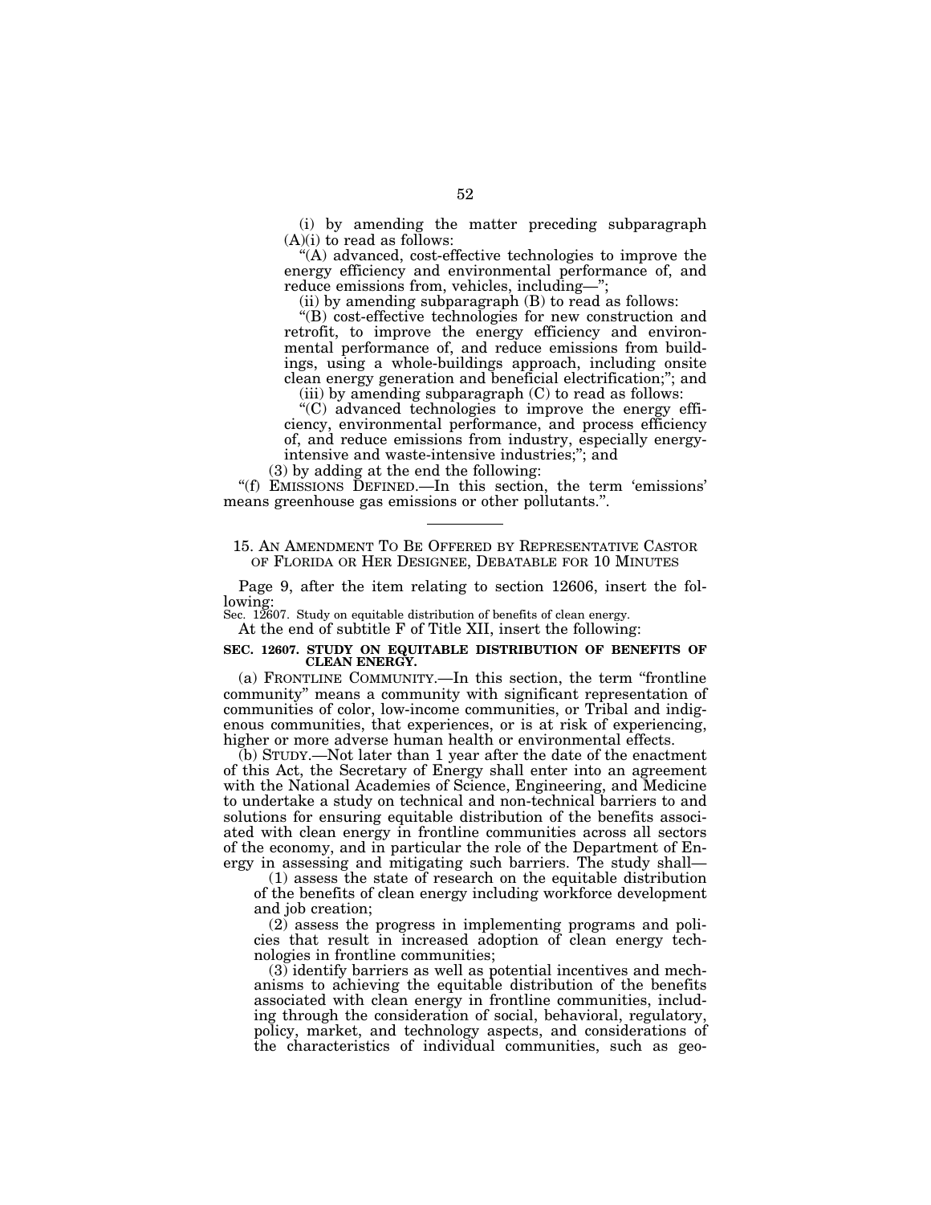(i) by amending the matter preceding subparagraph (A)(i) to read as follows:

"(A) advanced, cost-effective technologies to improve the energy efficiency and environmental performance of, and reduce emissions from, vehicles, including—";

(ii) by amending subparagraph (B) to read as follows:

"(B) cost-effective technologies for new construction and retrofit, to improve the energy efficiency and environmental performance of, and reduce emissions from buildings, using a whole-buildings approach, including onsite clean energy generation and beneficial electrification;"; and

(iii) by amending subparagraph (C) to read as follows:

"(C) advanced technologies to improve the energy efficiency, environmental performance, and process efficiency of, and reduce emissions from industry, especially energy-intensive and waste-intensive industries;"; and

(3) by adding at the end the following:

"(f) EMISSIONS DEFINED.—In this section, the term 'emissions' means greenhouse gas emissions or other pollutants.".

---

15. AN AMENDMENT TO BE OFFERED BY REPRESENTATIVE CASTOR OF FLORIDA OR HER DESIGNEE, DEBATABLE FOR 10 MINUTES

Page 9, after the item relating to section 12606, insert the following:

Sec. 12607. Study on equitable distribution of benefits of clean energy.

At the end of subtitle F of Title XII, insert the following:

**SEC. 12607. STUDY ON EQUITABLE DISTRIBUTION OF BENEFITS OF CLEAN ENERGY.**

(a) FRONTLINE COMMUNITY.—In this section, the term "frontline community" means a community with significant representation of communities of color, low-income communities, or Tribal and indigenous communities, that experiences, or is at risk of experiencing, higher or more adverse human health or environmental effects.

(b) STUDY.—Not later than 1 year after the date of the enactment of this Act, the Secretary of Energy shall enter into an agreement with the National Academies of Science, Engineering, and Medicine to undertake a study on technical and non-technical barriers to and solutions for ensuring equitable distribution of the benefits associated with clean energy in frontline communities across all sectors of the economy, and in particular the role of the Department of Energy in assessing and mitigating such barriers. The study shall—

(1) assess the state of research on the equitable distribution of the benefits of clean energy including workforce development and job creation;

(2) assess the progress in implementing programs and policies that result in increased adoption of clean energy technologies in frontline communities;

(3) identify barriers as well as potential incentives and mechanisms to achieving the equitable distribution of the benefits associated with clean energy in frontline communities, including through the consideration of social, behavioral, regulatory, policy, market, and technology aspects, and considerations of the characteristics of individual communities, such as geo-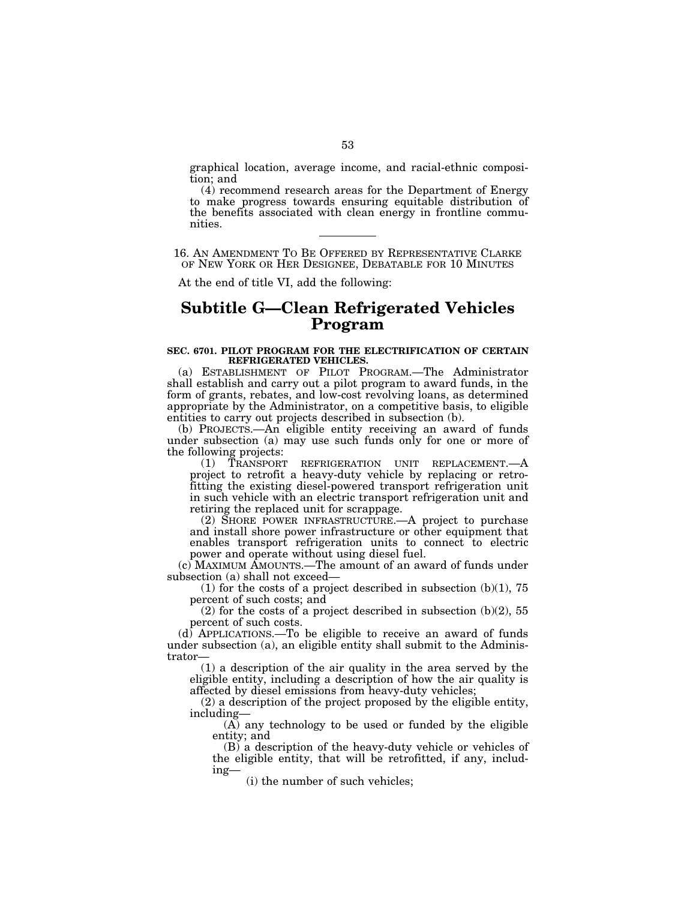graphical location, average income, and racial-ethnic composition; and

(4) recommend research areas for the Department of Energy to make progress towards ensuring equitable distribution of the benefits associated with clean energy in frontline communities.

---

16. AN AMENDMENT TO BE OFFERED BY REPRESENTATIVE CLARKE OF NEW YORK OR HER DESIGNEE, DEBATABLE FOR 10 MINUTES

At the end of title VI, add the following:

# Subtitle G—Clean Refrigerated Vehicles Program

**SEC. 6701. PILOT PROGRAM FOR THE ELECTRIFICATION OF CERTAIN REFRIGERATED VEHICLES.**

(a) ESTABLISHMENT OF PILOT PROGRAM.—The Administrator shall establish and carry out a pilot program to award funds, in the form of grants, rebates, and low-cost revolving loans, as determined appropriate by the Administrator, on a competitive basis, to eligible entities to carry out projects described in subsection (b).

(b) PROJECTS.—An eligible entity receiving an award of funds under subsection (a) may use such funds only for one or more of the following projects:

(1) TRANSPORT REFRIGERATION UNIT REPLACEMENT.—A project to retrofit a heavy-duty vehicle by replacing or retrofitting the existing diesel-powered transport refrigeration unit in such vehicle with an electric transport refrigeration unit and retiring the replaced unit for scrappage.

(2) SHORE POWER INFRASTRUCTURE.—A project to purchase and install shore power infrastructure or other equipment that enables transport refrigeration units to connect to electric power and operate without using diesel fuel.

(c) MAXIMUM AMOUNTS.—The amount of an award of funds under subsection (a) shall not exceed—

(1) for the costs of a project described in subsection (b)(1), 75 percent of such costs; and

(2) for the costs of a project described in subsection (b)(2), 55 percent of such costs.

(d) APPLICATIONS.—To be eligible to receive an award of funds under subsection (a), an eligible entity shall submit to the Administrator—

(1) a description of the air quality in the area served by the eligible entity, including a description of how the air quality is affected by diesel emissions from heavy-duty vehicles;

(2) a description of the project proposed by the eligible entity, including—

(A) any technology to be used or funded by the eligible entity; and

(B) a description of the heavy-duty vehicle or vehicles of the eligible entity, that will be retrofitted, if any, including—

(i) the number of such vehicles;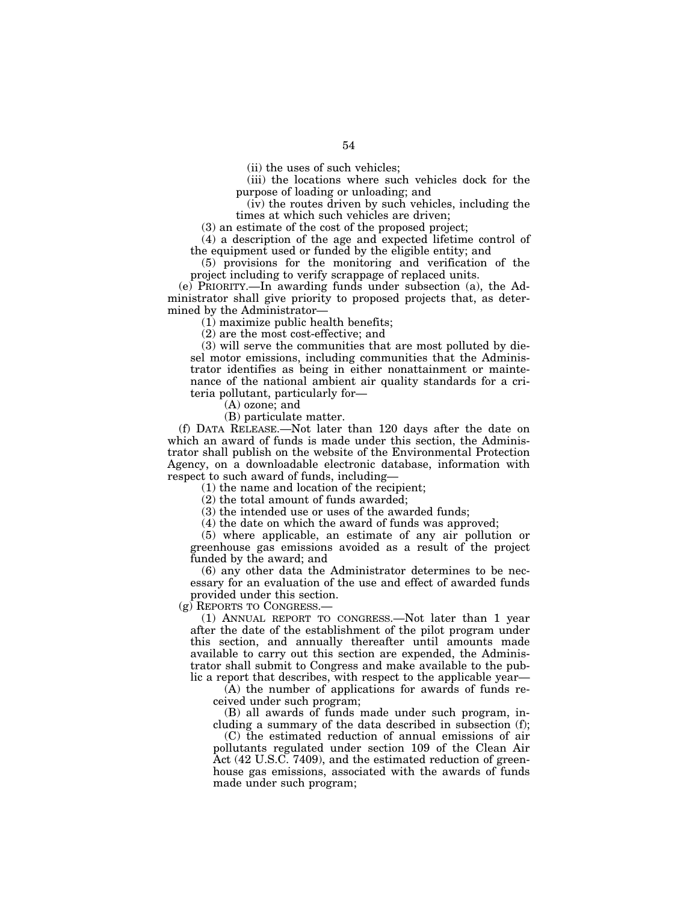(ii) the uses of such vehicles;

(iii) the locations where such vehicles dock for the purpose of loading or unloading; and

(iv) the routes driven by such vehicles, including the times at which such vehicles are driven;

(3) an estimate of the cost of the proposed project;

(4) a description of the age and expected lifetime control of the equipment used or funded by the eligible entity; and

(5) provisions for the monitoring and verification of the project including to verify scrappage of replaced units.

(e) PRIORITY.—In awarding funds under subsection (a), the Administrator shall give priority to proposed projects that, as determined by the Administrator—

(1) maximize public health benefits;

(2) are the most cost-effective; and

(3) will serve the communities that are most polluted by diesel motor emissions, including communities that the Administrator identifies as being in either nonattainment or maintenance of the national ambient air quality standards for a criteria pollutant, particularly for—

(A) ozone; and

(B) particulate matter.

(f) DATA RELEASE.—Not later than 120 days after the date on which an award of funds is made under this section, the Administrator shall publish on the website of the Environmental Protection Agency, on a downloadable electronic database, information with respect to such award of funds, including—

(1) the name and location of the recipient;

(2) the total amount of funds awarded;

(3) the intended use or uses of the awarded funds;

(4) the date on which the award of funds was approved;

(5) where applicable, an estimate of any air pollution or greenhouse gas emissions avoided as a result of the project funded by the award; and

(6) any other data the Administrator determines to be necessary for an evaluation of the use and effect of awarded funds provided under this section.

(g) REPORTS TO CONGRESS.—

(1) ANNUAL REPORT TO CONGRESS.—Not later than 1 year after the date of the establishment of the pilot program under this section, and annually thereafter until amounts made available to carry out this section are expended, the Administrator shall submit to Congress and make available to the public a report that describes, with respect to the applicable year—

(A) the number of applications for awards of funds received under such program;

(B) all awards of funds made under such program, including a summary of the data described in subsection (f);

(C) the estimated reduction of annual emissions of air pollutants regulated under section 109 of the Clean Air Act (42 U.S.C. 7409), and the estimated reduction of greenhouse gas emissions, associated with the awards of funds made under such program;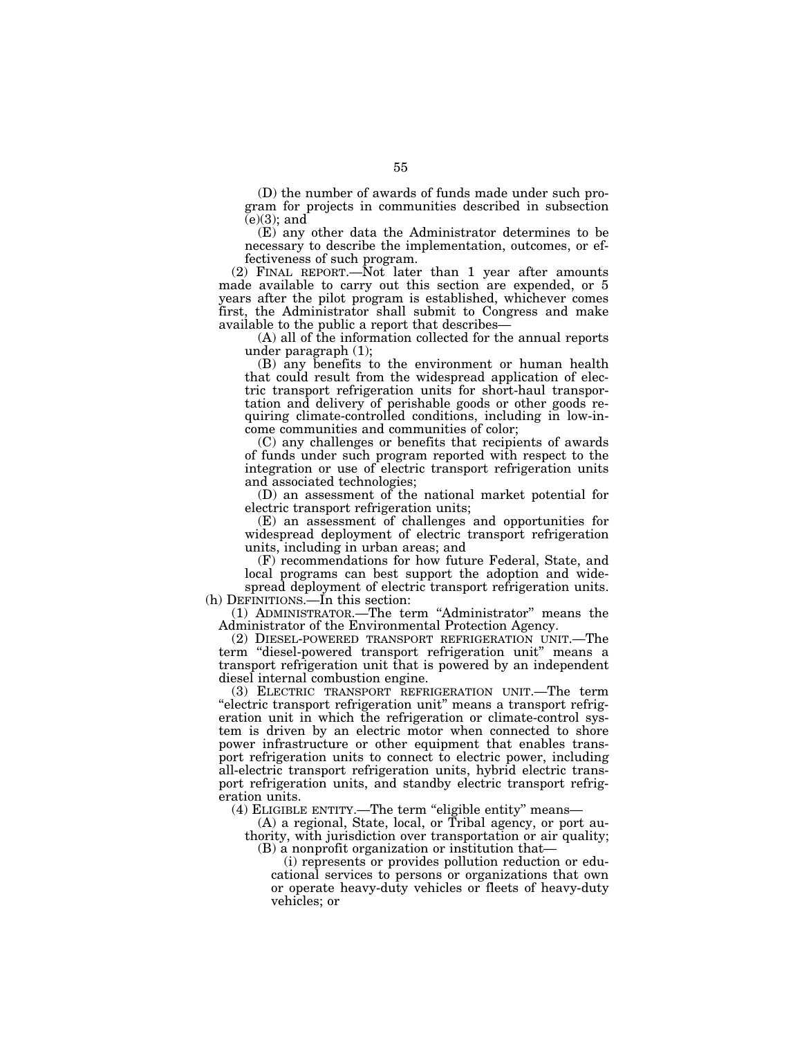(D) the number of awards of funds made under such program for projects in communities described in subsection (e)(3); and

(E) any other data the Administrator determines to be necessary to describe the implementation, outcomes, or effectiveness of such program.

(2) FINAL REPORT.—Not later than 1 year after amounts made available to carry out this section are expended, or 5 years after the pilot program is established, whichever comes first, the Administrator shall submit to Congress and make available to the public a report that describes—

(A) all of the information collected for the annual reports under paragraph (1);

(B) any benefits to the environment or human health that could result from the widespread application of electric transport refrigeration units for short-haul transportation and delivery of perishable goods or other goods requiring climate-controlled conditions, including in low-income communities and communities of color;

(C) any challenges or benefits that recipients of awards of funds under such program reported with respect to the integration or use of electric transport refrigeration units and associated technologies;

(D) an assessment of the national market potential for electric transport refrigeration units;

(E) an assessment of challenges and opportunities for widespread deployment of electric transport refrigeration units, including in urban areas; and

(F) recommendations for how future Federal, State, and local programs can best support the adoption and widespread deployment of electric transport refrigeration units.

(h) DEFINITIONS.—In this section:

(1) ADMINISTRATOR.—The term "Administrator" means the Administrator of the Environmental Protection Agency.

(2) DIESEL-POWERED TRANSPORT REFRIGERATION UNIT.—The term "diesel-powered transport refrigeration unit" means a transport refrigeration unit that is powered by an independent diesel internal combustion engine.

(3) ELECTRIC TRANSPORT REFRIGERATION UNIT.—The term "electric transport refrigeration unit" means a transport refrigeration unit in which the refrigeration or climate-control system is driven by an electric motor when connected to shore power infrastructure or other equipment that enables transport refrigeration units to connect to electric power, including all-electric transport refrigeration units, hybrid electric transport refrigeration units, and standby electric transport refrigeration units.

(4) ELIGIBLE ENTITY.—The term "eligible entity" means—

(A) a regional, State, local, or Tribal agency, or port authority, with jurisdiction over transportation or air quality;

(B) a nonprofit organization or institution that—

(i) represents or provides pollution reduction or educational services to persons or organizations that own or operate heavy-duty vehicles or fleets of heavy-duty vehicles; or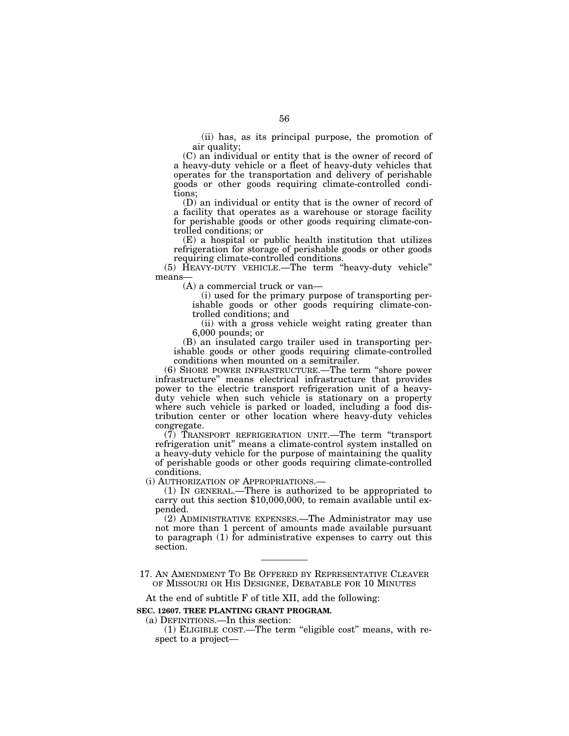(ii) has, as its principal purpose, the promotion of air quality;

(C) an individual or entity that is the owner of record of a heavy-duty vehicle or a fleet of heavy-duty vehicles that operates for the transportation and delivery of perishable goods or other goods requiring climate-controlled conditions;

(D) an individual or entity that is the owner of record of a facility that operates as a warehouse or storage facility for perishable goods or other goods requiring climate-controlled conditions; or

(E) a hospital or public health institution that utilizes refrigeration for storage of perishable goods or other goods requiring climate-controlled conditions.

(5) HEAVY-DUTY VEHICLE.—The term "heavy-duty vehicle" means—

(A) a commercial truck or van—

(i) used for the primary purpose of transporting perishable goods or other goods requiring climate-controlled conditions; and

(ii) with a gross vehicle weight rating greater than 6,000 pounds; or

(B) an insulated cargo trailer used in transporting perishable goods or other goods requiring climate-controlled conditions when mounted on a semitrailer.

(6) SHORE POWER INFRASTRUCTURE.—The term "shore power infrastructure" means electrical infrastructure that provides power to the electric transport refrigeration unit of a heavy-duty vehicle when such vehicle is stationary on a property where such vehicle is parked or loaded, including a food distribution center or other location where heavy-duty vehicles congregate.

(7) TRANSPORT REFRIGERATION UNIT.—The term "transport refrigeration unit" means a climate-control system installed on a heavy-duty vehicle for the purpose of maintaining the quality of perishable goods or other goods requiring climate-controlled conditions.

(i) AUTHORIZATION OF APPROPRIATIONS.—

(1) IN GENERAL.—There is authorized to be appropriated to carry out this section $10,000,000, to remain available until expended.

(2) ADMINISTRATIVE EXPENSES.—The Administrator may use not more than 1 percent of amounts made available pursuant to paragraph (1) for administrative expenses to carry out this section.

---

17. AN AMENDMENT TO BE OFFERED BY REPRESENTATIVE CLEAVER OF MISSOURI OR HIS DESIGNEE, DEBATABLE FOR 10 MINUTES

At the end of subtitle F of title XII, add the following:

**SEC. 12607. TREE PLANTING GRANT PROGRAM.**

(a) DEFINITIONS.—In this section:

(1) ELIGIBLE COST.—The term "eligible cost" means, with respect to a project—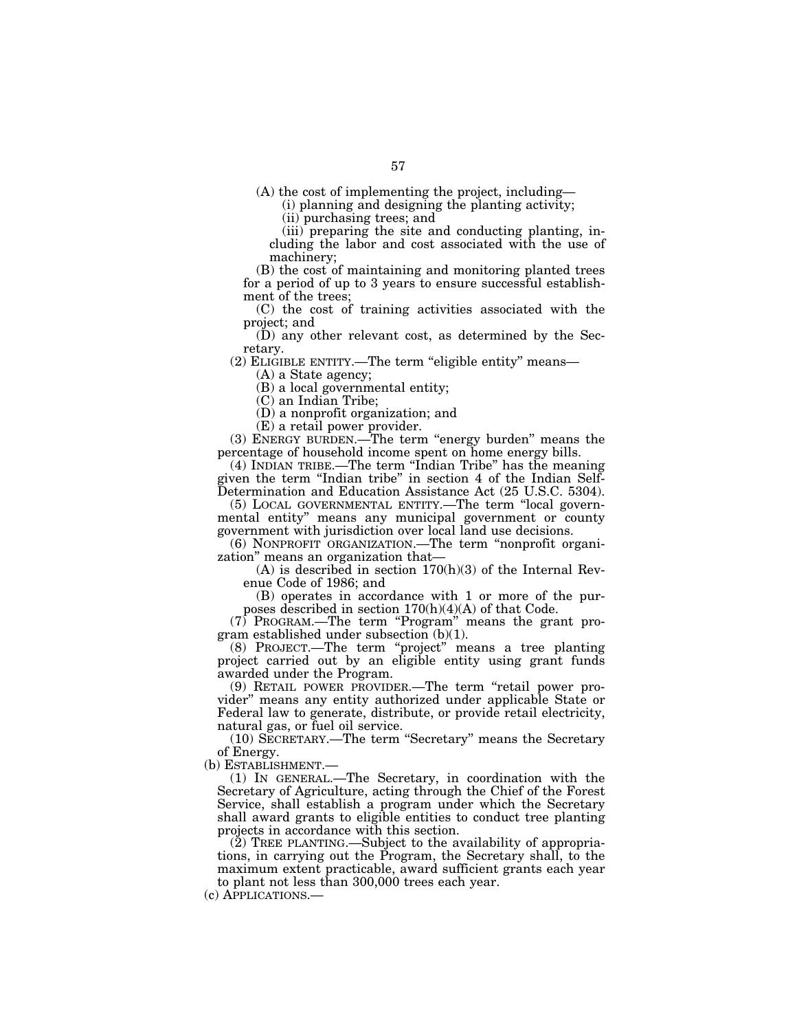(A) the cost of implementing the project, including—

(i) planning and designing the planting activity;

(ii) purchasing trees; and

(iii) preparing the site and conducting planting, including the labor and cost associated with the use of machinery;

(B) the cost of maintaining and monitoring planted trees for a period of up to 3 years to ensure successful establishment of the trees;

(C) the cost of training activities associated with the project; and

(D) any other relevant cost, as determined by the Secretary.

(2) ELIGIBLE ENTITY.—The term "eligible entity" means—

(A) a State agency;

(B) a local governmental entity;

(C) an Indian Tribe;

(D) a nonprofit organization; and

(E) a retail power provider.

(3) ENERGY BURDEN.—The term "energy burden" means the percentage of household income spent on home energy bills.

(4) INDIAN TRIBE.—The term "Indian Tribe" has the meaning given the term "Indian tribe" in section 4 of the Indian Self-Determination and Education Assistance Act (25 U.S.C. 5304).

(5) LOCAL GOVERNMENTAL ENTITY.—The term "local governmental entity" means any municipal government or county government with jurisdiction over local land use decisions.

(6) NONPROFIT ORGANIZATION.—The term "nonprofit organization" means an organization that—

(A) is described in section 170(h)(3) of the Internal Revenue Code of 1986; and

(B) operates in accordance with 1 or more of the purposes described in section 170(h)(4)(A) of that Code.

(7) PROGRAM.—The term "Program" means the grant program established under subsection (b)(1).

(8) PROJECT.—The term "project" means a tree planting project carried out by an eligible entity using grant funds awarded under the Program.

(9) RETAIL POWER PROVIDER.—The term "retail power provider" means any entity authorized under applicable State or Federal law to generate, distribute, or provide retail electricity, natural gas, or fuel oil service.

(10) SECRETARY.—The term "Secretary" means the Secretary of Energy.

(b) ESTABLISHMENT.—

(1) IN GENERAL.—The Secretary, in coordination with the Secretary of Agriculture, acting through the Chief of the Forest Service, shall establish a program under which the Secretary shall award grants to eligible entities to conduct tree planting projects in accordance with this section.

(2) TREE PLANTING.—Subject to the availability of appropriations, in carrying out the Program, the Secretary shall, to the maximum extent practicable, award sufficient grants each year to plant not less than 300,000 trees each year.

(c) APPLICATIONS.—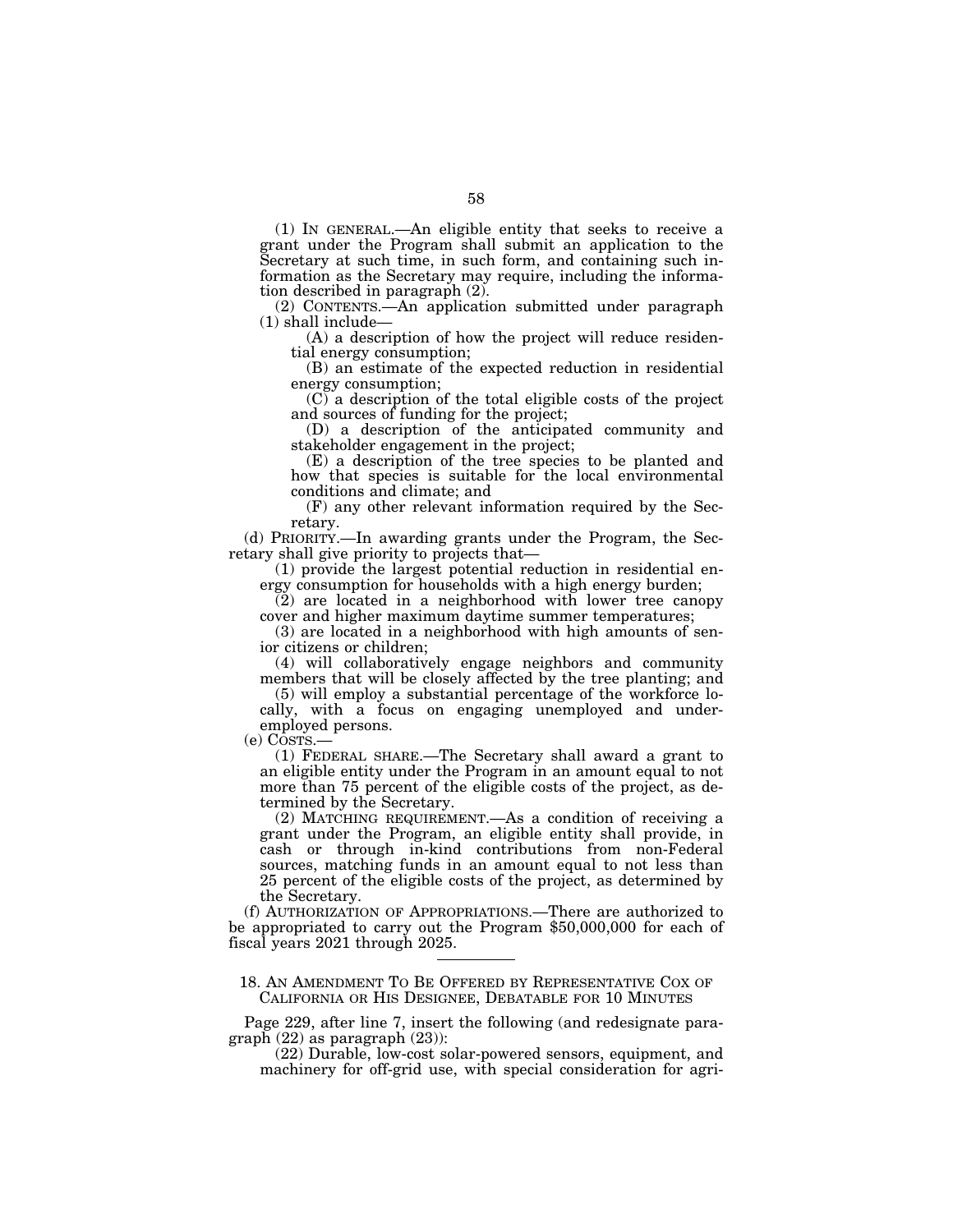(1) IN GENERAL.—An eligible entity that seeks to receive a grant under the Program shall submit an application to the Secretary at such time, in such form, and containing such information as the Secretary may require, including the information described in paragraph (2).

(2) CONTENTS.—An application submitted under paragraph (1) shall include—

(A) a description of how the project will reduce residential energy consumption;

(B) an estimate of the expected reduction in residential energy consumption;

(C) a description of the total eligible costs of the project and sources of funding for the project;

(D) a description of the anticipated community and stakeholder engagement in the project;

(E) a description of the tree species to be planted and how that species is suitable for the local environmental conditions and climate; and

(F) any other relevant information required by the Secretary.

(d) PRIORITY.—In awarding grants under the Program, the Secretary shall give priority to projects that—

(1) provide the largest potential reduction in residential energy consumption for households with a high energy burden;

(2) are located in a neighborhood with lower tree canopy cover and higher maximum daytime summer temperatures;

(3) are located in a neighborhood with high amounts of senior citizens or children;

(4) will collaboratively engage neighbors and community members that will be closely affected by the tree planting; and

(5) will employ a substantial percentage of the workforce locally, with a focus on engaging unemployed and underemployed persons.

(e) COSTS.—

(1) FEDERAL SHARE.—The Secretary shall award a grant to an eligible entity under the Program in an amount equal to not more than 75 percent of the eligible costs of the project, as determined by the Secretary.

(2) MATCHING REQUIREMENT.—As a condition of receiving a grant under the Program, an eligible entity shall provide, in cash or through in-kind contributions from non-Federal sources, matching funds in an amount equal to not less than 25 percent of the eligible costs of the project, as determined by the Secretary.

(f) AUTHORIZATION OF APPROPRIATIONS.—There are authorized to be appropriated to carry out the Program $50,000,000 for each of fiscal years 2021 through 2025.

---

## 18. AN AMENDMENT TO BE OFFERED BY REPRESENTATIVE COX OF CALIFORNIA OR HIS DESIGNEE, DEBATABLE FOR 10 MINUTES

Page 229, after line 7, insert the following (and redesignate paragraph (22) as paragraph (23)):

(22) Durable, low-cost solar-powered sensors, equipment, and machinery for off-grid use, with special consideration for agri-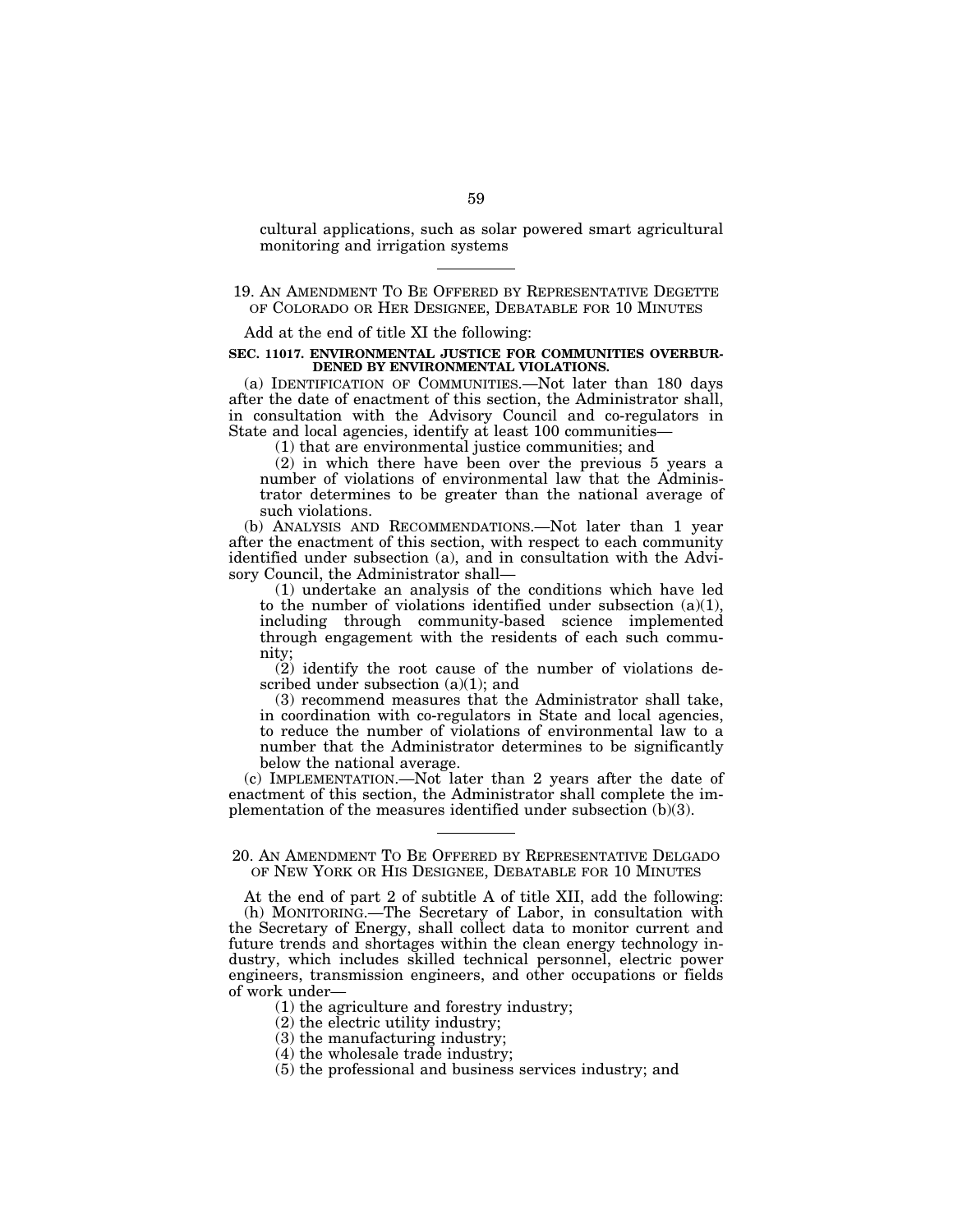cultural applications, such as solar powered smart agricultural monitoring and irrigation systems

---

19. AN AMENDMENT TO BE OFFERED BY REPRESENTATIVE DEGETTE OF COLORADO OR HER DESIGNEE, DEBATABLE FOR 10 MINUTES

Add at the end of title XI the following:

**SEC. 11017. ENVIRONMENTAL JUSTICE FOR COMMUNITIES OVERBURDENED BY ENVIRONMENTAL VIOLATIONS.**

(a) IDENTIFICATION OF COMMUNITIES.—Not later than 180 days after the date of enactment of this section, the Administrator shall, in consultation with the Advisory Council and co-regulators in State and local agencies, identify at least 100 communities—

(1) that are environmental justice communities; and

(2) in which there have been over the previous 5 years a number of violations of environmental law that the Administrator determines to be greater than the national average of such violations.

(b) ANALYSIS AND RECOMMENDATIONS.—Not later than 1 year after the enactment of this section, with respect to each community identified under subsection (a), and in consultation with the Advisory Council, the Administrator shall—

(1) undertake an analysis of the conditions which have led to the number of violations identified under subsection (a)(1), including through community-based science implemented through engagement with the residents of each such community;

(2) identify the root cause of the number of violations described under subsection (a)(1); and

(3) recommend measures that the Administrator shall take, in coordination with co-regulators in State and local agencies, to reduce the number of violations of environmental law to a number that the Administrator determines to be significantly below the national average.

(c) IMPLEMENTATION.—Not later than 2 years after the date of enactment of this section, the Administrator shall complete the implementation of the measures identified under subsection (b)(3).

---

20. AN AMENDMENT TO BE OFFERED BY REPRESENTATIVE DELGADO OF NEW YORK OR HIS DESIGNEE, DEBATABLE FOR 10 MINUTES

At the end of part 2 of subtitle A of title XII, add the following:

(h) MONITORING.—The Secretary of Labor, in consultation with the Secretary of Energy, shall collect data to monitor current and future trends and shortages within the clean energy technology industry, which includes skilled technical personnel, electric power engineers, transmission engineers, and other occupations or fields of work under—

(1) the agriculture and forestry industry;

(2) the electric utility industry;

(3) the manufacturing industry;

(4) the wholesale trade industry;

(5) the professional and business services industry; and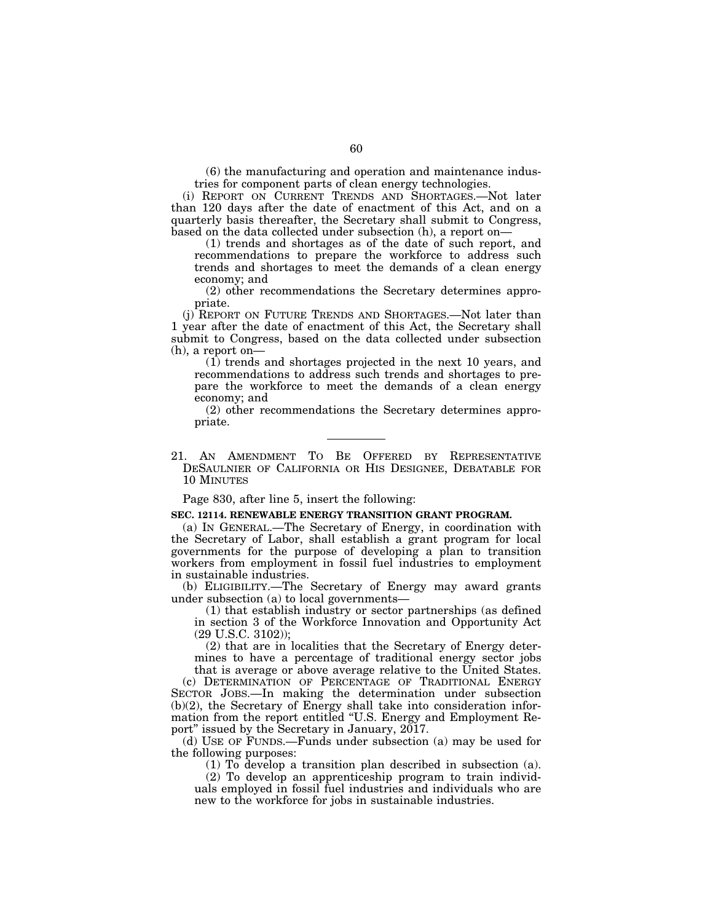(6) the manufacturing and operation and maintenance industries for component parts of clean energy technologies.

(i) REPORT ON CURRENT TRENDS AND SHORTAGES.—Not later than 120 days after the date of enactment of this Act, and on a quarterly basis thereafter, the Secretary shall submit to Congress, based on the data collected under subsection (h), a report on—

(1) trends and shortages as of the date of such report, and recommendations to prepare the workforce to address such trends and shortages to meet the demands of a clean energy economy; and

(2) other recommendations the Secretary determines appropriate.

(j) REPORT ON FUTURE TRENDS AND SHORTAGES.—Not later than 1 year after the date of enactment of this Act, the Secretary shall submit to Congress, based on the data collected under subsection (h), a report on—

(1) trends and shortages projected in the next 10 years, and recommendations to address such trends and shortages to prepare the workforce to meet the demands of a clean energy economy; and

(2) other recommendations the Secretary determines appropriate.

---

21. AN AMENDMENT TO BE OFFERED BY REPRESENTATIVE DESAULNIER OF CALIFORNIA OR HIS DESIGNEE, DEBATABLE FOR 10 MINUTES

Page 830, after line 5, insert the following:

**SEC. 12114. RENEWABLE ENERGY TRANSITION GRANT PROGRAM.**

(a) IN GENERAL.—The Secretary of Energy, in coordination with the Secretary of Labor, shall establish a grant program for local governments for the purpose of developing a plan to transition workers from employment in fossil fuel industries to employment in sustainable industries.

(b) ELIGIBILITY.—The Secretary of Energy may award grants under subsection (a) to local governments—

(1) that establish industry or sector partnerships (as defined in section 3 of the Workforce Innovation and Opportunity Act (29 U.S.C. 3102));

(2) that are in localities that the Secretary of Energy determines to have a percentage of traditional energy sector jobs that is average or above average relative to the United States.

(c) DETERMINATION OF PERCENTAGE OF TRADITIONAL ENERGY SECTOR JOBS.—In making the determination under subsection (b)(2), the Secretary of Energy shall take into consideration information from the report entitled "U.S. Energy and Employment Report" issued by the Secretary in January, 2017.

(d) USE OF FUNDS.—Funds under subsection (a) may be used for the following purposes:

(1) To develop a transition plan described in subsection (a).

(2) To develop an apprenticeship program to train individuals employed in fossil fuel industries and individuals who are new to the workforce for jobs in sustainable industries.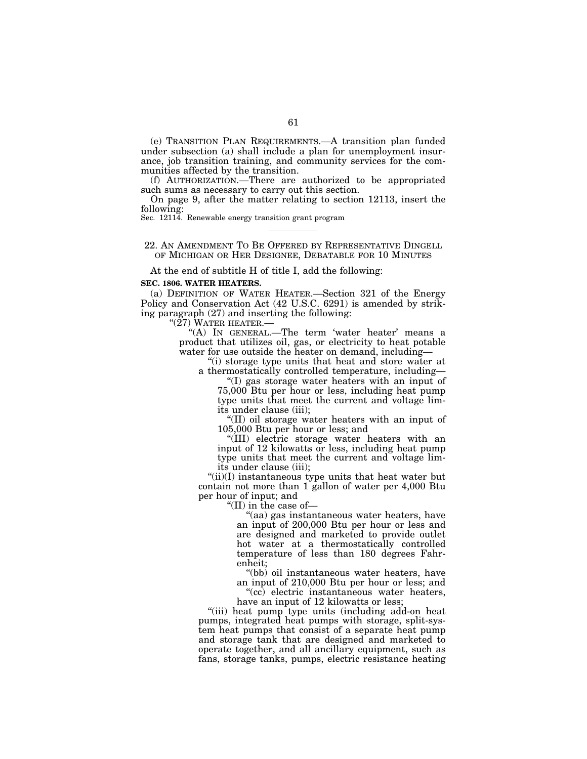(e) TRANSITION PLAN REQUIREMENTS.—A transition plan funded under subsection (a) shall include a plan for unemployment insurance, job transition training, and community services for the communities affected by the transition.

(f) AUTHORIZATION.—There are authorized to be appropriated such sums as necessary to carry out this section.

On page 9, after the matter relating to section 12113, insert the following:

Sec. 12114. Renewable energy transition grant program

---

22. AN AMENDMENT TO BE OFFERED BY REPRESENTATIVE DINGELL OF MICHIGAN OR HER DESIGNEE, DEBATABLE FOR 10 MINUTES

At the end of subtitle H of title I, add the following:

**SEC. 1806. WATER HEATERS.**

(a) DEFINITION OF WATER HEATER.—Section 321 of the Energy Policy and Conservation Act (42 U.S.C. 6291) is amended by striking paragraph (27) and inserting the following:

"(27) WATER HEATER.—

"(A) IN GENERAL.—The term 'water heater' means a product that utilizes oil, gas, or electricity to heat potable water for use outside the heater on demand, including—

"(i) storage type units that heat and store water at a thermostatically controlled temperature, including—

"(I) gas storage water heaters with an input of 75,000 Btu per hour or less, including heat pump type units that meet the current and voltage limits under clause (iii);

"(II) oil storage water heaters with an input of 105,000 Btu per hour or less; and

"(III) electric storage water heaters with an input of 12 kilowatts or less, including heat pump type units that meet the current and voltage limits under clause (iii);

"(ii)(I) instantaneous type units that heat water but contain not more than 1 gallon of water per 4,000 Btu per hour of input; and

"(II) in the case of—

"(aa) gas instantaneous water heaters, have an input of 200,000 Btu per hour or less and are designed and marketed to provide outlet hot water at a thermostatically controlled temperature of less than 180 degrees Fahrenheit;

"(bb) oil instantaneous water heaters, have an input of 210,000 Btu per hour or less; and

"(cc) electric instantaneous water heaters, have an input of 12 kilowatts or less;

"(iii) heat pump type units (including add-on heat pumps, integrated heat pumps with storage, split-system heat pumps that consist of a separate heat pump and storage tank that are designed and marketed to operate together, and all ancillary equipment, such as fans, storage tanks, pumps, electric resistance heating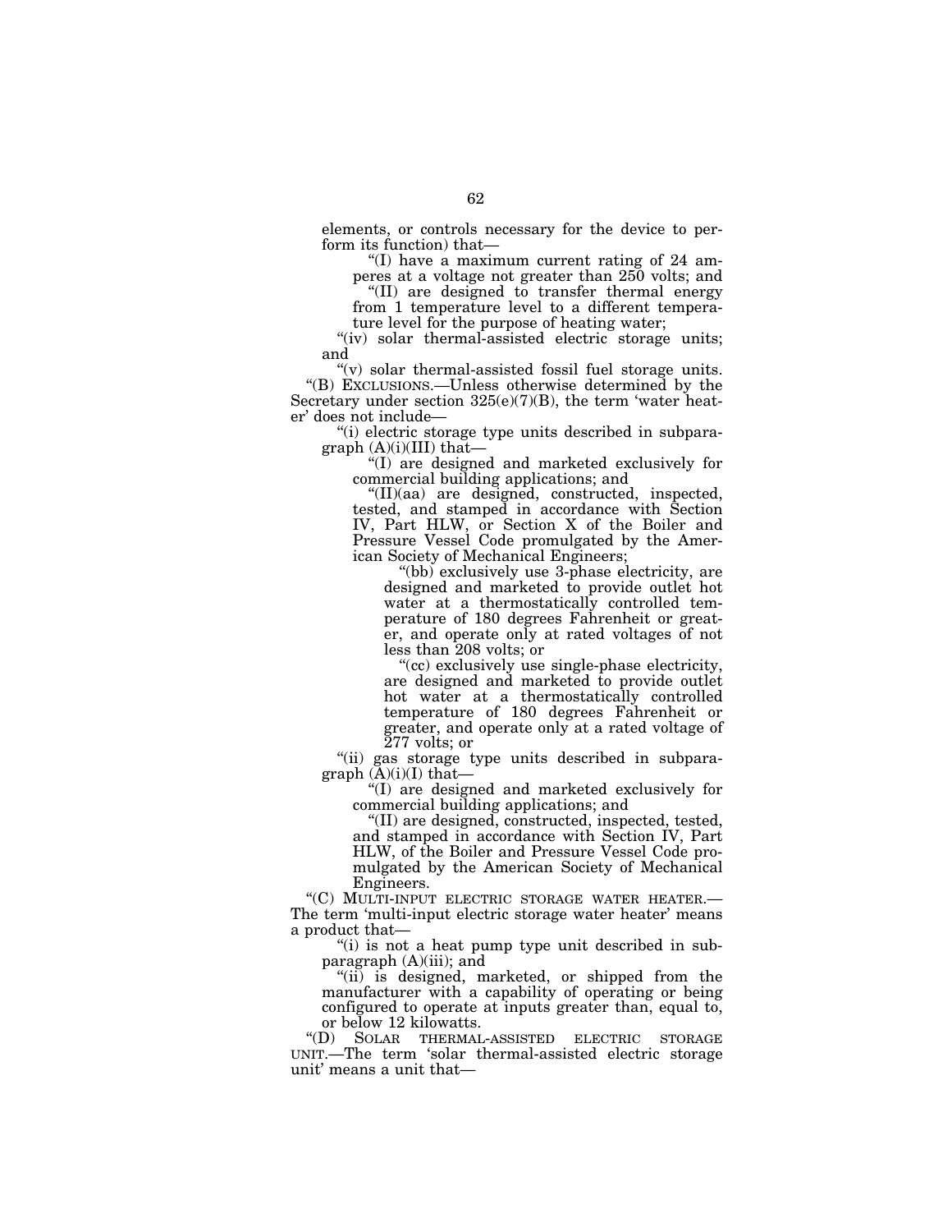elements, or controls necessary for the device to perform its function) that—

"(I) have a maximum current rating of 24 amperes at a voltage not greater than 250 volts; and

"(II) are designed to transfer thermal energy from 1 temperature level to a different temperature level for the purpose of heating water;

"(iv) solar thermal-assisted electric storage units; and

"(v) solar thermal-assisted fossil fuel storage units.

"(B) EXCLUSIONS.—Unless otherwise determined by the Secretary under section 325(e)(7)(B), the term 'water heater' does not include—

"(i) electric storage type units described in subparagraph (A)(i)(III) that—

"(I) are designed and marketed exclusively for commercial building applications; and

"(II)(aa) are designed, constructed, inspected, tested, and stamped in accordance with Section IV, Part HLW, or Section X of the Boiler and Pressure Vessel Code promulgated by the American Society of Mechanical Engineers;

"(bb) exclusively use 3-phase electricity, are designed and marketed to provide outlet hot water at a thermostatically controlled temperature of 180 degrees Fahrenheit or greater, and operate only at rated voltages of not less than 208 volts; or

"(cc) exclusively use single-phase electricity, are designed and marketed to provide outlet hot water at a thermostatically controlled temperature of 180 degrees Fahrenheit or greater, and operate only at a rated voltage of 277 volts; or

"(ii) gas storage type units described in subparagraph (A)(i)(I) that—

"(I) are designed and marketed exclusively for commercial building applications; and

"(II) are designed, constructed, inspected, tested, and stamped in accordance with Section IV, Part HLW, of the Boiler and Pressure Vessel Code promulgated by the American Society of Mechanical Engineers.

"(C) MULTI-INPUT ELECTRIC STORAGE WATER HEATER.—The term 'multi-input electric storage water heater' means a product that—

"(i) is not a heat pump type unit described in subparagraph (A)(iii); and

"(ii) is designed, marketed, or shipped from the manufacturer with a capability of operating or being configured to operate at inputs greater than, equal to, or below 12 kilowatts.

"(D) SOLAR THERMAL-ASSISTED ELECTRIC STORAGE UNIT.—The term 'solar thermal-assisted electric storage unit' means a unit that—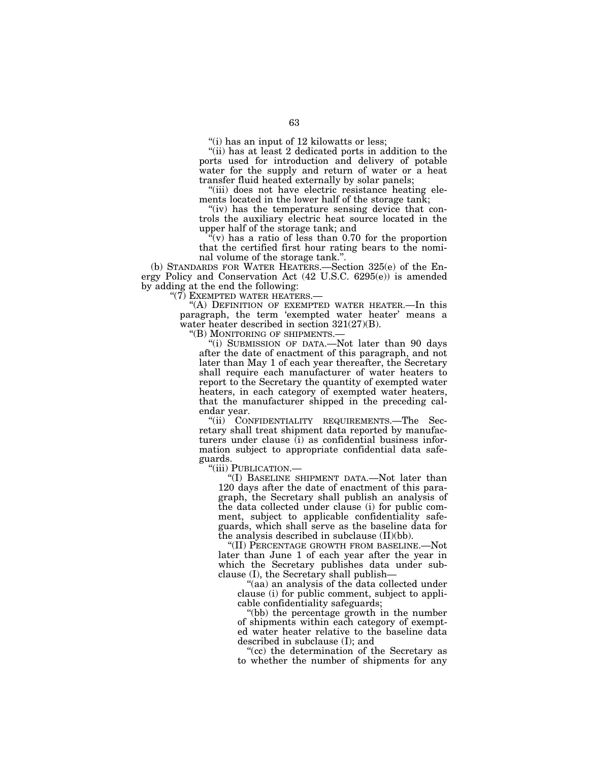"(i) has an input of 12 kilowatts or less;

"(ii) has at least 2 dedicated ports in addition to the ports used for introduction and delivery of potable water for the supply and return of water or a heat transfer fluid heated externally by solar panels;

"(iii) does not have electric resistance heating elements located in the lower half of the storage tank;

"(iv) has the temperature sensing device that controls the auxiliary electric heat source located in the upper half of the storage tank; and

"(v) has a ratio of less than 0.70 for the proportion that the certified first hour rating bears to the nominal volume of the storage tank.".

(b) STANDARDS FOR WATER HEATERS.—Section 325(e) of the Energy Policy and Conservation Act (42 U.S.C. 6295(e)) is amended by adding at the end the following:

"(7) EXEMPTED WATER HEATERS.—

"(A) DEFINITION OF EXEMPTED WATER HEATER.—In this paragraph, the term 'exempted water heater' means a water heater described in section 321(27)(B).

"(B) MONITORING OF SHIPMENTS.—

"(i) SUBMISSION OF DATA.—Not later than 90 days after the date of enactment of this paragraph, and not later than May 1 of each year thereafter, the Secretary shall require each manufacturer of water heaters to report to the Secretary the quantity of exempted water heaters, in each category of exempted water heaters, that the manufacturer shipped in the preceding calendar year.

"(ii) CONFIDENTIALITY REQUIREMENTS.—The Secretary shall treat shipment data reported by manufacturers under clause (i) as confidential business information subject to appropriate confidential data safeguards.

"(iii) PUBLICATION.—

"(I) BASELINE SHIPMENT DATA.—Not later than 120 days after the date of enactment of this paragraph, the Secretary shall publish an analysis of the data collected under clause (i) for public comment, subject to applicable confidentiality safeguards, which shall serve as the baseline data for the analysis described in subclause (II)(bb).

"(II) PERCENTAGE GROWTH FROM BASELINE.—Not later than June 1 of each year after the year in which the Secretary publishes data under subclause (I), the Secretary shall publish—

"(aa) an analysis of the data collected under clause (i) for public comment, subject to applicable confidentiality safeguards;

"(bb) the percentage growth in the number of shipments within each category of exempted water heater relative to the baseline data described in subclause (I); and

"(cc) the determination of the Secretary as to whether the number of shipments for any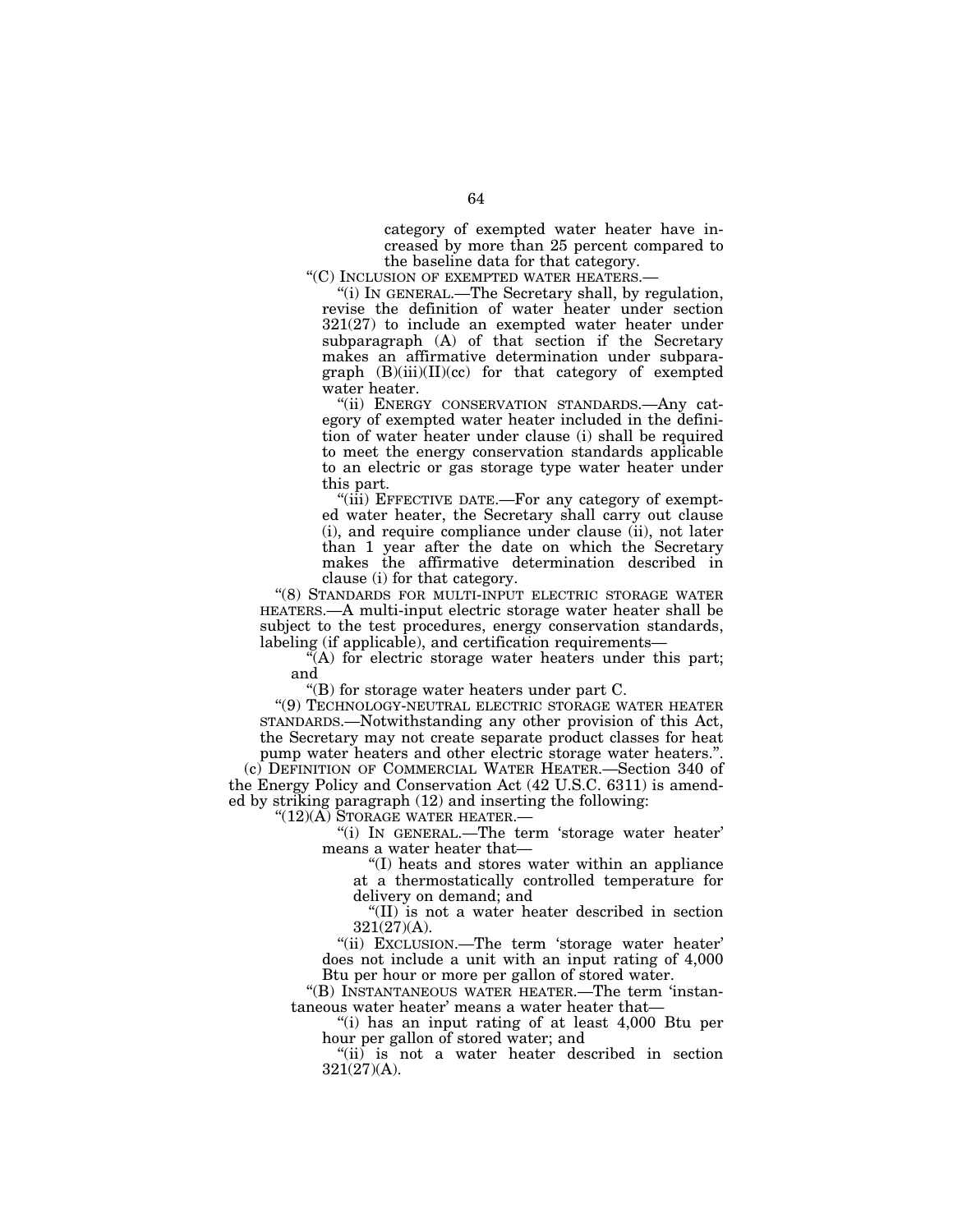category of exempted water heater have increased by more than 25 percent compared to the baseline data for that category.

"(C) INCLUSION OF EXEMPTED WATER HEATERS.—

"(i) IN GENERAL.—The Secretary shall, by regulation, revise the definition of water heater under section 321(27) to include an exempted water heater under subparagraph (A) of that section if the Secretary makes an affirmative determination under subparagraph (B)(iii)(II)(cc) for that category of exempted water heater.

"(ii) ENERGY CONSERVATION STANDARDS.—Any category of exempted water heater included in the definition of water heater under clause (i) shall be required to meet the energy conservation standards applicable to an electric or gas storage type water heater under this part.

"(iii) EFFECTIVE DATE.—For any category of exempted water heater, the Secretary shall carry out clause (i), and require compliance under clause (ii), not later than 1 year after the date on which the Secretary makes the affirmative determination described in clause (i) for that category.

"(8) STANDARDS FOR MULTI-INPUT ELECTRIC STORAGE WATER HEATERS.—A multi-input electric storage water heater shall be subject to the test procedures, energy conservation standards, labeling (if applicable), and certification requirements—

"(A) for electric storage water heaters under this part; and

"(B) for storage water heaters under part C.

"(9) TECHNOLOGY-NEUTRAL ELECTRIC STORAGE WATER HEATER STANDARDS.—Notwithstanding any other provision of this Act, the Secretary may not create separate product classes for heat pump water heaters and other electric storage water heaters.".

(c) DEFINITION OF COMMERCIAL WATER HEATER.—Section 340 of the Energy Policy and Conservation Act (42 U.S.C. 6311) is amended by striking paragraph (12) and inserting the following:

"(12)(A) STORAGE WATER HEATER.—

"(i) IN GENERAL.—The term 'storage water heater' means a water heater that—

"(I) heats and stores water within an appliance at a thermostatically controlled temperature for delivery on demand; and

"(II) is not a water heater described in section 321(27)(A).

"(ii) EXCLUSION.—The term 'storage water heater' does not include a unit with an input rating of 4,000 Btu per hour or more per gallon of stored water.

"(B) INSTANTANEOUS WATER HEATER.—The term 'instantaneous water heater' means a water heater that—

"(i) has an input rating of at least 4,000 Btu per hour per gallon of stored water; and

"(ii) is not a water heater described in section 321(27)(A).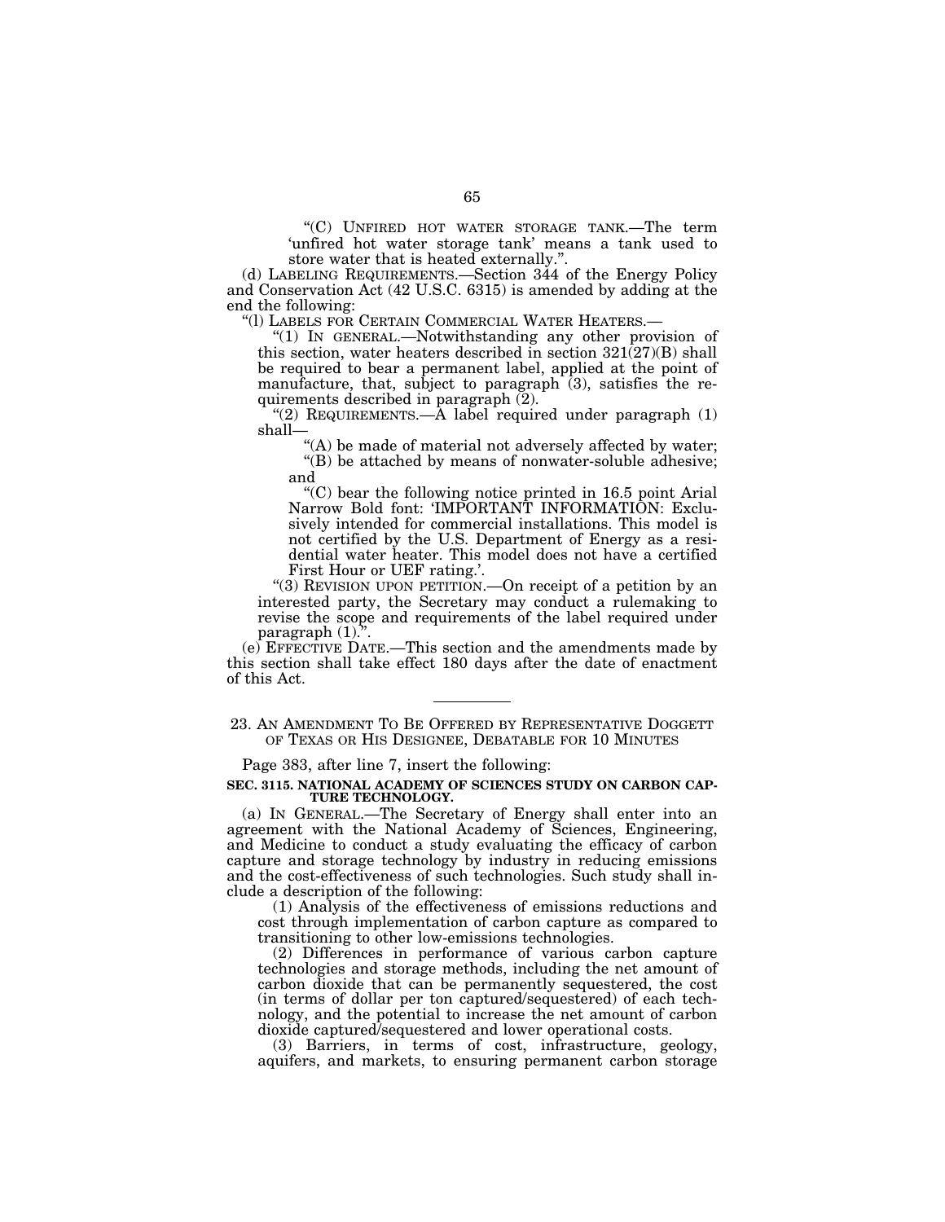"(C) UNFIRED HOT WATER STORAGE TANK.—The term 'unfired hot water storage tank' means a tank used to store water that is heated externally.".

(d) LABELING REQUIREMENTS.—Section 344 of the Energy Policy and Conservation Act (42 U.S.C. 6315) is amended by adding at the end the following:

"(l) LABELS FOR CERTAIN COMMERCIAL WATER HEATERS.—

"(1) IN GENERAL.—Notwithstanding any other provision of this section, water heaters described in section 321(27)(B) shall be required to bear a permanent label, applied at the point of manufacture, that, subject to paragraph (3), satisfies the requirements described in paragraph (2).

"(2) REQUIREMENTS.—A label required under paragraph (1) shall—

"(A) be made of material not adversely affected by water;

"(B) be attached by means of nonwater-soluble adhesive; and

"(C) bear the following notice printed in 16.5 point Arial Narrow Bold font: 'IMPORTANT INFORMATION: Exclusively intended for commercial installations. This model is not certified by the U.S. Department of Energy as a residential water heater. This model does not have a certified First Hour or UEF rating.'.

"(3) REVISION UPON PETITION.—On receipt of a petition by an interested party, the Secretary may conduct a rulemaking to revise the scope and requirements of the label required under paragraph (1).".

(e) EFFECTIVE DATE.—This section and the amendments made by this section shall take effect 180 days after the date of enactment of this Act.

---

23. AN AMENDMENT TO BE OFFERED BY REPRESENTATIVE DOGGETT OF TEXAS OR HIS DESIGNEE, DEBATABLE FOR 10 MINUTES

Page 383, after line 7, insert the following:

**SEC. 3115. NATIONAL ACADEMY OF SCIENCES STUDY ON CARBON CAPTURE TECHNOLOGY.**

(a) IN GENERAL.—The Secretary of Energy shall enter into an agreement with the National Academy of Sciences, Engineering, and Medicine to conduct a study evaluating the efficacy of carbon capture and storage technology by industry in reducing emissions and the cost-effectiveness of such technologies. Such study shall include a description of the following:

(1) Analysis of the effectiveness of emissions reductions and cost through implementation of carbon capture as compared to transitioning to other low-emissions technologies.

(2) Differences in performance of various carbon capture technologies and storage methods, including the net amount of carbon dioxide that can be permanently sequestered, the cost (in terms of dollar per ton captured/sequestered) of each technology, and the potential to increase the net amount of carbon dioxide captured/sequestered and lower operational costs.

(3) Barriers, in terms of cost, infrastructure, geology, aquifers, and markets, to ensuring permanent carbon storage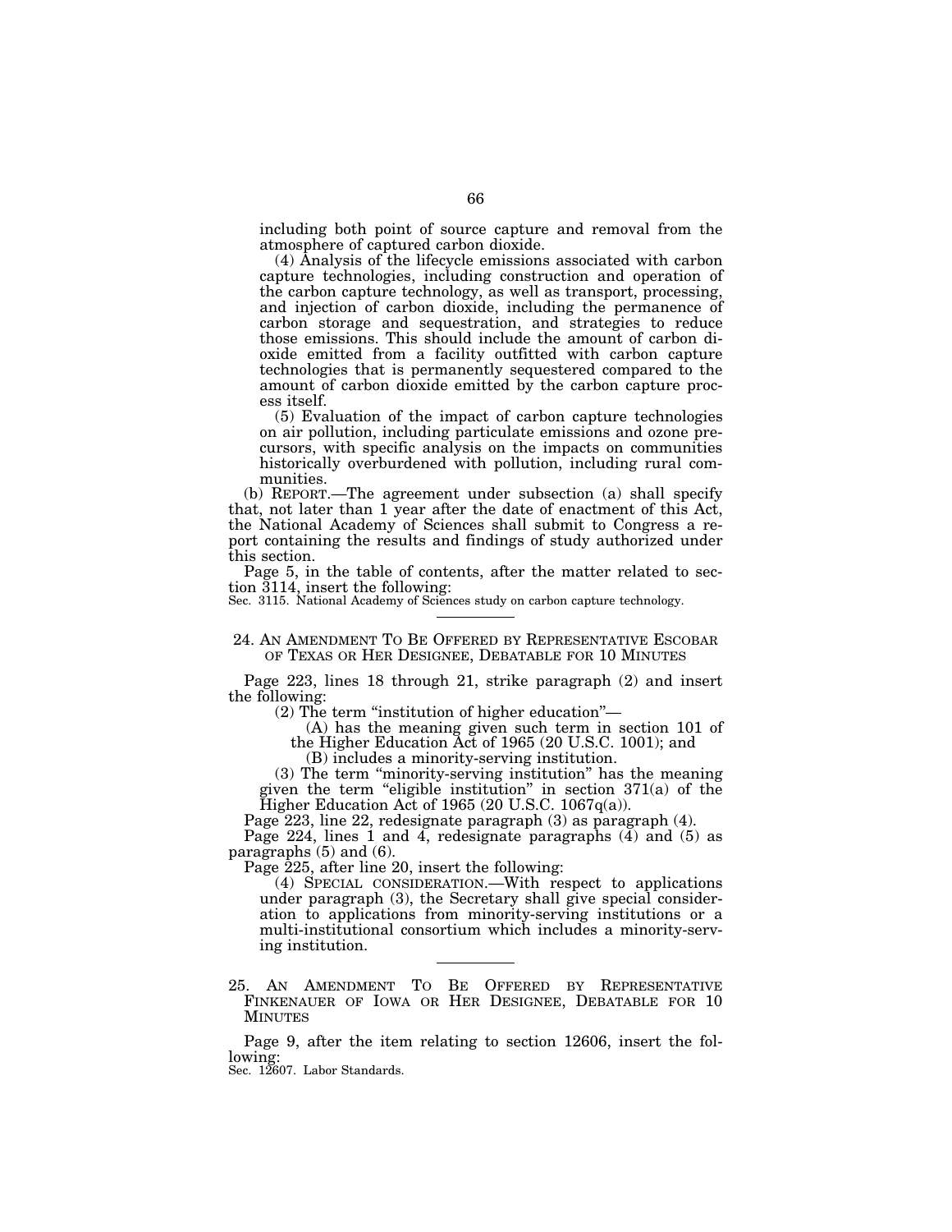including both point of source capture and removal from the atmosphere of captured carbon dioxide.

(4) Analysis of the lifecycle emissions associated with carbon capture technologies, including construction and operation of the carbon capture technology, as well as transport, processing, and injection of carbon dioxide, including the permanence of carbon storage and sequestration, and strategies to reduce those emissions. This should include the amount of carbon dioxide emitted from a facility outfitted with carbon capture technologies that is permanently sequestered compared to the amount of carbon dioxide emitted by the carbon capture process itself.

(5) Evaluation of the impact of carbon capture technologies on air pollution, including particulate emissions and ozone precursors, with specific analysis on the impacts on communities historically overburdened with pollution, including rural communities.

(b) REPORT.—The agreement under subsection (a) shall specify that, not later than 1 year after the date of enactment of this Act, the National Academy of Sciences shall submit to Congress a report containing the results and findings of study authorized under this section.

Page 5, in the table of contents, after the matter related to section 3114, insert the following:

Sec. 3115. National Academy of Sciences study on carbon capture technology.

---

## 24. AN AMENDMENT TO BE OFFERED BY REPRESENTATIVE ESCOBAR OF TEXAS OR HER DESIGNEE, DEBATABLE FOR 10 MINUTES

Page 223, lines 18 through 21, strike paragraph (2) and insert the following:

(2) The term "institution of higher education"—

(A) has the meaning given such term in section 101 of the Higher Education Act of 1965 (20 U.S.C. 1001); and

(B) includes a minority-serving institution.

(3) The term "minority-serving institution" has the meaning given the term "eligible institution" in section 371(a) of the Higher Education Act of 1965 (20 U.S.C. 1067q(a)).

Page 223, line 22, redesignate paragraph (3) as paragraph (4).

Page 224, lines 1 and 4, redesignate paragraphs (4) and (5) as paragraphs (5) and (6).

Page 225, after line 20, insert the following:

(4) SPECIAL CONSIDERATION.—With respect to applications under paragraph (3), the Secretary shall give special consideration to applications from minority-serving institutions or a multi-institutional consortium which includes a minority-serving institution.

---

## 25. AN AMENDMENT TO BE OFFERED BY REPRESENTATIVE FINKENAUER OF IOWA OR HER DESIGNEE, DEBATABLE FOR 10 MINUTES

Page 9, after the item relating to section 12606, insert the following:

Sec. 12607. Labor Standards.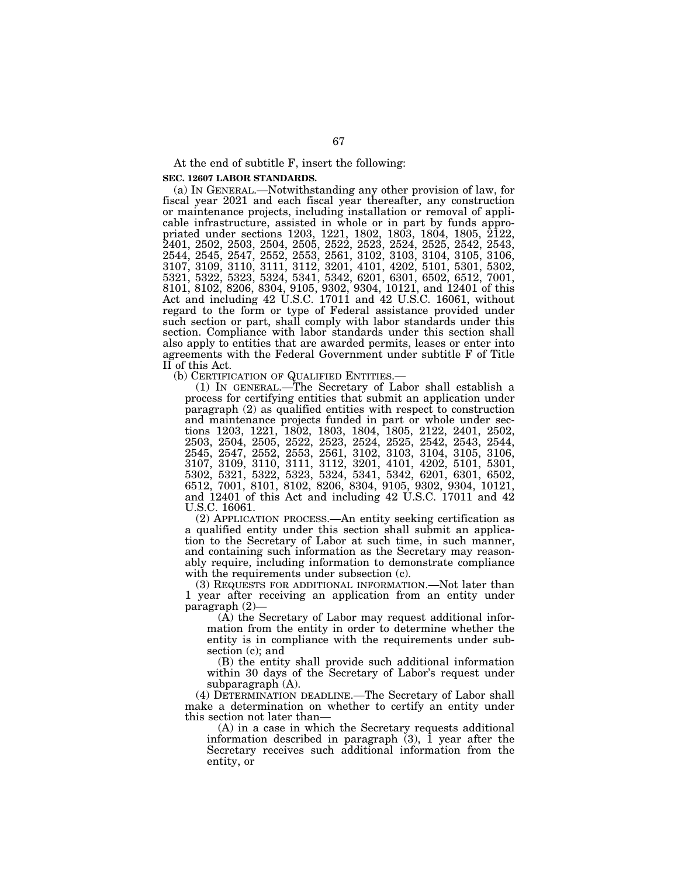At the end of subtitle F, insert the following:

**SEC. 12607 LABOR STANDARDS.**

(a) IN GENERAL.—Notwithstanding any other provision of law, for fiscal year 2021 and each fiscal year thereafter, any construction or maintenance projects, including installation or removal of applicable infrastructure, assisted in whole or in part by funds appropriated under sections 1203, 1221, 1802, 1803, 1804, 1805, 2122, 2401, 2502, 2503, 2504, 2505, 2522, 2523, 2524, 2525, 2542, 2543, 2544, 2545, 2547, 2552, 2553, 2561, 3102, 3103, 3104, 3105, 3106, 3107, 3109, 3110, 3111, 3112, 3201, 4101, 4202, 5101, 5301, 5302, 5321, 5322, 5323, 5324, 5341, 5342, 6201, 6301, 6502, 6512, 7001, 8101, 8102, 8206, 8304, 9105, 9302, 9304, 10121, and 12401 of this Act and including 42 U.S.C. 17011 and 42 U.S.C. 16061, without regard to the form or type of Federal assistance provided under such section or part, shall comply with labor standards under this section. Compliance with labor standards under this section shall also apply to entities that are awarded permits, leases or enter into agreements with the Federal Government under subtitle F of Title II of this Act.

(b) CERTIFICATION OF QUALIFIED ENTITIES.—

(1) IN GENERAL.—The Secretary of Labor shall establish a process for certifying entities that submit an application under paragraph (2) as qualified entities with respect to construction and maintenance projects funded in part or whole under sections 1203, 1221, 1802, 1803, 1804, 1805, 2122, 2401, 2502, 2503, 2504, 2505, 2522, 2523, 2524, 2525, 2542, 2543, 2544, 2545, 2547, 2552, 2553, 2561, 3102, 3103, 3104, 3105, 3106, 3107, 3109, 3110, 3111, 3112, 3201, 4101, 4202, 5101, 5301, 5302, 5321, 5322, 5323, 5324, 5341, 5342, 6201, 6301, 6502, 6512, 7001, 8101, 8102, 8206, 8304, 9105, 9302, 9304, 10121, and 12401 of this Act and including 42 U.S.C. 17011 and 42 U.S.C. 16061.

(2) APPLICATION PROCESS.—An entity seeking certification as a qualified entity under this section shall submit an application to the Secretary of Labor at such time, in such manner, and containing such information as the Secretary may reasonably require, including information to demonstrate compliance with the requirements under subsection (c).

(3) REQUESTS FOR ADDITIONAL INFORMATION.—Not later than 1 year after receiving an application from an entity under paragraph (2)—

(A) the Secretary of Labor may request additional information from the entity in order to determine whether the entity is in compliance with the requirements under subsection (c); and

(B) the entity shall provide such additional information within 30 days of the Secretary of Labor's request under subparagraph (A).

(4) DETERMINATION DEADLINE.—The Secretary of Labor shall make a determination on whether to certify an entity under this section not later than—

(A) in a case in which the Secretary requests additional information described in paragraph (3), 1 year after the Secretary receives such additional information from the entity, or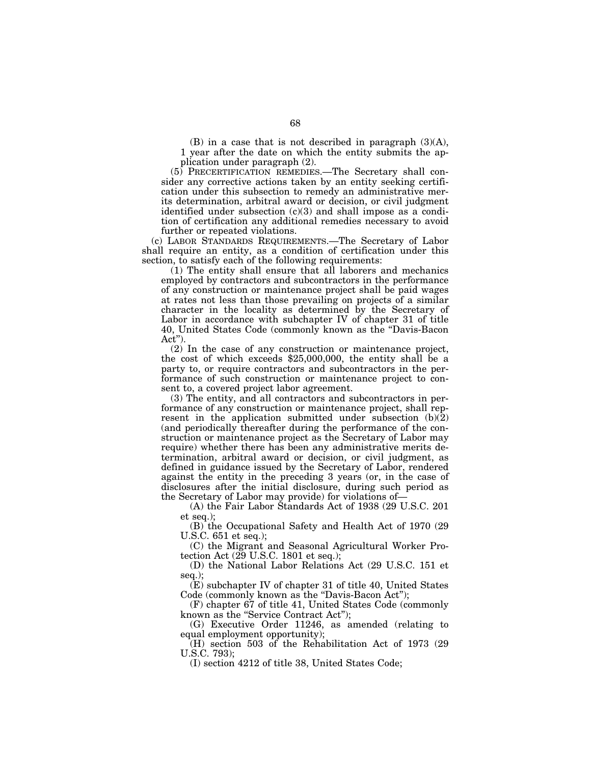(B) in a case that is not described in paragraph (3)(A), 1 year after the date on which the entity submits the application under paragraph (2).

(5) PRECERTIFICATION REMEDIES.—The Secretary shall consider any corrective actions taken by an entity seeking certification under this subsection to remedy an administrative merits determination, arbitral award or decision, or civil judgment identified under subsection (c)(3) and shall impose as a condition of certification any additional remedies necessary to avoid further or repeated violations.

(c) LABOR STANDARDS REQUIREMENTS.—The Secretary of Labor shall require an entity, as a condition of certification under this section, to satisfy each of the following requirements:

(1) The entity shall ensure that all laborers and mechanics employed by contractors and subcontractors in the performance of any construction or maintenance project shall be paid wages at rates not less than those prevailing on projects of a similar character in the locality as determined by the Secretary of Labor in accordance with subchapter IV of chapter 31 of title 40, United States Code (commonly known as the "Davis-Bacon Act").

(2) In the case of any construction or maintenance project, the cost of which exceeds $25,000,000, the entity shall be a party to, or require contractors and subcontractors in the performance of such construction or maintenance project to consent to, a covered project labor agreement.

(3) The entity, and all contractors and subcontractors in performance of any construction or maintenance project, shall represent in the application submitted under subsection (b)(2) (and periodically thereafter during the performance of the construction or maintenance project as the Secretary of Labor may require) whether there has been any administrative merits determination, arbitral award or decision, or civil judgment, as defined in guidance issued by the Secretary of Labor, rendered against the entity in the preceding 3 years (or, in the case of disclosures after the initial disclosure, during such period as the Secretary of Labor may provide) for violations of—

(A) the Fair Labor Standards Act of 1938 (29 U.S.C. 201 et seq.);

(B) the Occupational Safety and Health Act of 1970 (29 U.S.C. 651 et seq.);

(C) the Migrant and Seasonal Agricultural Worker Protection Act (29 U.S.C. 1801 et seq.);

(D) the National Labor Relations Act (29 U.S.C. 151 et seq.);

(E) subchapter IV of chapter 31 of title 40, United States Code (commonly known as the "Davis-Bacon Act");

(F) chapter 67 of title 41, United States Code (commonly known as the "Service Contract Act");

(G) Executive Order 11246, as amended (relating to equal employment opportunity);

(H) section 503 of the Rehabilitation Act of 1973 (29 U.S.C. 793);

(I) section 4212 of title 38, United States Code;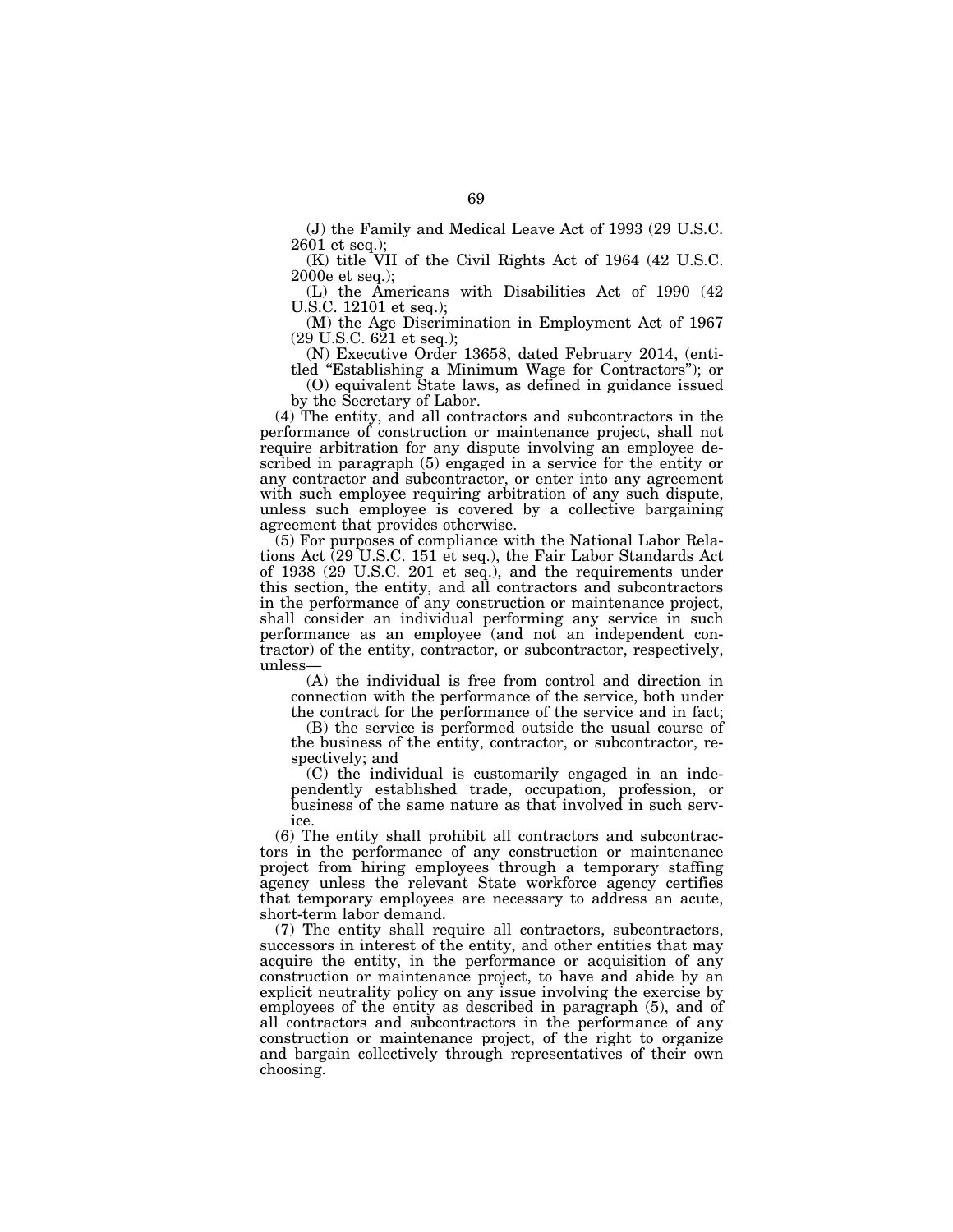(J) the Family and Medical Leave Act of 1993 (29 U.S.C. 2601 et seq.);

(K) title VII of the Civil Rights Act of 1964 (42 U.S.C. 2000e et seq.);

(L) the Americans with Disabilities Act of 1990 (42 U.S.C. 12101 et seq.);

(M) the Age Discrimination in Employment Act of 1967 (29 U.S.C. 621 et seq.);

(N) Executive Order 13658, dated February 2014, (entitled "Establishing a Minimum Wage for Contractors"); or

(O) equivalent State laws, as defined in guidance issued by the Secretary of Labor.

(4) The entity, and all contractors and subcontractors in the performance of construction or maintenance project, shall not require arbitration for any dispute involving an employee described in paragraph (5) engaged in a service for the entity or any contractor and subcontractor, or enter into any agreement with such employee requiring arbitration of any such dispute, unless such employee is covered by a collective bargaining agreement that provides otherwise.

(5) For purposes of compliance with the National Labor Relations Act (29 U.S.C. 151 et seq.), the Fair Labor Standards Act of 1938 (29 U.S.C. 201 et seq.), and the requirements under this section, the entity, and all contractors and subcontractors in the performance of any construction or maintenance project, shall consider an individual performing any service in such performance as an employee (and not an independent contractor) of the entity, contractor, or subcontractor, respectively, unless—

(A) the individual is free from control and direction in connection with the performance of the service, both under the contract for the performance of the service and in fact;

(B) the service is performed outside the usual course of the business of the entity, contractor, or subcontractor, respectively; and

(C) the individual is customarily engaged in an independently established trade, occupation, profession, or business of the same nature as that involved in such service.

(6) The entity shall prohibit all contractors and subcontractors in the performance of any construction or maintenance project from hiring employees through a temporary staffing agency unless the relevant State workforce agency certifies that temporary employees are necessary to address an acute, short-term labor demand.

(7) The entity shall require all contractors, subcontractors, successors in interest of the entity, and other entities that may acquire the entity, in the performance or acquisition of any construction or maintenance project, to have and abide by an explicit neutrality policy on any issue involving the exercise by employees of the entity as described in paragraph (5), and of all contractors and subcontractors in the performance of any construction or maintenance project, of the right to organize and bargain collectively through representatives of their own choosing.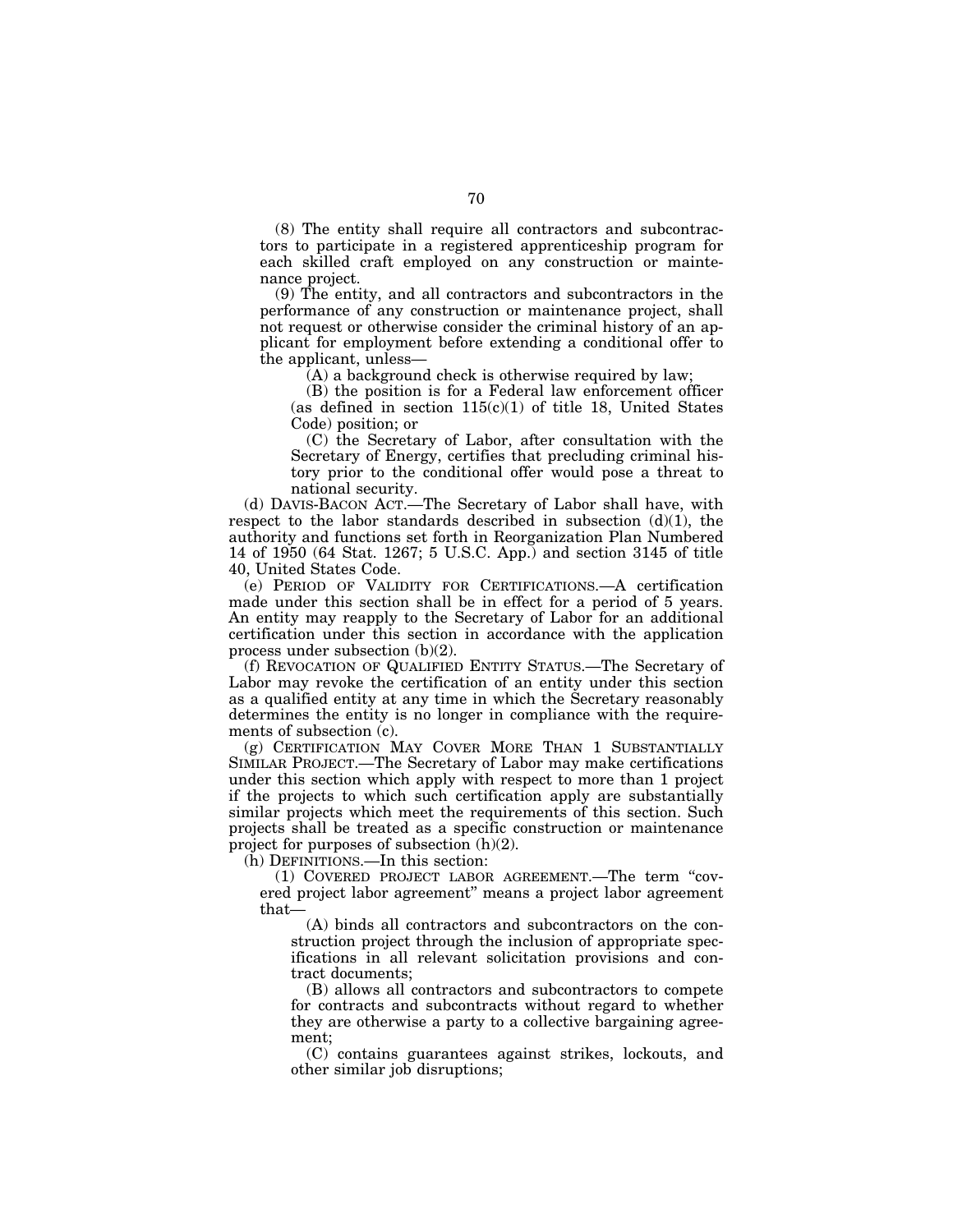(8) The entity shall require all contractors and subcontractors to participate in a registered apprenticeship program for each skilled craft employed on any construction or maintenance project.

(9) The entity, and all contractors and subcontractors in the performance of any construction or maintenance project, shall not request or otherwise consider the criminal history of an applicant for employment before extending a conditional offer to the applicant, unless—

(A) a background check is otherwise required by law;

(B) the position is for a Federal law enforcement officer (as defined in section 115(c)(1) of title 18, United States Code) position; or

(C) the Secretary of Labor, after consultation with the Secretary of Energy, certifies that precluding criminal history prior to the conditional offer would pose a threat to national security.

(d) DAVIS-BACON ACT.—The Secretary of Labor shall have, with respect to the labor standards described in subsection (d)(1), the authority and functions set forth in Reorganization Plan Numbered 14 of 1950 (64 Stat. 1267; 5 U.S.C. App.) and section 3145 of title 40, United States Code.

(e) PERIOD OF VALIDITY FOR CERTIFICATIONS.—A certification made under this section shall be in effect for a period of 5 years. An entity may reapply to the Secretary of Labor for an additional certification under this section in accordance with the application process under subsection (b)(2).

(f) REVOCATION OF QUALIFIED ENTITY STATUS.—The Secretary of Labor may revoke the certification of an entity under this section as a qualified entity at any time in which the Secretary reasonably determines the entity is no longer in compliance with the requirements of subsection (c).

(g) CERTIFICATION MAY COVER MORE THAN 1 SUBSTANTIALLY SIMILAR PROJECT.—The Secretary of Labor may make certifications under this section which apply with respect to more than 1 project if the projects to which such certification apply are substantially similar projects which meet the requirements of this section. Such projects shall be treated as a specific construction or maintenance project for purposes of subsection (h)(2).

(h) DEFINITIONS.—In this section:

(1) COVERED PROJECT LABOR AGREEMENT.—The term "covered project labor agreement" means a project labor agreement that—

(A) binds all contractors and subcontractors on the construction project through the inclusion of appropriate specifications in all relevant solicitation provisions and contract documents;

(B) allows all contractors and subcontractors to compete for contracts and subcontracts without regard to whether they are otherwise a party to a collective bargaining agreement;

(C) contains guarantees against strikes, lockouts, and other similar job disruptions;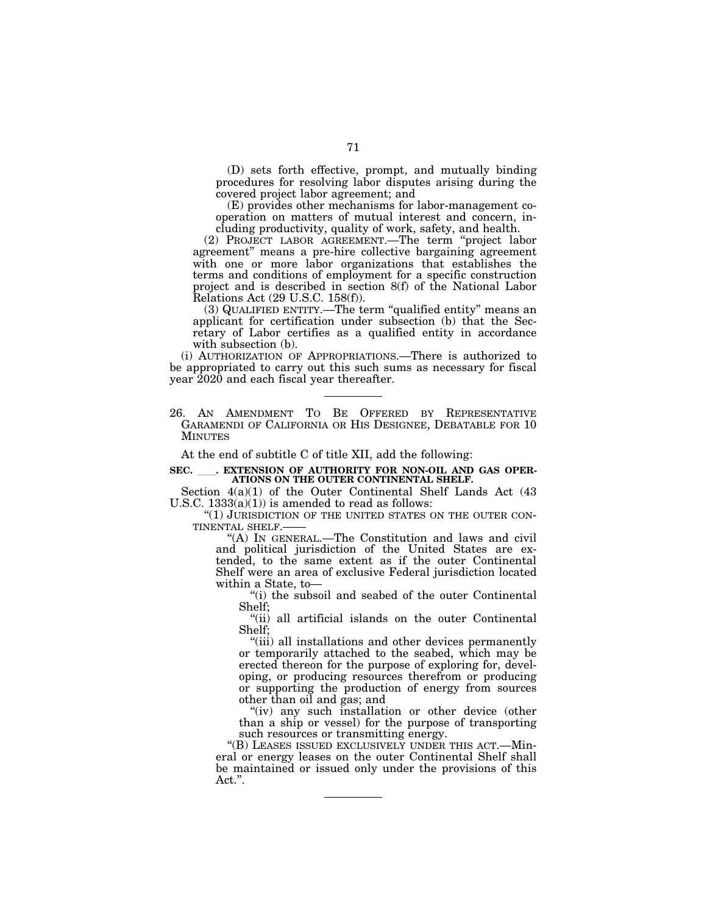(D) sets forth effective, prompt, and mutually binding procedures for resolving labor disputes arising during the covered project labor agreement; and

(E) provides other mechanisms for labor-management cooperation on matters of mutual interest and concern, including productivity, quality of work, safety, and health.

(2) PROJECT LABOR AGREEMENT.—The term "project labor agreement" means a pre-hire collective bargaining agreement with one or more labor organizations that establishes the terms and conditions of employment for a specific construction project and is described in section 8(f) of the National Labor Relations Act (29 U.S.C. 158(f)).

(3) QUALIFIED ENTITY.—The term "qualified entity" means an applicant for certification under subsection (b) that the Secretary of Labor certifies as a qualified entity in accordance with subsection (b).

(i) AUTHORIZATION OF APPROPRIATIONS.—There is authorized to be appropriated to carry out this such sums as necessary for fiscal year 2020 and each fiscal year thereafter.

---

26. AN AMENDMENT TO BE OFFERED BY REPRESENTATIVE GARAMENDI OF CALIFORNIA OR HIS DESIGNEE, DEBATABLE FOR 10 MINUTES

At the end of subtitle C of title XII, add the following:

**SEC. \_\_\_. EXTENSION OF AUTHORITY FOR NON-OIL AND GAS OPERATIONS ON THE OUTER CONTINENTAL SHELF.**

Section 4(a)(1) of the Outer Continental Shelf Lands Act (43 U.S.C. 1333(a)(1)) is amended to read as follows:

"(1) JURISDICTION OF THE UNITED STATES ON THE OUTER CONTINENTAL SHELF.——

"(A) IN GENERAL.—The Constitution and laws and civil and political jurisdiction of the United States are extended, to the same extent as if the outer Continental Shelf were an area of exclusive Federal jurisdiction located within a State, to—

"(i) the subsoil and seabed of the outer Continental Shelf;

"(ii) all artificial islands on the outer Continental Shelf;

"(iii) all installations and other devices permanently or temporarily attached to the seabed, which may be erected thereon for the purpose of exploring for, developing, or producing resources therefrom or producing or supporting the production of energy from sources other than oil and gas; and

"(iv) any such installation or other device (other than a ship or vessel) for the purpose of transporting such resources or transmitting energy.

"(B) LEASES ISSUED EXCLUSIVELY UNDER THIS ACT.—Mineral or energy leases on the outer Continental Shelf shall be maintained or issued only under the provisions of this Act.".

---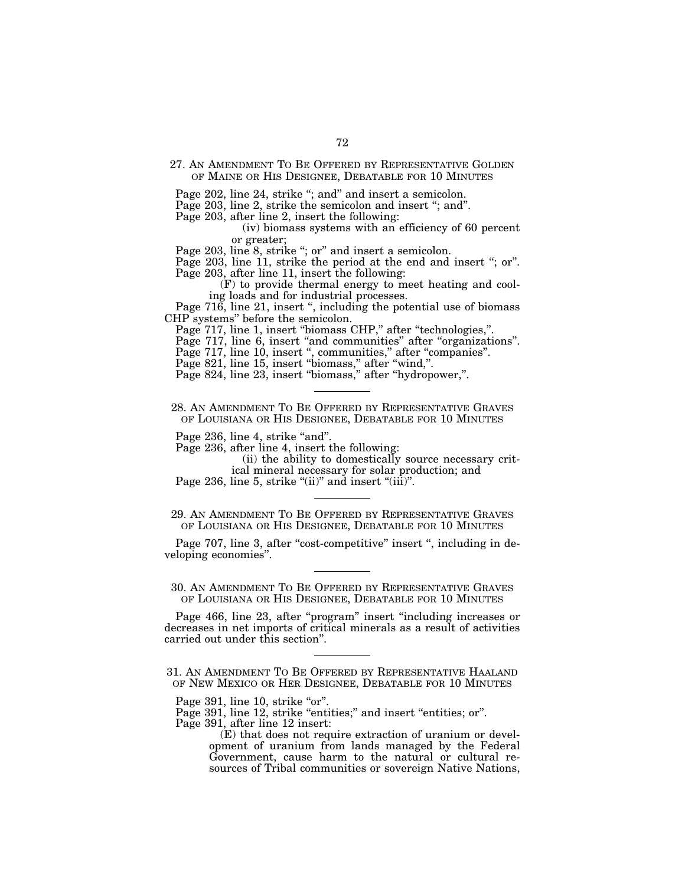27. AN AMENDMENT TO BE OFFERED BY REPRESENTATIVE GOLDEN OF MAINE OR HIS DESIGNEE, DEBATABLE FOR 10 MINUTES

Page 202, line 24, strike "; and" and insert a semicolon.

Page 203, line 2, strike the semicolon and insert "; and".

Page 203, after line 2, insert the following:

(iv) biomass systems with an efficiency of 60 percent or greater;

Page 203, line 8, strike "; or" and insert a semicolon.

Page 203, line 11, strike the period at the end and insert "; or".

Page 203, after line 11, insert the following:

(F) to provide thermal energy to meet heating and cooling loads and for industrial processes.

Page 716, line 21, insert ", including the potential use of biomass CHP systems" before the semicolon.

Page 717, line 1, insert "biomass CHP," after "technologies,".

Page 717, line 6, insert "and communities" after "organizations".

Page 717, line 10, insert ", communities," after "companies".

Page 821, line 15, insert "biomass," after "wind,".

Page 824, line 23, insert "biomass," after "hydropower,".

---

28. AN AMENDMENT TO BE OFFERED BY REPRESENTATIVE GRAVES OF LOUISIANA OR HIS DESIGNEE, DEBATABLE FOR 10 MINUTES

Page 236, line 4, strike "and".

Page 236, after line 4, insert the following:

(ii) the ability to domestically source necessary critical mineral necessary for solar production; and

Page 236, line 5, strike "(ii)" and insert "(iii)".

---

29. AN AMENDMENT TO BE OFFERED BY REPRESENTATIVE GRAVES OF LOUISIANA OR HIS DESIGNEE, DEBATABLE FOR 10 MINUTES

Page 707, line 3, after "cost-competitive" insert ", including in developing economies".

---

30. AN AMENDMENT TO BE OFFERED BY REPRESENTATIVE GRAVES OF LOUISIANA OR HIS DESIGNEE, DEBATABLE FOR 10 MINUTES

Page 466, line 23, after "program" insert "including increases or decreases in net imports of critical minerals as a result of activities carried out under this section".

---

31. AN AMENDMENT TO BE OFFERED BY REPRESENTATIVE HAALAND OF NEW MEXICO OR HER DESIGNEE, DEBATABLE FOR 10 MINUTES

Page 391, line 10, strike "or".

Page 391, line 12, strike "entities;" and insert "entities; or".

Page 391, after line 12 insert:

(E) that does not require extraction of uranium or development of uranium from lands managed by the Federal Government, cause harm to the natural or cultural resources of Tribal communities or sovereign Native Nations,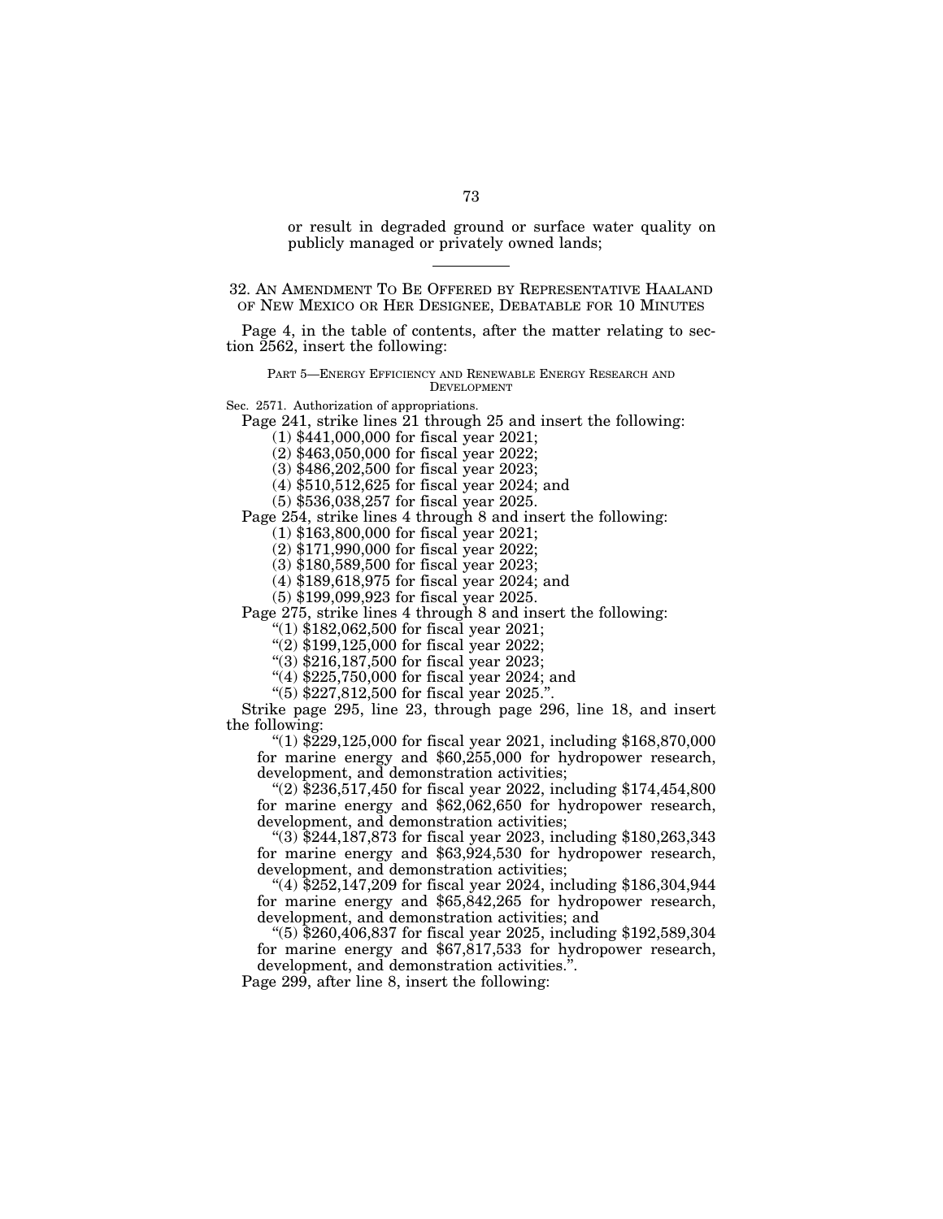or result in degraded ground or surface water quality on publicly managed or privately owned lands;

---

## 32. AN AMENDMENT TO BE OFFERED BY REPRESENTATIVE HAALAND OF NEW MEXICO OR HER DESIGNEE, DEBATABLE FOR 10 MINUTES

Page 4, in the table of contents, after the matter relating to section 2562, insert the following:

PART 5—ENERGY EFFICIENCY AND RENEWABLE ENERGY RESEARCH AND DEVELOPMENT

Sec. 2571. Authorization of appropriations.

Page 241, strike lines 21 through 25 and insert the following:

(1) $441,000,000 for fiscal year 2021;

(2) $463,050,000 for fiscal year 2022;

(3) $486,202,500 for fiscal year 2023;

(4) $510,512,625 for fiscal year 2024; and

(5) $536,038,257 for fiscal year 2025.

Page 254, strike lines 4 through 8 and insert the following:

(1) $163,800,000 for fiscal year 2021;

(2) $171,990,000 for fiscal year 2022;

(3) $180,589,500 for fiscal year 2023;

(4) $189,618,975 for fiscal year 2024; and

(5) $199,099,923 for fiscal year 2025.

Page 275, strike lines 4 through 8 and insert the following:

"(1) $182,062,500 for fiscal year 2021;

"(2) $199,125,000 for fiscal year 2022;

"(3) $216,187,500 for fiscal year 2023;

"(4) $225,750,000 for fiscal year 2024; and

"(5) $227,812,500 for fiscal year 2025.".

Strike page 295, line 23, through page 296, line 18, and insert the following:

"(1) $229,125,000 for fiscal year 2021, including $168,870,000 for marine energy and $60,255,000 for hydropower research, development, and demonstration activities;

"(2) $236,517,450 for fiscal year 2022, including $174,454,800 for marine energy and $62,062,650 for hydropower research, development, and demonstration activities;

"(3) $244,187,873 for fiscal year 2023, including $180,263,343 for marine energy and $63,924,530 for hydropower research, development, and demonstration activities;

"(4) $252,147,209 for fiscal year 2024, including $186,304,944 for marine energy and $65,842,265 for hydropower research, development, and demonstration activities; and

"(5) $260,406,837 for fiscal year 2025, including $192,589,304 for marine energy and $67,817,533 for hydropower research, development, and demonstration activities.".

Page 299, after line 8, insert the following: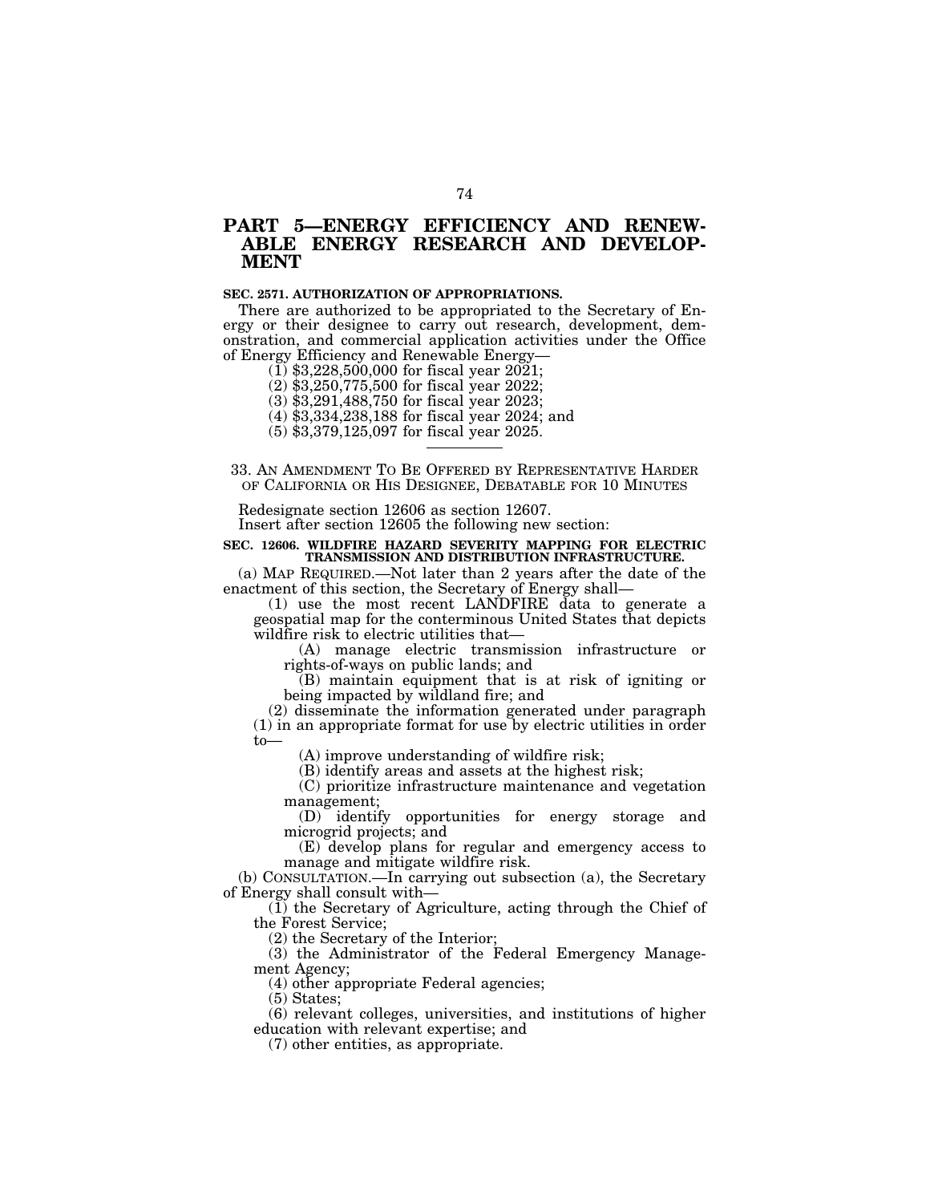# PART 5—ENERGY EFFICIENCY AND RENEWABLE ENERGY RESEARCH AND DEVELOPMENT

**SEC. 2571. AUTHORIZATION OF APPROPRIATIONS.**

There are authorized to be appropriated to the Secretary of Energy or their designee to carry out research, development, demonstration, and commercial application activities under the Office of Energy Efficiency and Renewable Energy—

(1) $3,228,500,000 for fiscal year 2021;

(2) $3,250,775,500 for fiscal year 2022;

(3) $3,291,488,750 for fiscal year 2023;

(4) $3,334,238,188 for fiscal year 2024; and

(5) $3,379,125,097 for fiscal year 2025.

---

33. AN AMENDMENT TO BE OFFERED BY REPRESENTATIVE HARDER OF CALIFORNIA OR HIS DESIGNEE, DEBATABLE FOR 10 MINUTES

Redesignate section 12606 as section 12607.

Insert after section 12605 the following new section:

**SEC. 12606. WILDFIRE HAZARD SEVERITY MAPPING FOR ELECTRIC TRANSMISSION AND DISTRIBUTION INFRASTRUCTURE.**

(a) MAP REQUIRED.—Not later than 2 years after the date of the enactment of this section, the Secretary of Energy shall—

(1) use the most recent LANDFIRE data to generate a geospatial map for the conterminous United States that depicts wildfire risk to electric utilities that—

(A) manage electric transmission infrastructure or rights-of-ways on public lands; and

(B) maintain equipment that is at risk of igniting or being impacted by wildland fire; and

(2) disseminate the information generated under paragraph (1) in an appropriate format for use by electric utilities in order to—

(A) improve understanding of wildfire risk;

(B) identify areas and assets at the highest risk;

(C) prioritize infrastructure maintenance and vegetation management;

(D) identify opportunities for energy storage and microgrid projects; and

(E) develop plans for regular and emergency access to manage and mitigate wildfire risk.

(b) CONSULTATION.—In carrying out subsection (a), the Secretary of Energy shall consult with—

(1) the Secretary of Agriculture, acting through the Chief of the Forest Service;

(2) the Secretary of the Interior;

(3) the Administrator of the Federal Emergency Management Agency;

(4) other appropriate Federal agencies;

(5) States;

(6) relevant colleges, universities, and institutions of higher education with relevant expertise; and

(7) other entities, as appropriate.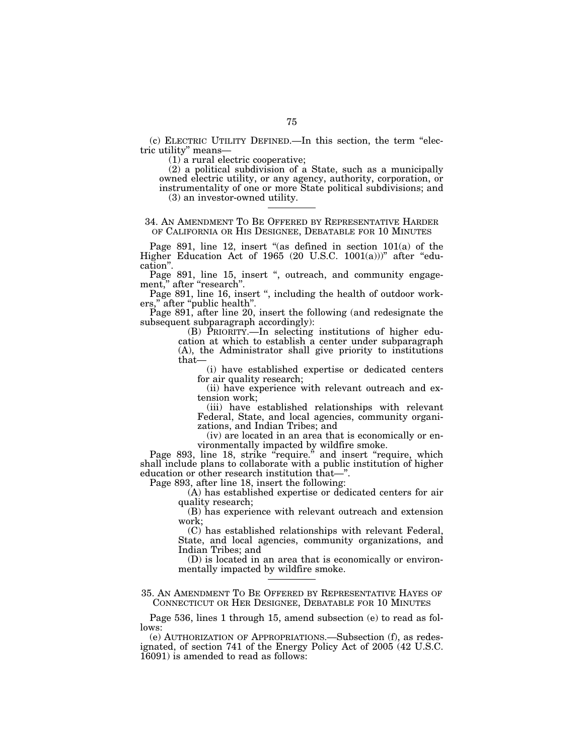(c) ELECTRIC UTILITY DEFINED.—In this section, the term "electric utility" means—

(1) a rural electric cooperative;

(2) a political subdivision of a State, such as a municipally owned electric utility, or any agency, authority, corporation, or instrumentality of one or more State political subdivisions; and

(3) an investor-owned utility.

---

## 34. AN AMENDMENT TO BE OFFERED BY REPRESENTATIVE HARDER OF CALIFORNIA OR HIS DESIGNEE, DEBATABLE FOR 10 MINUTES

Page 891, line 12, insert "(as defined in section 101(a) of the Higher Education Act of 1965 (20 U.S.C. 1001(a)))" after "education".

Page 891, line 15, insert ", outreach, and community engagement," after "research".

Page 891, line 16, insert ", including the health of outdoor workers," after "public health".

Page 891, after line 20, insert the following (and redesignate the subsequent subparagraph accordingly):

(B) PRIORITY.—In selecting institutions of higher education at which to establish a center under subparagraph (A), the Administrator shall give priority to institutions that—

(i) have established expertise or dedicated centers for air quality research;

(ii) have experience with relevant outreach and extension work;

(iii) have established relationships with relevant Federal, State, and local agencies, community organizations, and Indian Tribes; and

(iv) are located in an area that is economically or environmentally impacted by wildfire smoke.

Page 893, line 18, strike "require." and insert "require, which shall include plans to collaborate with a public institution of higher education or other research institution that—".

Page 893, after line 18, insert the following:

(A) has established expertise or dedicated centers for air quality research;

(B) has experience with relevant outreach and extension work;

(C) has established relationships with relevant Federal, State, and local agencies, community organizations, and Indian Tribes; and

(D) is located in an area that is economically or environmentally impacted by wildfire smoke.

---

## 35. AN AMENDMENT TO BE OFFERED BY REPRESENTATIVE HAYES OF CONNECTICUT OR HER DESIGNEE, DEBATABLE FOR 10 MINUTES

Page 536, lines 1 through 15, amend subsection (e) to read as follows:

(e) AUTHORIZATION OF APPROPRIATIONS.—Subsection (f), as redesignated, of section 741 of the Energy Policy Act of 2005 (42 U.S.C. 16091) is amended to read as follows: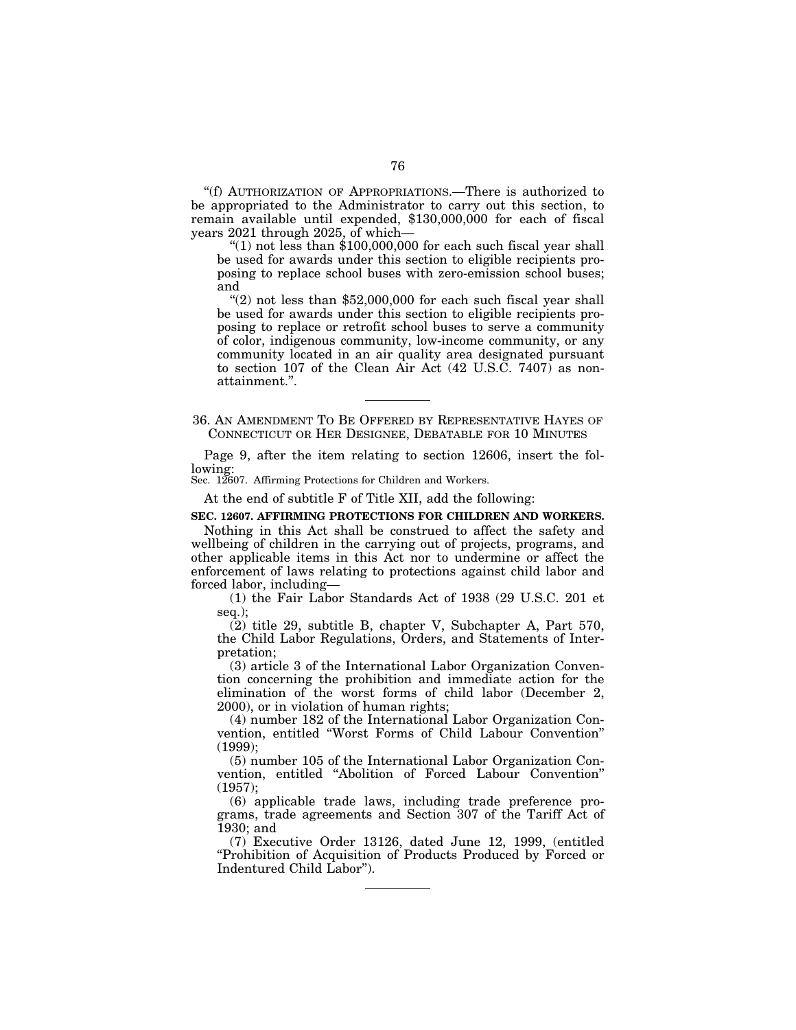"(f) AUTHORIZATION OF APPROPRIATIONS.—There is authorized to be appropriated to the Administrator to carry out this section, to remain available until expended, $130,000,000 for each of fiscal years 2021 through 2025, of which—

"(1) not less than $100,000,000 for each such fiscal year shall be used for awards under this section to eligible recipients proposing to replace school buses with zero-emission school buses; and

"(2) not less than $52,000,000 for each such fiscal year shall be used for awards under this section to eligible recipients proposing to replace or retrofit school buses to serve a community of color, indigenous community, low-income community, or any community located in an air quality area designated pursuant to section 107 of the Clean Air Act (42 U.S.C. 7407) as nonattainment.".

---

## 36. AN AMENDMENT TO BE OFFERED BY REPRESENTATIVE HAYES OF CONNECTICUT OR HER DESIGNEE, DEBATABLE FOR 10 MINUTES

Page 9, after the item relating to section 12606, insert the following:

Sec. 12607. Affirming Protections for Children and Workers.

At the end of subtitle F of Title XII, add the following:

**SEC. 12607. AFFIRMING PROTECTIONS FOR CHILDREN AND WORKERS.**

Nothing in this Act shall be construed to affect the safety and wellbeing of children in the carrying out of projects, programs, and other applicable items in this Act nor to undermine or affect the enforcement of laws relating to protections against child labor and forced labor, including—

(1) the Fair Labor Standards Act of 1938 (29 U.S.C. 201 et seq.);

(2) title 29, subtitle B, chapter V, Subchapter A, Part 570, the Child Labor Regulations, Orders, and Statements of Interpretation;

(3) article 3 of the International Labor Organization Convention concerning the prohibition and immediate action for the elimination of the worst forms of child labor (December 2, 2000), or in violation of human rights;

(4) number 182 of the International Labor Organization Convention, entitled "Worst Forms of Child Labour Convention" (1999);

(5) number 105 of the International Labor Organization Convention, entitled "Abolition of Forced Labour Convention" (1957);

(6) applicable trade laws, including trade preference programs, trade agreements and Section 307 of the Tariff Act of 1930; and

(7) Executive Order 13126, dated June 12, 1999, (entitled "Prohibition of Acquisition of Products Produced by Forced or Indentured Child Labor").

---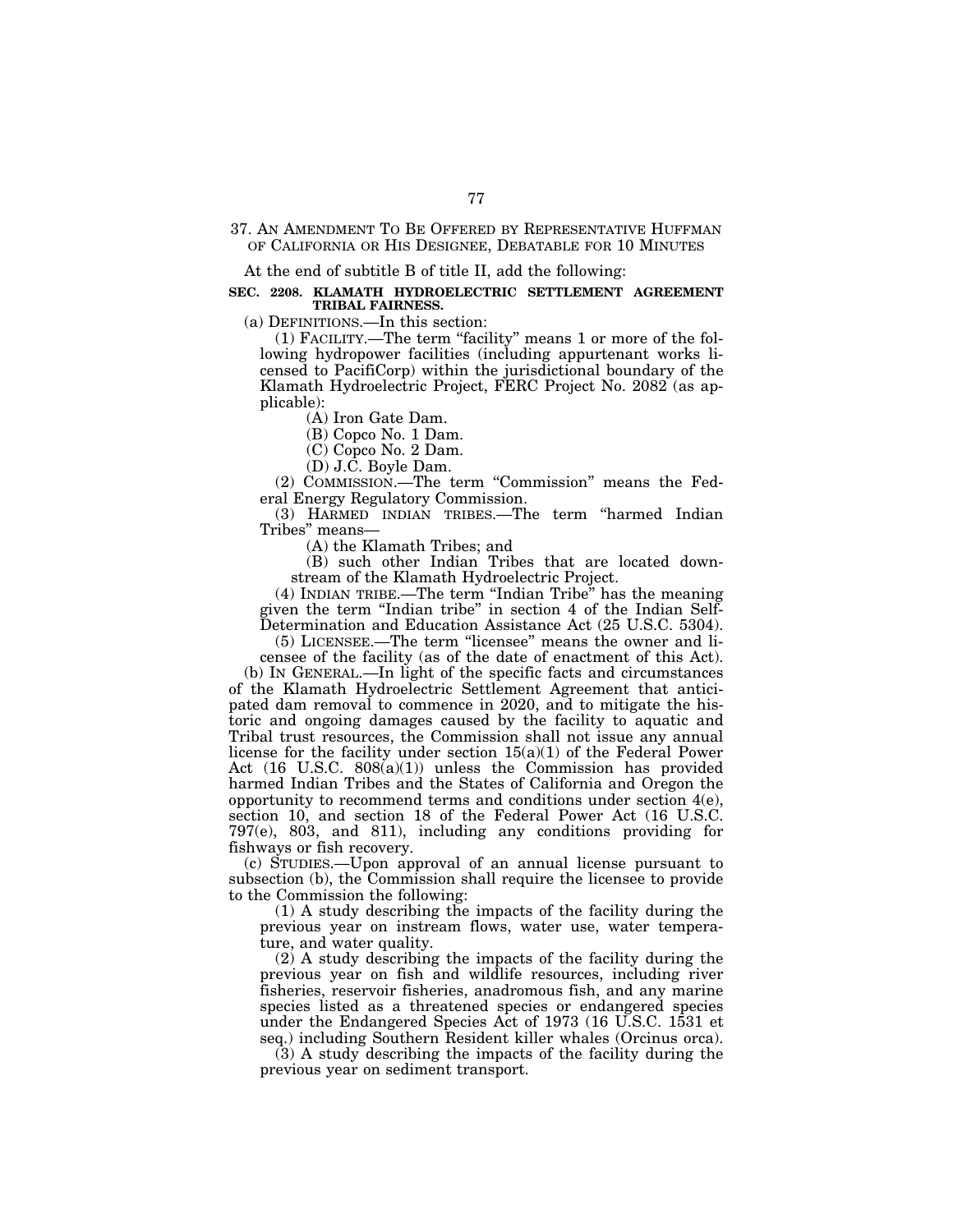37. AN AMENDMENT TO BE OFFERED BY REPRESENTATIVE HUFFMAN OF CALIFORNIA OR HIS DESIGNEE, DEBATABLE FOR 10 MINUTES

At the end of subtitle B of title II, add the following:

**SEC. 2208. KLAMATH HYDROELECTRIC SETTLEMENT AGREEMENT TRIBAL FAIRNESS.**

(a) DEFINITIONS.—In this section:

(1) FACILITY.—The term "facility" means 1 or more of the following hydropower facilities (including appurtenant works licensed to PacifiCorp) within the jurisdictional boundary of the Klamath Hydroelectric Project, FERC Project No. 2082 (as applicable):

(A) Iron Gate Dam.

(B) Copco No. 1 Dam.

(C) Copco No. 2 Dam.

(D) J.C. Boyle Dam.

(2) COMMISSION.—The term "Commission" means the Federal Energy Regulatory Commission.

(3) HARMED INDIAN TRIBES.—The term "harmed Indian Tribes" means—

(A) the Klamath Tribes; and

(B) such other Indian Tribes that are located downstream of the Klamath Hydroelectric Project.

(4) INDIAN TRIBE.—The term "Indian Tribe" has the meaning given the term "Indian tribe" in section 4 of the Indian Self-Determination and Education Assistance Act (25 U.S.C. 5304).

(5) LICENSEE.—The term "licensee" means the owner and licensee of the facility (as of the date of enactment of this Act).

(b) IN GENERAL.—In light of the specific facts and circumstances of the Klamath Hydroelectric Settlement Agreement that anticipated dam removal to commence in 2020, and to mitigate the historic and ongoing damages caused by the facility to aquatic and Tribal trust resources, the Commission shall not issue any annual license for the facility under section 15(a)(1) of the Federal Power Act (16 U.S.C. 808(a)(1)) unless the Commission has provided harmed Indian Tribes and the States of California and Oregon the opportunity to recommend terms and conditions under section 4(e), section 10, and section 18 of the Federal Power Act (16 U.S.C. 797(e), 803, and 811), including any conditions providing for fishways or fish recovery.

(c) STUDIES.—Upon approval of an annual license pursuant to subsection (b), the Commission shall require the licensee to provide to the Commission the following:

(1) A study describing the impacts of the facility during the previous year on instream flows, water use, water temperature, and water quality.

(2) A study describing the impacts of the facility during the previous year on fish and wildlife resources, including river fisheries, reservoir fisheries, anadromous fish, and any marine species listed as a threatened species or endangered species under the Endangered Species Act of 1973 (16 U.S.C. 1531 et seq.) including Southern Resident killer whales (Orcinus orca).

(3) A study describing the impacts of the facility during the previous year on sediment transport.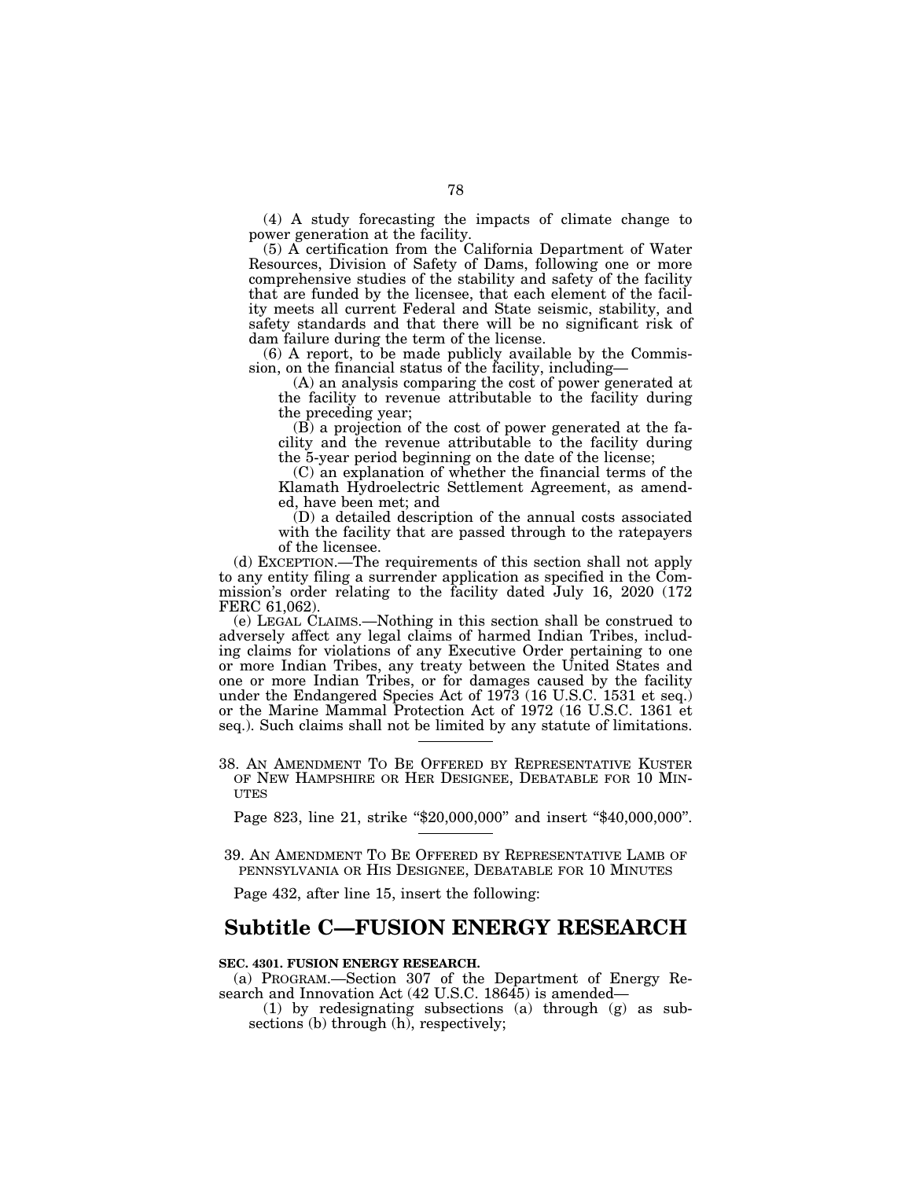(4) A study forecasting the impacts of climate change to power generation at the facility.

(5) A certification from the California Department of Water Resources, Division of Safety of Dams, following one or more comprehensive studies of the stability and safety of the facility that are funded by the licensee, that each element of the facility meets all current Federal and State seismic, stability, and safety standards and that there will be no significant risk of dam failure during the term of the license.

(6) A report, to be made publicly available by the Commission, on the financial status of the facility, including—

(A) an analysis comparing the cost of power generated at the facility to revenue attributable to the facility during the preceding year;

(B) a projection of the cost of power generated at the facility and the revenue attributable to the facility during the 5-year period beginning on the date of the license;

(C) an explanation of whether the financial terms of the Klamath Hydroelectric Settlement Agreement, as amended, have been met; and

(D) a detailed description of the annual costs associated with the facility that are passed through to the ratepayers of the licensee.

(d) EXCEPTION.—The requirements of this section shall not apply to any entity filing a surrender application as specified in the Commission's order relating to the facility dated July 16, 2020 (172 FERC 61,062).

(e) LEGAL CLAIMS.—Nothing in this section shall be construed to adversely affect any legal claims of harmed Indian Tribes, including claims for violations of any Executive Order pertaining to one or more Indian Tribes, any treaty between the United States and one or more Indian Tribes, or for damages caused by the facility under the Endangered Species Act of 1973 (16 U.S.C. 1531 et seq.) or the Marine Mammal Protection Act of 1972 (16 U.S.C. 1361 et seq.). Such claims shall not be limited by any statute of limitations.

---

38. AN AMENDMENT TO BE OFFERED BY REPRESENTATIVE KUSTER OF NEW HAMPSHIRE OR HER DESIGNEE, DEBATABLE FOR 10 MINUTES

Page 823, line 21, strike "$20,000,000" and insert "$40,000,000".

---

39. AN AMENDMENT TO BE OFFERED BY REPRESENTATIVE LAMB OF PENNSYLVANIA OR HIS DESIGNEE, DEBATABLE FOR 10 MINUTES

Page 432, after line 15, insert the following:

## Subtitle C—FUSION ENERGY RESEARCH

**SEC. 4301. FUSION ENERGY RESEARCH.**

(a) PROGRAM.—Section 307 of the Department of Energy Research and Innovation Act (42 U.S.C. 18645) is amended—

(1) by redesignating subsections (a) through (g) as subsections (b) through (h), respectively;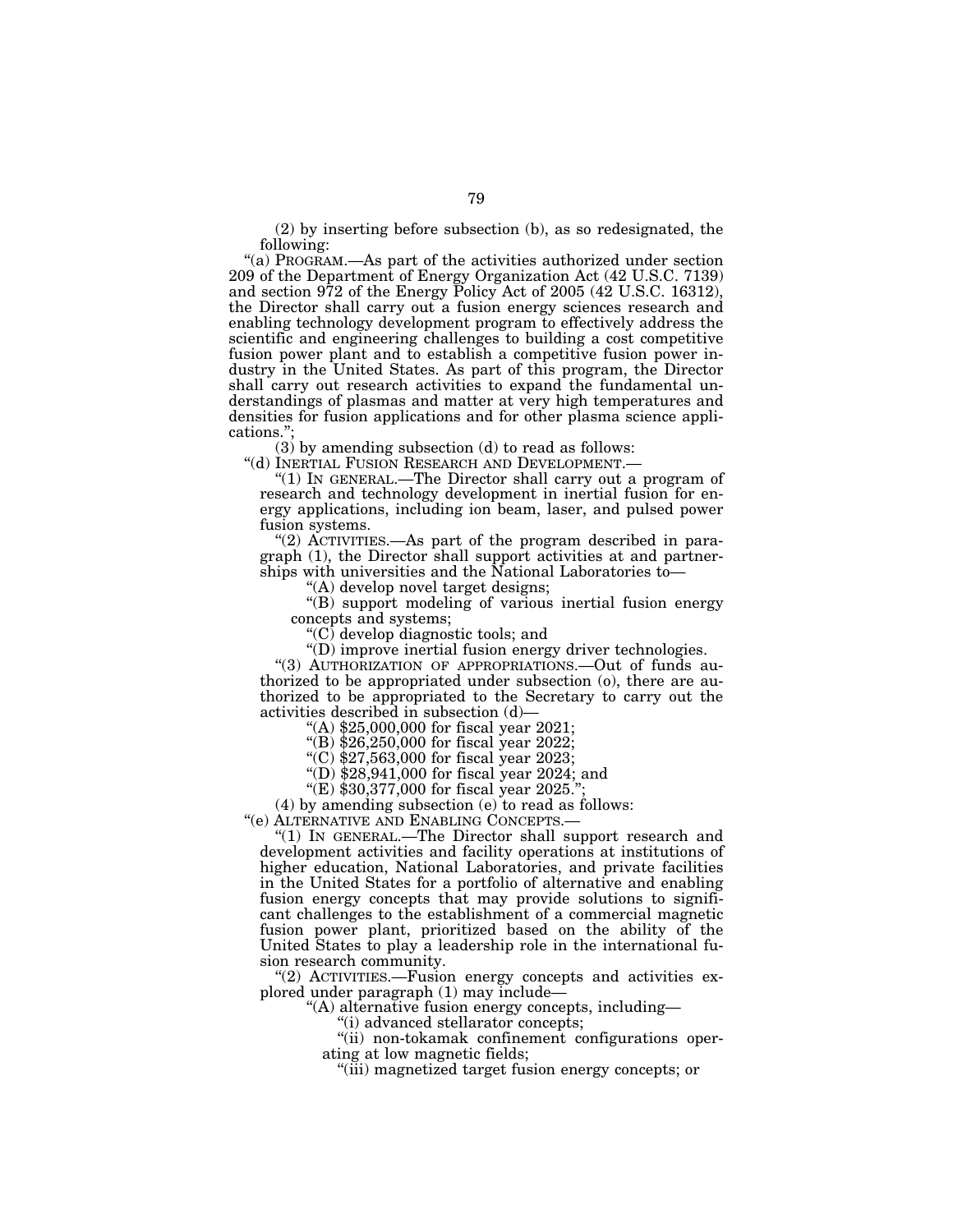(2) by inserting before subsection (b), as so redesignated, the following:

"(a) PROGRAM.—As part of the activities authorized under section 209 of the Department of Energy Organization Act (42 U.S.C. 7139) and section 972 of the Energy Policy Act of 2005 (42 U.S.C. 16312), the Director shall carry out a fusion energy sciences research and enabling technology development program to effectively address the scientific and engineering challenges to building a cost competitive fusion power plant and to establish a competitive fusion power industry in the United States. As part of this program, the Director shall carry out research activities to expand the fundamental understandings of plasmas and matter at very high temperatures and densities for fusion applications and for other plasma science applications.";

(3) by amending subsection (d) to read as follows:

"(d) INERTIAL FUSION RESEARCH AND DEVELOPMENT.—

"(1) IN GENERAL.—The Director shall carry out a program of research and technology development in inertial fusion for energy applications, including ion beam, laser, and pulsed power fusion systems.

"(2) ACTIVITIES.—As part of the program described in paragraph (1), the Director shall support activities at and partnerships with universities and the National Laboratories to—

"(A) develop novel target designs;

"(B) support modeling of various inertial fusion energy concepts and systems;

"(C) develop diagnostic tools; and

"(D) improve inertial fusion energy driver technologies.

"(3) AUTHORIZATION OF APPROPRIATIONS.—Out of funds authorized to be appropriated under subsection (o), there are authorized to be appropriated to the Secretary to carry out the activities described in subsection (d)—

"(A) $25,000,000 for fiscal year 2021;

"(B) $26,250,000 for fiscal year 2022;

"(C) $27,563,000 for fiscal year 2023;

"(D) $28,941,000 for fiscal year 2024; and

"(E) $30,377,000 for fiscal year 2025.";

(4) by amending subsection (e) to read as follows:

"(e) ALTERNATIVE AND ENABLING CONCEPTS.—

"(1) IN GENERAL.—The Director shall support research and development activities and facility operations at institutions of higher education, National Laboratories, and private facilities in the United States for a portfolio of alternative and enabling fusion energy concepts that may provide solutions to significant challenges to the establishment of a commercial magnetic fusion power plant, prioritized based on the ability of the United States to play a leadership role in the international fusion research community.

"(2) ACTIVITIES.—Fusion energy concepts and activities explored under paragraph (1) may include—

"(A) alternative fusion energy concepts, including—

"(i) advanced stellarator concepts;

"(ii) non-tokamak confinement configurations operating at low magnetic fields;

"(iii) magnetized target fusion energy concepts; or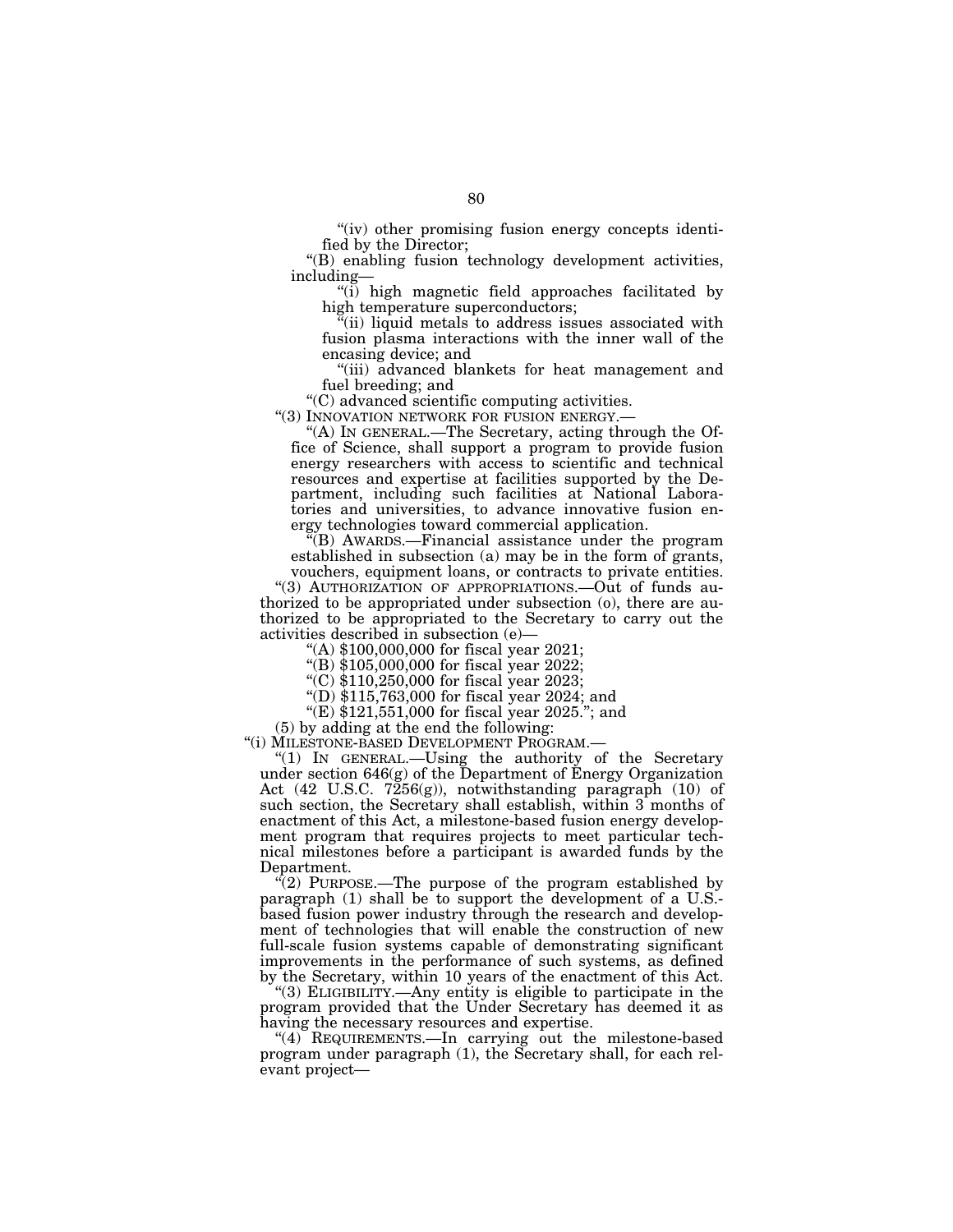"(iv) other promising fusion energy concepts identified by the Director;

"(B) enabling fusion technology development activities, including—

"(i) high magnetic field approaches facilitated by high temperature superconductors;

"(ii) liquid metals to address issues associated with fusion plasma interactions with the inner wall of the encasing device; and

"(iii) advanced blankets for heat management and fuel breeding; and

"(C) advanced scientific computing activities.

"(3) INNOVATION NETWORK FOR FUSION ENERGY.—

"(A) IN GENERAL.—The Secretary, acting through the Office of Science, shall support a program to provide fusion energy researchers with access to scientific and technical resources and expertise at facilities supported by the Department, including such facilities at National Laboratories and universities, to advance innovative fusion energy technologies toward commercial application.

"(B) AWARDS.—Financial assistance under the program established in subsection (a) may be in the form of grants, vouchers, equipment loans, or contracts to private entities.

"(3) AUTHORIZATION OF APPROPRIATIONS.—Out of funds authorized to be appropriated under subsection (o), there are authorized to be appropriated to the Secretary to carry out the activities described in subsection (e)—

"(A) $100,000,000 for fiscal year 2021;

"(B) $105,000,000 for fiscal year 2022;

"(C) $110,250,000 for fiscal year 2023;

"(D) $115,763,000 for fiscal year 2024; and

"(E) $121,551,000 for fiscal year 2025."; and

(5) by adding at the end the following:

"(i) MILESTONE-BASED DEVELOPMENT PROGRAM.—

"(1) IN GENERAL.—Using the authority of the Secretary under section 646(g) of the Department of Energy Organization Act (42 U.S.C. 7256(g)), notwithstanding paragraph (10) of such section, the Secretary shall establish, within 3 months of enactment of this Act, a milestone-based fusion energy development program that requires projects to meet particular technical milestones before a participant is awarded funds by the Department.

"(2) PURPOSE.—The purpose of the program established by paragraph (1) shall be to support the development of a U.S.-based fusion power industry through the research and development of technologies that will enable the construction of new full-scale fusion systems capable of demonstrating significant improvements in the performance of such systems, as defined by the Secretary, within 10 years of the enactment of this Act.

"(3) ELIGIBILITY.—Any entity is eligible to participate in the program provided that the Under Secretary has deemed it as having the necessary resources and expertise.

"(4) REQUIREMENTS.—In carrying out the milestone-based program under paragraph (1), the Secretary shall, for each relevant project—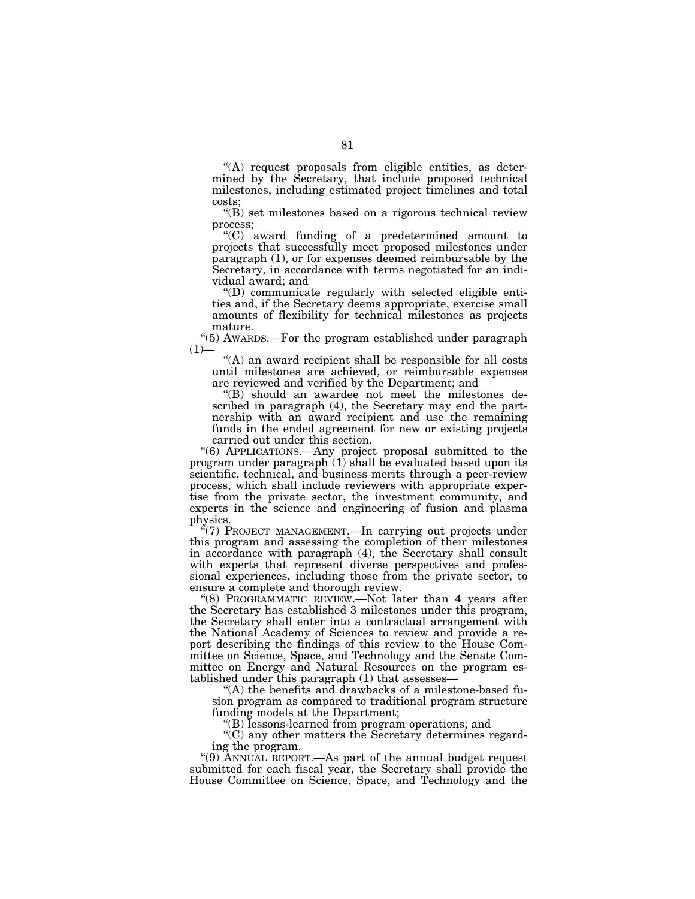"(A) request proposals from eligible entities, as determined by the Secretary, that include proposed technical milestones, including estimated project timelines and total costs;

"(B) set milestones based on a rigorous technical review process;

"(C) award funding of a predetermined amount to projects that successfully meet proposed milestones under paragraph (1), or for expenses deemed reimbursable by the Secretary, in accordance with terms negotiated for an individual award; and

"(D) communicate regularly with selected eligible entities and, if the Secretary deems appropriate, exercise small amounts of flexibility for technical milestones as projects mature.

"(5) AWARDS.—For the program established under paragraph (1)—

"(A) an award recipient shall be responsible for all costs until milestones are achieved, or reimbursable expenses are reviewed and verified by the Department; and

"(B) should an awardee not meet the milestones described in paragraph (4), the Secretary may end the partnership with an award recipient and use the remaining funds in the ended agreement for new or existing projects carried out under this section.

"(6) APPLICATIONS.—Any project proposal submitted to the program under paragraph (1) shall be evaluated based upon its scientific, technical, and business merits through a peer-review process, which shall include reviewers with appropriate expertise from the private sector, the investment community, and experts in the science and engineering of fusion and plasma physics.

"(7) PROJECT MANAGEMENT.—In carrying out projects under this program and assessing the completion of their milestones in accordance with paragraph (4), the Secretary shall consult with experts that represent diverse perspectives and professional experiences, including those from the private sector, to ensure a complete and thorough review.

"(8) PROGRAMMATIC REVIEW.—Not later than 4 years after the Secretary has established 3 milestones under this program, the Secretary shall enter into a contractual arrangement with the National Academy of Sciences to review and provide a report describing the findings of this review to the House Committee on Science, Space, and Technology and the Senate Committee on Energy and Natural Resources on the program established under this paragraph (1) that assesses—

"(A) the benefits and drawbacks of a milestone-based fusion program as compared to traditional program structure funding models at the Department;

"(B) lessons-learned from program operations; and

"(C) any other matters the Secretary determines regarding the program.

"(9) ANNUAL REPORT.—As part of the annual budget request submitted for each fiscal year, the Secretary shall provide the House Committee on Science, Space, and Technology and the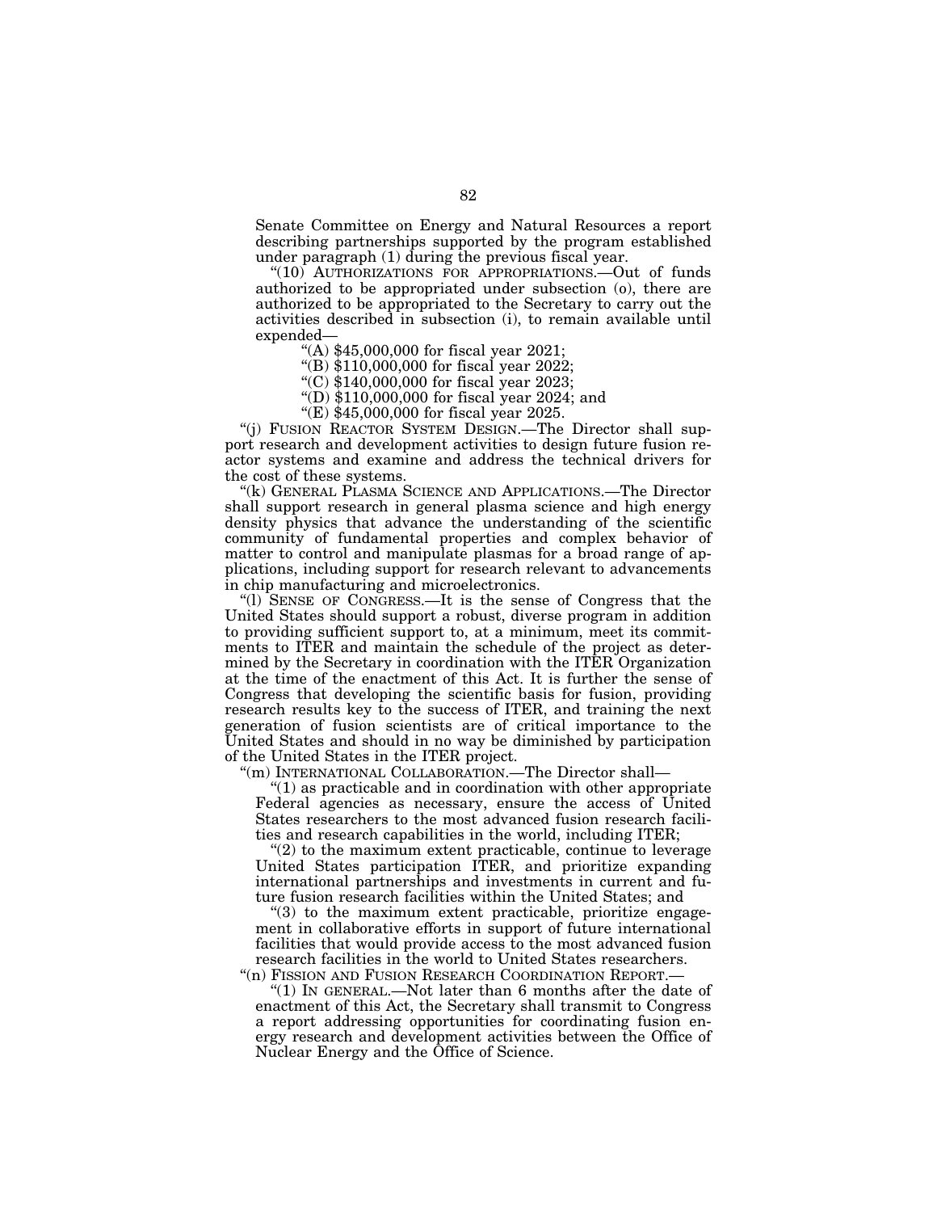Senate Committee on Energy and Natural Resources a report describing partnerships supported by the program established under paragraph (1) during the previous fiscal year.

"(10) AUTHORIZATIONS FOR APPROPRIATIONS.—Out of funds authorized to be appropriated under subsection (o), there are authorized to be appropriated to the Secretary to carry out the activities described in subsection (i), to remain available until expended—

"(A) $45,000,000 for fiscal year 2021;

"(B) $110,000,000 for fiscal year 2022;

"(C) $140,000,000 for fiscal year 2023;

"(D) $110,000,000 for fiscal year 2024; and

"(E) $45,000,000 for fiscal year 2025.

"(j) FUSION REACTOR SYSTEM DESIGN.—The Director shall support research and development activities to design future fusion reactor systems and examine and address the technical drivers for the cost of these systems.

"(k) GENERAL PLASMA SCIENCE AND APPLICATIONS.—The Director shall support research in general plasma science and high energy density physics that advance the understanding of the scientific community of fundamental properties and complex behavior of matter to control and manipulate plasmas for a broad range of applications, including support for research relevant to advancements in chip manufacturing and microelectronics.

"(l) SENSE OF CONGRESS.—It is the sense of Congress that the United States should support a robust, diverse program in addition to providing sufficient support to, at a minimum, meet its commitments to ITER and maintain the schedule of the project as determined by the Secretary in coordination with the ITER Organization at the time of the enactment of this Act. It is further the sense of Congress that developing the scientific basis for fusion, providing research results key to the success of ITER, and training the next generation of fusion scientists are of critical importance to the United States and should in no way be diminished by participation of the United States in the ITER project.

"(m) INTERNATIONAL COLLABORATION.—The Director shall—

"(1) as practicable and in coordination with other appropriate Federal agencies as necessary, ensure the access of United States researchers to the most advanced fusion research facilities and research capabilities in the world, including ITER;

"(2) to the maximum extent practicable, continue to leverage United States participation ITER, and prioritize expanding international partnerships and investments in current and future fusion research facilities within the United States; and

"(3) to the maximum extent practicable, prioritize engagement in collaborative efforts in support of future international facilities that would provide access to the most advanced fusion research facilities in the world to United States researchers.

"(n) FISSION AND FUSION RESEARCH COORDINATION REPORT.—

"(1) IN GENERAL.—Not later than 6 months after the date of enactment of this Act, the Secretary shall transmit to Congress a report addressing opportunities for coordinating fusion energy research and development activities between the Office of Nuclear Energy and the Office of Science.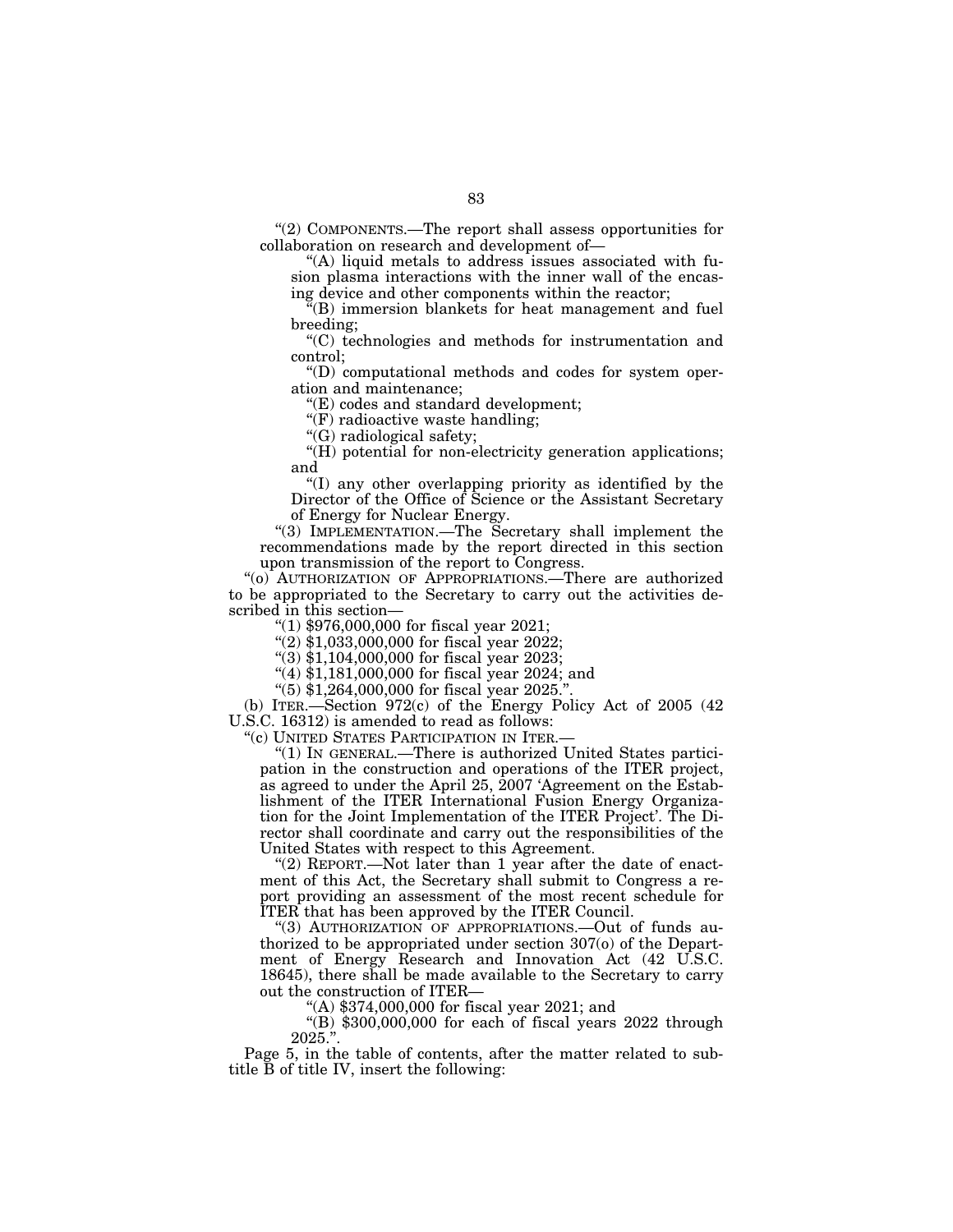"(2) COMPONENTS.—The report shall assess opportunities for collaboration on research and development of—

"(A) liquid metals to address issues associated with fusion plasma interactions with the inner wall of the encasing device and other components within the reactor;

"(B) immersion blankets for heat management and fuel breeding;

"(C) technologies and methods for instrumentation and control;

"(D) computational methods and codes for system operation and maintenance;

"(E) codes and standard development;

"(F) radioactive waste handling;

"(G) radiological safety;

"(H) potential for non-electricity generation applications; and

"(I) any other overlapping priority as identified by the Director of the Office of Science or the Assistant Secretary of Energy for Nuclear Energy.

"(3) IMPLEMENTATION.—The Secretary shall implement the recommendations made by the report directed in this section upon transmission of the report to Congress.

"(o) AUTHORIZATION OF APPROPRIATIONS.—There are authorized to be appropriated to the Secretary to carry out the activities described in this section—

"(1) $976,000,000 for fiscal year 2021;

"(2) $1,033,000,000 for fiscal year 2022;

"(3) $1,104,000,000 for fiscal year 2023;

"(4) $1,181,000,000 for fiscal year 2024; and

"(5) $1,264,000,000 for fiscal year 2025.".

(b) ITER.—Section 972(c) of the Energy Policy Act of 2005 (42 U.S.C. 16312) is amended to read as follows:

"(c) UNITED STATES PARTICIPATION IN ITER.—

"(1) IN GENERAL.—There is authorized United States participation in the construction and operations of the ITER project, as agreed to under the April 25, 2007 'Agreement on the Establishment of the ITER International Fusion Energy Organization for the Joint Implementation of the ITER Project'. The Director shall coordinate and carry out the responsibilities of the United States with respect to this Agreement.

"(2) REPORT.—Not later than 1 year after the date of enactment of this Act, the Secretary shall submit to Congress a report providing an assessment of the most recent schedule for ITER that has been approved by the ITER Council.

"(3) AUTHORIZATION OF APPROPRIATIONS.—Out of funds authorized to be appropriated under section 307(o) of the Department of Energy Research and Innovation Act (42 U.S.C. 18645), there shall be made available to the Secretary to carry out the construction of ITER—

"(A) $374,000,000 for fiscal year 2021; and

"(B) $300,000,000 for each of fiscal years 2022 through 2025.".

Page 5, in the table of contents, after the matter related to subtitle B of title IV, insert the following: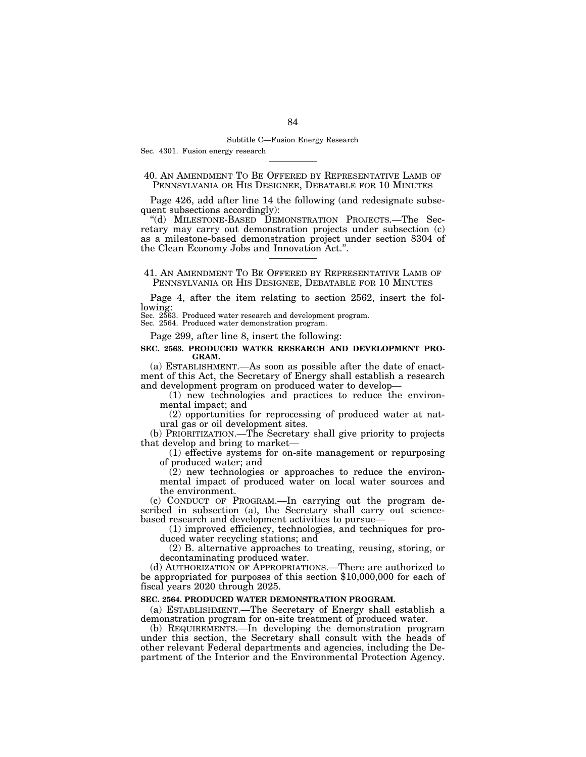Subtitle C—Fusion Energy Research

Sec. 4301. Fusion energy research

---

### 40. AN AMENDMENT TO BE OFFERED BY REPRESENTATIVE LAMB OF PENNSYLVANIA OR HIS DESIGNEE, DEBATABLE FOR 10 MINUTES

Page 426, add after line 14 the following (and redesignate subsequent subsections accordingly):

"(d) MILESTONE-BASED DEMONSTRATION PROJECTS.—The Secretary may carry out demonstration projects under subsection (c) as a milestone-based demonstration project under section 8304 of the Clean Economy Jobs and Innovation Act.".

---

### 41. AN AMENDMENT TO BE OFFERED BY REPRESENTATIVE LAMB OF PENNSYLVANIA OR HIS DESIGNEE, DEBATABLE FOR 10 MINUTES

Page 4, after the item relating to section 2562, insert the following:

Sec. 2563. Produced water research and development program.
Sec. 2564. Produced water demonstration program.

Page 299, after line 8, insert the following:

**SEC. 2563. PRODUCED WATER RESEARCH AND DEVELOPMENT PROGRAM.**

(a) ESTABLISHMENT.—As soon as possible after the date of enactment of this Act, the Secretary of Energy shall establish a research and development program on produced water to develop—

(1) new technologies and practices to reduce the environmental impact; and

(2) opportunities for reprocessing of produced water at natural gas or oil development sites.

(b) PRIORITIZATION.—The Secretary shall give priority to projects that develop and bring to market—

(1) effective systems for on-site management or repurposing of produced water; and

(2) new technologies or approaches to reduce the environmental impact of produced water on local water sources and the environment.

(c) CONDUCT OF PROGRAM.—In carrying out the program described in subsection (a), the Secretary shall carry out science-based research and development activities to pursue—

(1) improved efficiency, technologies, and techniques for produced water recycling stations; and

(2) B. alternative approaches to treating, reusing, storing, or decontaminating produced water.

(d) AUTHORIZATION OF APPROPRIATIONS.—There are authorized to be appropriated for purposes of this section $10,000,000 for each of fiscal years 2020 through 2025.

**SEC. 2564. PRODUCED WATER DEMONSTRATION PROGRAM.**

(a) ESTABLISHMENT.—The Secretary of Energy shall establish a demonstration program for on-site treatment of produced water.

(b) REQUIREMENTS.—In developing the demonstration program under this section, the Secretary shall consult with the heads of other relevant Federal departments and agencies, including the Department of the Interior and the Environmental Protection Agency.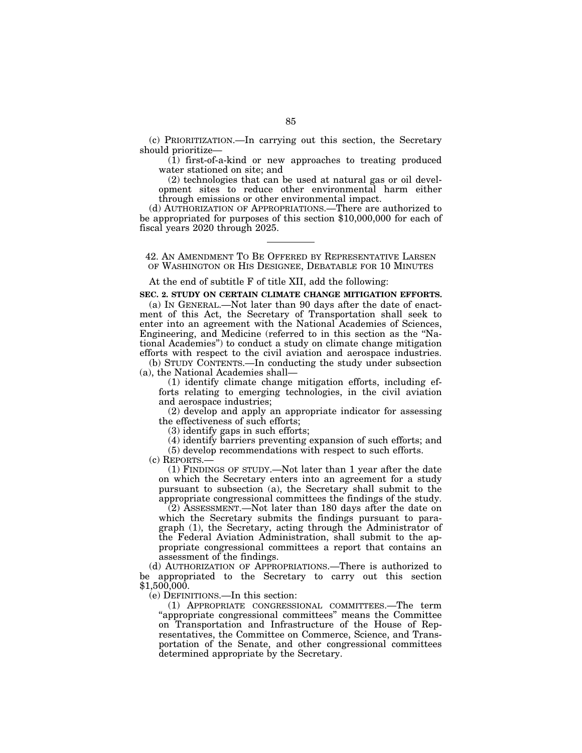(c) PRIORITIZATION.—In carrying out this section, the Secretary should prioritize—

(1) first-of-a-kind or new approaches to treating produced water stationed on site; and

(2) technologies that can be used at natural gas or oil development sites to reduce other environmental harm either through emissions or other environmental impact.

(d) AUTHORIZATION OF APPROPRIATIONS.—There are authorized to be appropriated for purposes of this section $10,000,000 for each of fiscal years 2020 through 2025.

---

42. AN AMENDMENT TO BE OFFERED BY REPRESENTATIVE LARSEN OF WASHINGTON OR HIS DESIGNEE, DEBATABLE FOR 10 MINUTES

At the end of subtitle F of title XII, add the following:

**SEC. 2. STUDY ON CERTAIN CLIMATE CHANGE MITIGATION EFFORTS.**

(a) IN GENERAL.—Not later than 90 days after the date of enactment of this Act, the Secretary of Transportation shall seek to enter into an agreement with the National Academies of Sciences, Engineering, and Medicine (referred to in this section as the "National Academies") to conduct a study on climate change mitigation efforts with respect to the civil aviation and aerospace industries.

(b) STUDY CONTENTS.—In conducting the study under subsection (a), the National Academies shall—

(1) identify climate change mitigation efforts, including efforts relating to emerging technologies, in the civil aviation and aerospace industries;

(2) develop and apply an appropriate indicator for assessing the effectiveness of such efforts;

(3) identify gaps in such efforts;

(4) identify barriers preventing expansion of such efforts; and

(5) develop recommendations with respect to such efforts.

(c) REPORTS.—

(1) FINDINGS OF STUDY.—Not later than 1 year after the date on which the Secretary enters into an agreement for a study pursuant to subsection (a), the Secretary shall submit to the appropriate congressional committees the findings of the study.

(2) ASSESSMENT.—Not later than 180 days after the date on which the Secretary submits the findings pursuant to paragraph (1), the Secretary, acting through the Administrator of the Federal Aviation Administration, shall submit to the appropriate congressional committees a report that contains an assessment of the findings.

(d) AUTHORIZATION OF APPROPRIATIONS.—There is authorized to be appropriated to the Secretary to carry out this section $1,500,000.

(e) DEFINITIONS.—In this section:

(1) APPROPRIATE CONGRESSIONAL COMMITTEES.—The term "appropriate congressional committees" means the Committee on Transportation and Infrastructure of the House of Representatives, the Committee on Commerce, Science, and Transportation of the Senate, and other congressional committees determined appropriate by the Secretary.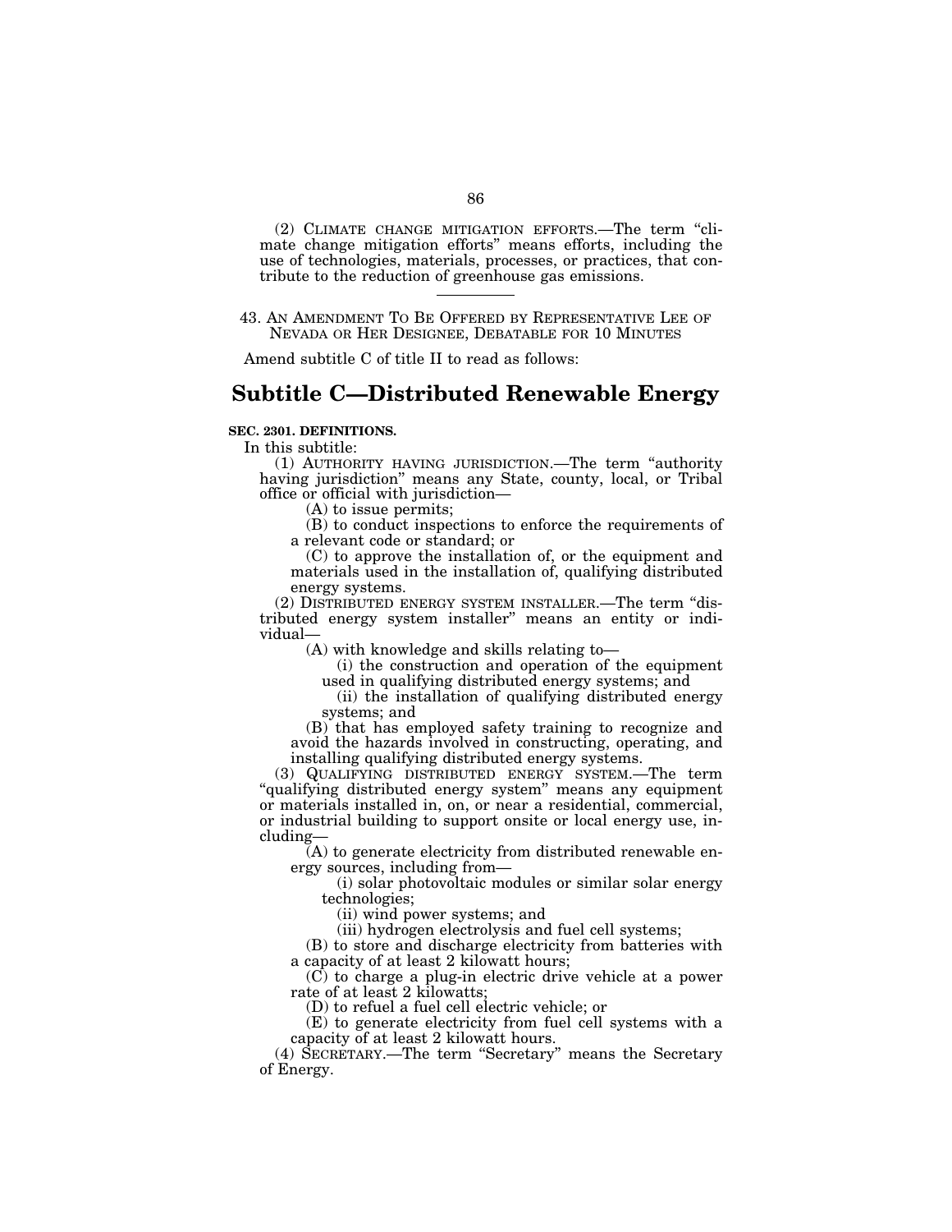(2) CLIMATE CHANGE MITIGATION EFFORTS.—The term "climate change mitigation efforts" means efforts, including the use of technologies, materials, processes, or practices, that contribute to the reduction of greenhouse gas emissions.

---

43. AN AMENDMENT TO BE OFFERED BY REPRESENTATIVE LEE OF NEVADA OR HER DESIGNEE, DEBATABLE FOR 10 MINUTES

Amend subtitle C of title II to read as follows:

# Subtitle C—Distributed Renewable Energy

**SEC. 2301. DEFINITIONS.**

In this subtitle:

(1) AUTHORITY HAVING JURISDICTION.—The term "authority having jurisdiction" means any State, county, local, or Tribal office or official with jurisdiction—

(A) to issue permits;

(B) to conduct inspections to enforce the requirements of a relevant code or standard; or

(C) to approve the installation of, or the equipment and materials used in the installation of, qualifying distributed energy systems.

(2) DISTRIBUTED ENERGY SYSTEM INSTALLER.—The term "distributed energy system installer" means an entity or individual—

(A) with knowledge and skills relating to—

(i) the construction and operation of the equipment used in qualifying distributed energy systems; and

(ii) the installation of qualifying distributed energy systems; and

(B) that has employed safety training to recognize and avoid the hazards involved in constructing, operating, and installing qualifying distributed energy systems.

(3) QUALIFYING DISTRIBUTED ENERGY SYSTEM.—The term "qualifying distributed energy system" means any equipment or materials installed in, on, or near a residential, commercial, or industrial building to support onsite or local energy use, including—

(A) to generate electricity from distributed renewable energy sources, including from—

(i) solar photovoltaic modules or similar solar energy technologies;

(ii) wind power systems; and

(iii) hydrogen electrolysis and fuel cell systems;

(B) to store and discharge electricity from batteries with a capacity of at least 2 kilowatt hours;

(C) to charge a plug-in electric drive vehicle at a power rate of at least 2 kilowatts;

(D) to refuel a fuel cell electric vehicle; or

(E) to generate electricity from fuel cell systems with a capacity of at least 2 kilowatt hours.

(4) SECRETARY.—The term "Secretary" means the Secretary of Energy.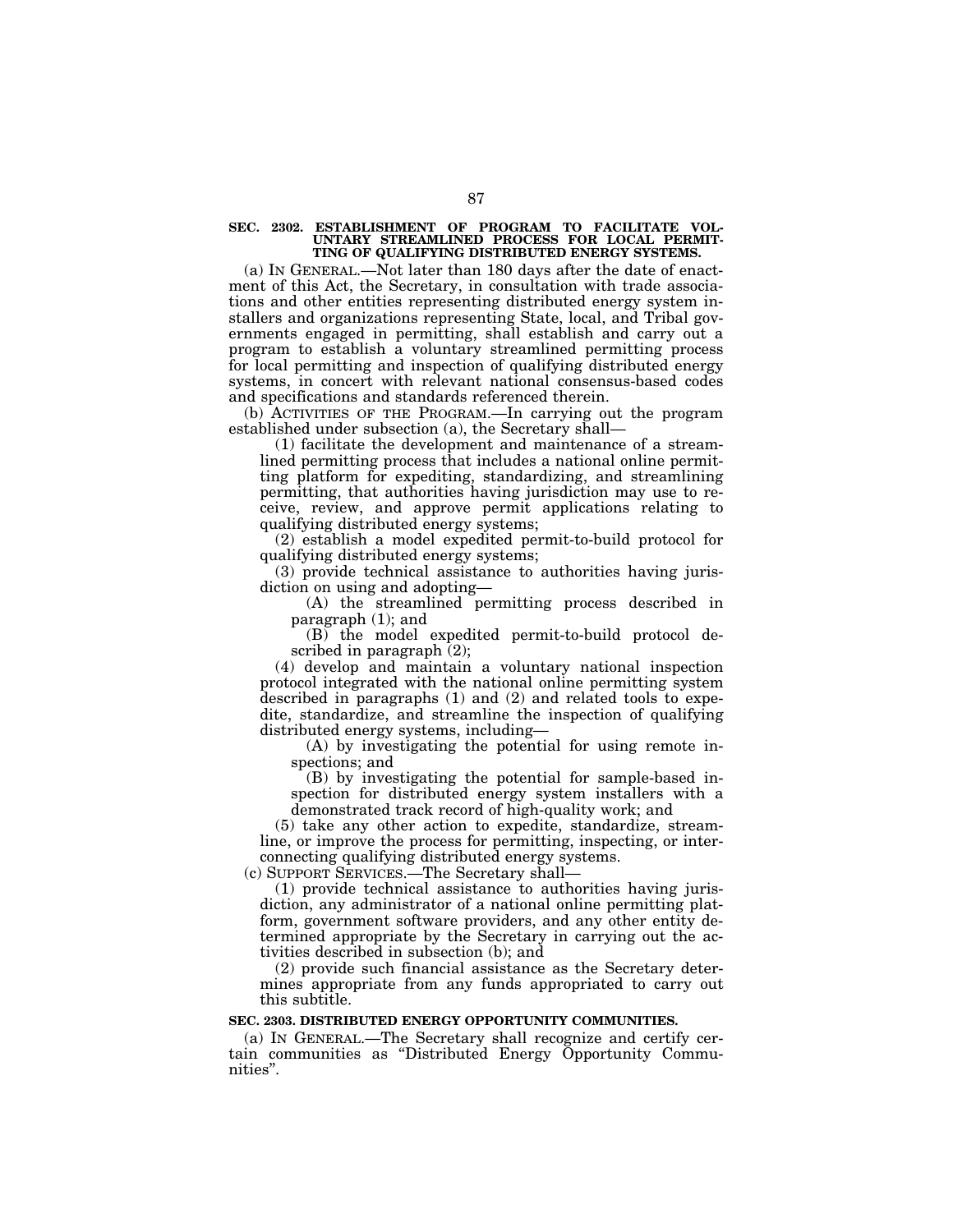**SEC. 2302. ESTABLISHMENT OF PROGRAM TO FACILITATE VOLUNTARY STREAMLINED PROCESS FOR LOCAL PERMITTING OF QUALIFYING DISTRIBUTED ENERGY SYSTEMS.**

(a) IN GENERAL.—Not later than 180 days after the date of enactment of this Act, the Secretary, in consultation with trade associations and other entities representing distributed energy system installers and organizations representing State, local, and Tribal governments engaged in permitting, shall establish and carry out a program to establish a voluntary streamlined permitting process for local permitting and inspection of qualifying distributed energy systems, in concert with relevant national consensus-based codes and specifications and standards referenced therein.

(b) ACTIVITIES OF THE PROGRAM.—In carrying out the program established under subsection (a), the Secretary shall—

(1) facilitate the development and maintenance of a streamlined permitting process that includes a national online permitting platform for expediting, standardizing, and streamlining permitting, that authorities having jurisdiction may use to receive, review, and approve permit applications relating to qualifying distributed energy systems;

(2) establish a model expedited permit-to-build protocol for qualifying distributed energy systems;

(3) provide technical assistance to authorities having jurisdiction on using and adopting—

(A) the streamlined permitting process described in paragraph (1); and

(B) the model expedited permit-to-build protocol described in paragraph (2);

(4) develop and maintain a voluntary national inspection protocol integrated with the national online permitting system described in paragraphs (1) and (2) and related tools to expedite, standardize, and streamline the inspection of qualifying distributed energy systems, including—

(A) by investigating the potential for using remote inspections; and

(B) by investigating the potential for sample-based inspection for distributed energy system installers with a demonstrated track record of high-quality work; and

(5) take any other action to expedite, standardize, streamline, or improve the process for permitting, inspecting, or interconnecting qualifying distributed energy systems.

(c) SUPPORT SERVICES.—The Secretary shall—

(1) provide technical assistance to authorities having jurisdiction, any administrator of a national online permitting platform, government software providers, and any other entity determined appropriate by the Secretary in carrying out the activities described in subsection (b); and

(2) provide such financial assistance as the Secretary determines appropriate from any funds appropriated to carry out this subtitle.

**SEC. 2303. DISTRIBUTED ENERGY OPPORTUNITY COMMUNITIES.**

(a) IN GENERAL.—The Secretary shall recognize and certify certain communities as "Distributed Energy Opportunity Communities".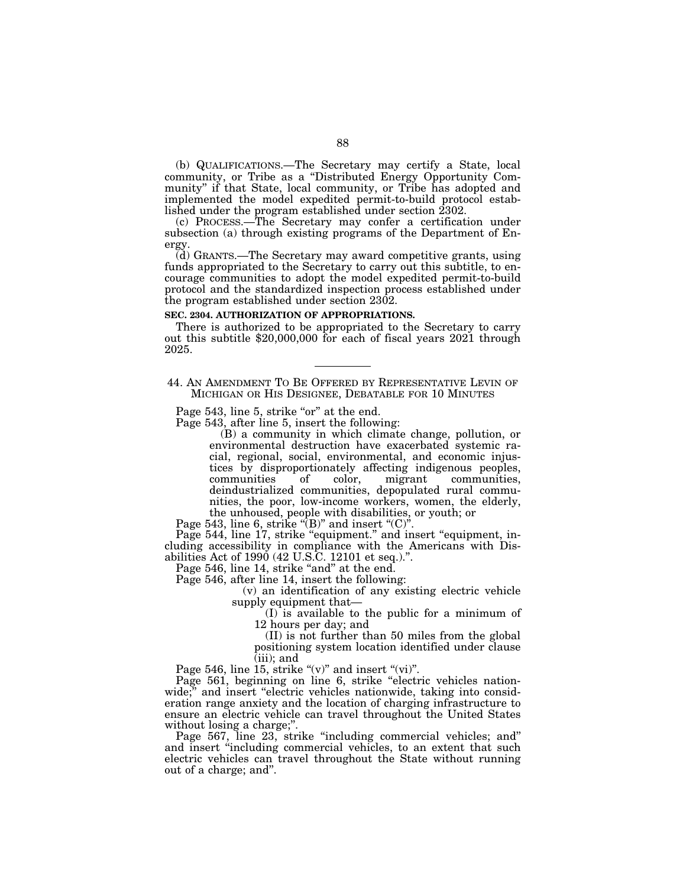(b) QUALIFICATIONS.—The Secretary may certify a State, local community, or Tribe as a "Distributed Energy Opportunity Community" if that State, local community, or Tribe has adopted and implemented the model expedited permit-to-build protocol established under the program established under section 2302.

(c) PROCESS.—The Secretary may confer a certification under subsection (a) through existing programs of the Department of Energy.

(d) GRANTS.—The Secretary may award competitive grants, using funds appropriated to the Secretary to carry out this subtitle, to encourage communities to adopt the model expedited permit-to-build protocol and the standardized inspection process established under the program established under section 2302.

**SEC. 2304. AUTHORIZATION OF APPROPRIATIONS.**

There is authorized to be appropriated to the Secretary to carry out this subtitle $20,000,000 for each of fiscal years 2021 through 2025.

---

44. AN AMENDMENT TO BE OFFERED BY REPRESENTATIVE LEVIN OF MICHIGAN OR HIS DESIGNEE, DEBATABLE FOR 10 MINUTES

Page 543, line 5, strike "or" at the end.

Page 543, after line 5, insert the following:

(B) a community in which climate change, pollution, or environmental destruction have exacerbated systemic racial, regional, social, environmental, and economic injustices by disproportionately affecting indigenous peoples, communities of color, migrant communities, deindustrialized communities, depopulated rural communities, the poor, low-income workers, women, the elderly, the unhoused, people with disabilities, or youth; or

Page 543, line 6, strike "(B)" and insert "(C)".

Page 544, line 17, strike "equipment." and insert "equipment, including accessibility in compliance with the Americans with Disabilities Act of 1990 (42 U.S.C. 12101 et seq.).".

Page 546, line 14, strike "and" at the end.

Page 546, after line 14, insert the following:

(v) an identification of any existing electric vehicle supply equipment that—

(I) is available to the public for a minimum of 12 hours per day; and

(II) is not further than 50 miles from the global positioning system location identified under clause (iii); and

Page 546, line 15, strike "(v)" and insert "(vi)".

Page 561, beginning on line 6, strike "electric vehicles nationwide;" and insert "electric vehicles nationwide, taking into consideration range anxiety and the location of charging infrastructure to ensure an electric vehicle can travel throughout the United States without losing a charge;".

Page 567, line 23, strike "including commercial vehicles; and" and insert "including commercial vehicles, to an extent that such electric vehicles can travel throughout the State without running out of a charge; and".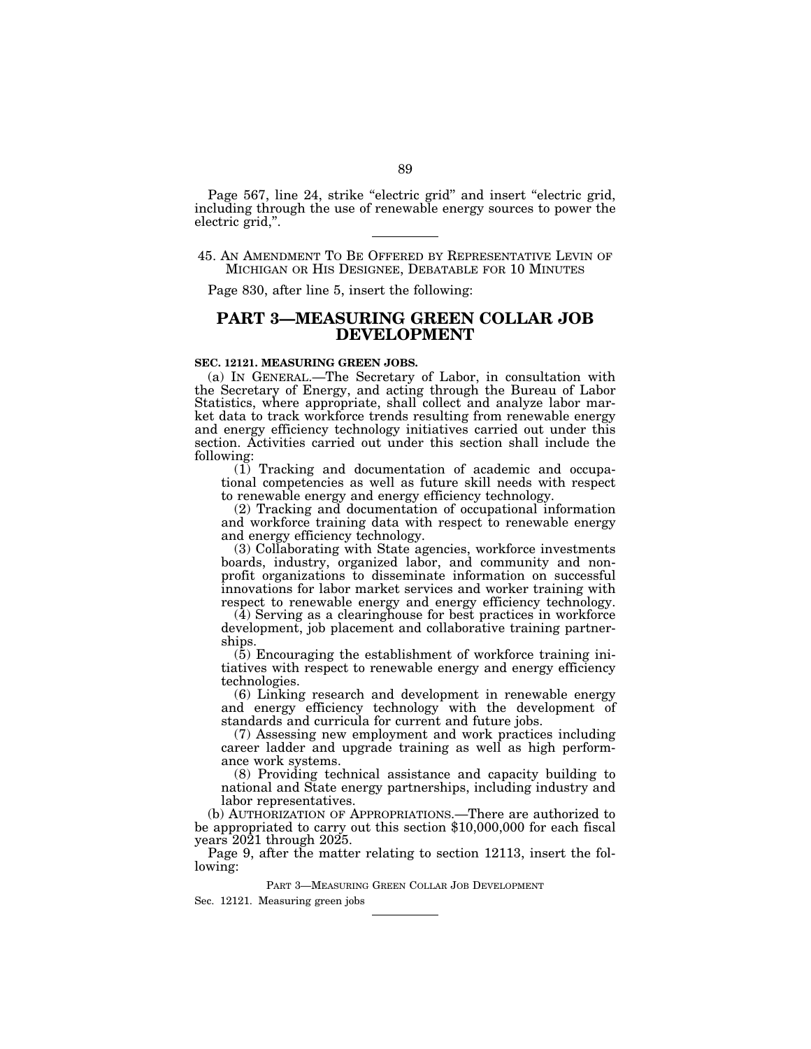Page 567, line 24, strike "electric grid" and insert "electric grid, including through the use of renewable energy sources to power the electric grid,".

---

45. AN AMENDMENT TO BE OFFERED BY REPRESENTATIVE LEVIN OF MICHIGAN OR HIS DESIGNEE, DEBATABLE FOR 10 MINUTES

Page 830, after line 5, insert the following:

## PART 3—MEASURING GREEN COLLAR JOB DEVELOPMENT

**SEC. 12121. MEASURING GREEN JOBS.**

(a) IN GENERAL.—The Secretary of Labor, in consultation with the Secretary of Energy, and acting through the Bureau of Labor Statistics, where appropriate, shall collect and analyze labor market data to track workforce trends resulting from renewable energy and energy efficiency technology initiatives carried out under this section. Activities carried out under this section shall include the following:

(1) Tracking and documentation of academic and occupational competencies as well as future skill needs with respect to renewable energy and energy efficiency technology.

(2) Tracking and documentation of occupational information and workforce training data with respect to renewable energy and energy efficiency technology.

(3) Collaborating with State agencies, workforce investments boards, industry, organized labor, and community and nonprofit organizations to disseminate information on successful innovations for labor market services and worker training with respect to renewable energy and energy efficiency technology.

(4) Serving as a clearinghouse for best practices in workforce development, job placement and collaborative training partnerships.

(5) Encouraging the establishment of workforce training initiatives with respect to renewable energy and energy efficiency technologies.

(6) Linking research and development in renewable energy and energy efficiency technology with the development of standards and curricula for current and future jobs.

(7) Assessing new employment and work practices including career ladder and upgrade training as well as high performance work systems.

(8) Providing technical assistance and capacity building to national and State energy partnerships, including industry and labor representatives.

(b) AUTHORIZATION OF APPROPRIATIONS.—There are authorized to be appropriated to carry out this section $10,000,000 for each fiscal years 2021 through 2025.

Page 9, after the matter relating to section 12113, insert the following:

PART 3—MEASURING GREEN COLLAR JOB DEVELOPMENT

Sec. 12121. Measuring green jobs

---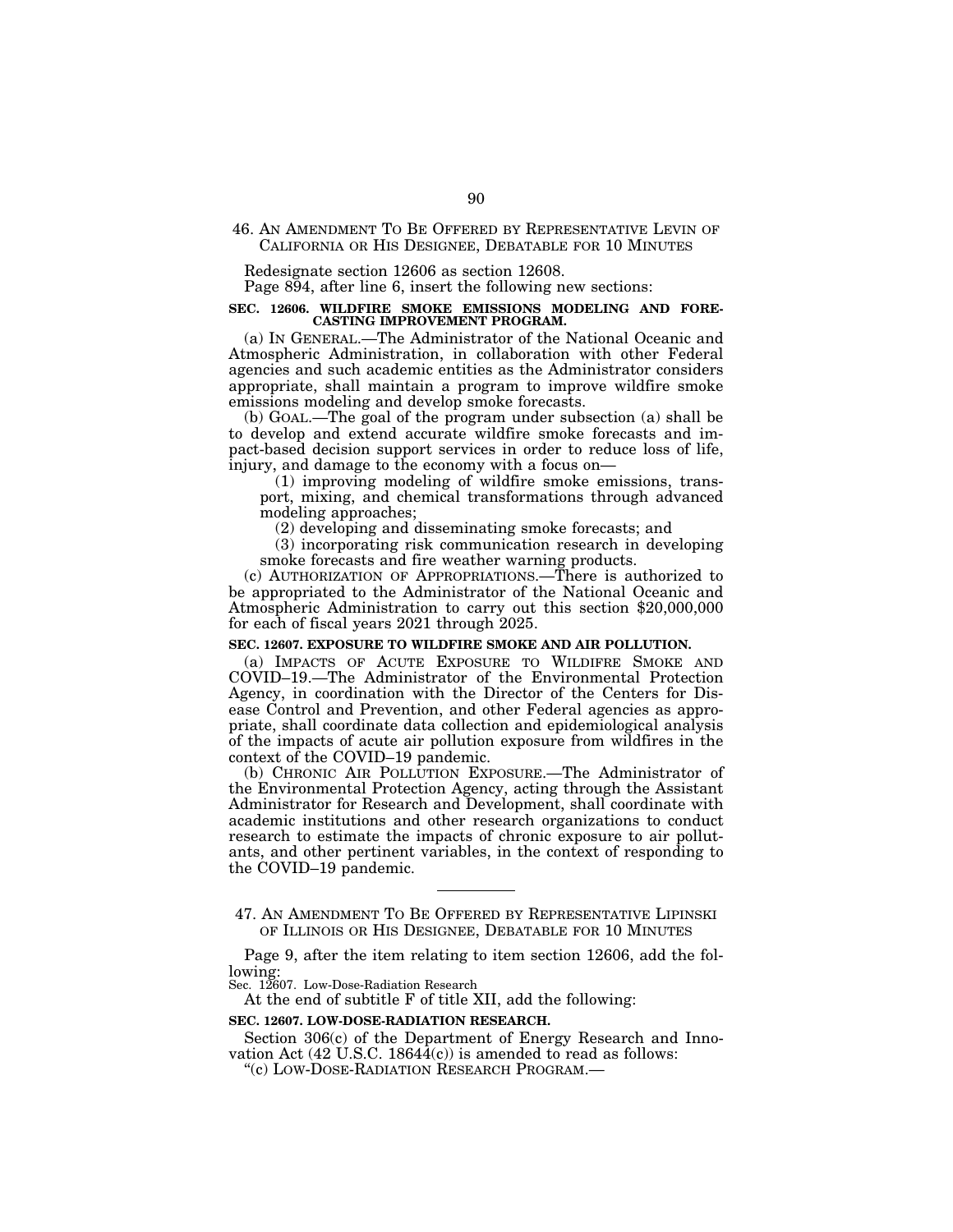46. AN AMENDMENT TO BE OFFERED BY REPRESENTATIVE LEVIN OF CALIFORNIA OR HIS DESIGNEE, DEBATABLE FOR 10 MINUTES

Redesignate section 12606 as section 12608.

Page 894, after line 6, insert the following new sections:

**SEC. 12606. WILDFIRE SMOKE EMISSIONS MODELING AND FORECASTING IMPROVEMENT PROGRAM.**

(a) IN GENERAL.—The Administrator of the National Oceanic and Atmospheric Administration, in collaboration with other Federal agencies and such academic entities as the Administrator considers appropriate, shall maintain a program to improve wildfire smoke emissions modeling and develop smoke forecasts.

(b) GOAL.—The goal of the program under subsection (a) shall be to develop and extend accurate wildfire smoke forecasts and impact-based decision support services in order to reduce loss of life, injury, and damage to the economy with a focus on—

(1) improving modeling of wildfire smoke emissions, transport, mixing, and chemical transformations through advanced modeling approaches;

(2) developing and disseminating smoke forecasts; and

(3) incorporating risk communication research in developing smoke forecasts and fire weather warning products.

(c) AUTHORIZATION OF APPROPRIATIONS.—There is authorized to be appropriated to the Administrator of the National Oceanic and Atmospheric Administration to carry out this section $20,000,000 for each of fiscal years 2021 through 2025.

**SEC. 12607. EXPOSURE TO WILDFIRE SMOKE AND AIR POLLUTION.**

(a) IMPACTS OF ACUTE EXPOSURE TO WILDIFRE SMOKE AND COVID–19.—The Administrator of the Environmental Protection Agency, in coordination with the Director of the Centers for Disease Control and Prevention, and other Federal agencies as appropriate, shall coordinate data collection and epidemiological analysis of the impacts of acute air pollution exposure from wildfires in the context of the COVID–19 pandemic.

(b) CHRONIC AIR POLLUTION EXPOSURE.—The Administrator of the Environmental Protection Agency, acting through the Assistant Administrator for Research and Development, shall coordinate with academic institutions and other research organizations to conduct research to estimate the impacts of chronic exposure to air pollutants, and other pertinent variables, in the context of responding to the COVID–19 pandemic.

---

47. AN AMENDMENT TO BE OFFERED BY REPRESENTATIVE LIPINSKI OF ILLINOIS OR HIS DESIGNEE, DEBATABLE FOR 10 MINUTES

Page 9, after the item relating to item section 12606, add the following:

Sec. 12607. Low-Dose-Radiation Research

At the end of subtitle F of title XII, add the following:

**SEC. 12607. LOW-DOSE-RADIATION RESEARCH.**

Section 306(c) of the Department of Energy Research and Innovation Act (42 U.S.C. 18644(c)) is amended to read as follows:

"(c) LOW-DOSE-RADIATION RESEARCH PROGRAM.—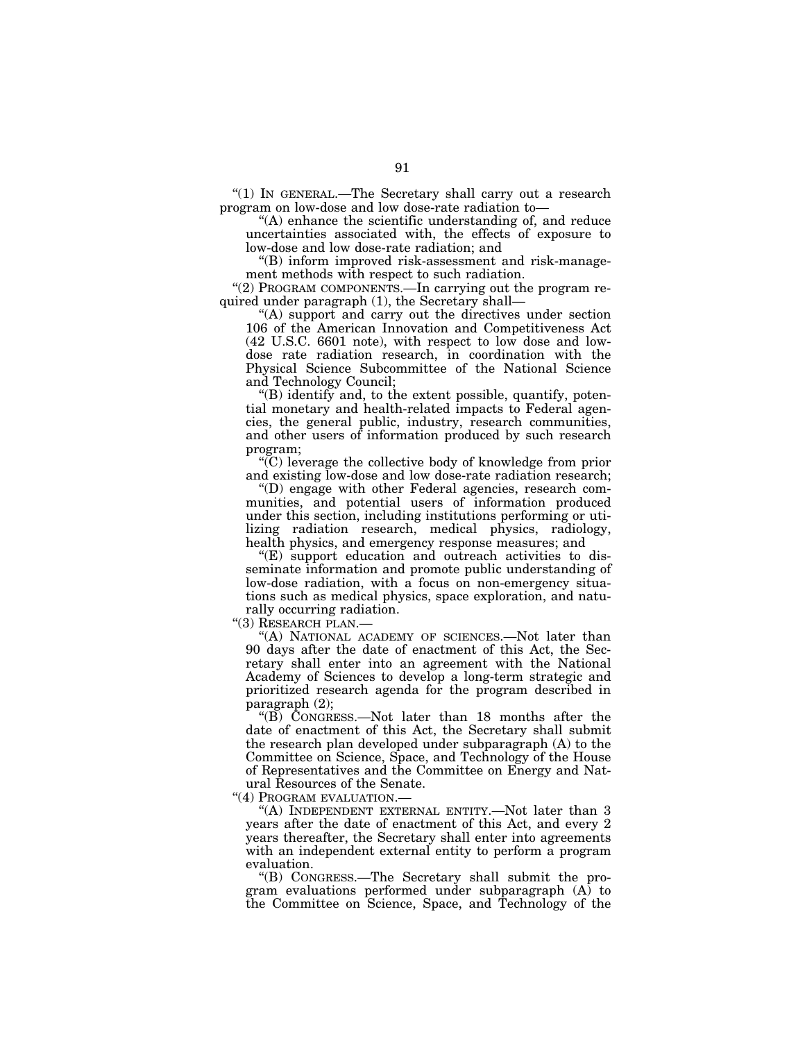"(1) IN GENERAL.—The Secretary shall carry out a research program on low-dose and low dose-rate radiation to—

"(A) enhance the scientific understanding of, and reduce uncertainties associated with, the effects of exposure to low-dose and low dose-rate radiation; and

"(B) inform improved risk-assessment and risk-management methods with respect to such radiation.

"(2) PROGRAM COMPONENTS.—In carrying out the program required under paragraph (1), the Secretary shall—

"(A) support and carry out the directives under section 106 of the American Innovation and Competitiveness Act (42 U.S.C. 6601 note), with respect to low dose and low-dose rate radiation research, in coordination with the Physical Science Subcommittee of the National Science and Technology Council;

"(B) identify and, to the extent possible, quantify, potential monetary and health-related impacts to Federal agencies, the general public, industry, research communities, and other users of information produced by such research program;

"(C) leverage the collective body of knowledge from prior and existing low-dose and low dose-rate radiation research;

"(D) engage with other Federal agencies, research communities, and potential users of information produced under this section, including institutions performing or utilizing radiation research, medical physics, radiology, health physics, and emergency response measures; and

"(E) support education and outreach activities to disseminate information and promote public understanding of low-dose radiation, with a focus on non-emergency situations such as medical physics, space exploration, and naturally occurring radiation.

"(3) RESEARCH PLAN.—

"(A) NATIONAL ACADEMY OF SCIENCES.—Not later than 90 days after the date of enactment of this Act, the Secretary shall enter into an agreement with the National Academy of Sciences to develop a long-term strategic and prioritized research agenda for the program described in paragraph (2);

"(B) CONGRESS.—Not later than 18 months after the date of enactment of this Act, the Secretary shall submit the research plan developed under subparagraph (A) to the Committee on Science, Space, and Technology of the House of Representatives and the Committee on Energy and Natural Resources of the Senate.

"(4) PROGRAM EVALUATION.—

"(A) INDEPENDENT EXTERNAL ENTITY.—Not later than 3 years after the date of enactment of this Act, and every 2 years thereafter, the Secretary shall enter into agreements with an independent external entity to perform a program evaluation.

"(B) CONGRESS.—The Secretary shall submit the program evaluations performed under subparagraph (A) to the Committee on Science, Space, and Technology of the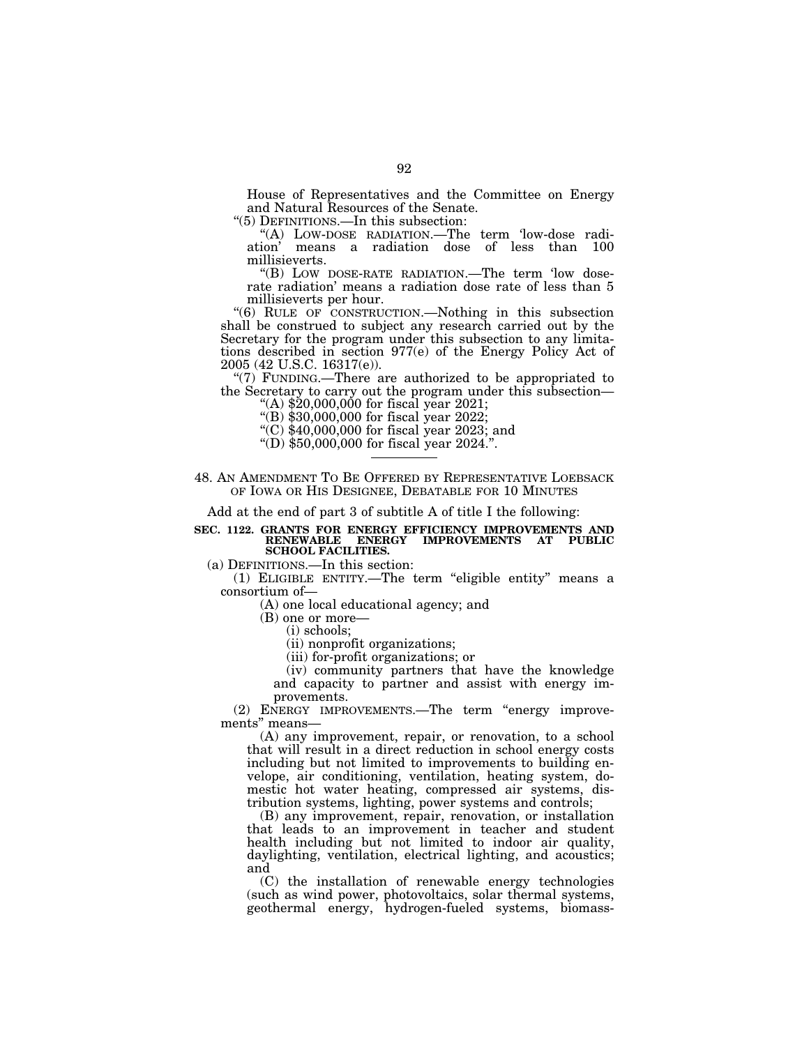House of Representatives and the Committee on Energy and Natural Resources of the Senate.

"(5) DEFINITIONS.—In this subsection:

"(A) LOW-DOSE RADIATION.—The term 'low-dose radiation' means a radiation dose of less than 100 millisieverts.

"(B) LOW DOSE-RATE RADIATION.—The term 'low dose-rate radiation' means a radiation dose rate of less than 5 millisieverts per hour.

"(6) RULE OF CONSTRUCTION.—Nothing in this subsection shall be construed to subject any research carried out by the Secretary for the program under this subsection to any limitations described in section 977(e) of the Energy Policy Act of 2005 (42 U.S.C. 16317(e)).

"(7) FUNDING.—There are authorized to be appropriated to the Secretary to carry out the program under this subsection—

"(A) $20,000,000 for fiscal year 2021;

"(B) $30,000,000 for fiscal year 2022;

"(C) $40,000,000 for fiscal year 2023; and

"(D) $50,000,000 for fiscal year 2024.".

---

## 48. AN AMENDMENT TO BE OFFERED BY REPRESENTATIVE LOEBSACK OF IOWA OR HIS DESIGNEE, DEBATABLE FOR 10 MINUTES

Add at the end of part 3 of subtitle A of title I the following:

**SEC. 1122. GRANTS FOR ENERGY EFFICIENCY IMPROVEMENTS AND RENEWABLE ENERGY IMPROVEMENTS AT PUBLIC SCHOOL FACILITIES.**

(a) DEFINITIONS.—In this section:

(1) ELIGIBLE ENTITY.—The term "eligible entity" means a consortium of—

(A) one local educational agency; and

(B) one or more—

(i) schools;

(ii) nonprofit organizations;

(iii) for-profit organizations; or

(iv) community partners that have the knowledge and capacity to partner and assist with energy improvements.

(2) ENERGY IMPROVEMENTS.—The term "energy improvements" means—

(A) any improvement, repair, or renovation, to a school that will result in a direct reduction in school energy costs including but not limited to improvements to building envelope, air conditioning, ventilation, heating system, domestic hot water heating, compressed air systems, distribution systems, lighting, power systems and controls;

(B) any improvement, repair, renovation, or installation that leads to an improvement in teacher and student health including but not limited to indoor air quality, daylighting, ventilation, electrical lighting, and acoustics; and

(C) the installation of renewable energy technologies (such as wind power, photovoltaics, solar thermal systems, geothermal energy, hydrogen-fueled systems, biomass-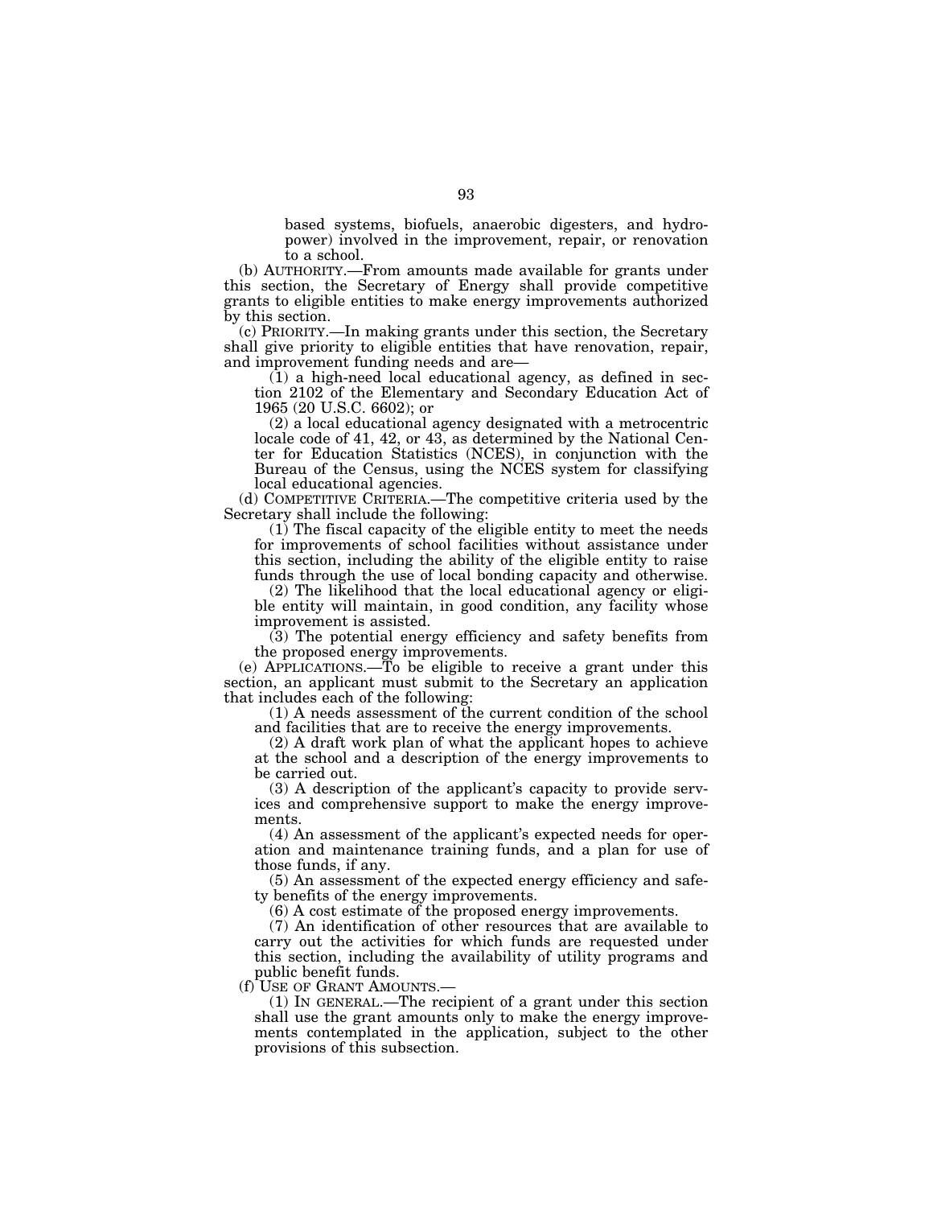based systems, biofuels, anaerobic digesters, and hydropower) involved in the improvement, repair, or renovation to a school.

(b) AUTHORITY.—From amounts made available for grants under this section, the Secretary of Energy shall provide competitive grants to eligible entities to make energy improvements authorized by this section.

(c) PRIORITY.—In making grants under this section, the Secretary shall give priority to eligible entities that have renovation, repair, and improvement funding needs and are—

(1) a high-need local educational agency, as defined in section 2102 of the Elementary and Secondary Education Act of 1965 (20 U.S.C. 6602); or

(2) a local educational agency designated with a metrocentric locale code of 41, 42, or 43, as determined by the National Center for Education Statistics (NCES), in conjunction with the Bureau of the Census, using the NCES system for classifying local educational agencies.

(d) COMPETITIVE CRITERIA.—The competitive criteria used by the Secretary shall include the following:

(1) The fiscal capacity of the eligible entity to meet the needs for improvements of school facilities without assistance under this section, including the ability of the eligible entity to raise funds through the use of local bonding capacity and otherwise.

(2) The likelihood that the local educational agency or eligible entity will maintain, in good condition, any facility whose improvement is assisted.

(3) The potential energy efficiency and safety benefits from the proposed energy improvements.

(e) APPLICATIONS.—To be eligible to receive a grant under this section, an applicant must submit to the Secretary an application that includes each of the following:

(1) A needs assessment of the current condition of the school and facilities that are to receive the energy improvements.

(2) A draft work plan of what the applicant hopes to achieve at the school and a description of the energy improvements to be carried out.

(3) A description of the applicant's capacity to provide services and comprehensive support to make the energy improvements.

(4) An assessment of the applicant's expected needs for operation and maintenance training funds, and a plan for use of those funds, if any.

(5) An assessment of the expected energy efficiency and safety benefits of the energy improvements.

(6) A cost estimate of the proposed energy improvements.

(7) An identification of other resources that are available to carry out the activities for which funds are requested under this section, including the availability of utility programs and public benefit funds.

(f) USE OF GRANT AMOUNTS.—

(1) IN GENERAL.—The recipient of a grant under this section shall use the grant amounts only to make the energy improvements contemplated in the application, subject to the other provisions of this subsection.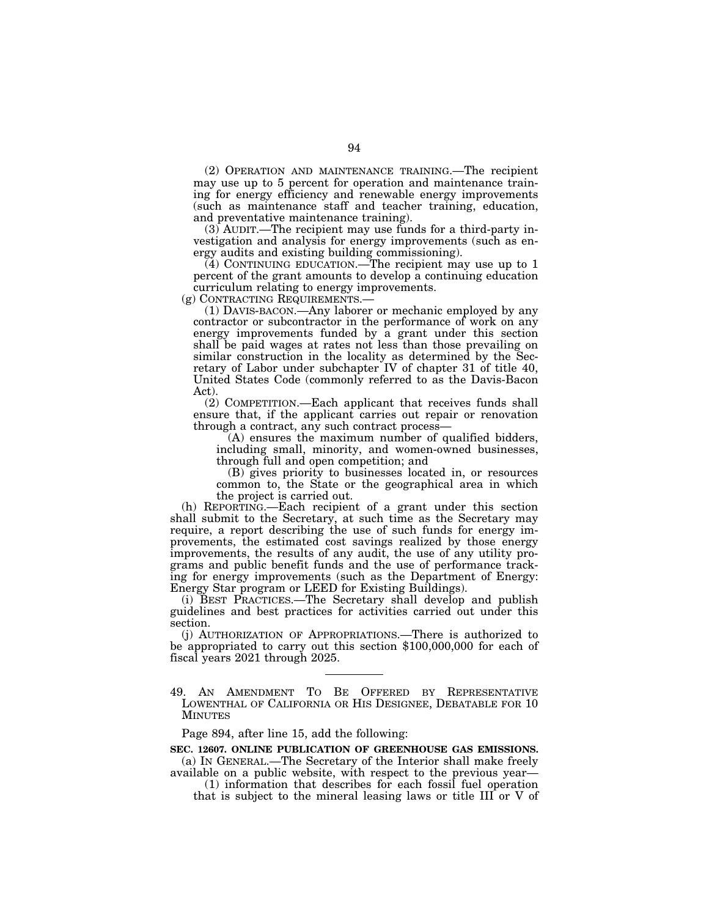(2) OPERATION AND MAINTENANCE TRAINING.—The recipient may use up to 5 percent for operation and maintenance training for energy efficiency and renewable energy improvements (such as maintenance staff and teacher training, education, and preventative maintenance training).

(3) AUDIT.—The recipient may use funds for a third-party investigation and analysis for energy improvements (such as energy audits and existing building commissioning).

(4) CONTINUING EDUCATION.—The recipient may use up to 1 percent of the grant amounts to develop a continuing education curriculum relating to energy improvements.

(g) CONTRACTING REQUIREMENTS.—

(1) DAVIS-BACON.—Any laborer or mechanic employed by any contractor or subcontractor in the performance of work on any energy improvements funded by a grant under this section shall be paid wages at rates not less than those prevailing on similar construction in the locality as determined by the Secretary of Labor under subchapter IV of chapter 31 of title 40, United States Code (commonly referred to as the Davis-Bacon Act).

(2) COMPETITION.—Each applicant that receives funds shall ensure that, if the applicant carries out repair or renovation through a contract, any such contract process—

(A) ensures the maximum number of qualified bidders, including small, minority, and women-owned businesses, through full and open competition; and

(B) gives priority to businesses located in, or resources common to, the State or the geographical area in which the project is carried out.

(h) REPORTING.—Each recipient of a grant under this section shall submit to the Secretary, at such time as the Secretary may require, a report describing the use of such funds for energy improvements, the estimated cost savings realized by those energy improvements, the results of any audit, the use of any utility programs and public benefit funds and the use of performance tracking for energy improvements (such as the Department of Energy: Energy Star program or LEED for Existing Buildings).

(i) BEST PRACTICES.—The Secretary shall develop and publish guidelines and best practices for activities carried out under this section.

(j) AUTHORIZATION OF APPROPRIATIONS.—There is authorized to be appropriated to carry out this section $100,000,000 for each of fiscal years 2021 through 2025.

---

49. AN AMENDMENT TO BE OFFERED BY REPRESENTATIVE LOWENTHAL OF CALIFORNIA OR HIS DESIGNEE, DEBATABLE FOR 10 MINUTES

Page 894, after line 15, add the following:

**SEC. 12607. ONLINE PUBLICATION OF GREENHOUSE GAS EMISSIONS.**

(a) IN GENERAL.—The Secretary of the Interior shall make freely available on a public website, with respect to the previous year—

(1) information that describes for each fossil fuel operation that is subject to the mineral leasing laws or title III or V of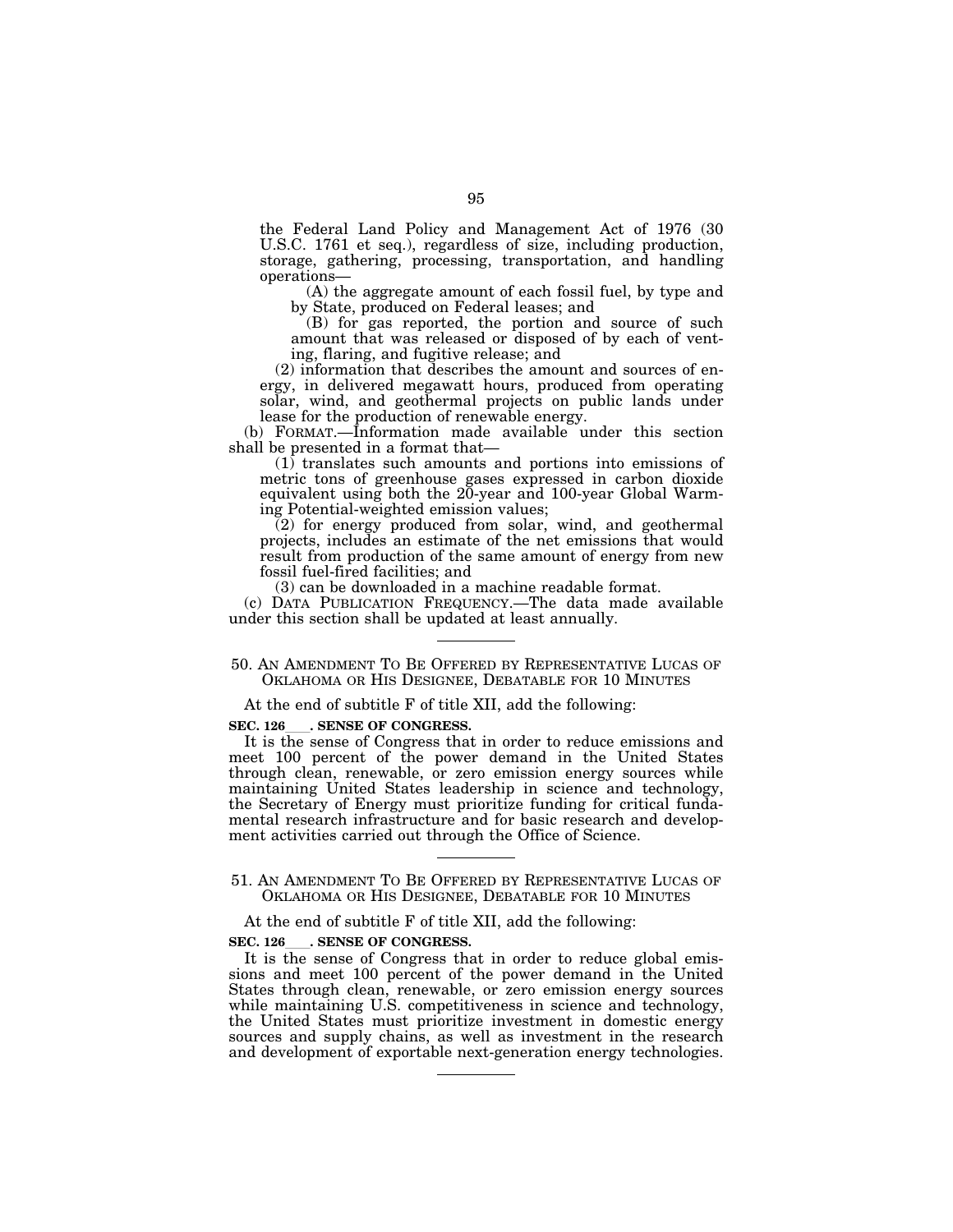the Federal Land Policy and Management Act of 1976 (30 U.S.C. 1761 et seq.), regardless of size, including production, storage, gathering, processing, transportation, and handling operations—

(A) the aggregate amount of each fossil fuel, by type and by State, produced on Federal leases; and

(B) for gas reported, the portion and source of such amount that was released or disposed of by each of venting, flaring, and fugitive release; and

(2) information that describes the amount and sources of energy, in delivered megawatt hours, produced from operating solar, wind, and geothermal projects on public lands under lease for the production of renewable energy.

(b) FORMAT.—Information made available under this section shall be presented in a format that—

(1) translates such amounts and portions into emissions of metric tons of greenhouse gases expressed in carbon dioxide equivalent using both the 20-year and 100-year Global Warming Potential-weighted emission values;

(2) for energy produced from solar, wind, and geothermal projects, includes an estimate of the net emissions that would result from production of the same amount of energy from new fossil fuel-fired facilities; and

(3) can be downloaded in a machine readable format.

(c) DATA PUBLICATION FREQUENCY.—The data made available under this section shall be updated at least annually.

---

50. AN AMENDMENT TO BE OFFERED BY REPRESENTATIVE LUCAS OF OKLAHOMA OR HIS DESIGNEE, DEBATABLE FOR 10 MINUTES

At the end of subtitle F of title XII, add the following:

**SEC. 126___. SENSE OF CONGRESS.**

It is the sense of Congress that in order to reduce emissions and meet 100 percent of the power demand in the United States through clean, renewable, or zero emission energy sources while maintaining United States leadership in science and technology, the Secretary of Energy must prioritize funding for critical fundamental research infrastructure and for basic research and development activities carried out through the Office of Science.

---

51. AN AMENDMENT TO BE OFFERED BY REPRESENTATIVE LUCAS OF OKLAHOMA OR HIS DESIGNEE, DEBATABLE FOR 10 MINUTES

At the end of subtitle F of title XII, add the following:

**SEC. 126___. SENSE OF CONGRESS.**

It is the sense of Congress that in order to reduce global emissions and meet 100 percent of the power demand in the United States through clean, renewable, or zero emission energy sources while maintaining U.S. competitiveness in science and technology, the United States must prioritize investment in domestic energy sources and supply chains, as well as investment in the research and development of exportable next-generation energy technologies.

---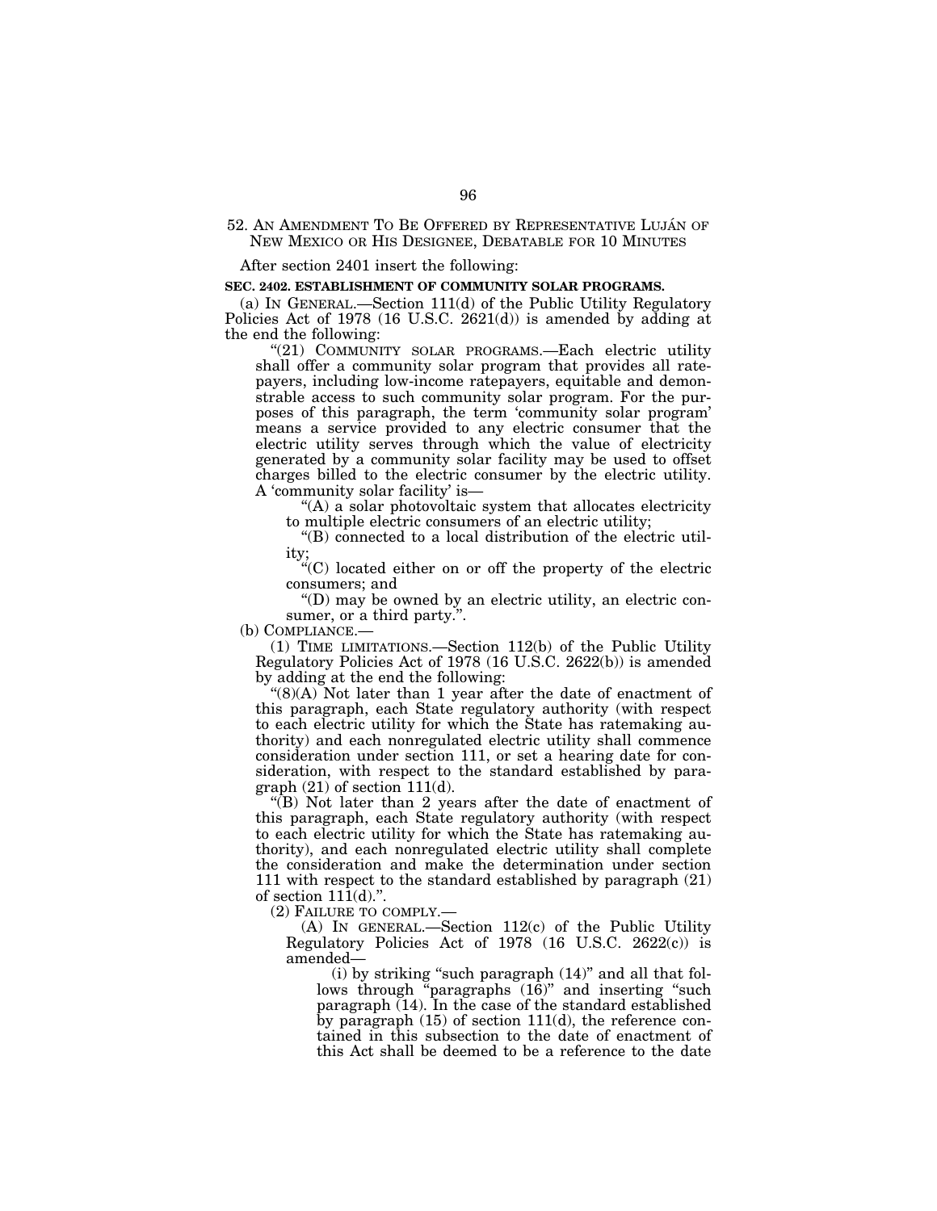52. AN AMENDMENT TO BE OFFERED BY REPRESENTATIVE LUJÁN OF NEW MEXICO OR HIS DESIGNEE, DEBATABLE FOR 10 MINUTES

After section 2401 insert the following:

**SEC. 2402. ESTABLISHMENT OF COMMUNITY SOLAR PROGRAMS.**

(a) IN GENERAL.—Section 111(d) of the Public Utility Regulatory Policies Act of 1978 (16 U.S.C. 2621(d)) is amended by adding at the end the following:

"(21) COMMUNITY SOLAR PROGRAMS.—Each electric utility shall offer a community solar program that provides all ratepayers, including low-income ratepayers, equitable and demonstrable access to such community solar program. For the purposes of this paragraph, the term 'community solar program' means a service provided to any electric consumer that the electric utility serves through which the value of electricity generated by a community solar facility may be used to offset charges billed to the electric consumer by the electric utility. A 'community solar facility' is—

"(A) a solar photovoltaic system that allocates electricity to multiple electric consumers of an electric utility;

"(B) connected to a local distribution of the electric utility;

"(C) located either on or off the property of the electric consumers; and

"(D) may be owned by an electric utility, an electric consumer, or a third party.".

(b) COMPLIANCE.—

(1) TIME LIMITATIONS.—Section 112(b) of the Public Utility Regulatory Policies Act of 1978 (16 U.S.C. 2622(b)) is amended by adding at the end the following:

"(8)(A) Not later than 1 year after the date of enactment of this paragraph, each State regulatory authority (with respect to each electric utility for which the State has ratemaking authority) and each nonregulated electric utility shall commence consideration under section 111, or set a hearing date for consideration, with respect to the standard established by paragraph (21) of section 111(d).

"(B) Not later than 2 years after the date of enactment of this paragraph, each State regulatory authority (with respect to each electric utility for which the State has ratemaking authority), and each nonregulated electric utility shall complete the consideration and make the determination under section 111 with respect to the standard established by paragraph (21) of section 111(d).".

(2) FAILURE TO COMPLY.—

(A) IN GENERAL.—Section 112(c) of the Public Utility Regulatory Policies Act of 1978 (16 U.S.C. 2622(c)) is amended—

(i) by striking "such paragraph (14)" and all that follows through "paragraphs (16)" and inserting "such paragraph (14). In the case of the standard established by paragraph (15) of section 111(d), the reference contained in this subsection to the date of enactment of this Act shall be deemed to be a reference to the date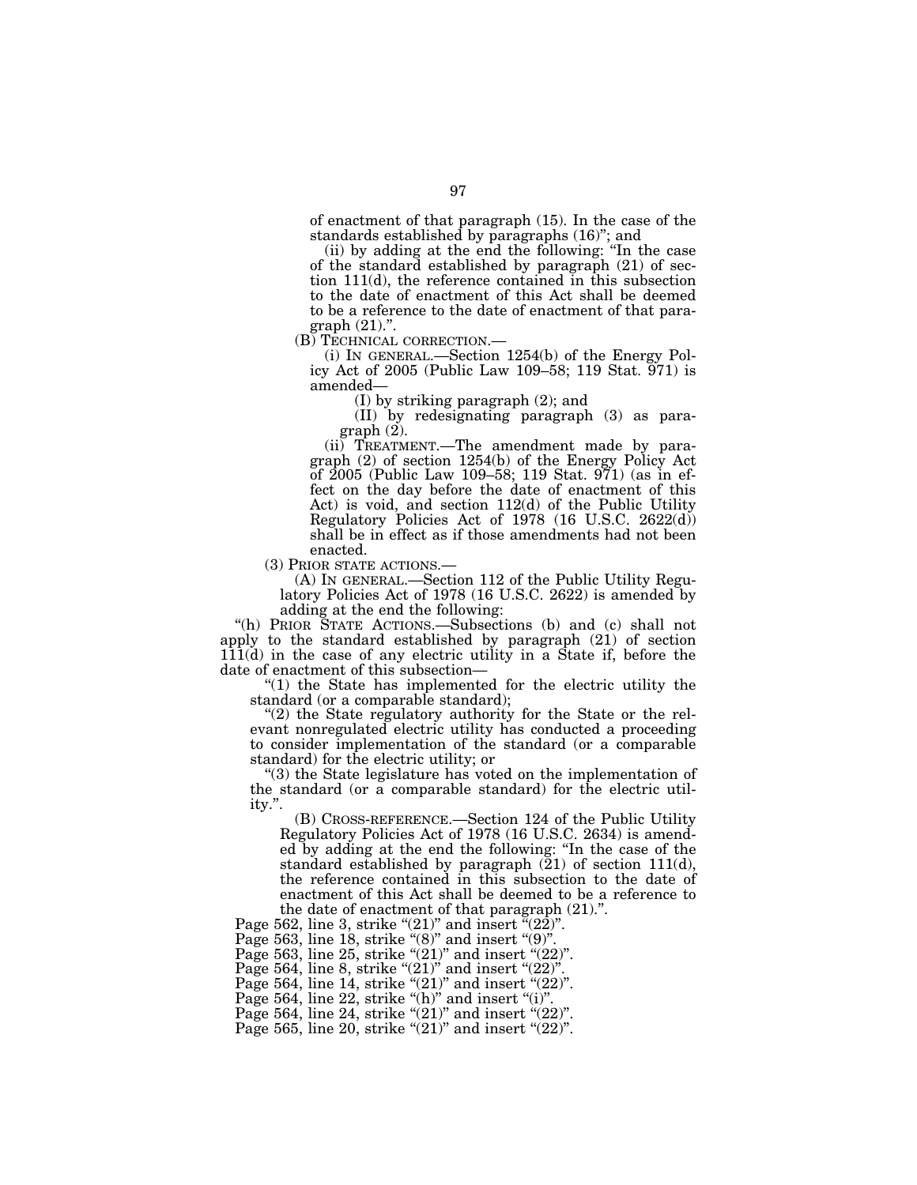of enactment of that paragraph (15). In the case of the standards established by paragraphs (16)''; and

(ii) by adding at the end the following: ''In the case of the standard established by paragraph (21) of section 111(d), the reference contained in this subsection to the date of enactment of this Act shall be deemed to be a reference to the date of enactment of that paragraph (21).''.

(B) TECHNICAL CORRECTION.—

(i) IN GENERAL.—Section 1254(b) of the Energy Policy Act of 2005 (Public Law 109–58; 119 Stat. 971) is amended—

(I) by striking paragraph (2); and

(II) by redesignating paragraph (3) as paragraph (2).

(ii) TREATMENT.—The amendment made by paragraph (2) of section 1254(b) of the Energy Policy Act of 2005 (Public Law 109–58; 119 Stat. 971) (as in effect on the day before the date of enactment of this Act) is void, and section 112(d) of the Public Utility Regulatory Policies Act of 1978 (16 U.S.C. 2622(d)) shall be in effect as if those amendments had not been enacted.

(3) PRIOR STATE ACTIONS.—

(A) IN GENERAL.—Section 112 of the Public Utility Regulatory Policies Act of 1978 (16 U.S.C. 2622) is amended by adding at the end the following:

''(h) PRIOR STATE ACTIONS.—Subsections (b) and (c) shall not apply to the standard established by paragraph (21) of section 111(d) in the case of any electric utility in a State if, before the date of enactment of this subsection—

''(1) the State has implemented for the electric utility the standard (or a comparable standard);

''(2) the State regulatory authority for the State or the relevant nonregulated electric utility has conducted a proceeding to consider implementation of the standard (or a comparable standard) for the electric utility; or

''(3) the State legislature has voted on the implementation of the standard (or a comparable standard) for the electric utility.''.

(B) CROSS-REFERENCE.—Section 124 of the Public Utility Regulatory Policies Act of 1978 (16 U.S.C. 2634) is amended by adding at the end the following: ''In the case of the standard established by paragraph (21) of section 111(d), the reference contained in this subsection to the date of enactment of this Act shall be deemed to be a reference to the date of enactment of that paragraph (21).''.

Page 562, line 3, strike ''(21)'' and insert ''(22)''.

Page 563, line 18, strike ''(8)'' and insert ''(9)''.

Page 563, line 25, strike ''(21)'' and insert ''(22)''.

Page 564, line 8, strike ''(21)'' and insert ''(22)''.

Page 564, line 14, strike ''(21)'' and insert ''(22)''.

Page 564, line 22, strike ''(h)'' and insert ''(i)''.

Page 564, line 24, strike ''(21)'' and insert ''(22)''.

Page 565, line 20, strike ''(21)'' and insert ''(22)''.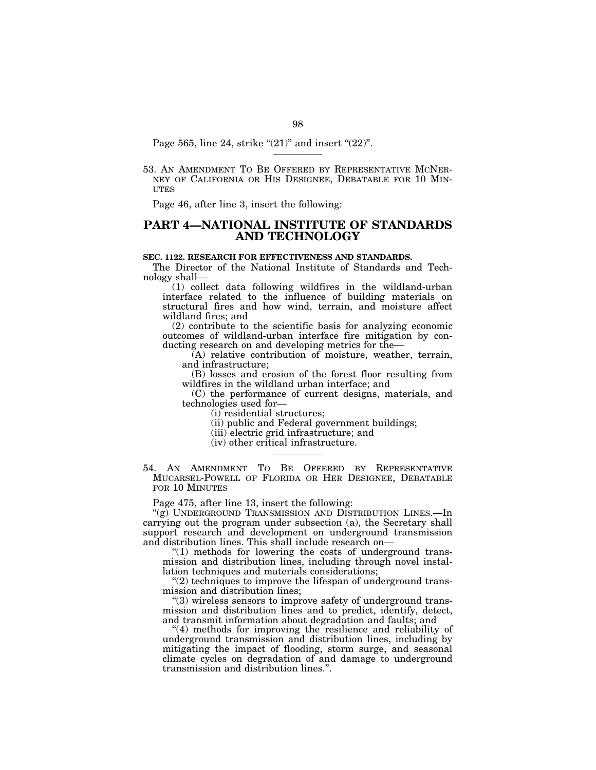Page 565, line 24, strike "(21)" and insert "(22)".

---

53. AN AMENDMENT TO BE OFFERED BY REPRESENTATIVE MCNERNEY OF CALIFORNIA OR HIS DESIGNEE, DEBATABLE FOR 10 MINUTES

Page 46, after line 3, insert the following:

## PART 4—NATIONAL INSTITUTE OF STANDARDS AND TECHNOLOGY

**SEC. 1122. RESEARCH FOR EFFECTIVENESS AND STANDARDS.**

The Director of the National Institute of Standards and Technology shall—

(1) collect data following wildfires in the wildland-urban interface related to the influence of building materials on structural fires and how wind, terrain, and moisture affect wildland fires; and

(2) contribute to the scientific basis for analyzing economic outcomes of wildland-urban interface fire mitigation by conducting research on and developing metrics for the—

(A) relative contribution of moisture, weather, terrain, and infrastructure;

(B) losses and erosion of the forest floor resulting from wildfires in the wildland urban interface; and

(C) the performance of current designs, materials, and technologies used for—

(i) residential structures;

(ii) public and Federal government buildings;

(iii) electric grid infrastructure; and

(iv) other critical infrastructure.

---

54. AN AMENDMENT TO BE OFFERED BY REPRESENTATIVE MUCARSEL-POWELL OF FLORIDA OR HER DESIGNEE, DEBATABLE FOR 10 MINUTES

Page 475, after line 13, insert the following:

"(g) UNDERGROUND TRANSMISSION AND DISTRIBUTION LINES.—In carrying out the program under subsection (a), the Secretary shall support research and development on underground transmission and distribution lines. This shall include research on—

"(1) methods for lowering the costs of underground transmission and distribution lines, including through novel installation techniques and materials considerations;

"(2) techniques to improve the lifespan of underground transmission and distribution lines;

"(3) wireless sensors to improve safety of underground transmission and distribution lines and to predict, identify, detect, and transmit information about degradation and faults; and

"(4) methods for improving the resilience and reliability of underground transmission and distribution lines, including by mitigating the impact of flooding, storm surge, and seasonal climate cycles on degradation of and damage to underground transmission and distribution lines.".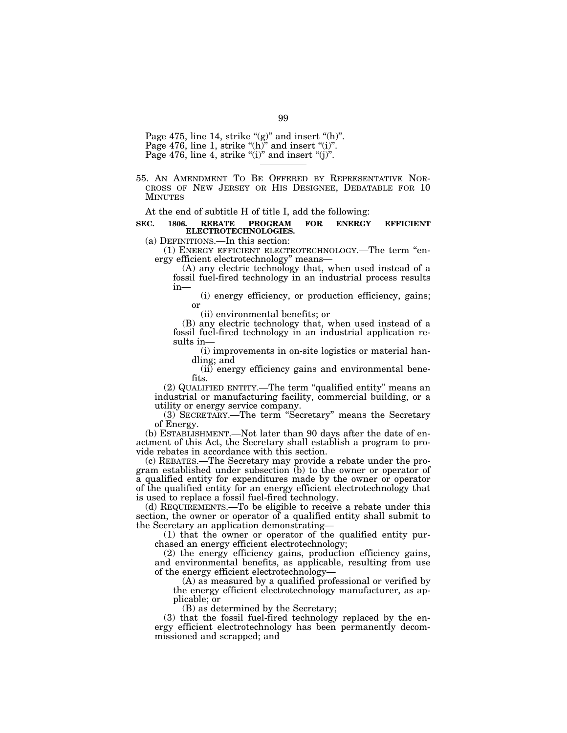Page 475, line 14, strike "(g)" and insert "(h)".
Page 476, line 1, strike "(h)" and insert "(i)".
Page 476, line 4, strike "(i)" and insert "(j)".

---

55. AN AMENDMENT TO BE OFFERED BY REPRESENTATIVE NORCROSS OF NEW JERSEY OR HIS DESIGNEE, DEBATABLE FOR 10 MINUTES

At the end of subtitle H of title I, add the following:

**SEC. 1806. REBATE PROGRAM FOR ENERGY EFFICIENT ELECTROTECHNOLOGIES.**

(a) DEFINITIONS.—In this section:

(1) ENERGY EFFICIENT ELECTROTECHNOLOGY.—The term "energy efficient electrotechnology" means—

(A) any electric technology that, when used instead of a fossil fuel-fired technology in an industrial process results in—

(i) energy efficiency, or production efficiency, gains; or

(ii) environmental benefits; or

(B) any electric technology that, when used instead of a fossil fuel-fired technology in an industrial application results in—

(i) improvements in on-site logistics or material handling; and

(ii) energy efficiency gains and environmental benefits.

(2) QUALIFIED ENTITY.—The term "qualified entity" means an industrial or manufacturing facility, commercial building, or a utility or energy service company.

(3) SECRETARY.—The term "Secretary" means the Secretary of Energy.

(b) ESTABLISHMENT.—Not later than 90 days after the date of enactment of this Act, the Secretary shall establish a program to provide rebates in accordance with this section.

(c) REBATES.—The Secretary may provide a rebate under the program established under subsection (b) to the owner or operator of a qualified entity for expenditures made by the owner or operator of the qualified entity for an energy efficient electrotechnology that is used to replace a fossil fuel-fired technology.

(d) REQUIREMENTS.—To be eligible to receive a rebate under this section, the owner or operator of a qualified entity shall submit to the Secretary an application demonstrating—

(1) that the owner or operator of the qualified entity purchased an energy efficient electrotechnology;

(2) the energy efficiency gains, production efficiency gains, and environmental benefits, as applicable, resulting from use of the energy efficient electrotechnology—

(A) as measured by a qualified professional or verified by the energy efficient electrotechnology manufacturer, as applicable; or

(B) as determined by the Secretary;

(3) that the fossil fuel-fired technology replaced by the energy efficient electrotechnology has been permanently decommissioned and scrapped; and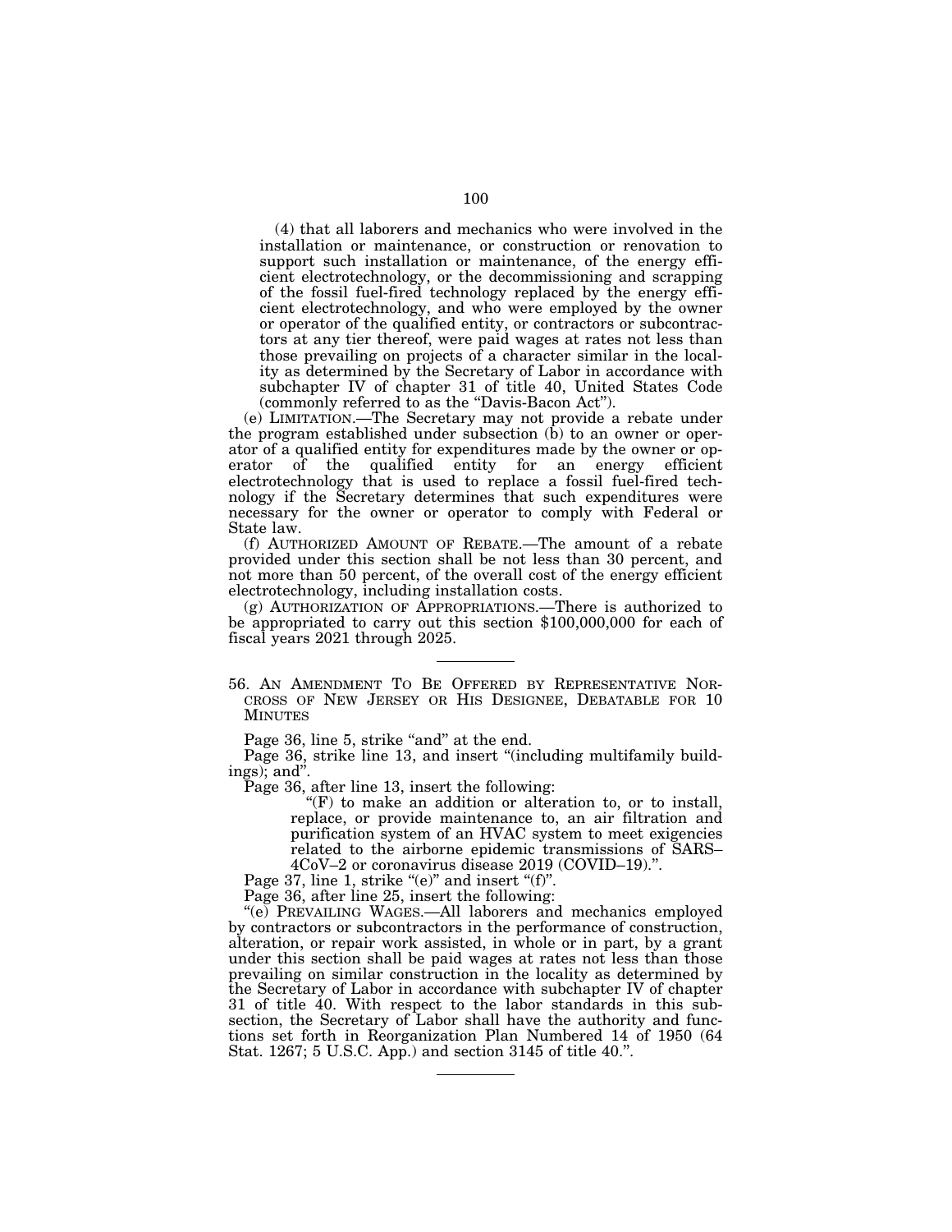(4) that all laborers and mechanics who were involved in the installation or maintenance, or construction or renovation to support such installation or maintenance, of the energy efficient electrotechnology, or the decommissioning and scrapping of the fossil fuel-fired technology replaced by the energy efficient electrotechnology, and who were employed by the owner or operator of the qualified entity, or contractors or subcontractors at any tier thereof, were paid wages at rates not less than those prevailing on projects of a character similar in the locality as determined by the Secretary of Labor in accordance with subchapter IV of chapter 31 of title 40, United States Code (commonly referred to as the "Davis-Bacon Act").

(e) LIMITATION.—The Secretary may not provide a rebate under the program established under subsection (b) to an owner or operator of a qualified entity for expenditures made by the owner or operator of the qualified entity for an energy efficient electrotechnology that is used to replace a fossil fuel-fired technology if the Secretary determines that such expenditures were necessary for the owner or operator to comply with Federal or State law.

(f) AUTHORIZED AMOUNT OF REBATE.—The amount of a rebate provided under this section shall be not less than 30 percent, and not more than 50 percent, of the overall cost of the energy efficient electrotechnology, including installation costs.

(g) AUTHORIZATION OF APPROPRIATIONS.—There is authorized to be appropriated to carry out this section $100,000,000 for each of fiscal years 2021 through 2025.

---

56. AN AMENDMENT TO BE OFFERED BY REPRESENTATIVE NORCROSS OF NEW JERSEY OR HIS DESIGNEE, DEBATABLE FOR 10 MINUTES

Page 36, line 5, strike "and" at the end.

Page 36, strike line 13, and insert "(including multifamily buildings); and".

Page 36, after line 13, insert the following:

"(F) to make an addition or alteration to, or to install, replace, or provide maintenance to, an air filtration and purification system of an HVAC system to meet exigencies related to the airborne epidemic transmissions of SARS–4CoV–2 or coronavirus disease 2019 (COVID–19).".

Page 37, line 1, strike "(e)" and insert "(f)".

Page 36, after line 25, insert the following:

"(e) PREVAILING WAGES.—All laborers and mechanics employed by contractors or subcontractors in the performance of construction, alteration, or repair work assisted, in whole or in part, by a grant under this section shall be paid wages at rates not less than those prevailing on similar construction in the locality as determined by the Secretary of Labor in accordance with subchapter IV of chapter 31 of title 40. With respect to the labor standards in this subsection, the Secretary of Labor shall have the authority and functions set forth in Reorganization Plan Numbered 14 of 1950 (64 Stat. 1267; 5 U.S.C. App.) and section 3145 of title 40.".

---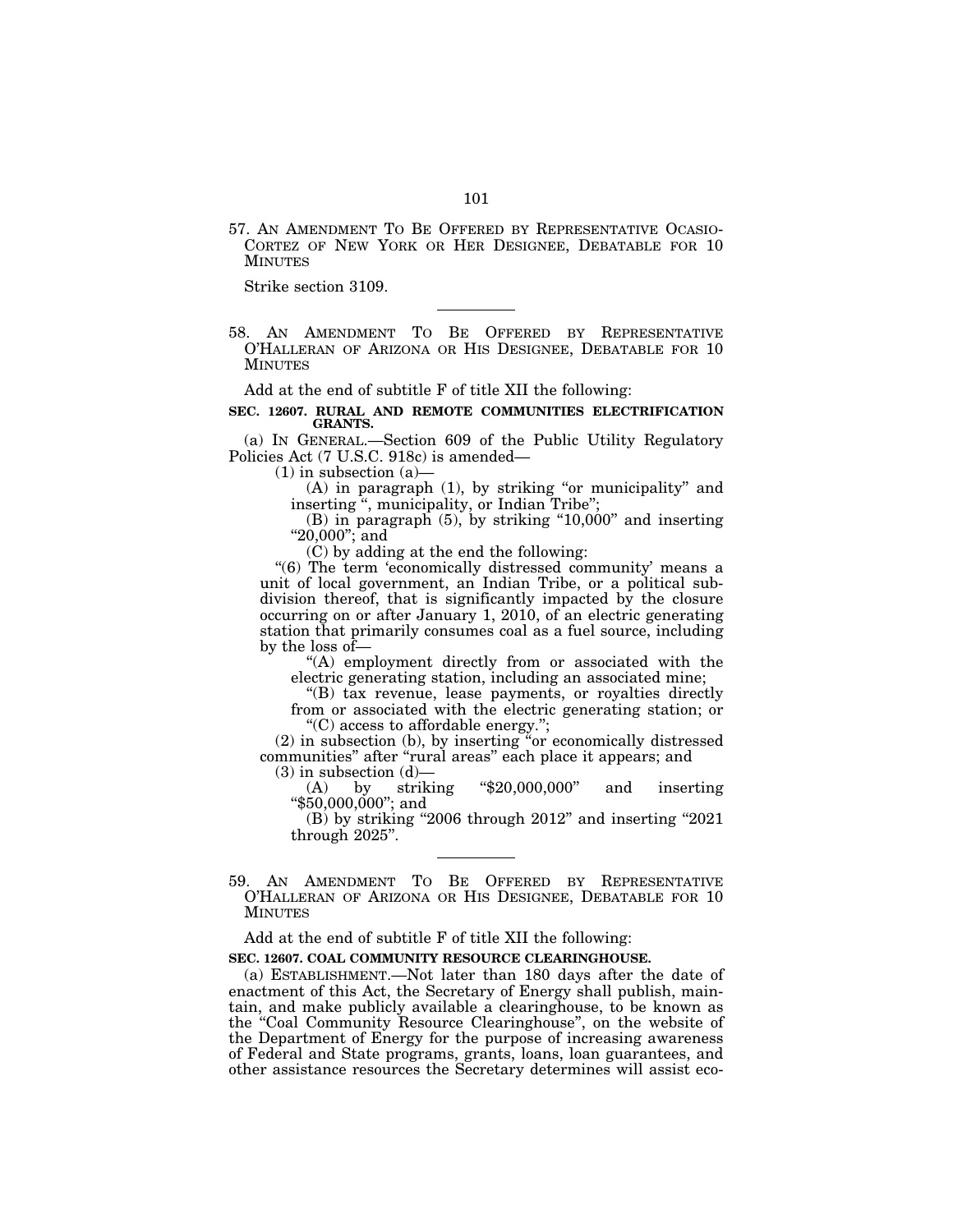57. AN AMENDMENT TO BE OFFERED BY REPRESENTATIVE OCASIO-CORTEZ OF NEW YORK OR HER DESIGNEE, DEBATABLE FOR 10 MINUTES

Strike section 3109.

---

58. AN AMENDMENT TO BE OFFERED BY REPRESENTATIVE O'HALLERAN OF ARIZONA OR HIS DESIGNEE, DEBATABLE FOR 10 MINUTES

Add at the end of subtitle F of title XII the following:

**SEC. 12607. RURAL AND REMOTE COMMUNITIES ELECTRIFICATION GRANTS.**

(a) IN GENERAL.—Section 609 of the Public Utility Regulatory Policies Act (7 U.S.C. 918c) is amended—

(1) in subsection (a)—

(A) in paragraph (1), by striking "or municipality" and inserting ", municipality, or Indian Tribe";

(B) in paragraph (5), by striking "10,000" and inserting "20,000"; and

(C) by adding at the end the following:

"(6) The term 'economically distressed community' means a unit of local government, an Indian Tribe, or a political subdivision thereof, that is significantly impacted by the closure occurring on or after January 1, 2010, of an electric generating station that primarily consumes coal as a fuel source, including by the loss of—

"(A) employment directly from or associated with the electric generating station, including an associated mine;

"(B) tax revenue, lease payments, or royalties directly from or associated with the electric generating station; or

"(C) access to affordable energy.";

(2) in subsection (b), by inserting "or economically distressed communities" after "rural areas" each place it appears; and

(3) in subsection (d)—

(A) by striking "$20,000,000" and inserting "$50,000,000"; and

(B) by striking "2006 through 2012" and inserting "2021 through 2025".

---

59. AN AMENDMENT TO BE OFFERED BY REPRESENTATIVE O'HALLERAN OF ARIZONA OR HIS DESIGNEE, DEBATABLE FOR 10 MINUTES

Add at the end of subtitle F of title XII the following:

**SEC. 12607. COAL COMMUNITY RESOURCE CLEARINGHOUSE.**

(a) ESTABLISHMENT.—Not later than 180 days after the date of enactment of this Act, the Secretary of Energy shall publish, maintain, and make publicly available a clearinghouse, to be known as the "Coal Community Resource Clearinghouse", on the website of the Department of Energy for the purpose of increasing awareness of Federal and State programs, grants, loans, loan guarantees, and other assistance resources the Secretary determines will assist eco-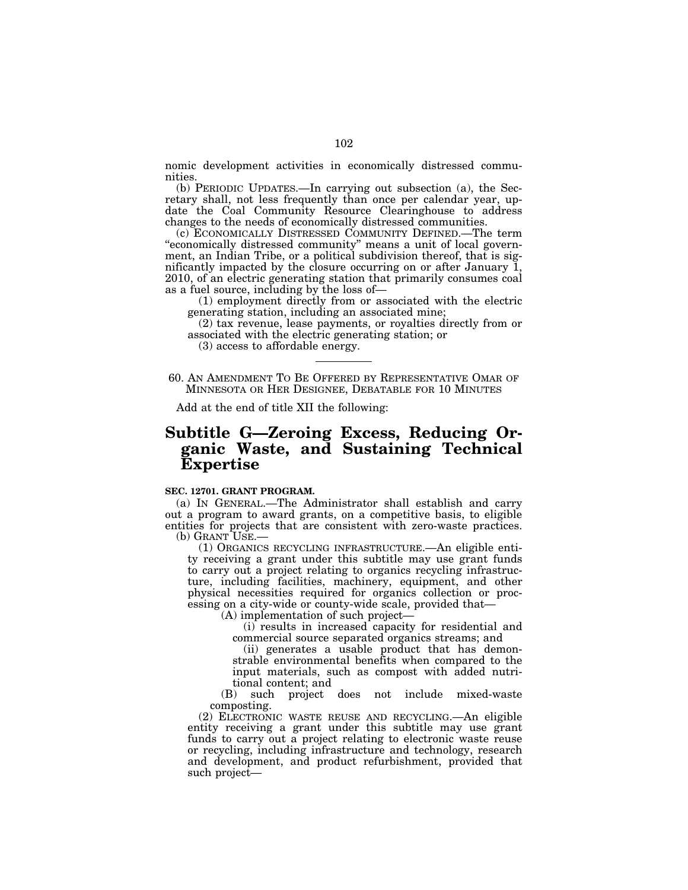nomic development activities in economically distressed communities.

(b) PERIODIC UPDATES.—In carrying out subsection (a), the Secretary shall, not less frequently than once per calendar year, update the Coal Community Resource Clearinghouse to address changes to the needs of economically distressed communities.

(c) ECONOMICALLY DISTRESSED COMMUNITY DEFINED.—The term "economically distressed community" means a unit of local government, an Indian Tribe, or a political subdivision thereof, that is significantly impacted by the closure occurring on or after January 1, 2010, of an electric generating station that primarily consumes coal as a fuel source, including by the loss of—

(1) employment directly from or associated with the electric generating station, including an associated mine;

(2) tax revenue, lease payments, or royalties directly from or associated with the electric generating station; or

(3) access to affordable energy.

---

60. AN AMENDMENT TO BE OFFERED BY REPRESENTATIVE OMAR OF MINNESOTA OR HER DESIGNEE, DEBATABLE FOR 10 MINUTES

Add at the end of title XII the following:

# Subtitle G—Zeroing Excess, Reducing Organic Waste, and Sustaining Technical Expertise

**SEC. 12701. GRANT PROGRAM.**

(a) IN GENERAL.—The Administrator shall establish and carry out a program to award grants, on a competitive basis, to eligible entities for projects that are consistent with zero-waste practices.

(b) GRANT USE.—

(1) ORGANICS RECYCLING INFRASTRUCTURE.—An eligible entity receiving a grant under this subtitle may use grant funds to carry out a project relating to organics recycling infrastructure, including facilities, machinery, equipment, and other physical necessities required for organics collection or processing on a city-wide or county-wide scale, provided that—

(A) implementation of such project—

(i) results in increased capacity for residential and commercial source separated organics streams; and

(ii) generates a usable product that has demonstrable environmental benefits when compared to the input materials, such as compost with added nutritional content; and

(B) such project does not include mixed-waste composting.

(2) ELECTRONIC WASTE REUSE AND RECYCLING.—An eligible entity receiving a grant under this subtitle may use grant funds to carry out a project relating to electronic waste reuse or recycling, including infrastructure and technology, research and development, and product refurbishment, provided that such project—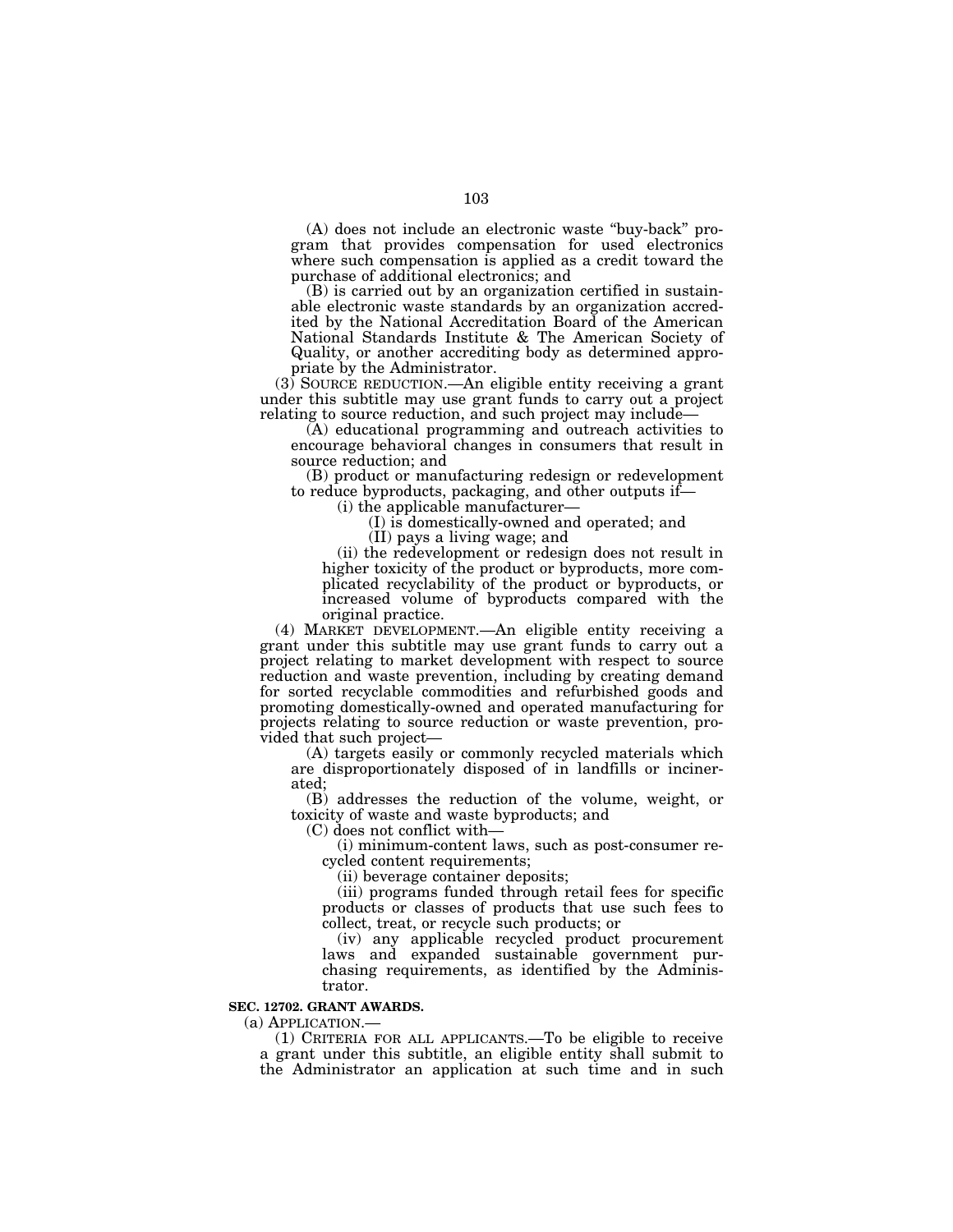(A) does not include an electronic waste "buy-back" program that provides compensation for used electronics where such compensation is applied as a credit toward the purchase of additional electronics; and

(B) is carried out by an organization certified in sustainable electronic waste standards by an organization accredited by the National Accreditation Board of the American National Standards Institute & The American Society of Quality, or another accrediting body as determined appropriate by the Administrator.

(3) SOURCE REDUCTION.—An eligible entity receiving a grant under this subtitle may use grant funds to carry out a project relating to source reduction, and such project may include—

(A) educational programming and outreach activities to encourage behavioral changes in consumers that result in source reduction; and

(B) product or manufacturing redesign or redevelopment to reduce byproducts, packaging, and other outputs if—

(i) the applicable manufacturer—

(I) is domestically-owned and operated; and

(II) pays a living wage; and

(ii) the redevelopment or redesign does not result in higher toxicity of the product or byproducts, more complicated recyclability of the product or byproducts, or increased volume of byproducts compared with the original practice.

(4) MARKET DEVELOPMENT.—An eligible entity receiving a grant under this subtitle may use grant funds to carry out a project relating to market development with respect to source reduction and waste prevention, including by creating demand for sorted recyclable commodities and refurbished goods and promoting domestically-owned and operated manufacturing for projects relating to source reduction or waste prevention, provided that such project—

(A) targets easily or commonly recycled materials which are disproportionately disposed of in landfills or incinerated;

(B) addresses the reduction of the volume, weight, or toxicity of waste and waste byproducts; and

(C) does not conflict with—

(i) minimum-content laws, such as post-consumer recycled content requirements;

(ii) beverage container deposits;

(iii) programs funded through retail fees for specific products or classes of products that use such fees to collect, treat, or recycle such products; or

(iv) any applicable recycled product procurement laws and expanded sustainable government purchasing requirements, as identified by the Administrator.

**SEC. 12702. GRANT AWARDS.**

(a) APPLICATION.—

(1) CRITERIA FOR ALL APPLICANTS.—To be eligible to receive a grant under this subtitle, an eligible entity shall submit to the Administrator an application at such time and in such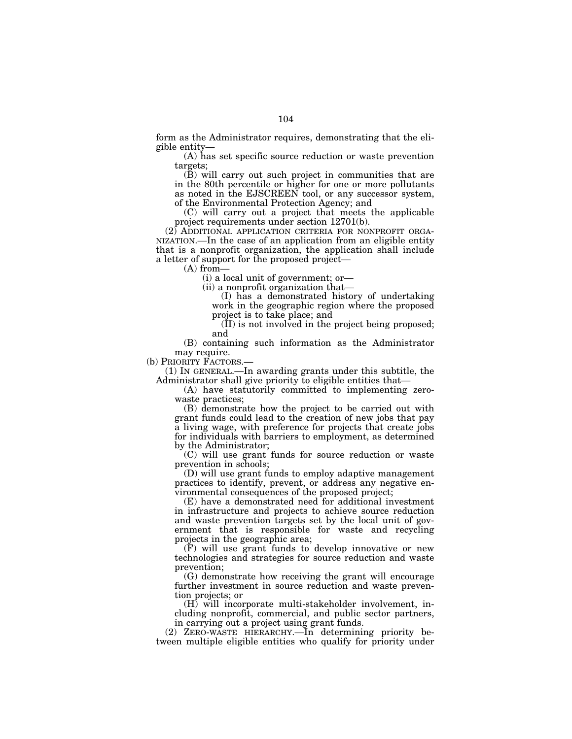form as the Administrator requires, demonstrating that the eligible entity—

(A) has set specific source reduction or waste prevention targets;

(B) will carry out such project in communities that are in the 80th percentile or higher for one or more pollutants as noted in the EJSCREEN tool, or any successor system, of the Environmental Protection Agency; and

(C) will carry out a project that meets the applicable project requirements under section 12701(b).

(2) ADDITIONAL APPLICATION CRITERIA FOR NONPROFIT ORGANIZATION.—In the case of an application from an eligible entity that is a nonprofit organization, the application shall include a letter of support for the proposed project—

(A) from—

(i) a local unit of government; or—

(ii) a nonprofit organization that—

(I) has a demonstrated history of undertaking work in the geographic region where the proposed project is to take place; and

(II) is not involved in the project being proposed; and

(B) containing such information as the Administrator may require.

(b) PRIORITY FACTORS.—

(1) IN GENERAL.—In awarding grants under this subtitle, the Administrator shall give priority to eligible entities that—

(A) have statutorily committed to implementing zero-waste practices;

(B) demonstrate how the project to be carried out with grant funds could lead to the creation of new jobs that pay a living wage, with preference for projects that create jobs for individuals with barriers to employment, as determined by the Administrator;

(C) will use grant funds for source reduction or waste prevention in schools;

(D) will use grant funds to employ adaptive management practices to identify, prevent, or address any negative environmental consequences of the proposed project;

(E) have a demonstrated need for additional investment in infrastructure and projects to achieve source reduction and waste prevention targets set by the local unit of government that is responsible for waste and recycling projects in the geographic area;

(F) will use grant funds to develop innovative or new technologies and strategies for source reduction and waste prevention;

(G) demonstrate how receiving the grant will encourage further investment in source reduction and waste prevention projects; or

(H) will incorporate multi-stakeholder involvement, including nonprofit, commercial, and public sector partners, in carrying out a project using grant funds.

(2) ZERO-WASTE HIERARCHY.—In determining priority between multiple eligible entities who qualify for priority under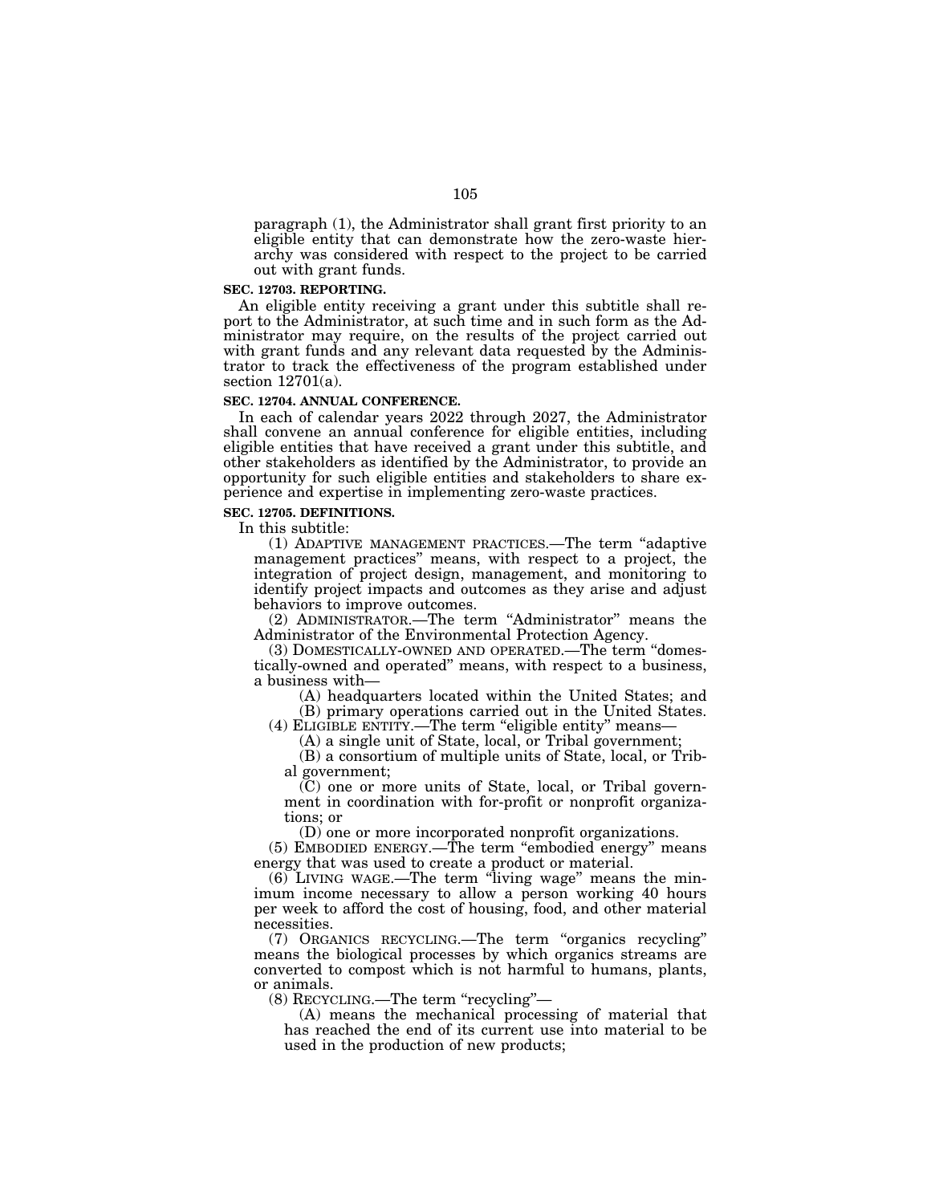paragraph (1), the Administrator shall grant first priority to an eligible entity that can demonstrate how the zero-waste hierarchy was considered with respect to the project to be carried out with grant funds.

**SEC. 12703. REPORTING.**

An eligible entity receiving a grant under this subtitle shall report to the Administrator, at such time and in such form as the Administrator may require, on the results of the project carried out with grant funds and any relevant data requested by the Administrator to track the effectiveness of the program established under section 12701(a).

**SEC. 12704. ANNUAL CONFERENCE.**

In each of calendar years 2022 through 2027, the Administrator shall convene an annual conference for eligible entities, including eligible entities that have received a grant under this subtitle, and other stakeholders as identified by the Administrator, to provide an opportunity for such eligible entities and stakeholders to share experience and expertise in implementing zero-waste practices.

**SEC. 12705. DEFINITIONS.**

In this subtitle:

(1) ADAPTIVE MANAGEMENT PRACTICES.—The term "adaptive management practices" means, with respect to a project, the integration of project design, management, and monitoring to identify project impacts and outcomes as they arise and adjust behaviors to improve outcomes.

(2) ADMINISTRATOR.—The term "Administrator" means the Administrator of the Environmental Protection Agency.

(3) DOMESTICALLY-OWNED AND OPERATED.—The term "domestically-owned and operated" means, with respect to a business, a business with—

(A) headquarters located within the United States; and

(B) primary operations carried out in the United States.

(4) ELIGIBLE ENTITY.—The term "eligible entity" means—

(A) a single unit of State, local, or Tribal government;

(B) a consortium of multiple units of State, local, or Tribal government;

(C) one or more units of State, local, or Tribal government in coordination with for-profit or nonprofit organizations; or

(D) one or more incorporated nonprofit organizations.

(5) EMBODIED ENERGY.—The term "embodied energy" means energy that was used to create a product or material.

(6) LIVING WAGE.—The term "living wage" means the minimum income necessary to allow a person working 40 hours per week to afford the cost of housing, food, and other material necessities.

(7) ORGANICS RECYCLING.—The term "organics recycling" means the biological processes by which organics streams are converted to compost which is not harmful to humans, plants, or animals.

(8) RECYCLING.—The term "recycling"—

(A) means the mechanical processing of material that has reached the end of its current use into material to be used in the production of new products;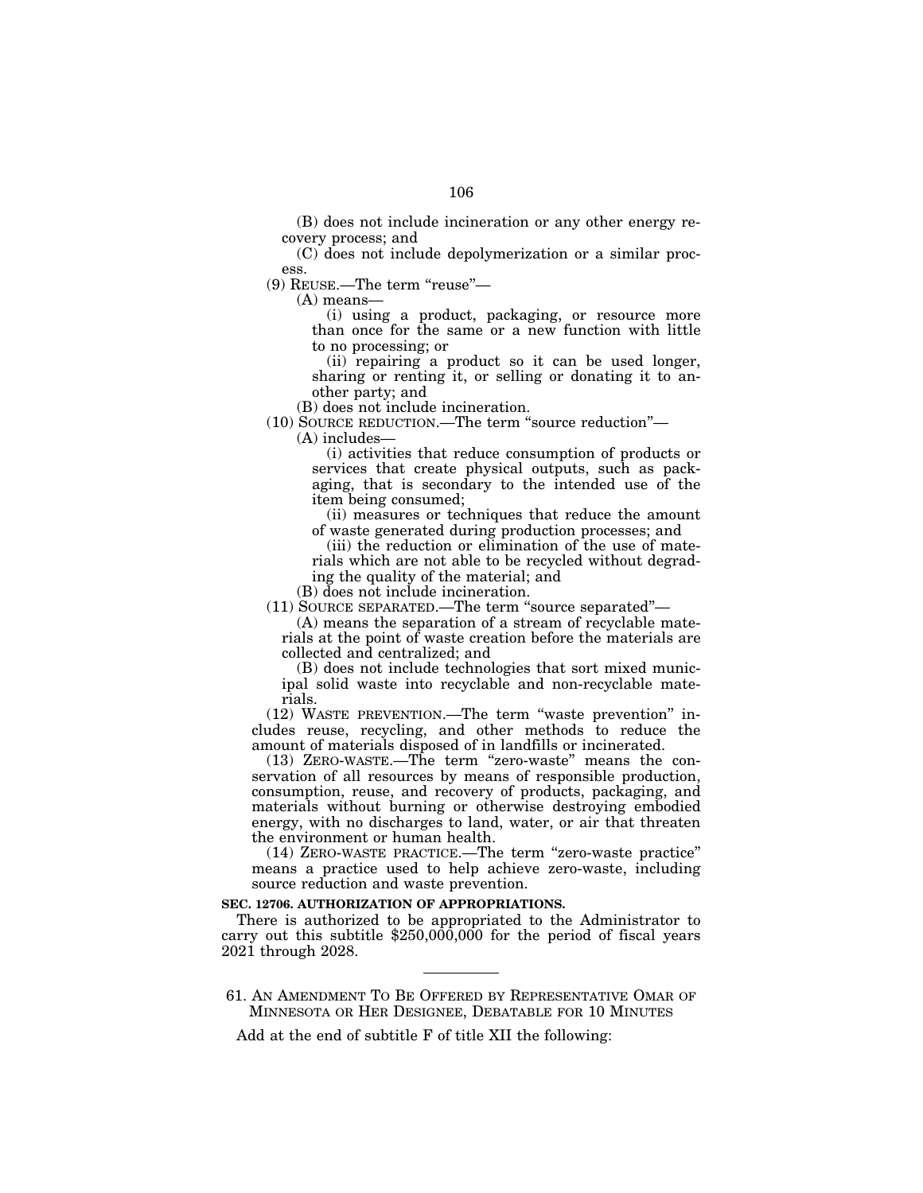(B) does not include incineration or any other energy recovery process; and

(C) does not include depolymerization or a similar process.

(9) REUSE.—The term "reuse"—

(A) means—

(i) using a product, packaging, or resource more than once for the same or a new function with little to no processing; or

(ii) repairing a product so it can be used longer, sharing or renting it, or selling or donating it to another party; and

(B) does not include incineration.

(10) SOURCE REDUCTION.—The term "source reduction"—

(A) includes—

(i) activities that reduce consumption of products or services that create physical outputs, such as packaging, that is secondary to the intended use of the item being consumed;

(ii) measures or techniques that reduce the amount of waste generated during production processes; and

(iii) the reduction or elimination of the use of materials which are not able to be recycled without degrading the quality of the material; and

(B) does not include incineration.

(11) SOURCE SEPARATED.—The term "source separated"—

(A) means the separation of a stream of recyclable materials at the point of waste creation before the materials are collected and centralized; and

(B) does not include technologies that sort mixed municipal solid waste into recyclable and non-recyclable materials.

(12) WASTE PREVENTION.—The term "waste prevention" includes reuse, recycling, and other methods to reduce the amount of materials disposed of in landfills or incinerated.

(13) ZERO-WASTE.—The term "zero-waste" means the conservation of all resources by means of responsible production, consumption, reuse, and recovery of products, packaging, and materials without burning or otherwise destroying embodied energy, with no discharges to land, water, or air that threaten the environment or human health.

(14) ZERO-WASTE PRACTICE.—The term "zero-waste practice" means a practice used to help achieve zero-waste, including source reduction and waste prevention.

**SEC. 12706. AUTHORIZATION OF APPROPRIATIONS.**

There is authorized to be appropriated to the Administrator to carry out this subtitle $250,000,000 for the period of fiscal years 2021 through 2028.

---

61. AN AMENDMENT TO BE OFFERED BY REPRESENTATIVE OMAR OF MINNESOTA OR HER DESIGNEE, DEBATABLE FOR 10 MINUTES

Add at the end of subtitle F of title XII the following: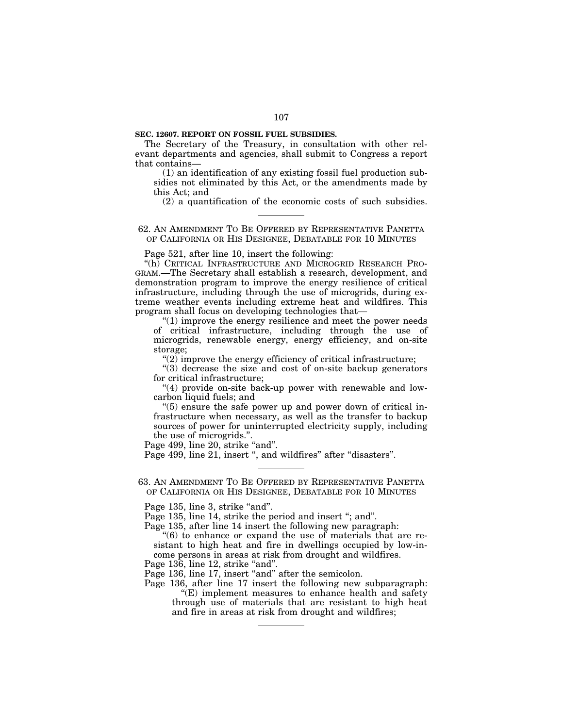**SEC. 12607. REPORT ON FOSSIL FUEL SUBSIDIES.**

The Secretary of the Treasury, in consultation with other relevant departments and agencies, shall submit to Congress a report that contains—

(1) an identification of any existing fossil fuel production subsidies not eliminated by this Act, or the amendments made by this Act; and

(2) a quantification of the economic costs of such subsidies.

---

62. AN AMENDMENT TO BE OFFERED BY REPRESENTATIVE PANETTA OF CALIFORNIA OR HIS DESIGNEE, DEBATABLE FOR 10 MINUTES

Page 521, after line 10, insert the following:

"(h) CRITICAL INFRASTRUCTURE AND MICROGRID RESEARCH PROGRAM.—The Secretary shall establish a research, development, and demonstration program to improve the energy resilience of critical infrastructure, including through the use of microgrids, during extreme weather events including extreme heat and wildfires. This program shall focus on developing technologies that—

"(1) improve the energy resilience and meet the power needs of critical infrastructure, including through the use of microgrids, renewable energy, energy efficiency, and on-site storage;

"(2) improve the energy efficiency of critical infrastructure;

"(3) decrease the size and cost of on-site backup generators for critical infrastructure;

"(4) provide on-site back-up power with renewable and low-carbon liquid fuels; and

"(5) ensure the safe power up and power down of critical infrastructure when necessary, as well as the transfer to backup sources of power for uninterrupted electricity supply, including the use of microgrids.".

Page 499, line 20, strike "and".

Page 499, line 21, insert ", and wildfires" after "disasters".

---

63. AN AMENDMENT TO BE OFFERED BY REPRESENTATIVE PANETTA OF CALIFORNIA OR HIS DESIGNEE, DEBATABLE FOR 10 MINUTES

Page 135, line 3, strike "and".

Page 135, line 14, strike the period and insert "; and".

Page 135, after line 14 insert the following new paragraph:

"(6) to enhance or expand the use of materials that are resistant to high heat and fire in dwellings occupied by low-income persons in areas at risk from drought and wildfires.

Page 136, line 12, strike "and".

Page 136, line 17, insert "and" after the semicolon.

Page 136, after line 17 insert the following new subparagraph:

"(E) implement measures to enhance health and safety through use of materials that are resistant to high heat and fire in areas at risk from drought and wildfires;

---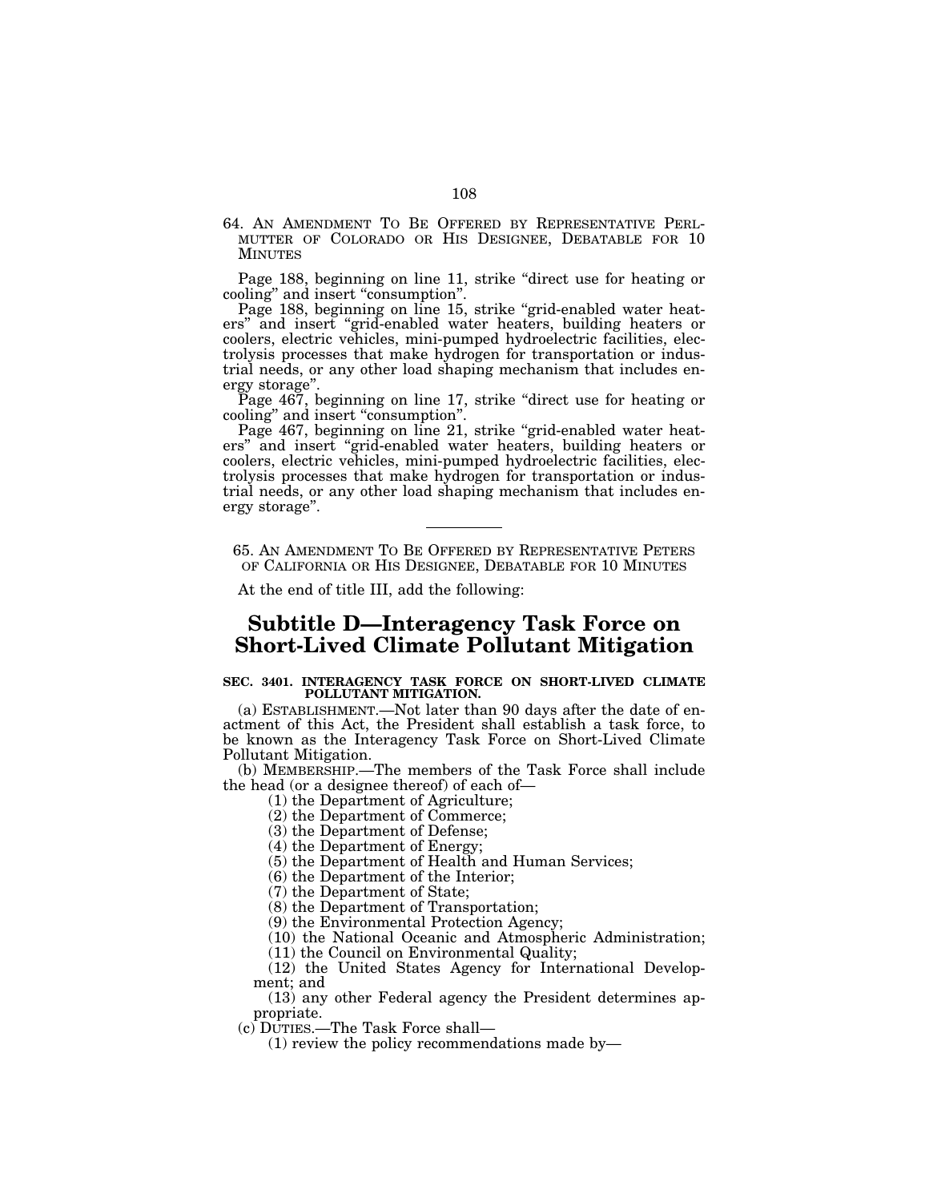64. AN AMENDMENT TO BE OFFERED BY REPRESENTATIVE PERLMUTTER OF COLORADO OR HIS DESIGNEE, DEBATABLE FOR 10 MINUTES

Page 188, beginning on line 11, strike "direct use for heating or cooling" and insert "consumption".

Page 188, beginning on line 15, strike "grid-enabled water heaters" and insert "grid-enabled water heaters, building heaters or coolers, electric vehicles, mini-pumped hydroelectric facilities, electrolysis processes that make hydrogen for transportation or industrial needs, or any other load shaping mechanism that includes energy storage".

Page 467, beginning on line 17, strike "direct use for heating or cooling" and insert "consumption".

Page 467, beginning on line 21, strike "grid-enabled water heaters" and insert "grid-enabled water heaters, building heaters or coolers, electric vehicles, mini-pumped hydroelectric facilities, electrolysis processes that make hydrogen for transportation or industrial needs, or any other load shaping mechanism that includes energy storage".

---

65. AN AMENDMENT TO BE OFFERED BY REPRESENTATIVE PETERS OF CALIFORNIA OR HIS DESIGNEE, DEBATABLE FOR 10 MINUTES

At the end of title III, add the following:

# Subtitle D—Interagency Task Force on Short-Lived Climate Pollutant Mitigation

**SEC. 3401. INTERAGENCY TASK FORCE ON SHORT-LIVED CLIMATE POLLUTANT MITIGATION.**

(a) ESTABLISHMENT.—Not later than 90 days after the date of enactment of this Act, the President shall establish a task force, to be known as the Interagency Task Force on Short-Lived Climate Pollutant Mitigation.

(b) MEMBERSHIP.—The members of the Task Force shall include the head (or a designee thereof) of each of—

(1) the Department of Agriculture;

(2) the Department of Commerce;

(3) the Department of Defense;

(4) the Department of Energy;

(5) the Department of Health and Human Services;

(6) the Department of the Interior;

(7) the Department of State;

(8) the Department of Transportation;

(9) the Environmental Protection Agency;

(10) the National Oceanic and Atmospheric Administration;

(11) the Council on Environmental Quality;

(12) the United States Agency for International Development; and

(13) any other Federal agency the President determines appropriate.

(c) DUTIES.—The Task Force shall—

(1) review the policy recommendations made by—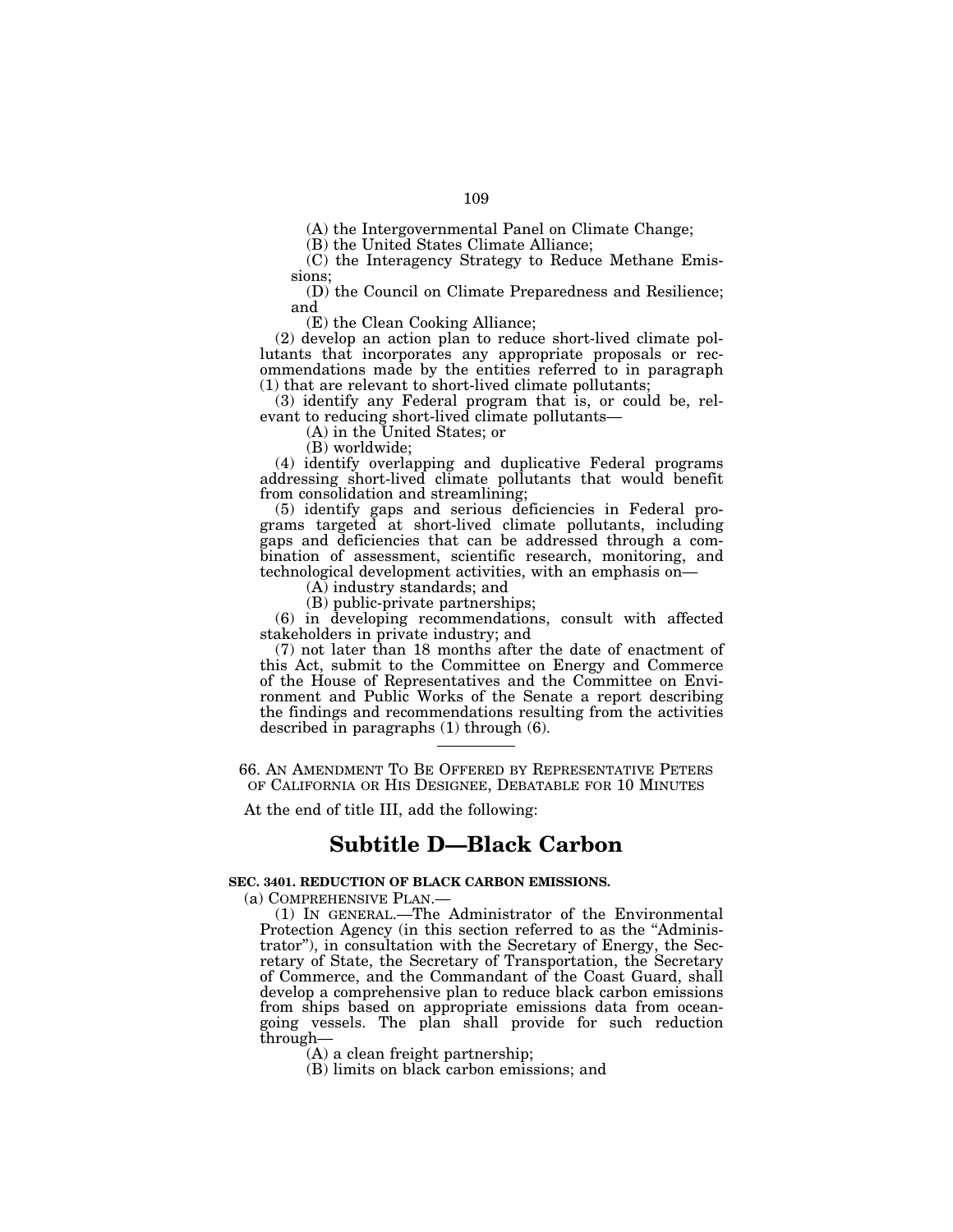(A) the Intergovernmental Panel on Climate Change;

(B) the United States Climate Alliance;

(C) the Interagency Strategy to Reduce Methane Emissions;

(D) the Council on Climate Preparedness and Resilience; and

(E) the Clean Cooking Alliance;

(2) develop an action plan to reduce short-lived climate pollutants that incorporates any appropriate proposals or recommendations made by the entities referred to in paragraph (1) that are relevant to short-lived climate pollutants;

(3) identify any Federal program that is, or could be, relevant to reducing short-lived climate pollutants—

(A) in the United States; or

(B) worldwide;

(4) identify overlapping and duplicative Federal programs addressing short-lived climate pollutants that would benefit from consolidation and streamlining;

(5) identify gaps and serious deficiencies in Federal programs targeted at short-lived climate pollutants, including gaps and deficiencies that can be addressed through a combination of assessment, scientific research, monitoring, and technological development activities, with an emphasis on—

(A) industry standards; and

(B) public-private partnerships;

(6) in developing recommendations, consult with affected stakeholders in private industry; and

(7) not later than 18 months after the date of enactment of this Act, submit to the Committee on Energy and Commerce of the House of Representatives and the Committee on Environment and Public Works of the Senate a report describing the findings and recommendations resulting from the activities described in paragraphs (1) through (6).

---

66. AN AMENDMENT TO BE OFFERED BY REPRESENTATIVE PETERS OF CALIFORNIA OR HIS DESIGNEE, DEBATABLE FOR 10 MINUTES

At the end of title III, add the following:

## Subtitle D—Black Carbon

**SEC. 3401. REDUCTION OF BLACK CARBON EMISSIONS.**

(a) COMPREHENSIVE PLAN.—

(1) IN GENERAL.—The Administrator of the Environmental Protection Agency (in this section referred to as the "Administrator"), in consultation with the Secretary of Energy, the Secretary of State, the Secretary of Transportation, the Secretary of Commerce, and the Commandant of the Coast Guard, shall develop a comprehensive plan to reduce black carbon emissions from ships based on appropriate emissions data from ocean-going vessels. The plan shall provide for such reduction through—

(A) a clean freight partnership;

(B) limits on black carbon emissions; and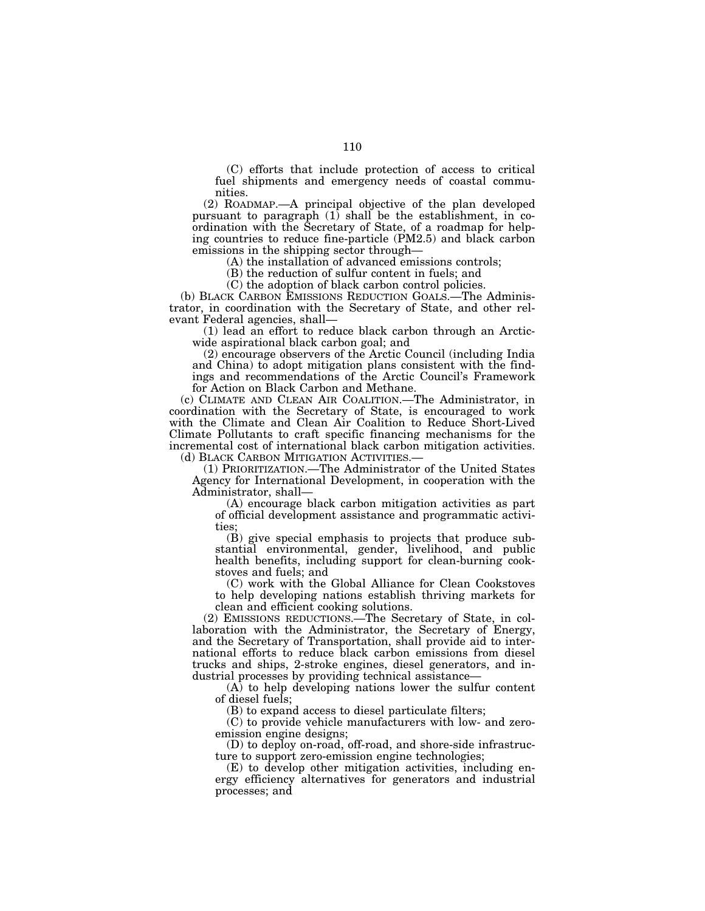(C) efforts that include protection of access to critical fuel shipments and emergency needs of coastal communities.

(2) ROADMAP.—A principal objective of the plan developed pursuant to paragraph (1) shall be the establishment, in coordination with the Secretary of State, of a roadmap for helping countries to reduce fine-particle (PM2.5) and black carbon emissions in the shipping sector through—

(A) the installation of advanced emissions controls;

(B) the reduction of sulfur content in fuels; and

(C) the adoption of black carbon control policies.

(b) BLACK CARBON EMISSIONS REDUCTION GOALS.—The Administrator, in coordination with the Secretary of State, and other relevant Federal agencies, shall—

(1) lead an effort to reduce black carbon through an Arctic-wide aspirational black carbon goal; and

(2) encourage observers of the Arctic Council (including India and China) to adopt mitigation plans consistent with the findings and recommendations of the Arctic Council's Framework for Action on Black Carbon and Methane.

(c) CLIMATE AND CLEAN AIR COALITION.—The Administrator, in coordination with the Secretary of State, is encouraged to work with the Climate and Clean Air Coalition to Reduce Short-Lived Climate Pollutants to craft specific financing mechanisms for the incremental cost of international black carbon mitigation activities.

(d) BLACK CARBON MITIGATION ACTIVITIES.—

(1) PRIORITIZATION.—The Administrator of the United States Agency for International Development, in cooperation with the Administrator, shall—

(A) encourage black carbon mitigation activities as part of official development assistance and programmatic activities;

(B) give special emphasis to projects that produce substantial environmental, gender, livelihood, and public health benefits, including support for clean-burning cookstoves and fuels; and

(C) work with the Global Alliance for Clean Cookstoves to help developing nations establish thriving markets for clean and efficient cooking solutions.

(2) EMISSIONS REDUCTIONS.—The Secretary of State, in collaboration with the Administrator, the Secretary of Energy, and the Secretary of Transportation, shall provide aid to international efforts to reduce black carbon emissions from diesel trucks and ships, 2-stroke engines, diesel generators, and industrial processes by providing technical assistance—

(A) to help developing nations lower the sulfur content of diesel fuels;

(B) to expand access to diesel particulate filters;

(C) to provide vehicle manufacturers with low- and zero-emission engine designs;

(D) to deploy on-road, off-road, and shore-side infrastructure to support zero-emission engine technologies;

(E) to develop other mitigation activities, including energy efficiency alternatives for generators and industrial processes; and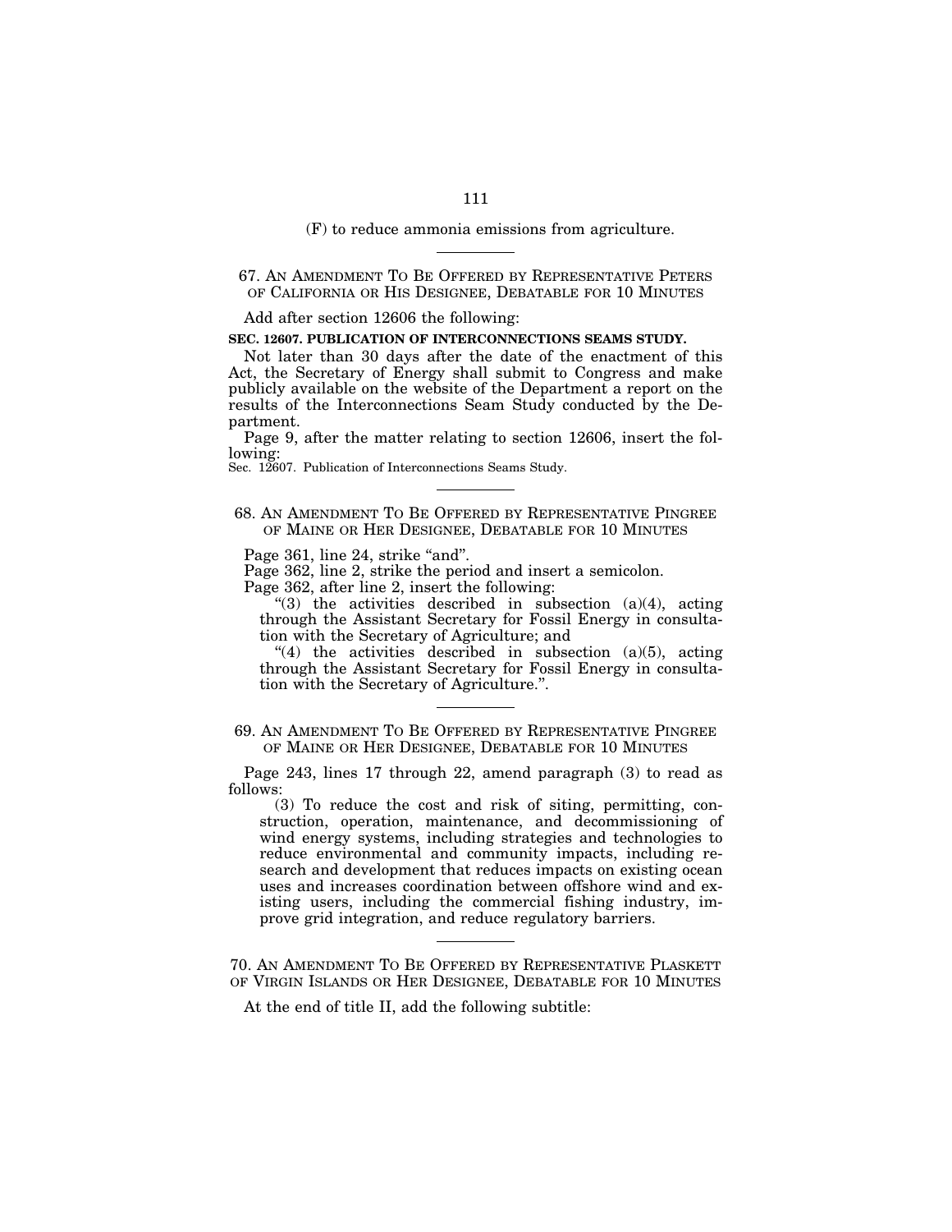(F) to reduce ammonia emissions from agriculture.

---

67. AN AMENDMENT TO BE OFFERED BY REPRESENTATIVE PETERS OF CALIFORNIA OR HIS DESIGNEE, DEBATABLE FOR 10 MINUTES

Add after section 12606 the following:

**SEC. 12607. PUBLICATION OF INTERCONNECTIONS SEAMS STUDY.**

Not later than 30 days after the date of the enactment of this Act, the Secretary of Energy shall submit to Congress and make publicly available on the website of the Department a report on the results of the Interconnections Seam Study conducted by the Department.

Page 9, after the matter relating to section 12606, insert the following:

Sec. 12607. Publication of Interconnections Seams Study.

---

68. AN AMENDMENT TO BE OFFERED BY REPRESENTATIVE PINGREE OF MAINE OR HER DESIGNEE, DEBATABLE FOR 10 MINUTES

Page 361, line 24, strike "and".

Page 362, line 2, strike the period and insert a semicolon.

Page 362, after line 2, insert the following:

"(3) the activities described in subsection (a)(4), acting through the Assistant Secretary for Fossil Energy in consultation with the Secretary of Agriculture; and

"(4) the activities described in subsection (a)(5), acting through the Assistant Secretary for Fossil Energy in consultation with the Secretary of Agriculture.".

---

69. AN AMENDMENT TO BE OFFERED BY REPRESENTATIVE PINGREE OF MAINE OR HER DESIGNEE, DEBATABLE FOR 10 MINUTES

Page 243, lines 17 through 22, amend paragraph (3) to read as follows:

(3) To reduce the cost and risk of siting, permitting, construction, operation, maintenance, and decommissioning of wind energy systems, including strategies and technologies to reduce environmental and community impacts, including research and development that reduces impacts on existing ocean uses and increases coordination between offshore wind and existing users, including the commercial fishing industry, improve grid integration, and reduce regulatory barriers.

---

70. AN AMENDMENT TO BE OFFERED BY REPRESENTATIVE PLASKETT OF VIRGIN ISLANDS OR HER DESIGNEE, DEBATABLE FOR 10 MINUTES

At the end of title II, add the following subtitle: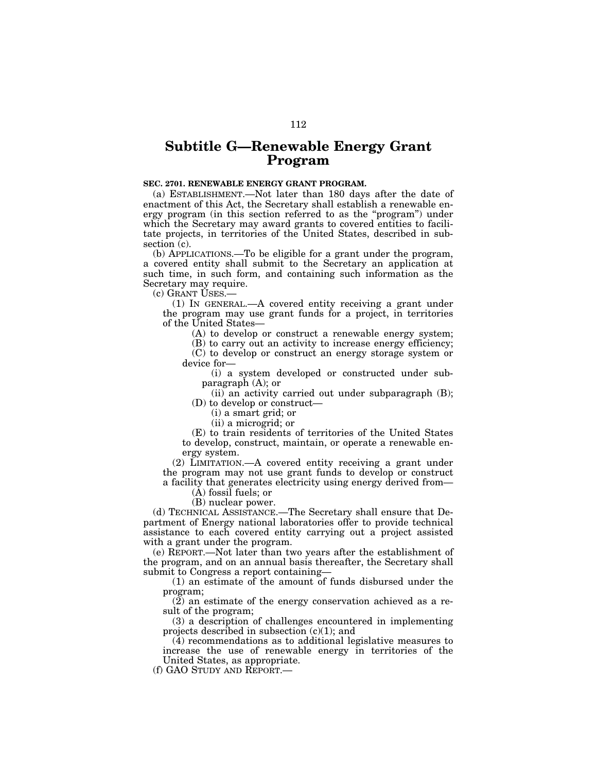# Subtitle G—Renewable Energy Grant Program

**SEC. 2701. RENEWABLE ENERGY GRANT PROGRAM.**

(a) ESTABLISHMENT.—Not later than 180 days after the date of enactment of this Act, the Secretary shall establish a renewable energy program (in this section referred to as the "program") under which the Secretary may award grants to covered entities to facilitate projects, in territories of the United States, described in subsection (c).

(b) APPLICATIONS.—To be eligible for a grant under the program, a covered entity shall submit to the Secretary an application at such time, in such form, and containing such information as the Secretary may require.

(c) GRANT USES.—

(1) IN GENERAL.—A covered entity receiving a grant under the program may use grant funds for a project, in territories of the United States—

(A) to develop or construct a renewable energy system;

(B) to carry out an activity to increase energy efficiency;

(C) to develop or construct an energy storage system or device for—

(i) a system developed or constructed under subparagraph (A); or

(ii) an activity carried out under subparagraph (B);

(D) to develop or construct—

(i) a smart grid; or

(ii) a microgrid; or

(E) to train residents of territories of the United States to develop, construct, maintain, or operate a renewable energy system.

(2) LIMITATION.—A covered entity receiving a grant under the program may not use grant funds to develop or construct a facility that generates electricity using energy derived from—

(A) fossil fuels; or

(B) nuclear power.

(d) TECHNICAL ASSISTANCE.—The Secretary shall ensure that Department of Energy national laboratories offer to provide technical assistance to each covered entity carrying out a project assisted with a grant under the program.

(e) REPORT.—Not later than two years after the establishment of the program, and on an annual basis thereafter, the Secretary shall submit to Congress a report containing—

(1) an estimate of the amount of funds disbursed under the program;

(2) an estimate of the energy conservation achieved as a result of the program;

(3) a description of challenges encountered in implementing projects described in subsection (c)(1); and

(4) recommendations as to additional legislative measures to increase the use of renewable energy in territories of the United States, as appropriate.

(f) GAO STUDY AND REPORT.—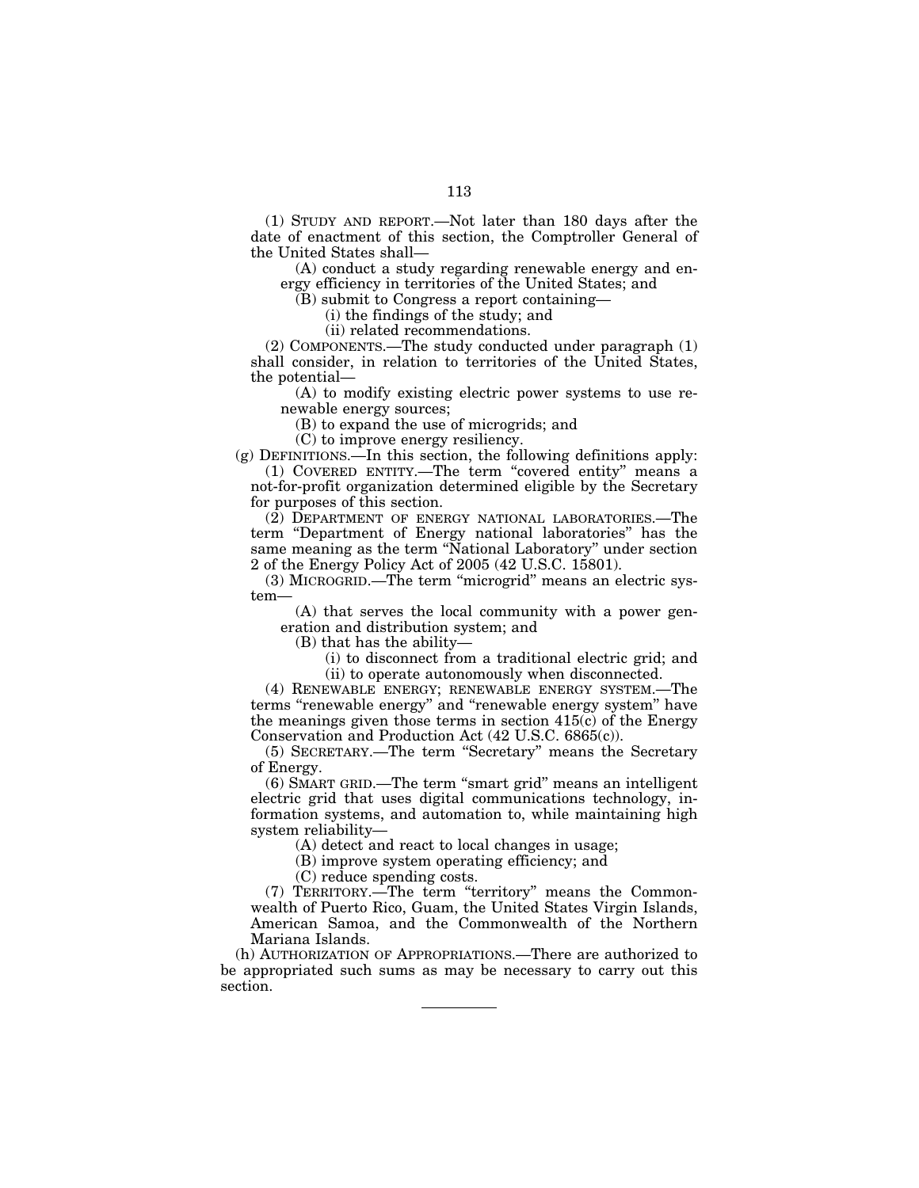(1) STUDY AND REPORT.—Not later than 180 days after the date of enactment of this section, the Comptroller General of the United States shall—

(A) conduct a study regarding renewable energy and energy efficiency in territories of the United States; and

(B) submit to Congress a report containing—

(i) the findings of the study; and

(ii) related recommendations.

(2) COMPONENTS.—The study conducted under paragraph (1) shall consider, in relation to territories of the United States, the potential—

(A) to modify existing electric power systems to use renewable energy sources;

(B) to expand the use of microgrids; and

(C) to improve energy resiliency.

(g) DEFINITIONS.—In this section, the following definitions apply:

(1) COVERED ENTITY.—The term "covered entity" means a not-for-profit organization determined eligible by the Secretary for purposes of this section.

(2) DEPARTMENT OF ENERGY NATIONAL LABORATORIES.—The term "Department of Energy national laboratories" has the same meaning as the term "National Laboratory" under section 2 of the Energy Policy Act of 2005 (42 U.S.C. 15801).

(3) MICROGRID.—The term "microgrid" means an electric system—

(A) that serves the local community with a power generation and distribution system; and

(B) that has the ability—

(i) to disconnect from a traditional electric grid; and

(ii) to operate autonomously when disconnected.

(4) RENEWABLE ENERGY; RENEWABLE ENERGY SYSTEM.—The terms "renewable energy" and "renewable energy system" have the meanings given those terms in section 415(c) of the Energy Conservation and Production Act (42 U.S.C. 6865(c)).

(5) SECRETARY.—The term "Secretary" means the Secretary of Energy.

(6) SMART GRID.—The term "smart grid" means an intelligent electric grid that uses digital communications technology, information systems, and automation to, while maintaining high system reliability—

(A) detect and react to local changes in usage;

(B) improve system operating efficiency; and

(C) reduce spending costs.

(7) TERRITORY.—The term "territory" means the Commonwealth of Puerto Rico, Guam, the United States Virgin Islands, American Samoa, and the Commonwealth of the Northern Mariana Islands.

(h) AUTHORIZATION OF APPROPRIATIONS.—There are authorized to be appropriated such sums as may be necessary to carry out this section.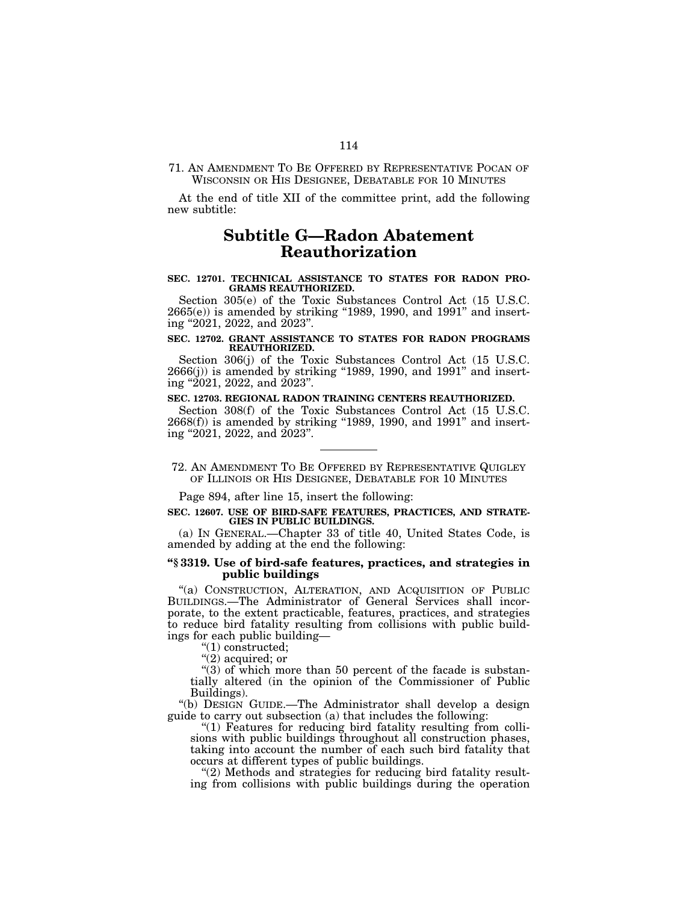71. AN AMENDMENT TO BE OFFERED BY REPRESENTATIVE POCAN OF WISCONSIN OR HIS DESIGNEE, DEBATABLE FOR 10 MINUTES

At the end of title XII of the committee print, add the following new subtitle:

# Subtitle G—Radon Abatement Reauthorization

**SEC. 12701. TECHNICAL ASSISTANCE TO STATES FOR RADON PROGRAMS REAUTHORIZED.**

Section 305(e) of the Toxic Substances Control Act (15 U.S.C. 2665(e)) is amended by striking "1989, 1990, and 1991" and inserting "2021, 2022, and 2023".

**SEC. 12702. GRANT ASSISTANCE TO STATES FOR RADON PROGRAMS REAUTHORIZED.**

Section 306(j) of the Toxic Substances Control Act (15 U.S.C. 2666(j)) is amended by striking "1989, 1990, and 1991" and inserting "2021, 2022, and 2023".

**SEC. 12703. REGIONAL RADON TRAINING CENTERS REAUTHORIZED.**

Section 308(f) of the Toxic Substances Control Act (15 U.S.C. 2668(f)) is amended by striking "1989, 1990, and 1991" and inserting "2021, 2022, and 2023".

---

72. AN AMENDMENT TO BE OFFERED BY REPRESENTATIVE QUIGLEY OF ILLINOIS OR HIS DESIGNEE, DEBATABLE FOR 10 MINUTES

Page 894, after line 15, insert the following:

**SEC. 12607. USE OF BIRD-SAFE FEATURES, PRACTICES, AND STRATEGIES IN PUBLIC BUILDINGS.**

(a) IN GENERAL.—Chapter 33 of title 40, United States Code, is amended by adding at the end the following:

**"§ 3319. Use of bird-safe features, practices, and strategies in public buildings**

"(a) CONSTRUCTION, ALTERATION, AND ACQUISITION OF PUBLIC BUILDINGS.—The Administrator of General Services shall incorporate, to the extent practicable, features, practices, and strategies to reduce bird fatality resulting from collisions with public buildings for each public building—

"(1) constructed;

"(2) acquired; or

"(3) of which more than 50 percent of the facade is substantially altered (in the opinion of the Commissioner of Public Buildings).

"(b) DESIGN GUIDE.—The Administrator shall develop a design guide to carry out subsection (a) that includes the following:

"(1) Features for reducing bird fatality resulting from collisions with public buildings throughout all construction phases, taking into account the number of each such bird fatality that occurs at different types of public buildings.

"(2) Methods and strategies for reducing bird fatality resulting from collisions with public buildings during the operation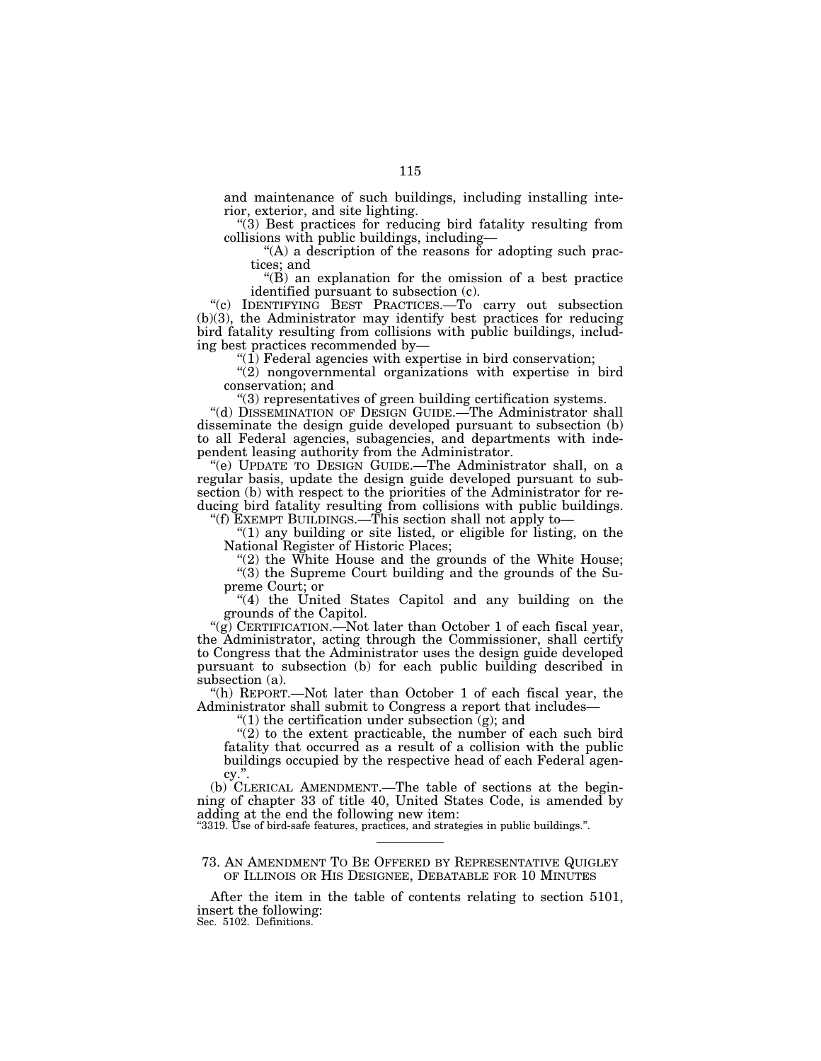and maintenance of such buildings, including installing interior, exterior, and site lighting.

"(3) Best practices for reducing bird fatality resulting from collisions with public buildings, including—

"(A) a description of the reasons for adopting such practices; and

"(B) an explanation for the omission of a best practice identified pursuant to subsection (c).

"(c) IDENTIFYING BEST PRACTICES.—To carry out subsection (b)(3), the Administrator may identify best practices for reducing bird fatality resulting from collisions with public buildings, including best practices recommended by—

"(1) Federal agencies with expertise in bird conservation;

"(2) nongovernmental organizations with expertise in bird conservation; and

"(3) representatives of green building certification systems.

"(d) DISSEMINATION OF DESIGN GUIDE.—The Administrator shall disseminate the design guide developed pursuant to subsection (b) to all Federal agencies, subagencies, and departments with independent leasing authority from the Administrator.

"(e) UPDATE TO DESIGN GUIDE.—The Administrator shall, on a regular basis, update the design guide developed pursuant to subsection (b) with respect to the priorities of the Administrator for reducing bird fatality resulting from collisions with public buildings.

"(f) EXEMPT BUILDINGS.—This section shall not apply to—

"(1) any building or site listed, or eligible for listing, on the National Register of Historic Places;

"(2) the White House and the grounds of the White House;

"(3) the Supreme Court building and the grounds of the Supreme Court; or

"(4) the United States Capitol and any building on the grounds of the Capitol.

"(g) CERTIFICATION.—Not later than October 1 of each fiscal year, the Administrator, acting through the Commissioner, shall certify to Congress that the Administrator uses the design guide developed pursuant to subsection (b) for each public building described in subsection (a).

"(h) REPORT.—Not later than October 1 of each fiscal year, the Administrator shall submit to Congress a report that includes—

"(1) the certification under subsection (g); and

"(2) to the extent practicable, the number of each such bird fatality that occurred as a result of a collision with the public buildings occupied by the respective head of each Federal agency.".

(b) CLERICAL AMENDMENT.—The table of sections at the beginning of chapter 33 of title 40, United States Code, is amended by adding at the end the following new item:

"3319. Use of bird-safe features, practices, and strategies in public buildings.".

---

73. AN AMENDMENT TO BE OFFERED BY REPRESENTATIVE QUIGLEY OF ILLINOIS OR HIS DESIGNEE, DEBATABLE FOR 10 MINUTES

After the item in the table of contents relating to section 5101, insert the following:

Sec. 5102. Definitions.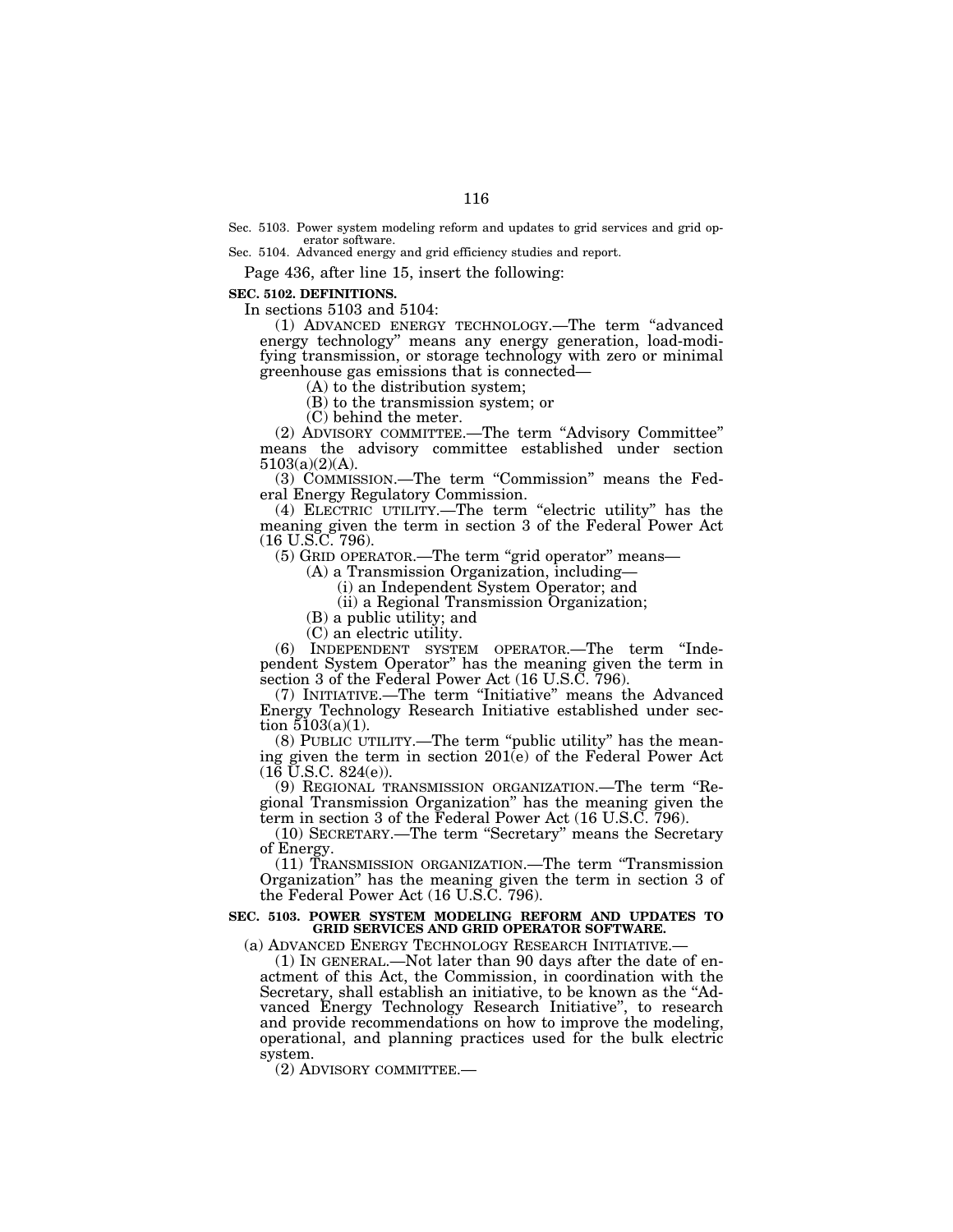Sec. 5103. Power system modeling reform and updates to grid services and grid operator software.
Sec. 5104. Advanced energy and grid efficiency studies and report.

Page 436, after line 15, insert the following:

**SEC. 5102. DEFINITIONS.**

In sections 5103 and 5104:

(1) ADVANCED ENERGY TECHNOLOGY.—The term "advanced energy technology" means any energy generation, load-modifying transmission, or storage technology with zero or minimal greenhouse gas emissions that is connected—

(A) to the distribution system;

(B) to the transmission system; or

(C) behind the meter.

(2) ADVISORY COMMITTEE.—The term "Advisory Committee" means the advisory committee established under section 5103(a)(2)(A).

(3) COMMISSION.—The term "Commission" means the Federal Energy Regulatory Commission.

(4) ELECTRIC UTILITY.—The term "electric utility" has the meaning given the term in section 3 of the Federal Power Act (16 U.S.C. 796).

(5) GRID OPERATOR.—The term "grid operator" means—

(A) a Transmission Organization, including—

(i) an Independent System Operator; and

(ii) a Regional Transmission Organization;

(B) a public utility; and

(C) an electric utility.

(6) INDEPENDENT SYSTEM OPERATOR.—The term "Independent System Operator" has the meaning given the term in section 3 of the Federal Power Act (16 U.S.C. 796).

(7) INITIATIVE.—The term "Initiative" means the Advanced Energy Technology Research Initiative established under section 5103(a)(1).

(8) PUBLIC UTILITY.—The term "public utility" has the meaning given the term in section 201(e) of the Federal Power Act (16 U.S.C. 824(e)).

(9) REGIONAL TRANSMISSION ORGANIZATION.—The term "Regional Transmission Organization" has the meaning given the term in section 3 of the Federal Power Act (16 U.S.C. 796).

(10) SECRETARY.—The term "Secretary" means the Secretary of Energy.

(11) TRANSMISSION ORGANIZATION.—The term "Transmission Organization" has the meaning given the term in section 3 of the Federal Power Act (16 U.S.C. 796).

**SEC. 5103. POWER SYSTEM MODELING REFORM AND UPDATES TO GRID SERVICES AND GRID OPERATOR SOFTWARE.**

(a) ADVANCED ENERGY TECHNOLOGY RESEARCH INITIATIVE.—

(1) IN GENERAL.—Not later than 90 days after the date of enactment of this Act, the Commission, in coordination with the Secretary, shall establish an initiative, to be known as the "Advanced Energy Technology Research Initiative", to research and provide recommendations on how to improve the modeling, operational, and planning practices used for the bulk electric system.

(2) ADVISORY COMMITTEE.—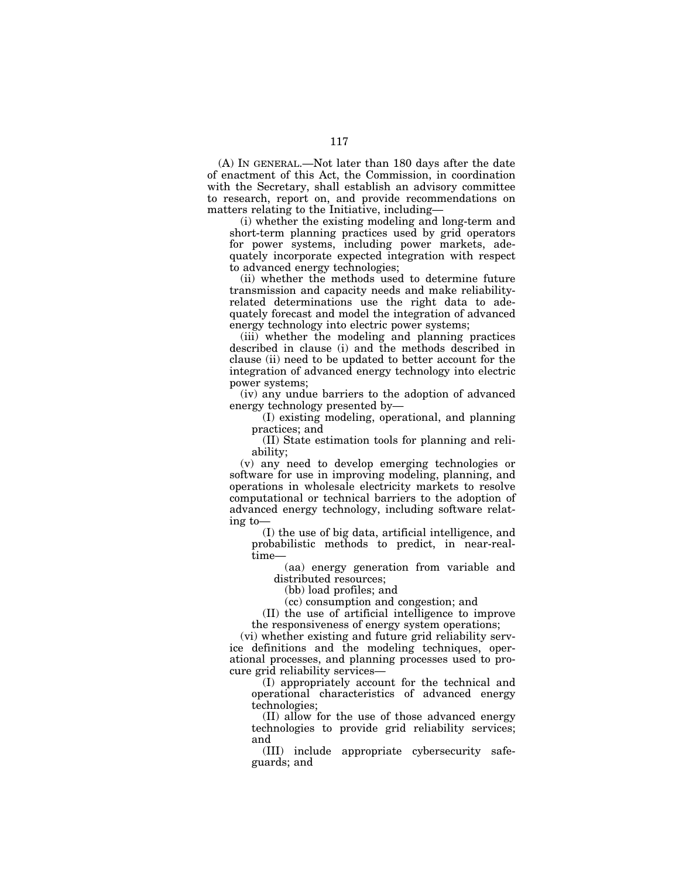(A) IN GENERAL.—Not later than 180 days after the date of enactment of this Act, the Commission, in coordination with the Secretary, shall establish an advisory committee to research, report on, and provide recommendations on matters relating to the Initiative, including—

(i) whether the existing modeling and long-term and short-term planning practices used by grid operators for power systems, including power markets, adequately incorporate expected integration with respect to advanced energy technologies;

(ii) whether the methods used to determine future transmission and capacity needs and make reliability-related determinations use the right data to adequately forecast and model the integration of advanced energy technology into electric power systems;

(iii) whether the modeling and planning practices described in clause (i) and the methods described in clause (ii) need to be updated to better account for the integration of advanced energy technology into electric power systems;

(iv) any undue barriers to the adoption of advanced energy technology presented by—

(I) existing modeling, operational, and planning practices; and

(II) State estimation tools for planning and reliability;

(v) any need to develop emerging technologies or software for use in improving modeling, planning, and operations in wholesale electricity markets to resolve computational or technical barriers to the adoption of advanced energy technology, including software relating to—

(I) the use of big data, artificial intelligence, and probabilistic methods to predict, in near-real-time—

(aa) energy generation from variable and distributed resources;

(bb) load profiles; and

(cc) consumption and congestion; and

(II) the use of artificial intelligence to improve the responsiveness of energy system operations;

(vi) whether existing and future grid reliability service definitions and the modeling techniques, operational processes, and planning processes used to procure grid reliability services—

(I) appropriately account for the technical and operational characteristics of advanced energy technologies;

(II) allow for the use of those advanced energy technologies to provide grid reliability services; and

(III) include appropriate cybersecurity safeguards; and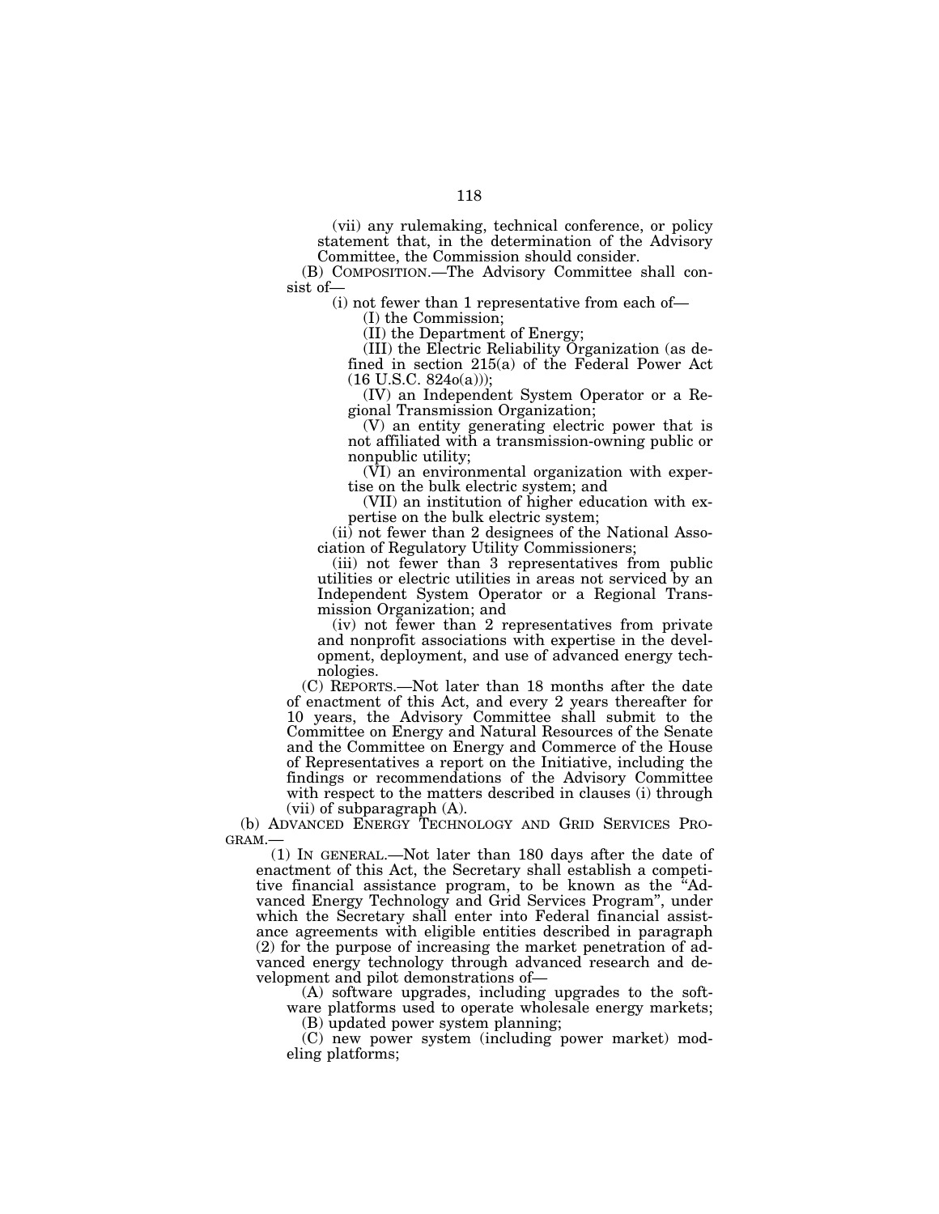(vii) any rulemaking, technical conference, or policy statement that, in the determination of the Advisory Committee, the Commission should consider.

(B) COMPOSITION.—The Advisory Committee shall consist of—

(i) not fewer than 1 representative from each of—

(I) the Commission;

(II) the Department of Energy;

(III) the Electric Reliability Organization (as defined in section 215(a) of the Federal Power Act (16 U.S.C. 824o(a)));

(IV) an Independent System Operator or a Regional Transmission Organization;

(V) an entity generating electric power that is not affiliated with a transmission-owning public or nonpublic utility;

(VI) an environmental organization with expertise on the bulk electric system; and

(VII) an institution of higher education with expertise on the bulk electric system;

(ii) not fewer than 2 designees of the National Association of Regulatory Utility Commissioners;

(iii) not fewer than 3 representatives from public utilities or electric utilities in areas not serviced by an Independent System Operator or a Regional Transmission Organization; and

(iv) not fewer than 2 representatives from private and nonprofit associations with expertise in the development, deployment, and use of advanced energy technologies.

(C) REPORTS.—Not later than 18 months after the date of enactment of this Act, and every 2 years thereafter for 10 years, the Advisory Committee shall submit to the Committee on Energy and Natural Resources of the Senate and the Committee on Energy and Commerce of the House of Representatives a report on the Initiative, including the findings or recommendations of the Advisory Committee with respect to the matters described in clauses (i) through (vii) of subparagraph (A).

(b) ADVANCED ENERGY TECHNOLOGY AND GRID SERVICES PROGRAM.—

(1) IN GENERAL.—Not later than 180 days after the date of enactment of this Act, the Secretary shall establish a competitive financial assistance program, to be known as the "Advanced Energy Technology and Grid Services Program", under which the Secretary shall enter into Federal financial assistance agreements with eligible entities described in paragraph (2) for the purpose of increasing the market penetration of advanced energy technology through advanced research and development and pilot demonstrations of—

(A) software upgrades, including upgrades to the software platforms used to operate wholesale energy markets;

(B) updated power system planning;

(C) new power system (including power market) modeling platforms;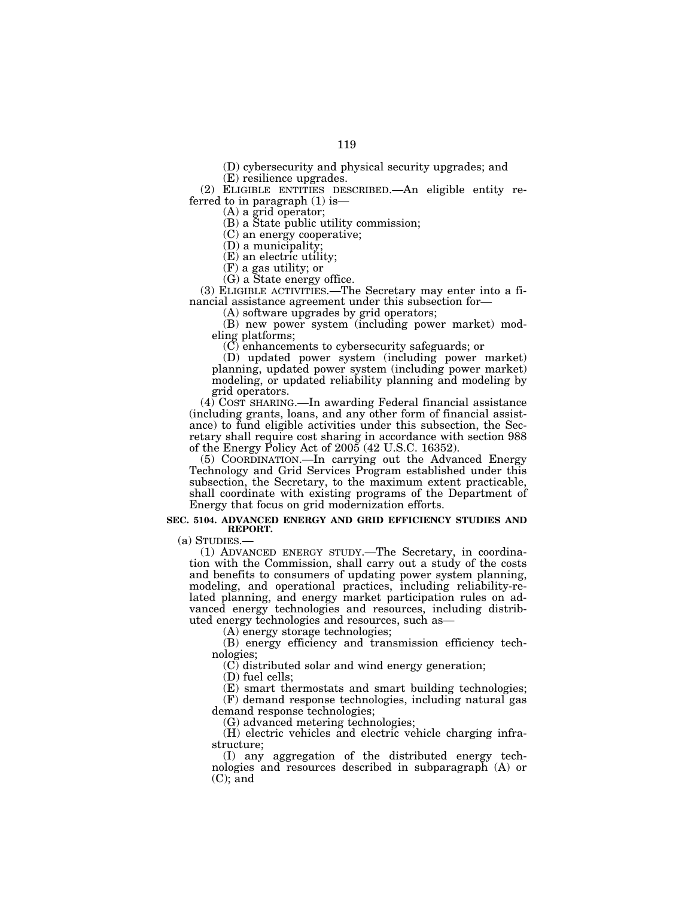(D) cybersecurity and physical security upgrades; and

(E) resilience upgrades.

(2) ELIGIBLE ENTITIES DESCRIBED.—An eligible entity referred to in paragraph (1) is—

(A) a grid operator;

(B) a State public utility commission;

(C) an energy cooperative;

(D) a municipality;

(E) an electric utility;

(F) a gas utility; or

(G) a State energy office.

(3) ELIGIBLE ACTIVITIES.—The Secretary may enter into a financial assistance agreement under this subsection for—

(A) software upgrades by grid operators;

(B) new power system (including power market) modeling platforms;

(C) enhancements to cybersecurity safeguards; or

(D) updated power system (including power market) planning, updated power system (including power market) modeling, or updated reliability planning and modeling by grid operators.

(4) COST SHARING.—In awarding Federal financial assistance (including grants, loans, and any other form of financial assistance) to fund eligible activities under this subsection, the Secretary shall require cost sharing in accordance with section 988 of the Energy Policy Act of 2005 (42 U.S.C. 16352).

(5) COORDINATION.—In carrying out the Advanced Energy Technology and Grid Services Program established under this subsection, the Secretary, to the maximum extent practicable, shall coordinate with existing programs of the Department of Energy that focus on grid modernization efforts.

**SEC. 5104. ADVANCED ENERGY AND GRID EFFICIENCY STUDIES AND REPORT.**

(a) STUDIES.—

(1) ADVANCED ENERGY STUDY.—The Secretary, in coordination with the Commission, shall carry out a study of the costs and benefits to consumers of updating power system planning, modeling, and operational practices, including reliability-related planning, and energy market participation rules on advanced energy technologies and resources, including distributed energy technologies and resources, such as—

(A) energy storage technologies;

(B) energy efficiency and transmission efficiency technologies;

(C) distributed solar and wind energy generation;

(D) fuel cells;

(E) smart thermostats and smart building technologies;

(F) demand response technologies, including natural gas demand response technologies;

(G) advanced metering technologies;

(H) electric vehicles and electric vehicle charging infrastructure;

(I) any aggregation of the distributed energy technologies and resources described in subparagraph (A) or (C); and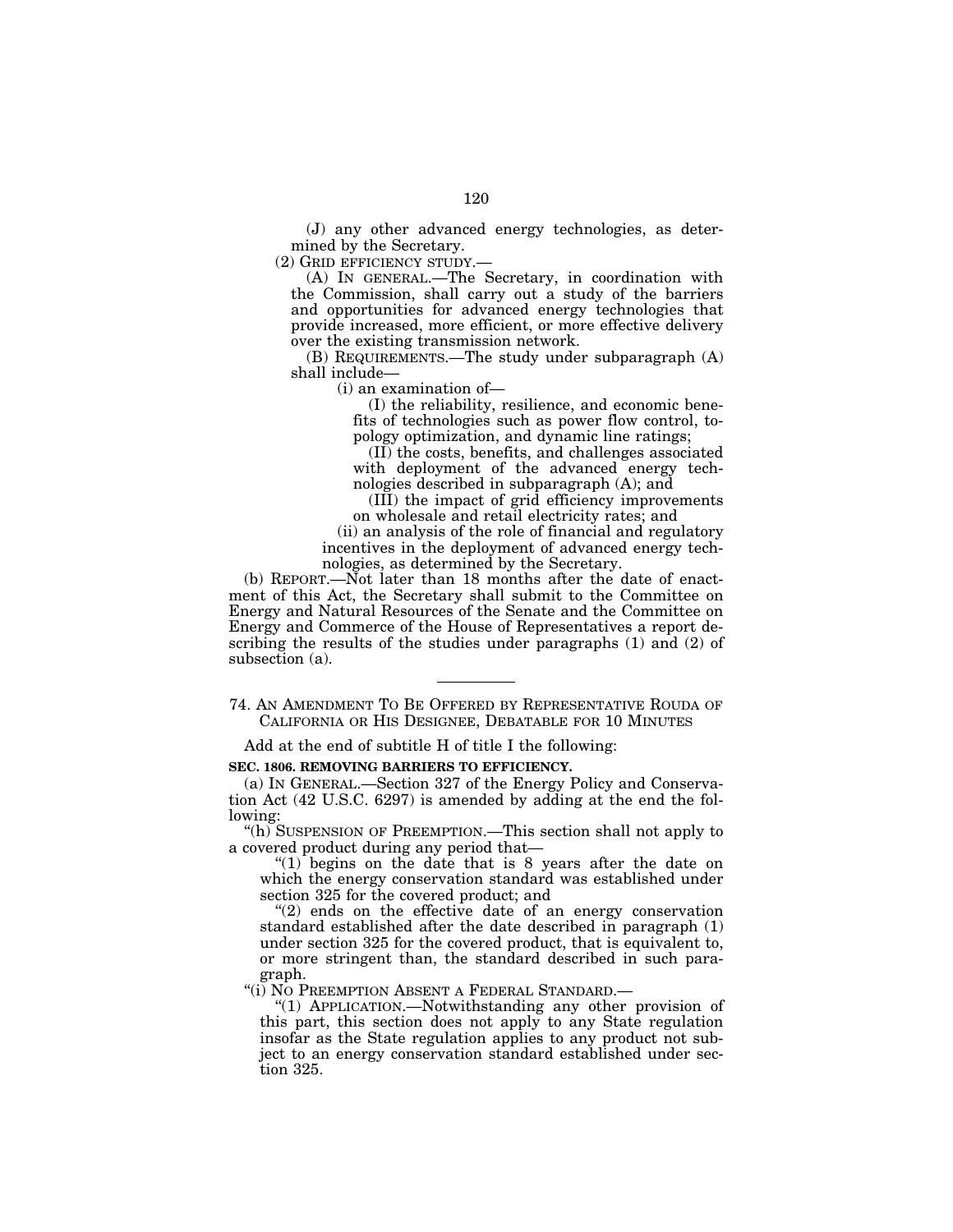(J) any other advanced energy technologies, as determined by the Secretary.

(2) GRID EFFICIENCY STUDY.—

(A) IN GENERAL.—The Secretary, in coordination with the Commission, shall carry out a study of the barriers and opportunities for advanced energy technologies that provide increased, more efficient, or more effective delivery over the existing transmission network.

(B) REQUIREMENTS.—The study under subparagraph (A) shall include—

(i) an examination of—

(I) the reliability, resilience, and economic benefits of technologies such as power flow control, topology optimization, and dynamic line ratings;

(II) the costs, benefits, and challenges associated with deployment of the advanced energy technologies described in subparagraph (A); and

(III) the impact of grid efficiency improvements on wholesale and retail electricity rates; and

(ii) an analysis of the role of financial and regulatory incentives in the deployment of advanced energy technologies, as determined by the Secretary.

(b) REPORT.—Not later than 18 months after the date of enactment of this Act, the Secretary shall submit to the Committee on Energy and Natural Resources of the Senate and the Committee on Energy and Commerce of the House of Representatives a report describing the results of the studies under paragraphs (1) and (2) of subsection (a).

---

74. AN AMENDMENT TO BE OFFERED BY REPRESENTATIVE ROUDA OF CALIFORNIA OR HIS DESIGNEE, DEBATABLE FOR 10 MINUTES

Add at the end of subtitle H of title I the following:

**SEC. 1806. REMOVING BARRIERS TO EFFICIENCY.**

(a) IN GENERAL.—Section 327 of the Energy Policy and Conservation Act (42 U.S.C. 6297) is amended by adding at the end the following:

"(h) SUSPENSION OF PREEMPTION.—This section shall not apply to a covered product during any period that—

"(1) begins on the date that is 8 years after the date on which the energy conservation standard was established under section 325 for the covered product; and

"(2) ends on the effective date of an energy conservation standard established after the date described in paragraph (1) under section 325 for the covered product, that is equivalent to, or more stringent than, the standard described in such paragraph.

"(i) NO PREEMPTION ABSENT A FEDERAL STANDARD.—

"(1) APPLICATION.—Notwithstanding any other provision of this part, this section does not apply to any State regulation insofar as the State regulation applies to any product not subject to an energy conservation standard established under section 325.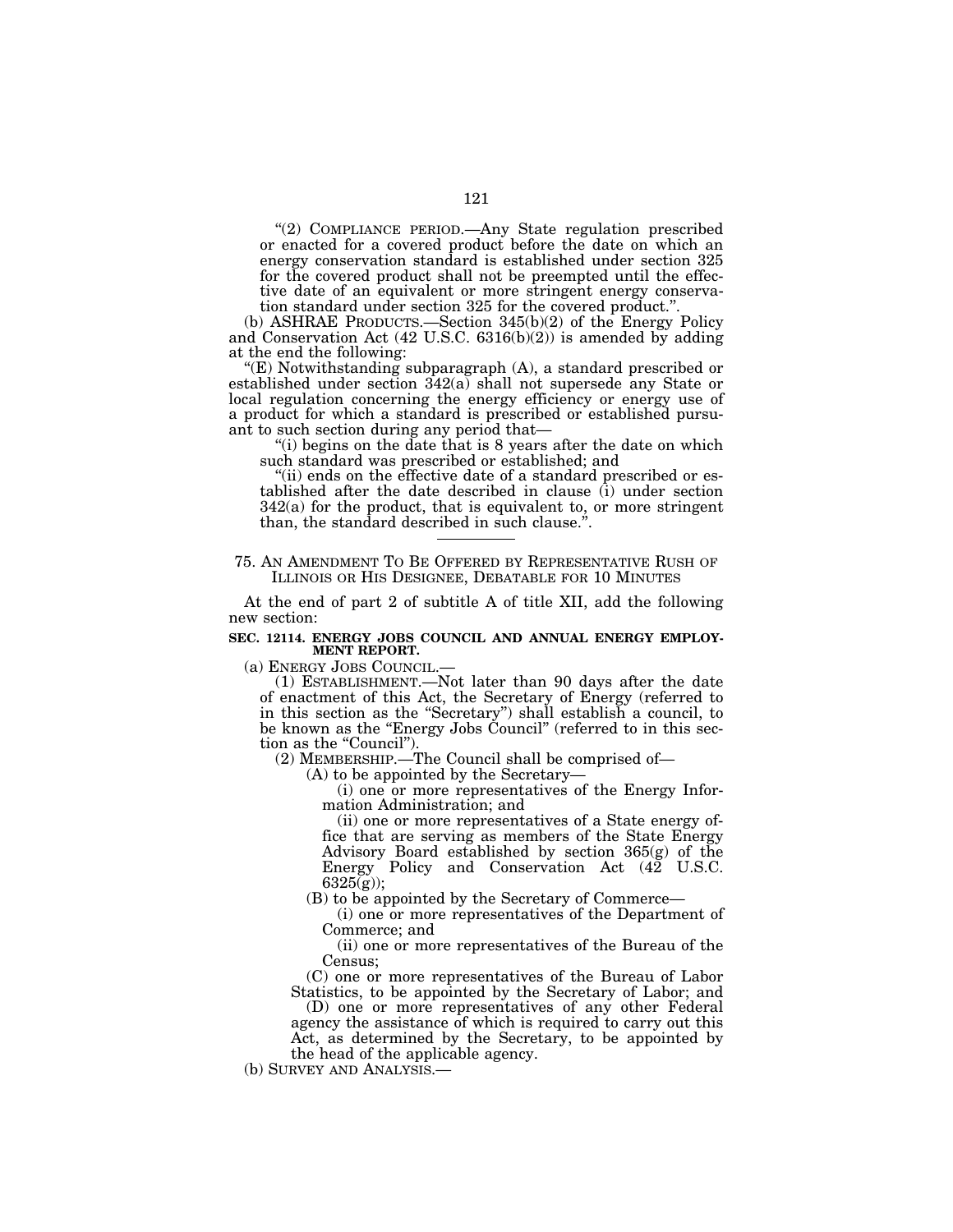"(2) COMPLIANCE PERIOD.—Any State regulation prescribed or enacted for a covered product before the date on which an energy conservation standard is established under section 325 for the covered product shall not be preempted until the effective date of an equivalent or more stringent energy conservation standard under section 325 for the covered product.".

(b) ASHRAE PRODUCTS.—Section 345(b)(2) of the Energy Policy and Conservation Act (42 U.S.C. 6316(b)(2)) is amended by adding at the end the following:

"(E) Notwithstanding subparagraph (A), a standard prescribed or established under section 342(a) shall not supersede any State or local regulation concerning the energy efficiency or energy use of a product for which a standard is prescribed or established pursuant to such section during any period that—

"(i) begins on the date that is 8 years after the date on which such standard was prescribed or established; and

"(ii) ends on the effective date of a standard prescribed or established after the date described in clause (i) under section 342(a) for the product, that is equivalent to, or more stringent than, the standard described in such clause.".

---

## 75. AN AMENDMENT TO BE OFFERED BY REPRESENTATIVE RUSH OF ILLINOIS OR HIS DESIGNEE, DEBATABLE FOR 10 MINUTES

At the end of part 2 of subtitle A of title XII, add the following new section:

**SEC. 12114. ENERGY JOBS COUNCIL AND ANNUAL ENERGY EMPLOYMENT REPORT.**

(a) ENERGY JOBS COUNCIL.—

(1) ESTABLISHMENT.—Not later than 90 days after the date of enactment of this Act, the Secretary of Energy (referred to in this section as the "Secretary") shall establish a council, to be known as the "Energy Jobs Council" (referred to in this section as the "Council").

(2) MEMBERSHIP.—The Council shall be comprised of—

(A) to be appointed by the Secretary—

(i) one or more representatives of the Energy Information Administration; and

(ii) one or more representatives of a State energy office that are serving as members of the State Energy Advisory Board established by section 365(g) of the Energy Policy and Conservation Act (42 U.S.C. 6325(g));

(B) to be appointed by the Secretary of Commerce—

(i) one or more representatives of the Department of Commerce; and

(ii) one or more representatives of the Bureau of the Census;

(C) one or more representatives of the Bureau of Labor Statistics, to be appointed by the Secretary of Labor; and

(D) one or more representatives of any other Federal agency the assistance of which is required to carry out this Act, as determined by the Secretary, to be appointed by the head of the applicable agency.

(b) SURVEY AND ANALYSIS.—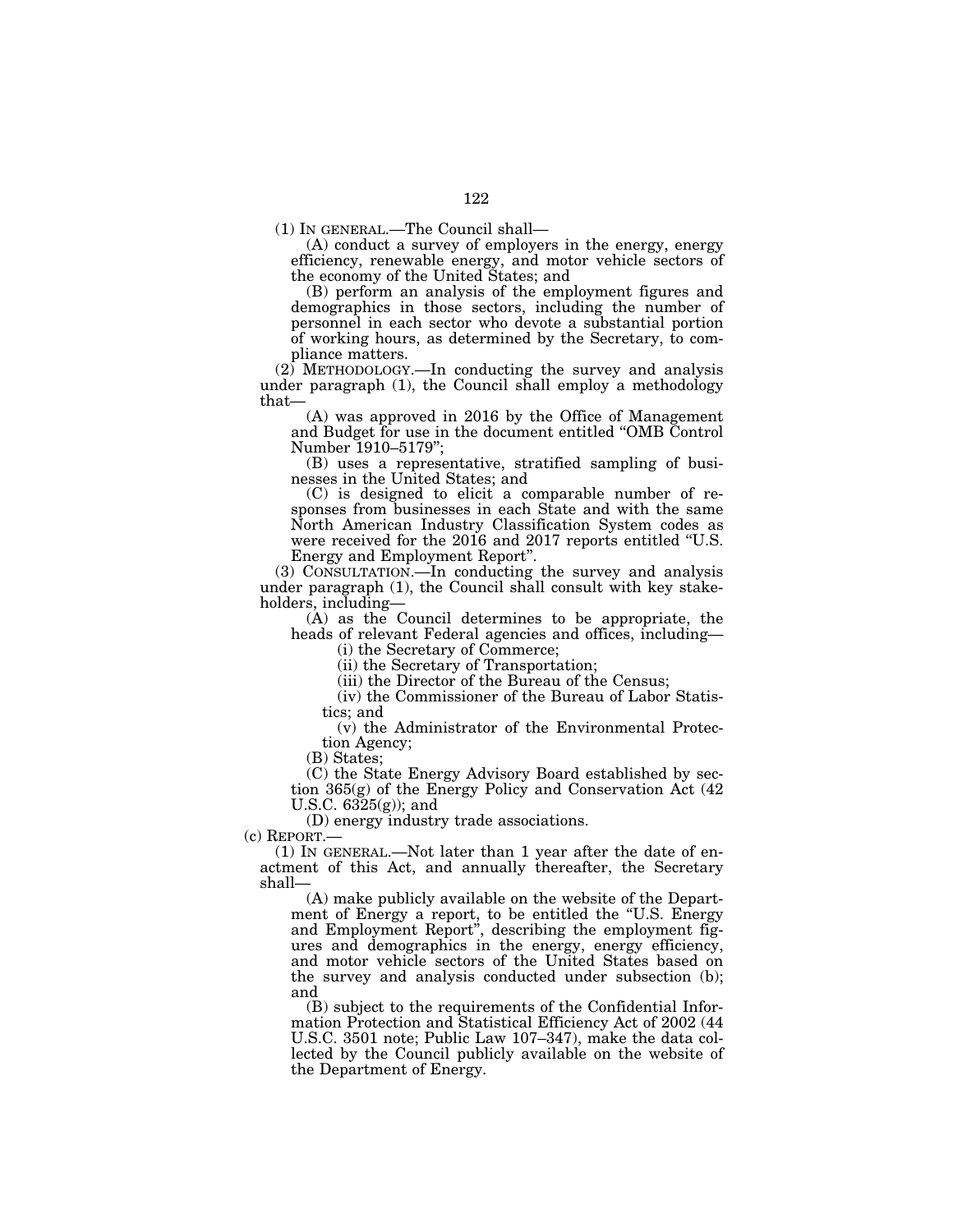(1) IN GENERAL.—The Council shall—

(A) conduct a survey of employers in the energy, energy efficiency, renewable energy, and motor vehicle sectors of the economy of the United States; and

(B) perform an analysis of the employment figures and demographics in those sectors, including the number of personnel in each sector who devote a substantial portion of working hours, as determined by the Secretary, to compliance matters.

(2) METHODOLOGY.—In conducting the survey and analysis under paragraph (1), the Council shall employ a methodology that—

(A) was approved in 2016 by the Office of Management and Budget for use in the document entitled "OMB Control Number 1910–5179";

(B) uses a representative, stratified sampling of businesses in the United States; and

(C) is designed to elicit a comparable number of responses from businesses in each State and with the same North American Industry Classification System codes as were received for the 2016 and 2017 reports entitled "U.S. Energy and Employment Report".

(3) CONSULTATION.—In conducting the survey and analysis under paragraph (1), the Council shall consult with key stakeholders, including—

(A) as the Council determines to be appropriate, the heads of relevant Federal agencies and offices, including—

(i) the Secretary of Commerce;

(ii) the Secretary of Transportation;

(iii) the Director of the Bureau of the Census;

(iv) the Commissioner of the Bureau of Labor Statistics; and

(v) the Administrator of the Environmental Protection Agency;

(B) States;

(C) the State Energy Advisory Board established by section 365(g) of the Energy Policy and Conservation Act (42 U.S.C. 6325(g)); and

(D) energy industry trade associations.

(c) REPORT.—

(1) IN GENERAL.—Not later than 1 year after the date of enactment of this Act, and annually thereafter, the Secretary shall—

(A) make publicly available on the website of the Department of Energy a report, to be entitled the "U.S. Energy and Employment Report", describing the employment figures and demographics in the energy, energy efficiency, and motor vehicle sectors of the United States based on the survey and analysis conducted under subsection (b); and

(B) subject to the requirements of the Confidential Information Protection and Statistical Efficiency Act of 2002 (44 U.S.C. 3501 note; Public Law 107–347), make the data collected by the Council publicly available on the website of the Department of Energy.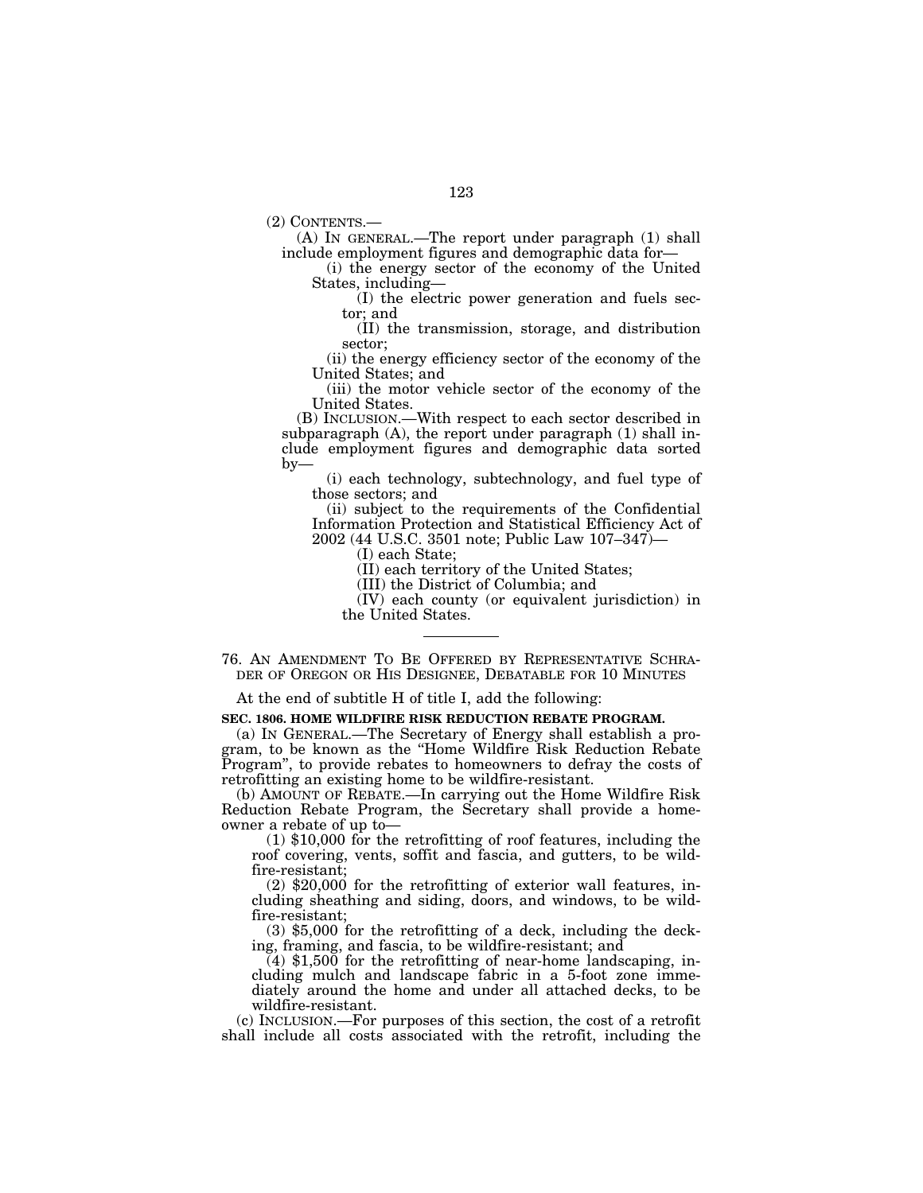(2) CONTENTS.—

(A) IN GENERAL.—The report under paragraph (1) shall include employment figures and demographic data for—

(i) the energy sector of the economy of the United States, including—

(I) the electric power generation and fuels sector; and

(II) the transmission, storage, and distribution sector;

(ii) the energy efficiency sector of the economy of the United States; and

(iii) the motor vehicle sector of the economy of the United States.

(B) INCLUSION.—With respect to each sector described in subparagraph (A), the report under paragraph (1) shall include employment figures and demographic data sorted by—

(i) each technology, subtechnology, and fuel type of those sectors; and

(ii) subject to the requirements of the Confidential Information Protection and Statistical Efficiency Act of 2002 (44 U.S.C. 3501 note; Public Law 107–347)—

(I) each State;

(II) each territory of the United States;

(III) the District of Columbia; and

(IV) each county (or equivalent jurisdiction) in the United States.

---

76. AN AMENDMENT TO BE OFFERED BY REPRESENTATIVE SCHRADER OF OREGON OR HIS DESIGNEE, DEBATABLE FOR 10 MINUTES

At the end of subtitle H of title I, add the following:

**SEC. 1806. HOME WILDFIRE RISK REDUCTION REBATE PROGRAM.**

(a) IN GENERAL.—The Secretary of Energy shall establish a program, to be known as the "Home Wildfire Risk Reduction Rebate Program", to provide rebates to homeowners to defray the costs of retrofitting an existing home to be wildfire-resistant.

(b) AMOUNT OF REBATE.—In carrying out the Home Wildfire Risk Reduction Rebate Program, the Secretary shall provide a homeowner a rebate of up to—

(1) $10,000 for the retrofitting of roof features, including the roof covering, vents, soffit and fascia, and gutters, to be wildfire-resistant;

(2) $20,000 for the retrofitting of exterior wall features, including sheathing and siding, doors, and windows, to be wildfire-resistant;

(3) $5,000 for the retrofitting of a deck, including the decking, framing, and fascia, to be wildfire-resistant; and

(4) $1,500 for the retrofitting of near-home landscaping, including mulch and landscape fabric in a 5-foot zone immediately around the home and under all attached decks, to be wildfire-resistant.

(c) INCLUSION.—For purposes of this section, the cost of a retrofit shall include all costs associated with the retrofit, including the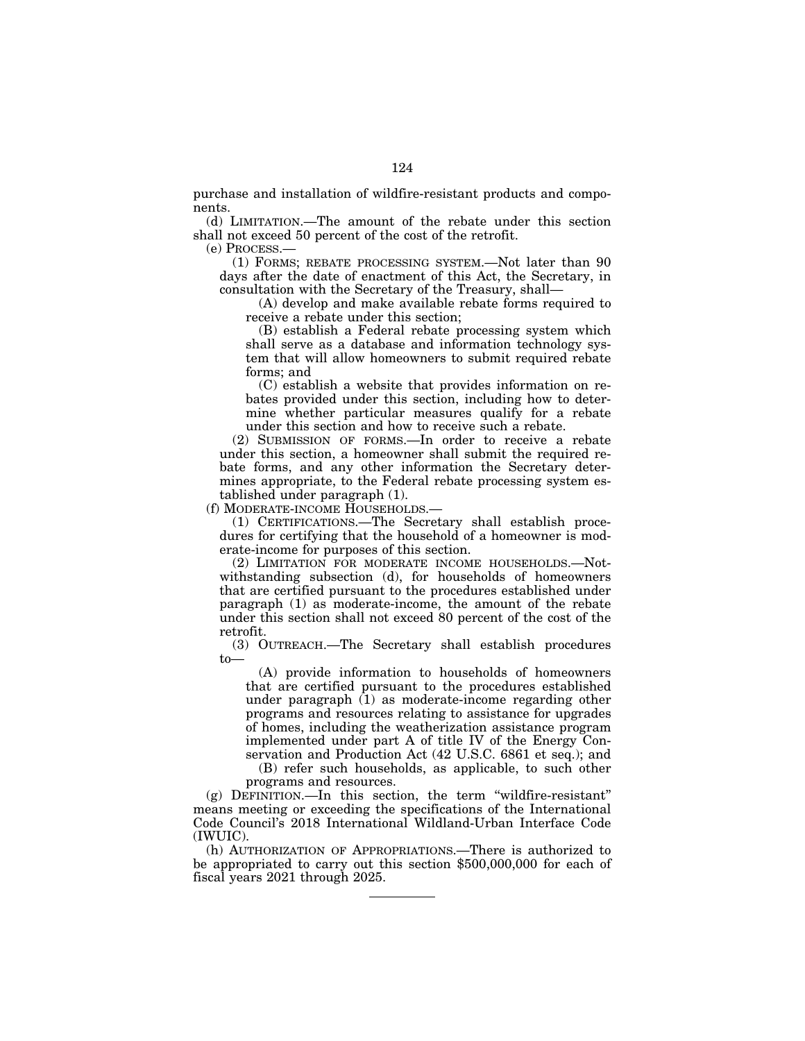purchase and installation of wildfire-resistant products and components.

(d) LIMITATION.—The amount of the rebate under this section shall not exceed 50 percent of the cost of the retrofit.

(e) PROCESS.—

(1) FORMS; REBATE PROCESSING SYSTEM.—Not later than 90 days after the date of enactment of this Act, the Secretary, in consultation with the Secretary of the Treasury, shall—

(A) develop and make available rebate forms required to receive a rebate under this section;

(B) establish a Federal rebate processing system which shall serve as a database and information technology system that will allow homeowners to submit required rebate forms; and

(C) establish a website that provides information on rebates provided under this section, including how to determine whether particular measures qualify for a rebate under this section and how to receive such a rebate.

(2) SUBMISSION OF FORMS.—In order to receive a rebate under this section, a homeowner shall submit the required rebate forms, and any other information the Secretary determines appropriate, to the Federal rebate processing system established under paragraph (1).

(f) MODERATE-INCOME HOUSEHOLDS.—

(1) CERTIFICATIONS.—The Secretary shall establish procedures for certifying that the household of a homeowner is moderate-income for purposes of this section.

(2) LIMITATION FOR MODERATE INCOME HOUSEHOLDS.—Notwithstanding subsection (d), for households of homeowners that are certified pursuant to the procedures established under paragraph (1) as moderate-income, the amount of the rebate under this section shall not exceed 80 percent of the cost of the retrofit.

(3) OUTREACH.—The Secretary shall establish procedures to—

(A) provide information to households of homeowners that are certified pursuant to the procedures established under paragraph (1) as moderate-income regarding other programs and resources relating to assistance for upgrades of homes, including the weatherization assistance program implemented under part A of title IV of the Energy Conservation and Production Act (42 U.S.C. 6861 et seq.); and

(B) refer such households, as applicable, to such other programs and resources.

(g) DEFINITION.—In this section, the term "wildfire-resistant" means meeting or exceeding the specifications of the International Code Council's 2018 International Wildland-Urban Interface Code (IWUIC).

(h) AUTHORIZATION OF APPROPRIATIONS.—There is authorized to be appropriated to carry out this section $500,000,000 for each of fiscal years 2021 through 2025.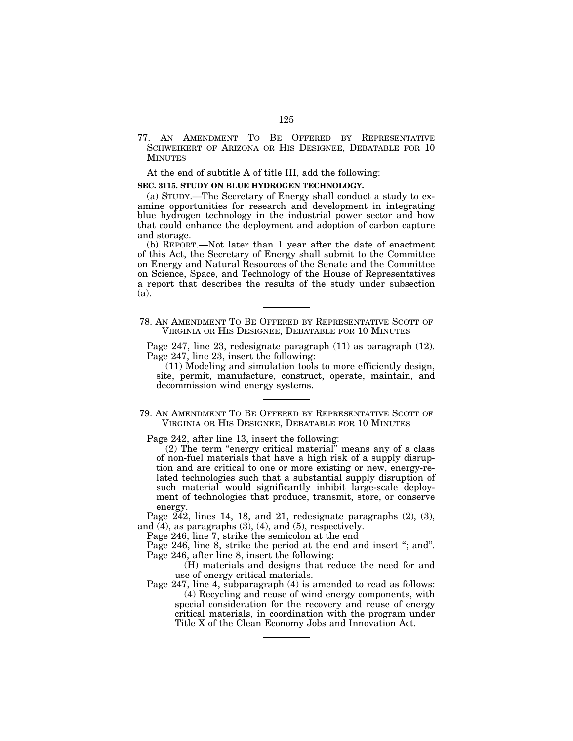77. AN AMENDMENT TO BE OFFERED BY REPRESENTATIVE SCHWEIKERT OF ARIZONA OR HIS DESIGNEE, DEBATABLE FOR 10 MINUTES

At the end of subtitle A of title III, add the following:

**SEC. 3115. STUDY ON BLUE HYDROGEN TECHNOLOGY.**

(a) STUDY.—The Secretary of Energy shall conduct a study to examine opportunities for research and development in integrating blue hydrogen technology in the industrial power sector and how that could enhance the deployment and adoption of carbon capture and storage.

(b) REPORT.—Not later than 1 year after the date of enactment of this Act, the Secretary of Energy shall submit to the Committee on Energy and Natural Resources of the Senate and the Committee on Science, Space, and Technology of the House of Representatives a report that describes the results of the study under subsection (a).

---

78. AN AMENDMENT TO BE OFFERED BY REPRESENTATIVE SCOTT OF VIRGINIA OR HIS DESIGNEE, DEBATABLE FOR 10 MINUTES

Page 247, line 23, redesignate paragraph (11) as paragraph (12).
Page 247, line 23, insert the following:

(11) Modeling and simulation tools to more efficiently design, site, permit, manufacture, construct, operate, maintain, and decommission wind energy systems.

---

79. AN AMENDMENT TO BE OFFERED BY REPRESENTATIVE SCOTT OF VIRGINIA OR HIS DESIGNEE, DEBATABLE FOR 10 MINUTES

Page 242, after line 13, insert the following:

(2) The term "energy critical material" means any of a class of non-fuel materials that have a high risk of a supply disruption and are critical to one or more existing or new, energy-related technologies such that a substantial supply disruption of such material would significantly inhibit large-scale deployment of technologies that produce, transmit, store, or conserve energy.

Page 242, lines 14, 18, and 21, redesignate paragraphs (2), (3), and (4), as paragraphs (3), (4), and (5), respectively.

Page 246, line 7, strike the semicolon at the end

Page 246, line 8, strike the period at the end and insert "; and".

Page 246, after line 8, insert the following:

(H) materials and designs that reduce the need for and use of energy critical materials.

Page 247, line 4, subparagraph (4) is amended to read as follows:

(4) Recycling and reuse of wind energy components, with special consideration for the recovery and reuse of energy critical materials, in coordination with the program under Title X of the Clean Economy Jobs and Innovation Act.

---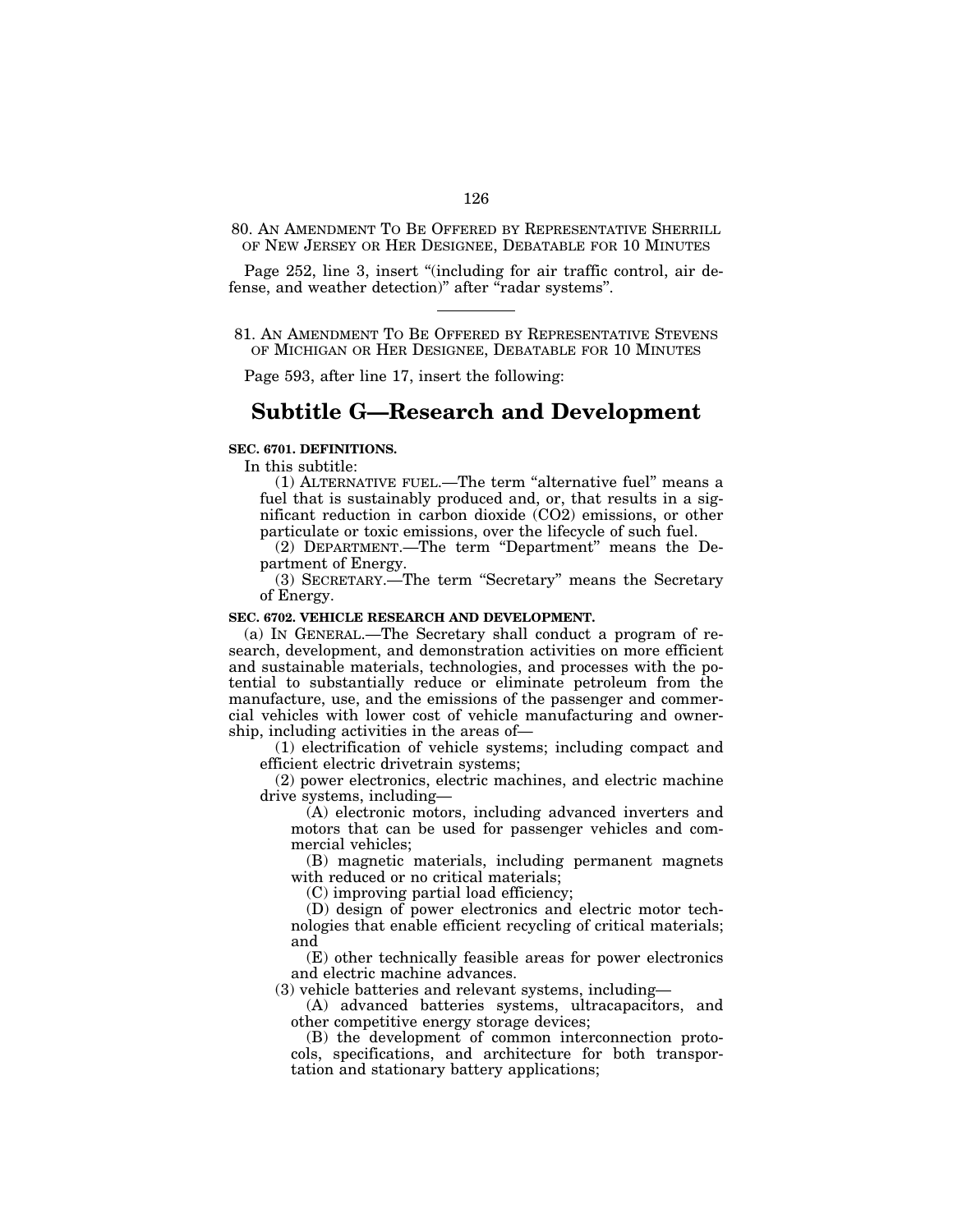80. AN AMENDMENT TO BE OFFERED BY REPRESENTATIVE SHERRILL OF NEW JERSEY OR HER DESIGNEE, DEBATABLE FOR 10 MINUTES

Page 252, line 3, insert "(including for air traffic control, air defense, and weather detection)" after "radar systems".

---

81. AN AMENDMENT TO BE OFFERED BY REPRESENTATIVE STEVENS OF MICHIGAN OR HER DESIGNEE, DEBATABLE FOR 10 MINUTES

Page 593, after line 17, insert the following:

## Subtitle G—Research and Development

**SEC. 6701. DEFINITIONS.**

In this subtitle:

(1) ALTERNATIVE FUEL.—The term "alternative fuel" means a fuel that is sustainably produced and, or, that results in a significant reduction in carbon dioxide (CO2) emissions, or other particulate or toxic emissions, over the lifecycle of such fuel.

(2) DEPARTMENT.—The term "Department" means the Department of Energy.

(3) SECRETARY.—The term "Secretary" means the Secretary of Energy.

**SEC. 6702. VEHICLE RESEARCH AND DEVELOPMENT.**

(a) IN GENERAL.—The Secretary shall conduct a program of research, development, and demonstration activities on more efficient and sustainable materials, technologies, and processes with the potential to substantially reduce or eliminate petroleum from the manufacture, use, and the emissions of the passenger and commercial vehicles with lower cost of vehicle manufacturing and ownership, including activities in the areas of—

(1) electrification of vehicle systems; including compact and efficient electric drivetrain systems;

(2) power electronics, electric machines, and electric machine drive systems, including—

(A) electronic motors, including advanced inverters and motors that can be used for passenger vehicles and commercial vehicles;

(B) magnetic materials, including permanent magnets with reduced or no critical materials;

(C) improving partial load efficiency;

(D) design of power electronics and electric motor technologies that enable efficient recycling of critical materials; and

(E) other technically feasible areas for power electronics and electric machine advances.

(3) vehicle batteries and relevant systems, including—

(A) advanced batteries systems, ultracapacitors, and other competitive energy storage devices;

(B) the development of common interconnection protocols, specifications, and architecture for both transportation and stationary battery applications;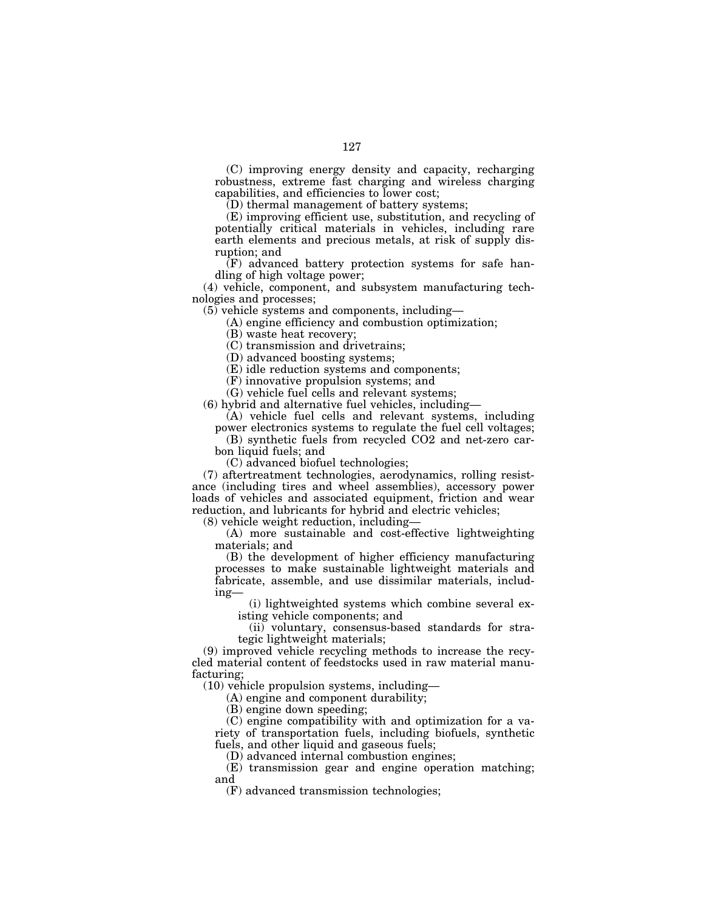(C) improving energy density and capacity, recharging robustness, extreme fast charging and wireless charging capabilities, and efficiencies to lower cost;

(D) thermal management of battery systems;

(E) improving efficient use, substitution, and recycling of potentially critical materials in vehicles, including rare earth elements and precious metals, at risk of supply disruption; and

(F) advanced battery protection systems for safe handling of high voltage power;

(4) vehicle, component, and subsystem manufacturing technologies and processes;

(5) vehicle systems and components, including—

(A) engine efficiency and combustion optimization;

(B) waste heat recovery;

(C) transmission and drivetrains;

(D) advanced boosting systems;

(E) idle reduction systems and components;

(F) innovative propulsion systems; and

(G) vehicle fuel cells and relevant systems;

(6) hybrid and alternative fuel vehicles, including—

(A) vehicle fuel cells and relevant systems, including power electronics systems to regulate the fuel cell voltages;

(B) synthetic fuels from recycled CO2 and net-zero carbon liquid fuels; and

(C) advanced biofuel technologies;

(7) aftertreatment technologies, aerodynamics, rolling resistance (including tires and wheel assemblies), accessory power loads of vehicles and associated equipment, friction and wear reduction, and lubricants for hybrid and electric vehicles;

(8) vehicle weight reduction, including—

(A) more sustainable and cost-effective lightweighting materials; and

(B) the development of higher efficiency manufacturing processes to make sustainable lightweight materials and fabricate, assemble, and use dissimilar materials, including—

(i) lightweighted systems which combine several existing vehicle components; and

(ii) voluntary, consensus-based standards for strategic lightweight materials;

(9) improved vehicle recycling methods to increase the recycled material content of feedstocks used in raw material manufacturing;

(10) vehicle propulsion systems, including—

(A) engine and component durability;

(B) engine down speeding;

(C) engine compatibility with and optimization for a variety of transportation fuels, including biofuels, synthetic fuels, and other liquid and gaseous fuels;

(D) advanced internal combustion engines;

(E) transmission gear and engine operation matching; and

(F) advanced transmission technologies;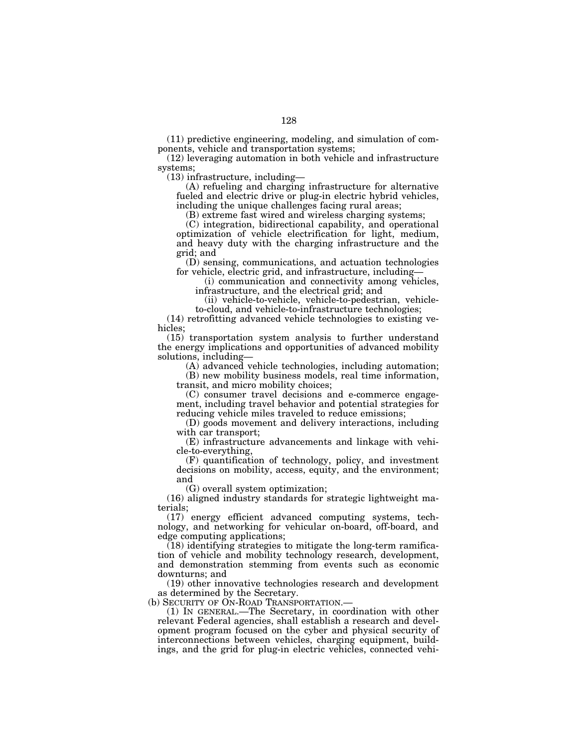(11) predictive engineering, modeling, and simulation of components, vehicle and transportation systems;

(12) leveraging automation in both vehicle and infrastructure systems;

(13) infrastructure, including—

(A) refueling and charging infrastructure for alternative fueled and electric drive or plug-in electric hybrid vehicles, including the unique challenges facing rural areas;

(B) extreme fast wired and wireless charging systems;

(C) integration, bidirectional capability, and operational optimization of vehicle electrification for light, medium, and heavy duty with the charging infrastructure and the grid; and

(D) sensing, communications, and actuation technologies for vehicle, electric grid, and infrastructure, including—

(i) communication and connectivity among vehicles, infrastructure, and the electrical grid; and

(ii) vehicle-to-vehicle, vehicle-to-pedestrian, vehicle-to-cloud, and vehicle-to-infrastructure technologies;

(14) retrofitting advanced vehicle technologies to existing vehicles;

(15) transportation system analysis to further understand the energy implications and opportunities of advanced mobility solutions, including—

(A) advanced vehicle technologies, including automation;

(B) new mobility business models, real time information, transit, and micro mobility choices;

(C) consumer travel decisions and e-commerce engagement, including travel behavior and potential strategies for reducing vehicle miles traveled to reduce emissions;

(D) goods movement and delivery interactions, including with car transport;

(E) infrastructure advancements and linkage with vehicle-to-everything,

(F) quantification of technology, policy, and investment decisions on mobility, access, equity, and the environment; and

(G) overall system optimization;

(16) aligned industry standards for strategic lightweight materials;

(17) energy efficient advanced computing systems, technology, and networking for vehicular on-board, off-board, and edge computing applications;

(18) identifying strategies to mitigate the long-term ramification of vehicle and mobility technology research, development, and demonstration stemming from events such as economic downturns; and

(19) other innovative technologies research and development as determined by the Secretary.

(b) SECURITY OF ON-ROAD TRANSPORTATION.—

(1) IN GENERAL.—The Secretary, in coordination with other relevant Federal agencies, shall establish a research and development program focused on the cyber and physical security of interconnections between vehicles, charging equipment, buildings, and the grid for plug-in electric vehicles, connected vehi-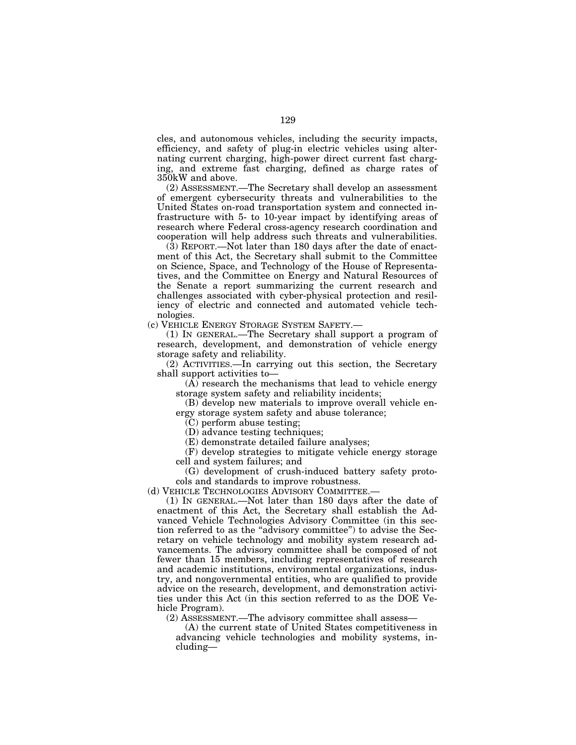cles, and autonomous vehicles, including the security impacts, efficiency, and safety of plug-in electric vehicles using alternating current charging, high-power direct current fast charging, and extreme fast charging, defined as charge rates of 350kW and above.

(2) ASSESSMENT.—The Secretary shall develop an assessment of emergent cybersecurity threats and vulnerabilities to the United States on-road transportation system and connected infrastructure with 5- to 10-year impact by identifying areas of research where Federal cross-agency research coordination and cooperation will help address such threats and vulnerabilities.

(3) REPORT.—Not later than 180 days after the date of enactment of this Act, the Secretary shall submit to the Committee on Science, Space, and Technology of the House of Representatives, and the Committee on Energy and Natural Resources of the Senate a report summarizing the current research and challenges associated with cyber-physical protection and resiliency of electric and connected and automated vehicle technologies.

(c) VEHICLE ENERGY STORAGE SYSTEM SAFETY.—

(1) IN GENERAL.—The Secretary shall support a program of research, development, and demonstration of vehicle energy storage safety and reliability.

(2) ACTIVITIES.—In carrying out this section, the Secretary shall support activities to—

(A) research the mechanisms that lead to vehicle energy storage system safety and reliability incidents;

(B) develop new materials to improve overall vehicle energy storage system safety and abuse tolerance;

(C) perform abuse testing;

(D) advance testing techniques;

(E) demonstrate detailed failure analyses;

(F) develop strategies to mitigate vehicle energy storage cell and system failures; and

(G) development of crush-induced battery safety protocols and standards to improve robustness.

(d) VEHICLE TECHNOLOGIES ADVISORY COMMITTEE.—

(1) IN GENERAL.—Not later than 180 days after the date of enactment of this Act, the Secretary shall establish the Advanced Vehicle Technologies Advisory Committee (in this section referred to as the "advisory committee") to advise the Secretary on vehicle technology and mobility system research advancements. The advisory committee shall be composed of not fewer than 15 members, including representatives of research and academic institutions, environmental organizations, industry, and nongovernmental entities, who are qualified to provide advice on the research, development, and demonstration activities under this Act (in this section referred to as the DOE Vehicle Program).

(2) ASSESSMENT.—The advisory committee shall assess—

(A) the current state of United States competitiveness in advancing vehicle technologies and mobility systems, including—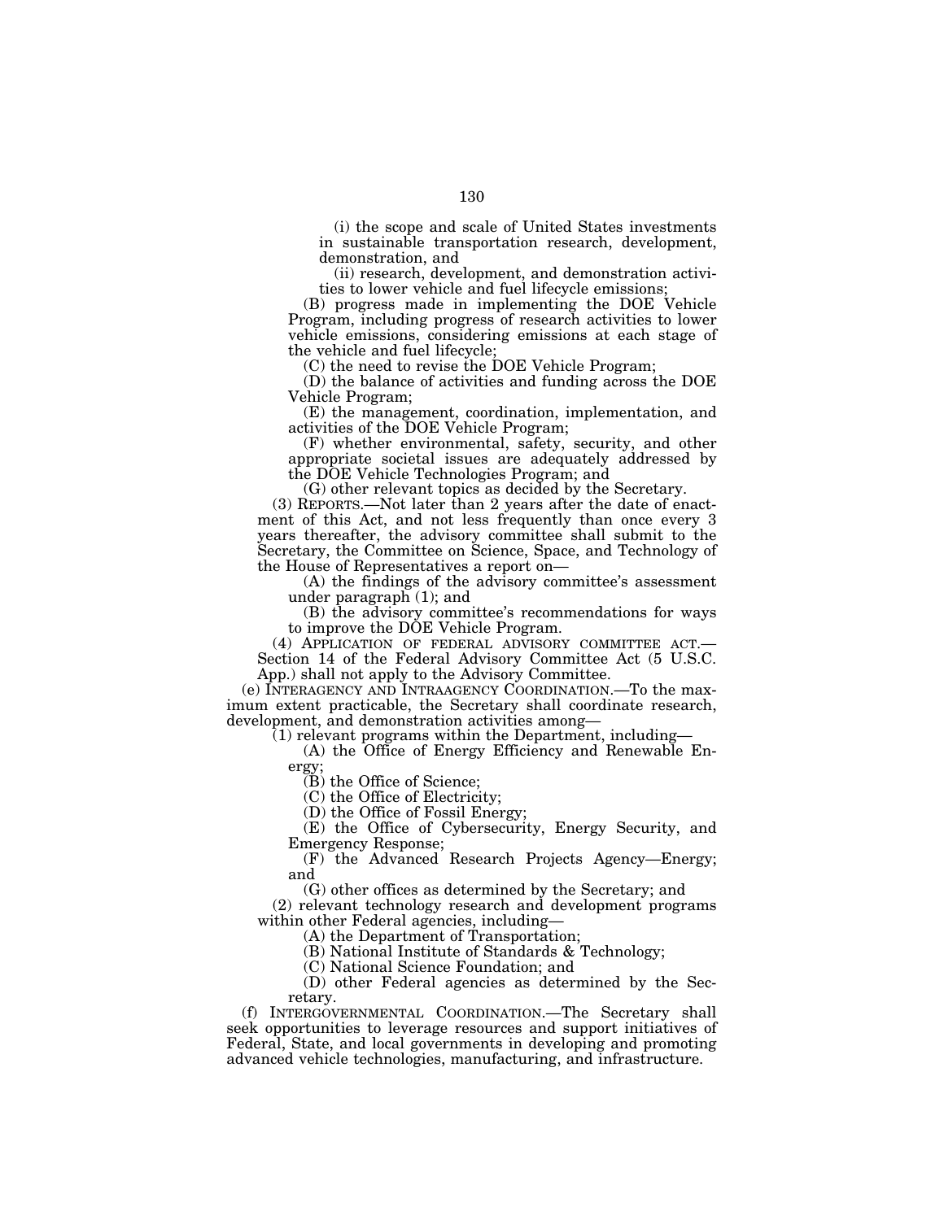(i) the scope and scale of United States investments in sustainable transportation research, development, demonstration, and

(ii) research, development, and demonstration activities to lower vehicle and fuel lifecycle emissions;

(B) progress made in implementing the DOE Vehicle Program, including progress of research activities to lower vehicle emissions, considering emissions at each stage of the vehicle and fuel lifecycle;

(C) the need to revise the DOE Vehicle Program;

(D) the balance of activities and funding across the DOE Vehicle Program;

(E) the management, coordination, implementation, and activities of the DOE Vehicle Program;

(F) whether environmental, safety, security, and other appropriate societal issues are adequately addressed by the DOE Vehicle Technologies Program; and

(G) other relevant topics as decided by the Secretary.

(3) REPORTS.—Not later than 2 years after the date of enactment of this Act, and not less frequently than once every 3 years thereafter, the advisory committee shall submit to the Secretary, the Committee on Science, Space, and Technology of the House of Representatives a report on—

(A) the findings of the advisory committee's assessment under paragraph (1); and

(B) the advisory committee's recommendations for ways to improve the DOE Vehicle Program.

(4) APPLICATION OF FEDERAL ADVISORY COMMITTEE ACT.—Section 14 of the Federal Advisory Committee Act (5 U.S.C. App.) shall not apply to the Advisory Committee.

(e) INTERAGENCY AND INTRAAGENCY COORDINATION.—To the maximum extent practicable, the Secretary shall coordinate research, development, and demonstration activities among—

(1) relevant programs within the Department, including—

(A) the Office of Energy Efficiency and Renewable Energy;

(B) the Office of Science;

(C) the Office of Electricity;

(D) the Office of Fossil Energy;

(E) the Office of Cybersecurity, Energy Security, and Emergency Response;

(F) the Advanced Research Projects Agency—Energy; and

(G) other offices as determined by the Secretary; and

(2) relevant technology research and development programs within other Federal agencies, including—

(A) the Department of Transportation;

(B) National Institute of Standards & Technology;

(C) National Science Foundation; and

(D) other Federal agencies as determined by the Secretary.

(f) INTERGOVERNMENTAL COORDINATION.—The Secretary shall seek opportunities to leverage resources and support initiatives of Federal, State, and local governments in developing and promoting advanced vehicle technologies, manufacturing, and infrastructure.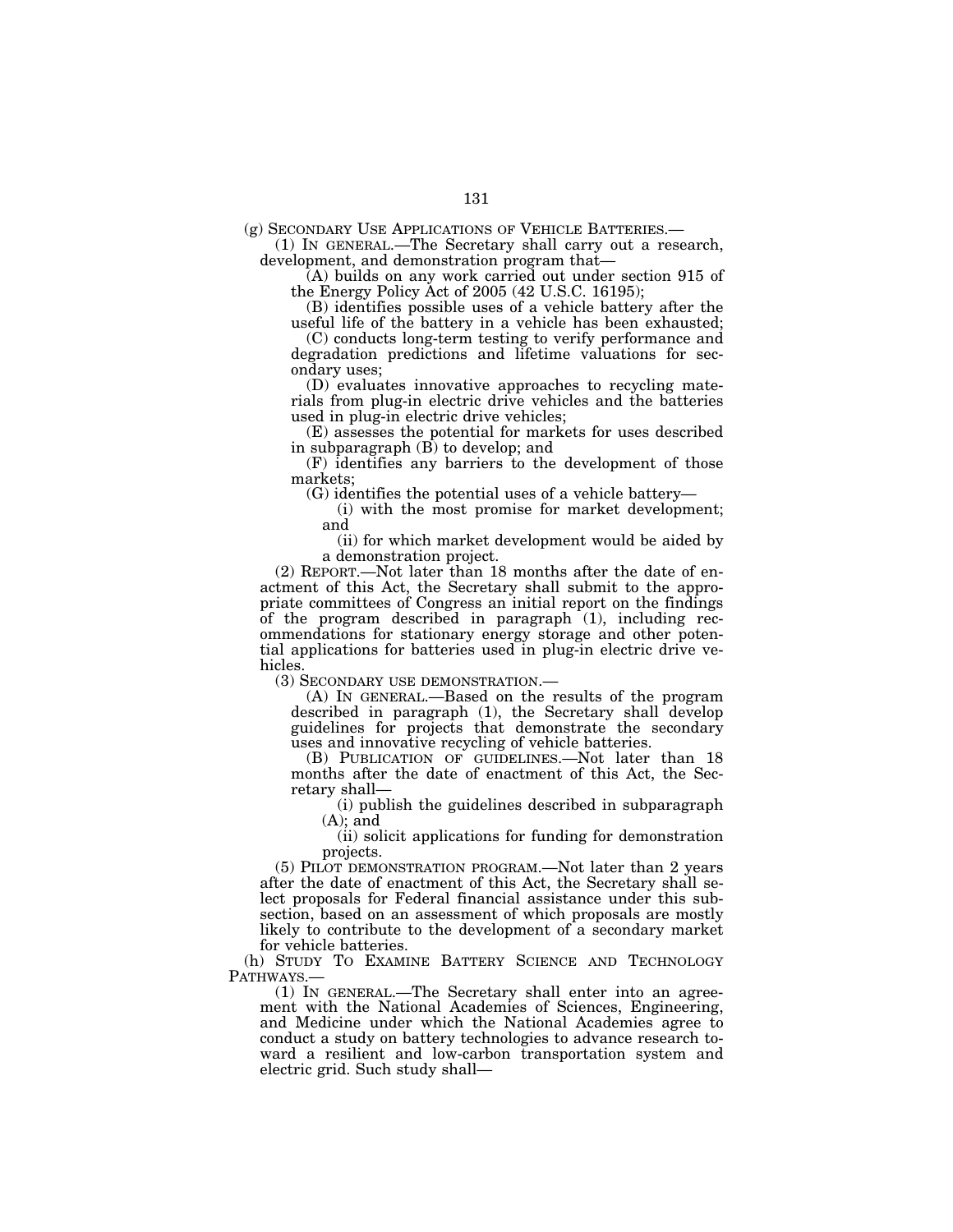(g) SECONDARY USE APPLICATIONS OF VEHICLE BATTERIES.—

(1) IN GENERAL.—The Secretary shall carry out a research, development, and demonstration program that—

(A) builds on any work carried out under section 915 of the Energy Policy Act of 2005 (42 U.S.C. 16195);

(B) identifies possible uses of a vehicle battery after the useful life of the battery in a vehicle has been exhausted;

(C) conducts long-term testing to verify performance and degradation predictions and lifetime valuations for secondary uses;

(D) evaluates innovative approaches to recycling materials from plug-in electric drive vehicles and the batteries used in plug-in electric drive vehicles;

(E) assesses the potential for markets for uses described in subparagraph (B) to develop; and

(F) identifies any barriers to the development of those markets;

(G) identifies the potential uses of a vehicle battery—

(i) with the most promise for market development; and

(ii) for which market development would be aided by a demonstration project.

(2) REPORT.—Not later than 18 months after the date of enactment of this Act, the Secretary shall submit to the appropriate committees of Congress an initial report on the findings of the program described in paragraph (1), including recommendations for stationary energy storage and other potential applications for batteries used in plug-in electric drive vehicles.

(3) SECONDARY USE DEMONSTRATION.—

(A) IN GENERAL.—Based on the results of the program described in paragraph (1), the Secretary shall develop guidelines for projects that demonstrate the secondary uses and innovative recycling of vehicle batteries.

(B) PUBLICATION OF GUIDELINES.—Not later than 18 months after the date of enactment of this Act, the Secretary shall—

(i) publish the guidelines described in subparagraph (A); and

(ii) solicit applications for funding for demonstration projects.

(5) PILOT DEMONSTRATION PROGRAM.—Not later than 2 years after the date of enactment of this Act, the Secretary shall select proposals for Federal financial assistance under this subsection, based on an assessment of which proposals are mostly likely to contribute to the development of a secondary market for vehicle batteries.

(h) STUDY TO EXAMINE BATTERY SCIENCE AND TECHNOLOGY PATHWAYS.—

(1) IN GENERAL.—The Secretary shall enter into an agreement with the National Academies of Sciences, Engineering, and Medicine under which the National Academies agree to conduct a study on battery technologies to advance research toward a resilient and low-carbon transportation system and electric grid. Such study shall—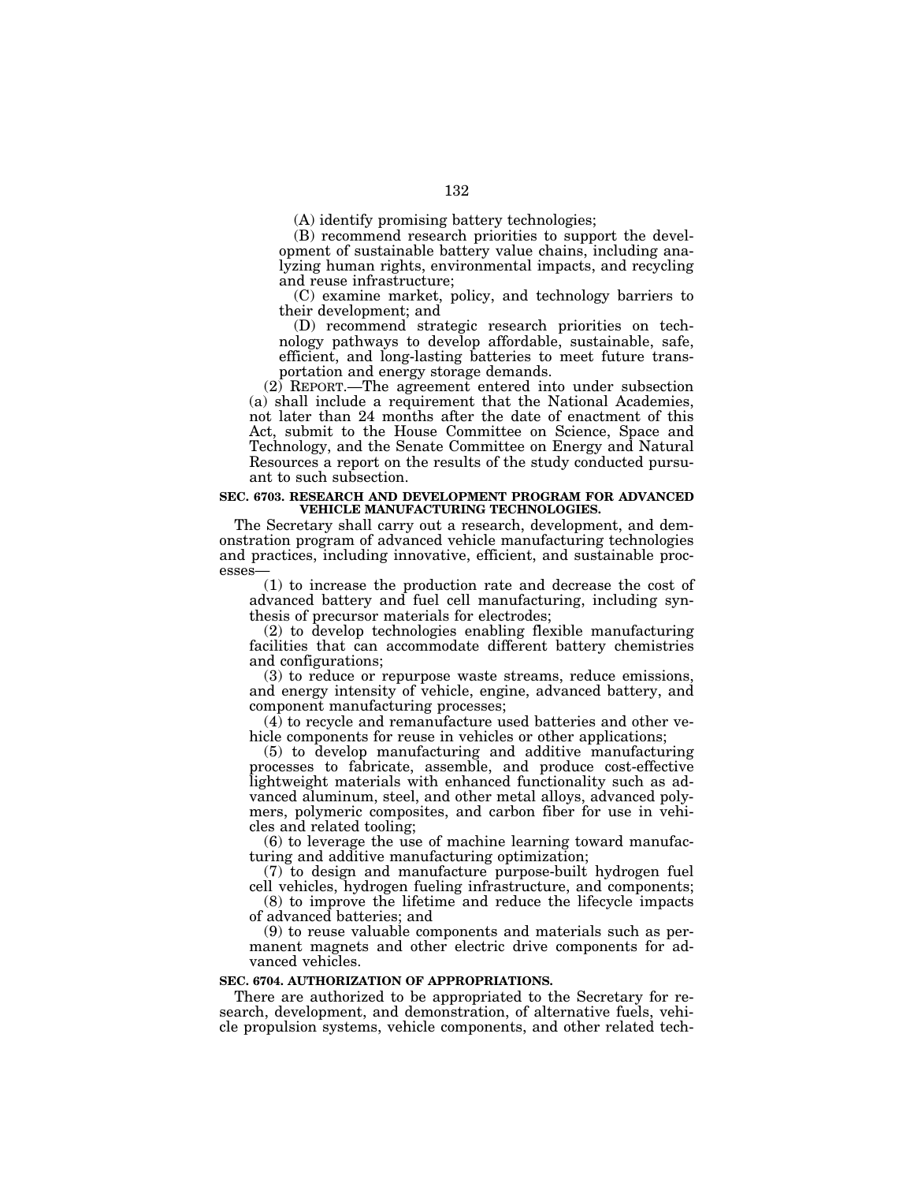(A) identify promising battery technologies;

(B) recommend research priorities to support the development of sustainable battery value chains, including analyzing human rights, environmental impacts, and recycling and reuse infrastructure;

(C) examine market, policy, and technology barriers to their development; and

(D) recommend strategic research priorities on technology pathways to develop affordable, sustainable, safe, efficient, and long-lasting batteries to meet future transportation and energy storage demands.

(2) REPORT.—The agreement entered into under subsection (a) shall include a requirement that the National Academies, not later than 24 months after the date of enactment of this Act, submit to the House Committee on Science, Space and Technology, and the Senate Committee on Energy and Natural Resources a report on the results of the study conducted pursuant to such subsection.

**SEC. 6703. RESEARCH AND DEVELOPMENT PROGRAM FOR ADVANCED VEHICLE MANUFACTURING TECHNOLOGIES.**

The Secretary shall carry out a research, development, and demonstration program of advanced vehicle manufacturing technologies and practices, including innovative, efficient, and sustainable processes—

(1) to increase the production rate and decrease the cost of advanced battery and fuel cell manufacturing, including synthesis of precursor materials for electrodes;

(2) to develop technologies enabling flexible manufacturing facilities that can accommodate different battery chemistries and configurations;

(3) to reduce or repurpose waste streams, reduce emissions, and energy intensity of vehicle, engine, advanced battery, and component manufacturing processes;

(4) to recycle and remanufacture used batteries and other vehicle components for reuse in vehicles or other applications;

(5) to develop manufacturing and additive manufacturing processes to fabricate, assemble, and produce cost-effective lightweight materials with enhanced functionality such as advanced aluminum, steel, and other metal alloys, advanced polymers, polymeric composites, and carbon fiber for use in vehicles and related tooling;

(6) to leverage the use of machine learning toward manufacturing and additive manufacturing optimization;

(7) to design and manufacture purpose-built hydrogen fuel cell vehicles, hydrogen fueling infrastructure, and components;

(8) to improve the lifetime and reduce the lifecycle impacts of advanced batteries; and

(9) to reuse valuable components and materials such as permanent magnets and other electric drive components for advanced vehicles.

**SEC. 6704. AUTHORIZATION OF APPROPRIATIONS.**

There are authorized to be appropriated to the Secretary for research, development, and demonstration, of alternative fuels, vehicle propulsion systems, vehicle components, and other related tech-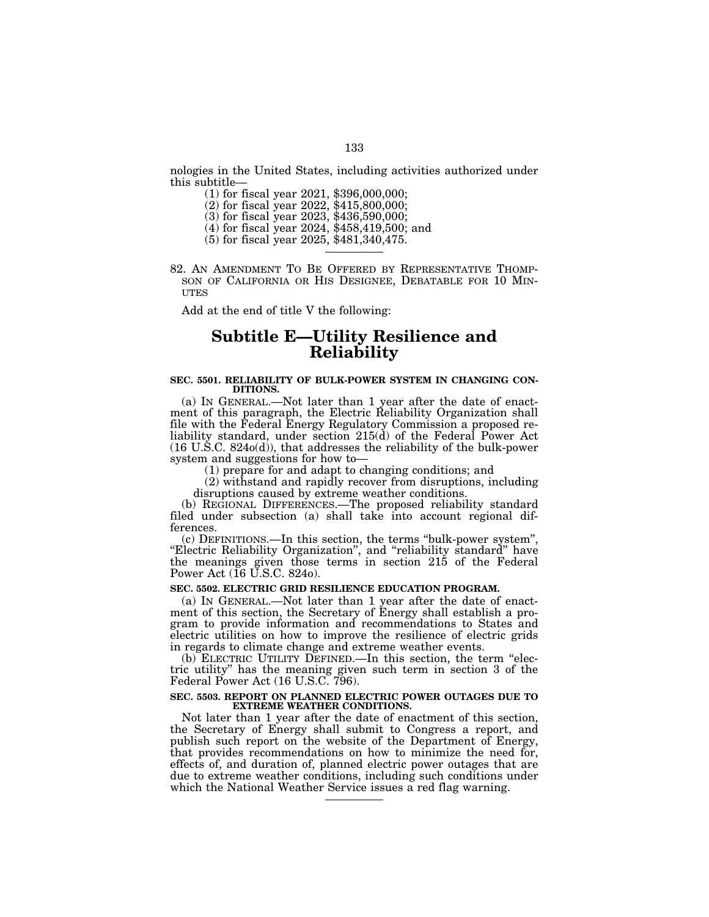nologies in the United States, including activities authorized under this subtitle—

(1) for fiscal year 2021, $396,000,000;

(2) for fiscal year 2022, $415,800,000;

(3) for fiscal year 2023, $436,590,000;

(4) for fiscal year 2024, $458,419,500; and

(5) for fiscal year 2025, $481,340,475.

---

82. AN AMENDMENT TO BE OFFERED BY REPRESENTATIVE THOMPSON OF CALIFORNIA OR HIS DESIGNEE, DEBATABLE FOR 10 MINUTES

Add at the end of title V the following:

## Subtitle E—Utility Resilience and Reliability

**SEC. 5501. RELIABILITY OF BULK-POWER SYSTEM IN CHANGING CONDITIONS.**

(a) IN GENERAL.—Not later than 1 year after the date of enactment of this paragraph, the Electric Reliability Organization shall file with the Federal Energy Regulatory Commission a proposed reliability standard, under section 215(d) of the Federal Power Act (16 U.S.C. 824o(d)), that addresses the reliability of the bulk-power system and suggestions for how to—

(1) prepare for and adapt to changing conditions; and

(2) withstand and rapidly recover from disruptions, including disruptions caused by extreme weather conditions.

(b) REGIONAL DIFFERENCES.—The proposed reliability standard filed under subsection (a) shall take into account regional differences.

(c) DEFINITIONS.—In this section, the terms "bulk-power system", "Electric Reliability Organization", and "reliability standard" have the meanings given those terms in section 215 of the Federal Power Act (16 U.S.C. 824o).

**SEC. 5502. ELECTRIC GRID RESILIENCE EDUCATION PROGRAM.**

(a) IN GENERAL.—Not later than 1 year after the date of enactment of this section, the Secretary of Energy shall establish a program to provide information and recommendations to States and electric utilities on how to improve the resilience of electric grids in regards to climate change and extreme weather events.

(b) ELECTRIC UTILITY DEFINED.—In this section, the term "electric utility" has the meaning given such term in section 3 of the Federal Power Act (16 U.S.C. 796).

**SEC. 5503. REPORT ON PLANNED ELECTRIC POWER OUTAGES DUE TO EXTREME WEATHER CONDITIONS.**

Not later than 1 year after the date of enactment of this section, the Secretary of Energy shall submit to Congress a report, and publish such report on the website of the Department of Energy, that provides recommendations on how to minimize the need for, effects of, and duration of, planned electric power outages that are due to extreme weather conditions, including such conditions under which the National Weather Service issues a red flag warning.

---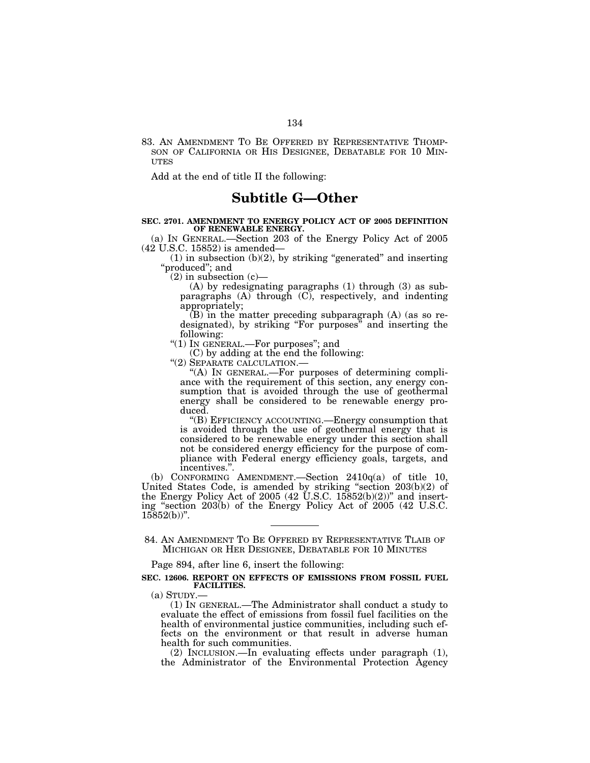83. AN AMENDMENT TO BE OFFERED BY REPRESENTATIVE THOMPSON OF CALIFORNIA OR HIS DESIGNEE, DEBATABLE FOR 10 MINUTES

Add at the end of title II the following:

# Subtitle G—Other

**SEC. 2701. AMENDMENT TO ENERGY POLICY ACT OF 2005 DEFINITION OF RENEWABLE ENERGY.**

(a) IN GENERAL.—Section 203 of the Energy Policy Act of 2005 (42 U.S.C. 15852) is amended—

(1) in subsection (b)(2), by striking "generated" and inserting "produced"; and

(2) in subsection (c)—

(A) by redesignating paragraphs (1) through (3) as subparagraphs (A) through (C), respectively, and indenting appropriately;

(B) in the matter preceding subparagraph (A) (as so redesignated), by striking "For purposes" and inserting the following:

"(1) IN GENERAL.—For purposes"; and

(C) by adding at the end the following:

"(2) SEPARATE CALCULATION.—

"(A) IN GENERAL.—For purposes of determining compliance with the requirement of this section, any energy consumption that is avoided through the use of geothermal energy shall be considered to be renewable energy produced.

"(B) EFFICIENCY ACCOUNTING.—Energy consumption that is avoided through the use of geothermal energy that is considered to be renewable energy under this section shall not be considered energy efficiency for the purpose of compliance with Federal energy efficiency goals, targets, and incentives.".

(b) CONFORMING AMENDMENT.—Section 2410q(a) of title 10, United States Code, is amended by striking "section 203(b)(2) of the Energy Policy Act of 2005 (42 U.S.C. 15852(b)(2))" and inserting "section 203(b) of the Energy Policy Act of 2005 (42 U.S.C. 15852(b))".

---

84. AN AMENDMENT TO BE OFFERED BY REPRESENTATIVE TLAIB OF MICHIGAN OR HER DESIGNEE, DEBATABLE FOR 10 MINUTES

Page 894, after line 6, insert the following:

**SEC. 12606. REPORT ON EFFECTS OF EMISSIONS FROM FOSSIL FUEL FACILITIES.**

(a) STUDY.—

(1) IN GENERAL.—The Administrator shall conduct a study to evaluate the effect of emissions from fossil fuel facilities on the health of environmental justice communities, including such effects on the environment or that result in adverse human health for such communities.

(2) INCLUSION.—In evaluating effects under paragraph (1), the Administrator of the Environmental Protection Agency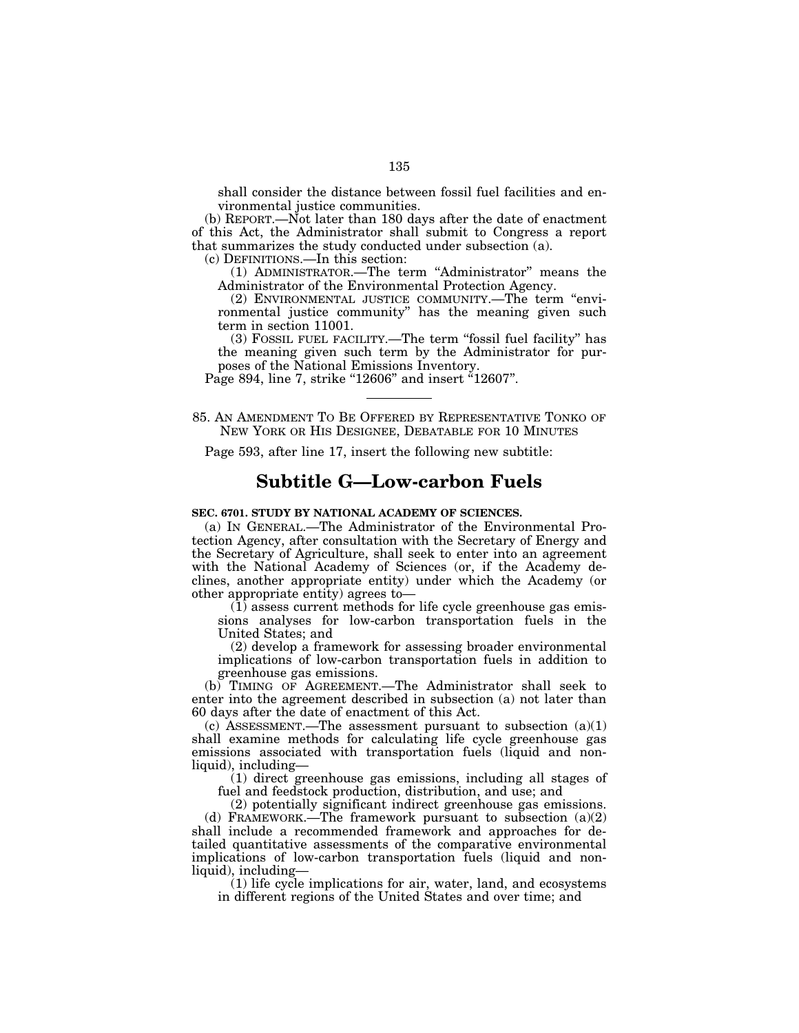shall consider the distance between fossil fuel facilities and environmental justice communities.

(b) REPORT.—Not later than 180 days after the date of enactment of this Act, the Administrator shall submit to Congress a report that summarizes the study conducted under subsection (a).

(c) DEFINITIONS.—In this section:

(1) ADMINISTRATOR.—The term "Administrator" means the Administrator of the Environmental Protection Agency.

(2) ENVIRONMENTAL JUSTICE COMMUNITY.—The term "environmental justice community" has the meaning given such term in section 11001.

(3) FOSSIL FUEL FACILITY.—The term "fossil fuel facility" has the meaning given such term by the Administrator for purposes of the National Emissions Inventory.

Page 894, line 7, strike "12606" and insert "12607".

---

85. AN AMENDMENT TO BE OFFERED BY REPRESENTATIVE TONKO OF NEW YORK OR HIS DESIGNEE, DEBATABLE FOR 10 MINUTES

Page 593, after line 17, insert the following new subtitle:

# Subtitle G—Low-carbon Fuels

**SEC. 6701. STUDY BY NATIONAL ACADEMY OF SCIENCES.**

(a) IN GENERAL.—The Administrator of the Environmental Protection Agency, after consultation with the Secretary of Energy and the Secretary of Agriculture, shall seek to enter into an agreement with the National Academy of Sciences (or, if the Academy declines, another appropriate entity) under which the Academy (or other appropriate entity) agrees to—

(1) assess current methods for life cycle greenhouse gas emissions analyses for low-carbon transportation fuels in the United States; and

(2) develop a framework for assessing broader environmental implications of low-carbon transportation fuels in addition to greenhouse gas emissions.

(b) TIMING OF AGREEMENT.—The Administrator shall seek to enter into the agreement described in subsection (a) not later than 60 days after the date of enactment of this Act.

(c) ASSESSMENT.—The assessment pursuant to subsection (a)(1) shall examine methods for calculating life cycle greenhouse gas emissions associated with transportation fuels (liquid and non-liquid), including—

(1) direct greenhouse gas emissions, including all stages of fuel and feedstock production, distribution, and use; and

(2) potentially significant indirect greenhouse gas emissions.

(d) FRAMEWORK.—The framework pursuant to subsection (a)(2) shall include a recommended framework and approaches for detailed quantitative assessments of the comparative environmental implications of low-carbon transportation fuels (liquid and non-liquid), including—

(1) life cycle implications for air, water, land, and ecosystems in different regions of the United States and over time; and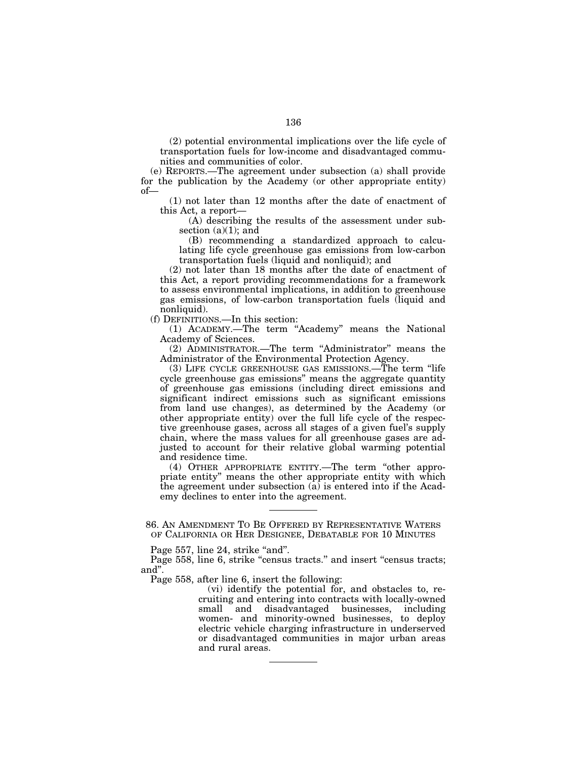(2) potential environmental implications over the life cycle of transportation fuels for low-income and disadvantaged communities and communities of color.

(e) REPORTS.—The agreement under subsection (a) shall provide for the publication by the Academy (or other appropriate entity) of—

(1) not later than 12 months after the date of enactment of this Act, a report—

(A) describing the results of the assessment under subsection (a)(1); and

(B) recommending a standardized approach to calculating life cycle greenhouse gas emissions from low-carbon transportation fuels (liquid and nonliquid); and

(2) not later than 18 months after the date of enactment of this Act, a report providing recommendations for a framework to assess environmental implications, in addition to greenhouse gas emissions, of low-carbon transportation fuels (liquid and nonliquid).

(f) DEFINITIONS.—In this section:

(1) ACADEMY.—The term "Academy" means the National Academy of Sciences.

(2) ADMINISTRATOR.—The term "Administrator" means the Administrator of the Environmental Protection Agency.

(3) LIFE CYCLE GREENHOUSE GAS EMISSIONS.—The term "life cycle greenhouse gas emissions" means the aggregate quantity of greenhouse gas emissions (including direct emissions and significant indirect emissions such as significant emissions from land use changes), as determined by the Academy (or other appropriate entity) over the full life cycle of the respective greenhouse gases, across all stages of a given fuel's supply chain, where the mass values for all greenhouse gases are adjusted to account for their relative global warming potential and residence time.

(4) OTHER APPROPRIATE ENTITY.—The term "other appropriate entity" means the other appropriate entity with which the agreement under subsection (a) is entered into if the Academy declines to enter into the agreement.

---

86. AN AMENDMENT TO BE OFFERED BY REPRESENTATIVE WATERS OF CALIFORNIA OR HER DESIGNEE, DEBATABLE FOR 10 MINUTES

Page 557, line 24, strike "and".

Page 558, line 6, strike "census tracts." and insert "census tracts; and".

Page 558, after line 6, insert the following:

(vi) identify the potential for, and obstacles to, recruiting and entering into contracts with locally-owned small and disadvantaged businesses, including women- and minority-owned businesses, to deploy electric vehicle charging infrastructure in underserved or disadvantaged communities in major urban areas and rural areas.

---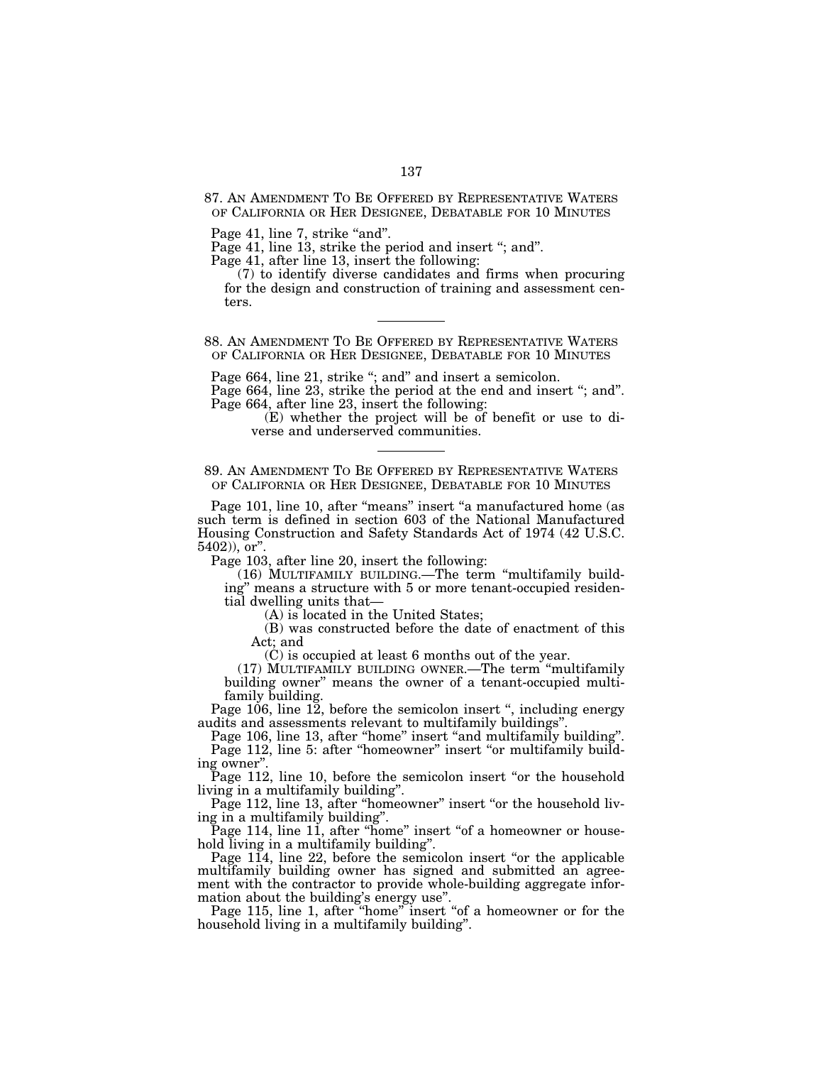87. AN AMENDMENT TO BE OFFERED BY REPRESENTATIVE WATERS OF CALIFORNIA OR HER DESIGNEE, DEBATABLE FOR 10 MINUTES

Page 41, line 7, strike "and".

Page 41, line 13, strike the period and insert "; and".

Page 41, after line 13, insert the following:

(7) to identify diverse candidates and firms when procuring for the design and construction of training and assessment centers.

---

88. AN AMENDMENT TO BE OFFERED BY REPRESENTATIVE WATERS OF CALIFORNIA OR HER DESIGNEE, DEBATABLE FOR 10 MINUTES

Page 664, line 21, strike "; and" and insert a semicolon.

Page 664, line 23, strike the period at the end and insert "; and".

Page 664, after line 23, insert the following:

(E) whether the project will be of benefit or use to diverse and underserved communities.

---

89. AN AMENDMENT TO BE OFFERED BY REPRESENTATIVE WATERS OF CALIFORNIA OR HER DESIGNEE, DEBATABLE FOR 10 MINUTES

Page 101, line 10, after "means" insert "a manufactured home (as such term is defined in section 603 of the National Manufactured Housing Construction and Safety Standards Act of 1974 (42 U.S.C. 5402)), or".

Page 103, after line 20, insert the following:

(16) MULTIFAMILY BUILDING.—The term "multifamily building" means a structure with 5 or more tenant-occupied residential dwelling units that—

(A) is located in the United States;

(B) was constructed before the date of enactment of this Act; and

(C) is occupied at least 6 months out of the year.

(17) MULTIFAMILY BUILDING OWNER.—The term "multifamily building owner" means the owner of a tenant-occupied multifamily building.

Page 106, line 12, before the semicolon insert ", including energy audits and assessments relevant to multifamily buildings".

Page 106, line 13, after "home" insert "and multifamily building".

Page 112, line 5: after "homeowner" insert "or multifamily building owner".

Page 112, line 10, before the semicolon insert "or the household living in a multifamily building".

Page 112, line 13, after "homeowner" insert "or the household living in a multifamily building".

Page 114, line 11, after "home" insert "of a homeowner or household living in a multifamily building".

Page 114, line 22, before the semicolon insert "or the applicable multifamily building owner has signed and submitted an agreement with the contractor to provide whole-building aggregate information about the building's energy use".

Page 115, line 1, after "home" insert "of a homeowner or for the household living in a multifamily building".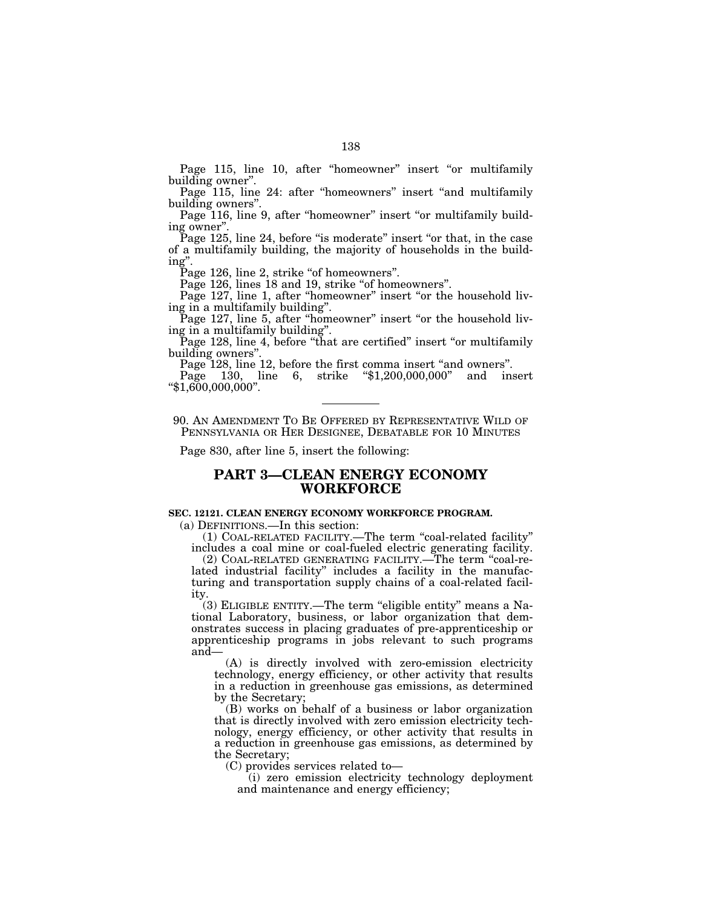Page 115, line 10, after "homeowner" insert "or multifamily building owner".

Page 115, line 24: after "homeowners" insert "and multifamily building owners".

Page 116, line 9, after "homeowner" insert "or multifamily building owner".

Page 125, line 24, before "is moderate" insert "or that, in the case of a multifamily building, the majority of households in the building".

Page 126, line 2, strike "of homeowners".

Page 126, lines 18 and 19, strike "of homeowners".

Page 127, line 1, after "homeowner" insert "or the household living in a multifamily building".

Page 127, line 5, after "homeowner" insert "or the household living in a multifamily building".

Page 128, line 4, before "that are certified" insert "or multifamily building owners".

Page 128, line 12, before the first comma insert "and owners".

Page 130, line 6, strike "$1,200,000,000" and insert "$1,600,000,000".

---

90. AN AMENDMENT TO BE OFFERED BY REPRESENTATIVE WILD OF PENNSYLVANIA OR HER DESIGNEE, DEBATABLE FOR 10 MINUTES

Page 830, after line 5, insert the following:

## PART 3—CLEAN ENERGY ECONOMY WORKFORCE

**SEC. 12121. CLEAN ENERGY ECONOMY WORKFORCE PROGRAM.**

(a) DEFINITIONS.—In this section:

(1) COAL-RELATED FACILITY.—The term "coal-related facility" includes a coal mine or coal-fueled electric generating facility.

(2) COAL-RELATED GENERATING FACILITY.—The term "coal-related industrial facility" includes a facility in the manufacturing and transportation supply chains of a coal-related facility.

(3) ELIGIBLE ENTITY.—The term "eligible entity" means a National Laboratory, business, or labor organization that demonstrates success in placing graduates of pre-apprenticeship or apprenticeship programs in jobs relevant to such programs and—

(A) is directly involved with zero-emission electricity technology, energy efficiency, or other activity that results in a reduction in greenhouse gas emissions, as determined by the Secretary;

(B) works on behalf of a business or labor organization that is directly involved with zero emission electricity technology, energy efficiency, or other activity that results in a reduction in greenhouse gas emissions, as determined by the Secretary;

(C) provides services related to—

(i) zero emission electricity technology deployment and maintenance and energy efficiency;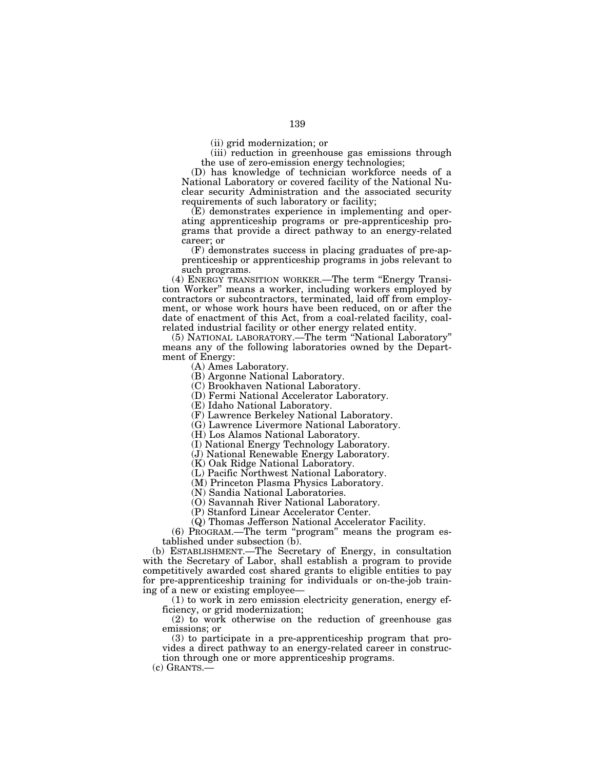(ii) grid modernization; or

(iii) reduction in greenhouse gas emissions through the use of zero-emission energy technologies;

(D) has knowledge of technician workforce needs of a National Laboratory or covered facility of the National Nuclear security Administration and the associated security requirements of such laboratory or facility;

(E) demonstrates experience in implementing and operating apprenticeship programs or pre-apprenticeship programs that provide a direct pathway to an energy-related career; or

(F) demonstrates success in placing graduates of pre-apprenticeship or apprenticeship programs in jobs relevant to such programs.

(4) ENERGY TRANSITION WORKER.—The term "Energy Transition Worker" means a worker, including workers employed by contractors or subcontractors, terminated, laid off from employment, or whose work hours have been reduced, on or after the date of enactment of this Act, from a coal-related facility, coal-related industrial facility or other energy related entity.

(5) NATIONAL LABORATORY.—The term "National Laboratory" means any of the following laboratories owned by the Department of Energy:

(A) Ames Laboratory.

(B) Argonne National Laboratory.

(C) Brookhaven National Laboratory.

(D) Fermi National Accelerator Laboratory.

(E) Idaho National Laboratory.

(F) Lawrence Berkeley National Laboratory.

(G) Lawrence Livermore National Laboratory.

(H) Los Alamos National Laboratory.

(I) National Energy Technology Laboratory.

(J) National Renewable Energy Laboratory.

(K) Oak Ridge National Laboratory.

(L) Pacific Northwest National Laboratory.

(M) Princeton Plasma Physics Laboratory.

(N) Sandia National Laboratories.

(O) Savannah River National Laboratory.

(P) Stanford Linear Accelerator Center.

(Q) Thomas Jefferson National Accelerator Facility.

(6) PROGRAM.—The term "program" means the program established under subsection (b).

(b) ESTABLISHMENT.—The Secretary of Energy, in consultation with the Secretary of Labor, shall establish a program to provide competitively awarded cost shared grants to eligible entities to pay for pre-apprenticeship training for individuals or on-the-job training of a new or existing employee—

(1) to work in zero emission electricity generation, energy efficiency, or grid modernization;

(2) to work otherwise on the reduction of greenhouse gas emissions; or

(3) to participate in a pre-apprenticeship program that provides a direct pathway to an energy-related career in construction through one or more apprenticeship programs.

(c) GRANTS.—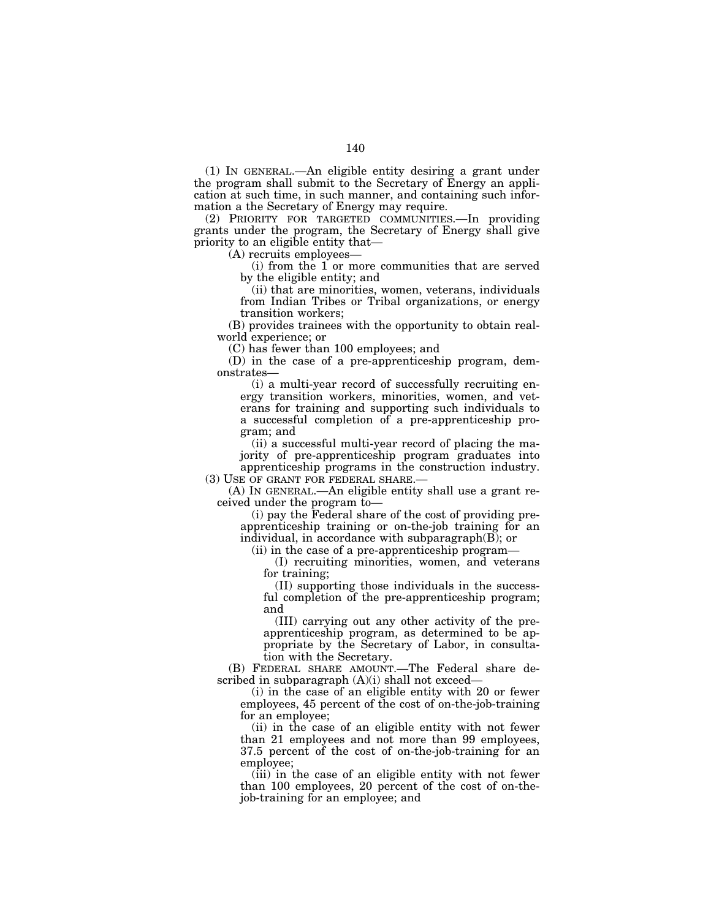(1) IN GENERAL.—An eligible entity desiring a grant under the program shall submit to the Secretary of Energy an application at such time, in such manner, and containing such information a the Secretary of Energy may require.

(2) PRIORITY FOR TARGETED COMMUNITIES.—In providing grants under the program, the Secretary of Energy shall give priority to an eligible entity that—

(A) recruits employees—

(i) from the 1 or more communities that are served by the eligible entity; and

(ii) that are minorities, women, veterans, individuals from Indian Tribes or Tribal organizations, or energy transition workers;

(B) provides trainees with the opportunity to obtain real-world experience; or

(C) has fewer than 100 employees; and

(D) in the case of a pre-apprenticeship program, demonstrates—

(i) a multi-year record of successfully recruiting energy transition workers, minorities, women, and veterans for training and supporting such individuals to a successful completion of a pre-apprenticeship program; and

(ii) a successful multi-year record of placing the majority of pre-apprenticeship program graduates into apprenticeship programs in the construction industry.

(3) USE OF GRANT FOR FEDERAL SHARE.—

(A) IN GENERAL.—An eligible entity shall use a grant received under the program to—

(i) pay the Federal share of the cost of providing pre-apprenticeship training or on-the-job training for an individual, in accordance with subparagraph(B); or

(ii) in the case of a pre-apprenticeship program—

(I) recruiting minorities, women, and veterans for training;

(II) supporting those individuals in the successful completion of the pre-apprenticeship program; and

(III) carrying out any other activity of the pre-apprenticeship program, as determined to be appropriate by the Secretary of Labor, in consultation with the Secretary.

(B) FEDERAL SHARE AMOUNT.—The Federal share described in subparagraph (A)(i) shall not exceed—

(i) in the case of an eligible entity with 20 or fewer employees, 45 percent of the cost of on-the-job-training for an employee;

(ii) in the case of an eligible entity with not fewer than 21 employees and not more than 99 employees, 37.5 percent of the cost of on-the-job-training for an employee;

(iii) in the case of an eligible entity with not fewer than 100 employees, 20 percent of the cost of on-the-job-training for an employee; and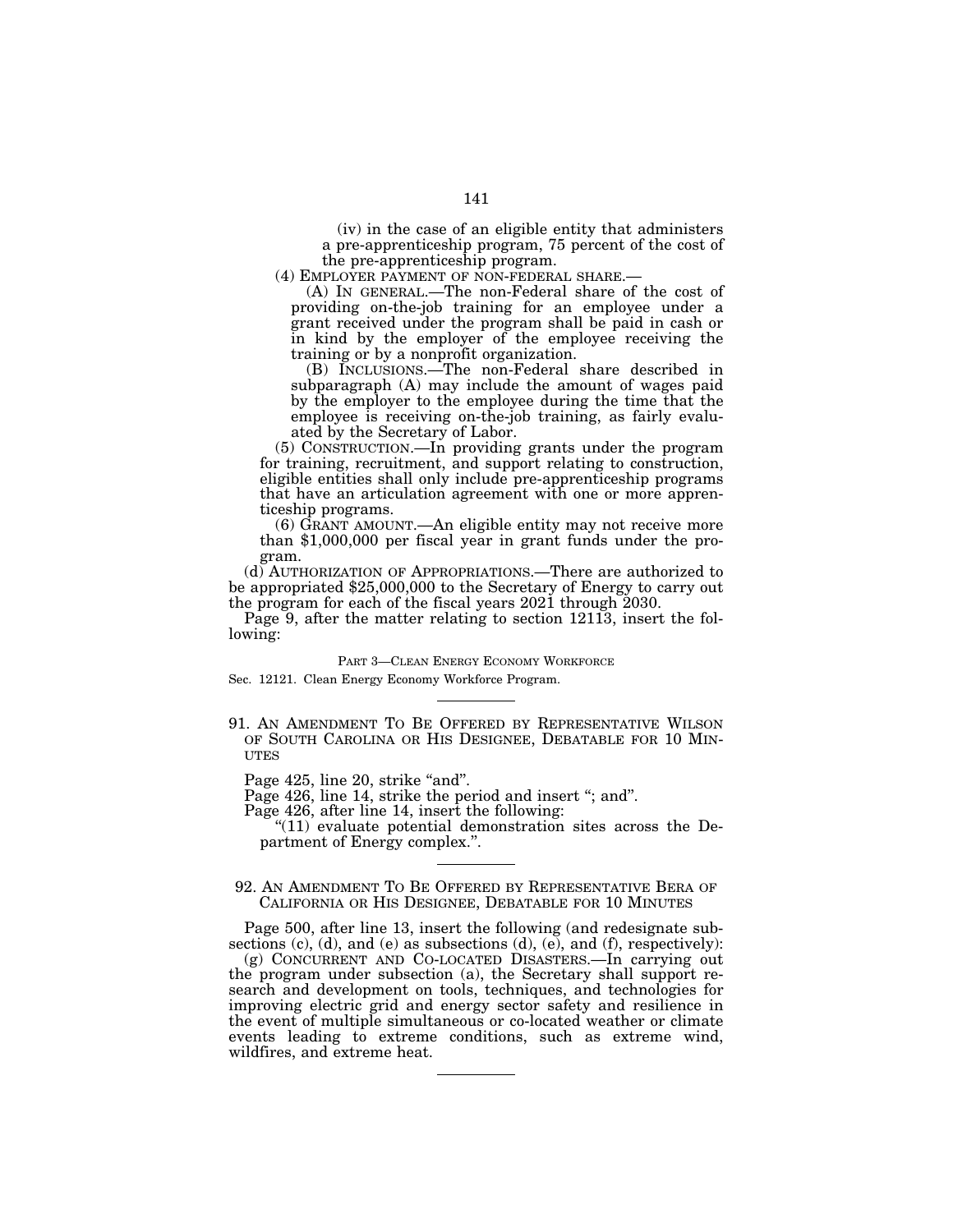(iv) in the case of an eligible entity that administers a pre-apprenticeship program, 75 percent of the cost of the pre-apprenticeship program.

(4) EMPLOYER PAYMENT OF NON-FEDERAL SHARE.—

(A) IN GENERAL.—The non-Federal share of the cost of providing on-the-job training for an employee under a grant received under the program shall be paid in cash or in kind by the employer of the employee receiving the training or by a nonprofit organization.

(B) INCLUSIONS.—The non-Federal share described in subparagraph (A) may include the amount of wages paid by the employer to the employee during the time that the employee is receiving on-the-job training, as fairly evaluated by the Secretary of Labor.

(5) CONSTRUCTION.—In providing grants under the program for training, recruitment, and support relating to construction, eligible entities shall only include pre-apprenticeship programs that have an articulation agreement with one or more apprenticeship programs.

(6) GRANT AMOUNT.—An eligible entity may not receive more than $1,000,000 per fiscal year in grant funds under the program.

(d) AUTHORIZATION OF APPROPRIATIONS.—There are authorized to be appropriated $25,000,000 to the Secretary of Energy to carry out the program for each of the fiscal years 2021 through 2030.

Page 9, after the matter relating to section 12113, insert the following:

PART 3—CLEAN ENERGY ECONOMY WORKFORCE

Sec. 12121. Clean Energy Economy Workforce Program.

---

91. AN AMENDMENT TO BE OFFERED BY REPRESENTATIVE WILSON OF SOUTH CAROLINA OR HIS DESIGNEE, DEBATABLE FOR 10 MINUTES

Page 425, line 20, strike "and".

Page 426, line 14, strike the period and insert "; and".

Page 426, after line 14, insert the following:

"(11) evaluate potential demonstration sites across the Department of Energy complex.".

---

92. AN AMENDMENT TO BE OFFERED BY REPRESENTATIVE BERA OF CALIFORNIA OR HIS DESIGNEE, DEBATABLE FOR 10 MINUTES

Page 500, after line 13, insert the following (and redesignate subsections (c), (d), and (e) as subsections (d), (e), and (f), respectively):

(g) CONCURRENT AND CO-LOCATED DISASTERS.—In carrying out the program under subsection (a), the Secretary shall support research and development on tools, techniques, and technologies for improving electric grid and energy sector safety and resilience in the event of multiple simultaneous or co-located weather or climate events leading to extreme conditions, such as extreme wind, wildfires, and extreme heat.

---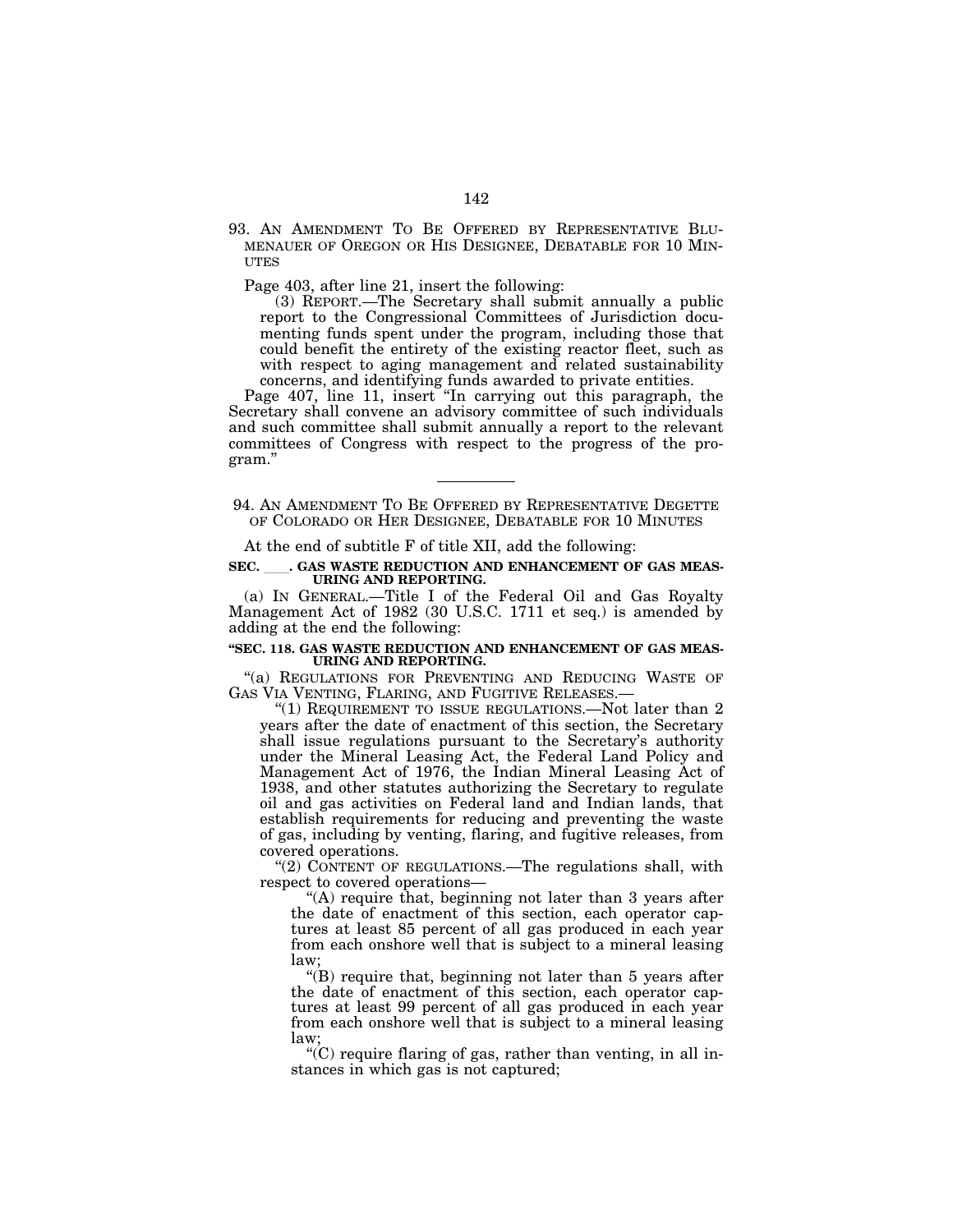93. AN AMENDMENT TO BE OFFERED BY REPRESENTATIVE BLUMENAUER OF OREGON OR HIS DESIGNEE, DEBATABLE FOR 10 MINUTES

Page 403, after line 21, insert the following:

(3) REPORT.—The Secretary shall submit annually a public report to the Congressional Committees of Jurisdiction documenting funds spent under the program, including those that could benefit the entirety of the existing reactor fleet, such as with respect to aging management and related sustainability concerns, and identifying funds awarded to private entities.

Page 407, line 11, insert "In carrying out this paragraph, the Secretary shall convene an advisory committee of such individuals and such committee shall submit annually a report to the relevant committees of Congress with respect to the progress of the program."

---

94. AN AMENDMENT TO BE OFFERED BY REPRESENTATIVE DEGETTE OF COLORADO OR HER DESIGNEE, DEBATABLE FOR 10 MINUTES

At the end of subtitle F of title XII, add the following:

**SEC. \_\_\_\_. GAS WASTE REDUCTION AND ENHANCEMENT OF GAS MEASURING AND REPORTING.**

(a) IN GENERAL.—Title I of the Federal Oil and Gas Royalty Management Act of 1982 (30 U.S.C. 1711 et seq.) is amended by adding at the end the following:

**"SEC. 118. GAS WASTE REDUCTION AND ENHANCEMENT OF GAS MEASURING AND REPORTING.**

"(a) REGULATIONS FOR PREVENTING AND REDUCING WASTE OF GAS VIA VENTING, FLARING, AND FUGITIVE RELEASES.—

"(1) REQUIREMENT TO ISSUE REGULATIONS.—Not later than 2 years after the date of enactment of this section, the Secretary shall issue regulations pursuant to the Secretary's authority under the Mineral Leasing Act, the Federal Land Policy and Management Act of 1976, the Indian Mineral Leasing Act of 1938, and other statutes authorizing the Secretary to regulate oil and gas activities on Federal land and Indian lands, that establish requirements for reducing and preventing the waste of gas, including by venting, flaring, and fugitive releases, from covered operations.

"(2) CONTENT OF REGULATIONS.—The regulations shall, with respect to covered operations—

"(A) require that, beginning not later than 3 years after the date of enactment of this section, each operator captures at least 85 percent of all gas produced in each year from each onshore well that is subject to a mineral leasing law;

"(B) require that, beginning not later than 5 years after the date of enactment of this section, each operator captures at least 99 percent of all gas produced in each year from each onshore well that is subject to a mineral leasing law;

"(C) require flaring of gas, rather than venting, in all instances in which gas is not captured;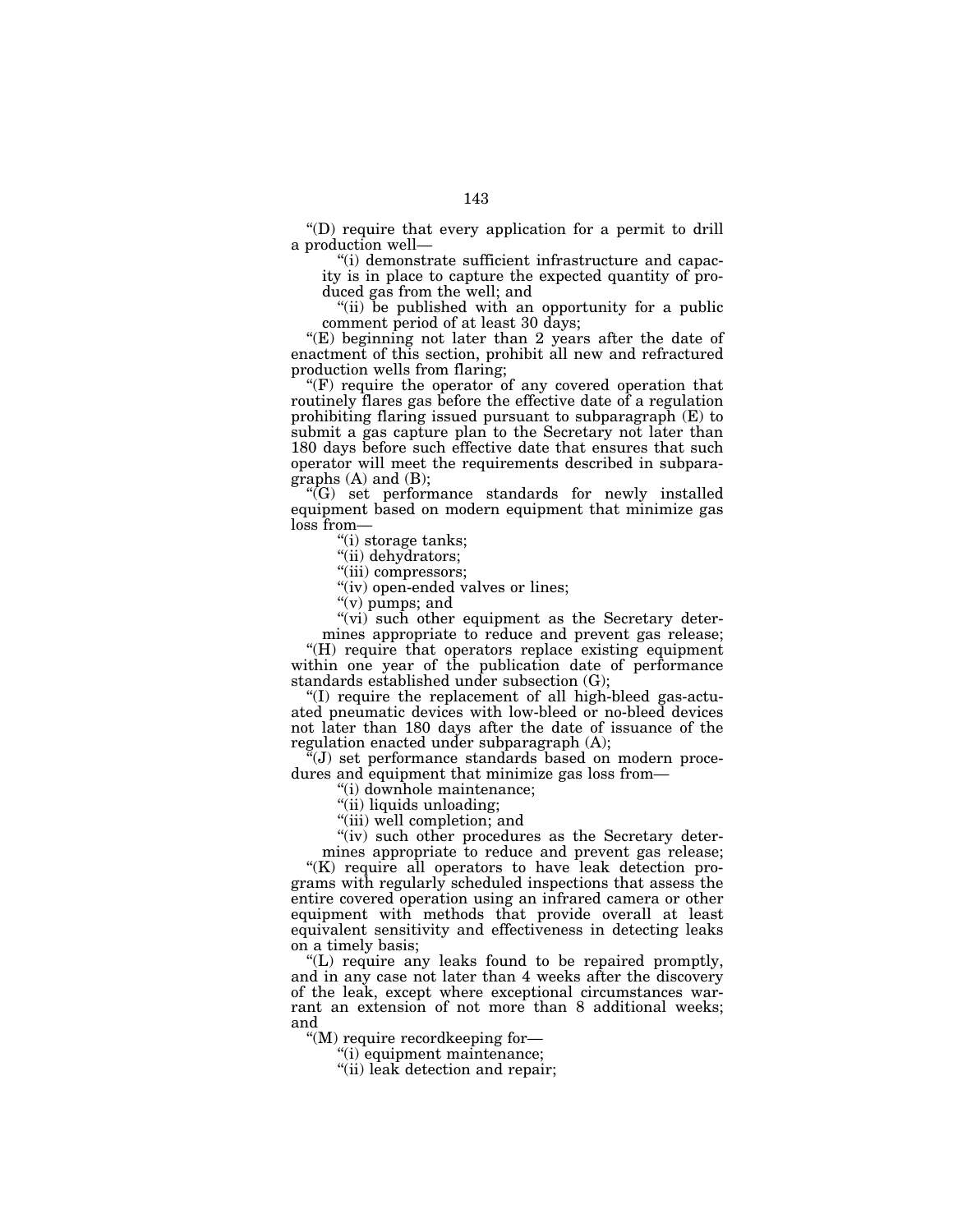"(D) require that every application for a permit to drill a production well—

"(i) demonstrate sufficient infrastructure and capacity is in place to capture the expected quantity of produced gas from the well; and

"(ii) be published with an opportunity for a public comment period of at least 30 days;

"(E) beginning not later than 2 years after the date of enactment of this section, prohibit all new and refractured production wells from flaring;

"(F) require the operator of any covered operation that routinely flares gas before the effective date of a regulation prohibiting flaring issued pursuant to subparagraph (E) to submit a gas capture plan to the Secretary not later than 180 days before such effective date that ensures that such operator will meet the requirements described in subparagraphs (A) and (B);

"(G) set performance standards for newly installed equipment based on modern equipment that minimize gas loss from—

"(i) storage tanks;

"(ii) dehydrators;

"(iii) compressors;

"(iv) open-ended valves or lines;

"(v) pumps; and

"(vi) such other equipment as the Secretary determines appropriate to reduce and prevent gas release;

"(H) require that operators replace existing equipment within one year of the publication date of performance standards established under subsection (G);

"(I) require the replacement of all high-bleed gas-actuated pneumatic devices with low-bleed or no-bleed devices not later than 180 days after the date of issuance of the regulation enacted under subparagraph (A);

"(J) set performance standards based on modern procedures and equipment that minimize gas loss from—

"(i) downhole maintenance;

"(ii) liquids unloading;

"(iii) well completion; and

"(iv) such other procedures as the Secretary determines appropriate to reduce and prevent gas release;

"(K) require all operators to have leak detection programs with regularly scheduled inspections that assess the entire covered operation using an infrared camera or other equipment with methods that provide overall at least equivalent sensitivity and effectiveness in detecting leaks on a timely basis;

"(L) require any leaks found to be repaired promptly, and in any case not later than 4 weeks after the discovery of the leak, except where exceptional circumstances warrant an extension of not more than 8 additional weeks; and

"(M) require recordkeeping for—

"(i) equipment maintenance;

"(ii) leak detection and repair;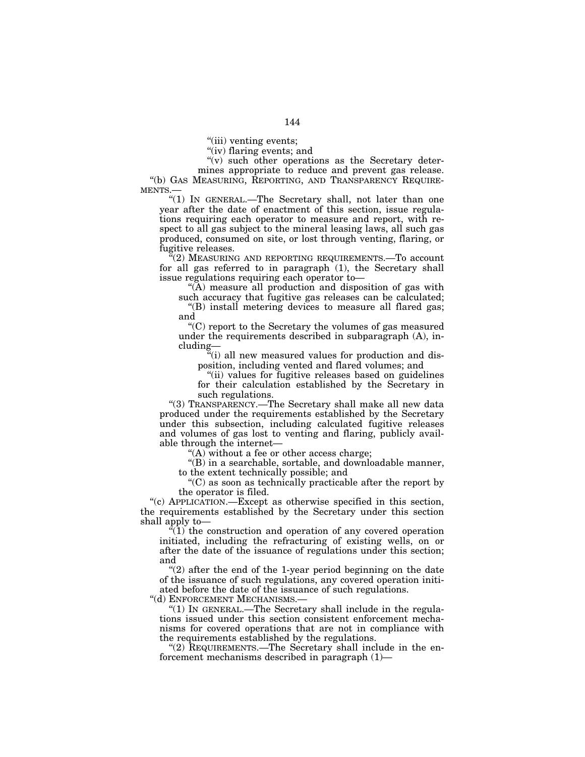"(iii) venting events;

"(iv) flaring events; and

"(v) such other operations as the Secretary determines appropriate to reduce and prevent gas release.

"(b) GAS MEASURING, REPORTING, AND TRANSPARENCY REQUIREMENTS.—

"(1) IN GENERAL.—The Secretary shall, not later than one year after the date of enactment of this section, issue regulations requiring each operator to measure and report, with respect to all gas subject to the mineral leasing laws, all such gas produced, consumed on site, or lost through venting, flaring, or fugitive releases.

"(2) MEASURING AND REPORTING REQUIREMENTS.—To account for all gas referred to in paragraph (1), the Secretary shall issue regulations requiring each operator to—

"(A) measure all production and disposition of gas with such accuracy that fugitive gas releases can be calculated;

"(B) install metering devices to measure all flared gas; and

"(C) report to the Secretary the volumes of gas measured under the requirements described in subparagraph (A), including—

"(i) all new measured values for production and disposition, including vented and flared volumes; and

"(ii) values for fugitive releases based on guidelines for their calculation established by the Secretary in such regulations.

"(3) TRANSPARENCY.—The Secretary shall make all new data produced under the requirements established by the Secretary under this subsection, including calculated fugitive releases and volumes of gas lost to venting and flaring, publicly available through the internet—

"(A) without a fee or other access charge;

"(B) in a searchable, sortable, and downloadable manner, to the extent technically possible; and

"(C) as soon as technically practicable after the report by the operator is filed.

"(c) APPLICATION.—Except as otherwise specified in this section, the requirements established by the Secretary under this section shall apply to—

"(1) the construction and operation of any covered operation initiated, including the refracturing of existing wells, on or after the date of the issuance of regulations under this section; and

"(2) after the end of the 1-year period beginning on the date of the issuance of such regulations, any covered operation initiated before the date of the issuance of such regulations.

"(d) ENFORCEMENT MECHANISMS.—

"(1) IN GENERAL.—The Secretary shall include in the regulations issued under this section consistent enforcement mechanisms for covered operations that are not in compliance with the requirements established by the regulations.

"(2) REQUIREMENTS.—The Secretary shall include in the enforcement mechanisms described in paragraph (1)—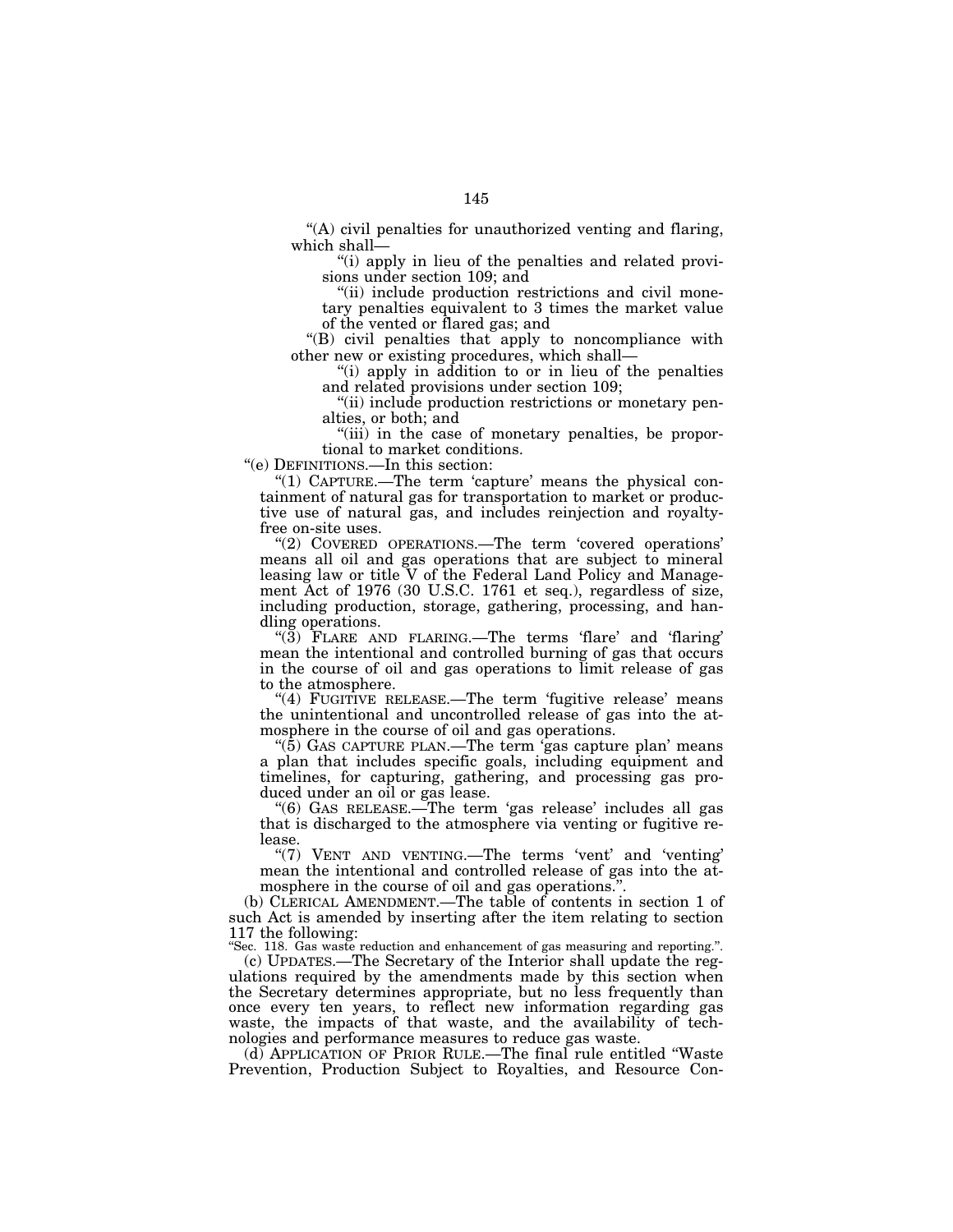"(A) civil penalties for unauthorized venting and flaring, which shall—

"(i) apply in lieu of the penalties and related provisions under section 109; and

"(ii) include production restrictions and civil monetary penalties equivalent to 3 times the market value of the vented or flared gas; and

"(B) civil penalties that apply to noncompliance with other new or existing procedures, which shall—

"(i) apply in addition to or in lieu of the penalties and related provisions under section 109;

"(ii) include production restrictions or monetary penalties, or both; and

"(iii) in the case of monetary penalties, be proportional to market conditions.

"(e) DEFINITIONS.—In this section:

"(1) CAPTURE.—The term 'capture' means the physical containment of natural gas for transportation to market or productive use of natural gas, and includes reinjection and royalty-free on-site uses.

"(2) COVERED OPERATIONS.—The term 'covered operations' means all oil and gas operations that are subject to mineral leasing law or title V of the Federal Land Policy and Management Act of 1976 (30 U.S.C. 1761 et seq.), regardless of size, including production, storage, gathering, processing, and handling operations.

"(3) FLARE AND FLARING.—The terms 'flare' and 'flaring' mean the intentional and controlled burning of gas that occurs in the course of oil and gas operations to limit release of gas to the atmosphere.

"(4) FUGITIVE RELEASE.—The term 'fugitive release' means the unintentional and uncontrolled release of gas into the atmosphere in the course of oil and gas operations.

"(5) GAS CAPTURE PLAN.—The term 'gas capture plan' means a plan that includes specific goals, including equipment and timelines, for capturing, gathering, and processing gas produced under an oil or gas lease.

"(6) GAS RELEASE.—The term 'gas release' includes all gas that is discharged to the atmosphere via venting or fugitive release.

"(7) VENT AND VENTING.—The terms 'vent' and 'venting' mean the intentional and controlled release of gas into the atmosphere in the course of oil and gas operations.".

(b) CLERICAL AMENDMENT.—The table of contents in section 1 of such Act is amended by inserting after the item relating to section 117 the following:

"Sec. 118. Gas waste reduction and enhancement of gas measuring and reporting.".

(c) UPDATES.—The Secretary of the Interior shall update the regulations required by the amendments made by this section when the Secretary determines appropriate, but no less frequently than once every ten years, to reflect new information regarding gas waste, the impacts of that waste, and the availability of technologies and performance measures to reduce gas waste.

(d) APPLICATION OF PRIOR RULE.—The final rule entitled "Waste Prevention, Production Subject to Royalties, and Resource Con-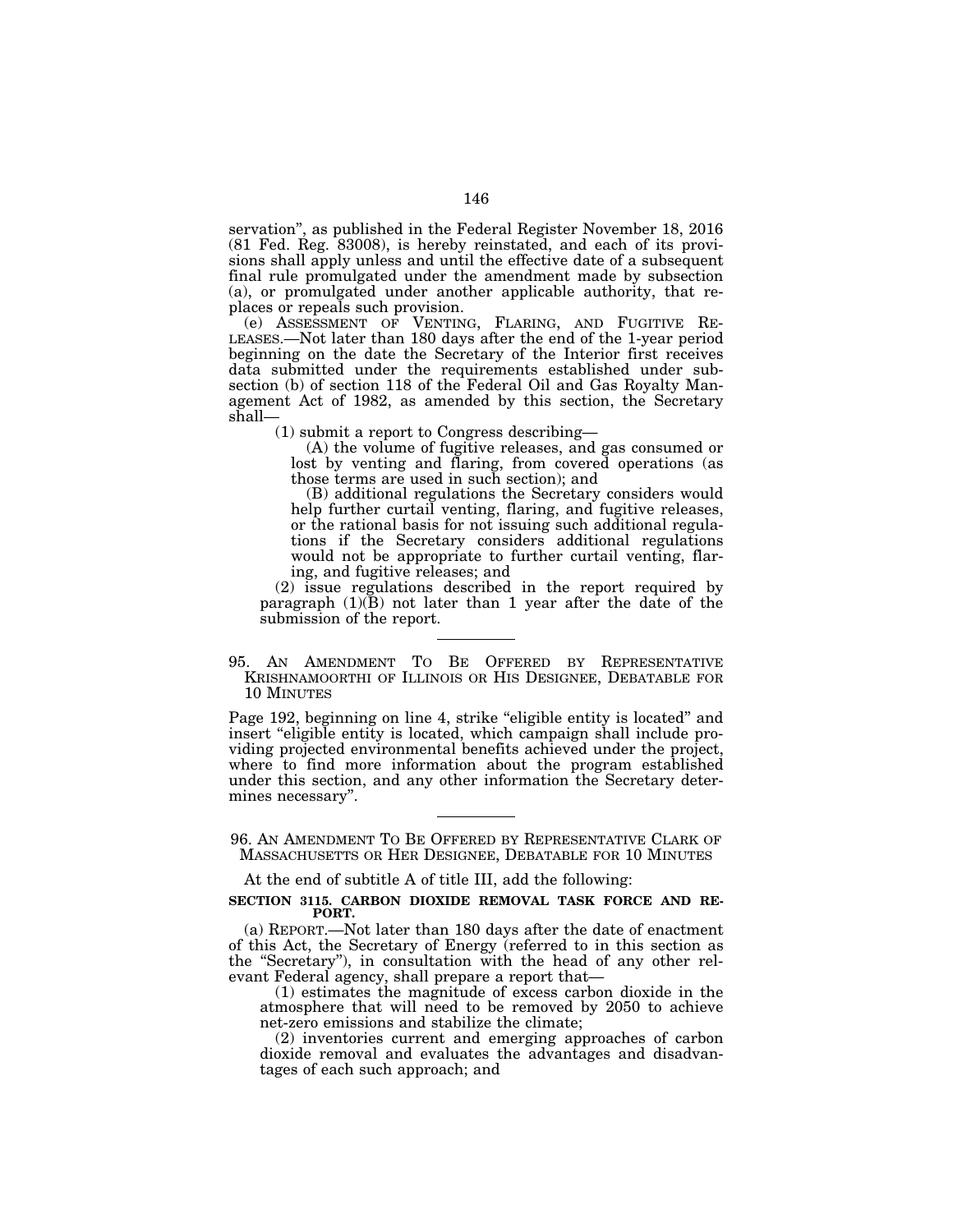servation", as published in the Federal Register November 18, 2016 (81 Fed. Reg. 83008), is hereby reinstated, and each of its provisions shall apply unless and until the effective date of a subsequent final rule promulgated under the amendment made by subsection (a), or promulgated under another applicable authority, that replaces or repeals such provision.

(e) ASSESSMENT OF VENTING, FLARING, AND FUGITIVE RELEASES.—Not later than 180 days after the end of the 1-year period beginning on the date the Secretary of the Interior first receives data submitted under the requirements established under subsection (b) of section 118 of the Federal Oil and Gas Royalty Management Act of 1982, as amended by this section, the Secretary shall—

(1) submit a report to Congress describing—

(A) the volume of fugitive releases, and gas consumed or lost by venting and flaring, from covered operations (as those terms are used in such section); and

(B) additional regulations the Secretary considers would help further curtail venting, flaring, and fugitive releases, or the rational basis for not issuing such additional regulations if the Secretary considers additional regulations would not be appropriate to further curtail venting, flaring, and fugitive releases; and

(2) issue regulations described in the report required by paragraph (1)(B) not later than 1 year after the date of the submission of the report.

---

95. AN AMENDMENT TO BE OFFERED BY REPRESENTATIVE KRISHNAMOORTHI OF ILLINOIS OR HIS DESIGNEE, DEBATABLE FOR 10 MINUTES

Page 192, beginning on line 4, strike "eligible entity is located" and insert "eligible entity is located, which campaign shall include providing projected environmental benefits achieved under the project, where to find more information about the program established under this section, and any other information the Secretary determines necessary".

---

96. AN AMENDMENT TO BE OFFERED BY REPRESENTATIVE CLARK OF MASSACHUSETTS OR HER DESIGNEE, DEBATABLE FOR 10 MINUTES

At the end of subtitle A of title III, add the following:

**SECTION 3115. CARBON DIOXIDE REMOVAL TASK FORCE AND REPORT.**

(a) REPORT.—Not later than 180 days after the date of enactment of this Act, the Secretary of Energy (referred to in this section as the "Secretary"), in consultation with the head of any other relevant Federal agency, shall prepare a report that—

(1) estimates the magnitude of excess carbon dioxide in the atmosphere that will need to be removed by 2050 to achieve net-zero emissions and stabilize the climate;

(2) inventories current and emerging approaches of carbon dioxide removal and evaluates the advantages and disadvantages of each such approach; and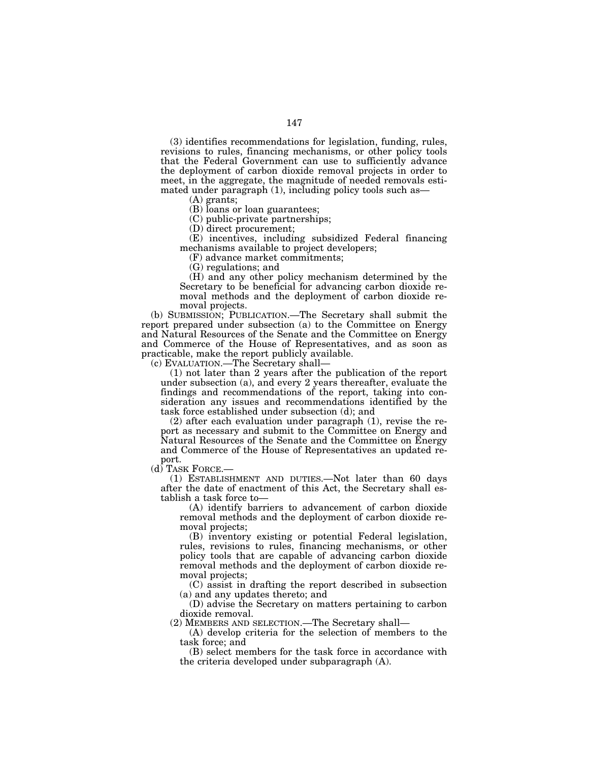(3) identifies recommendations for legislation, funding, rules, revisions to rules, financing mechanisms, or other policy tools that the Federal Government can use to sufficiently advance the deployment of carbon dioxide removal projects in order to meet, in the aggregate, the magnitude of needed removals estimated under paragraph (1), including policy tools such as—

(A) grants;

(B) loans or loan guarantees;

(C) public-private partnerships;

(D) direct procurement;

(E) incentives, including subsidized Federal financing mechanisms available to project developers;

(F) advance market commitments;

(G) regulations; and

(H) and any other policy mechanism determined by the Secretary to be beneficial for advancing carbon dioxide removal methods and the deployment of carbon dioxide removal projects.

(b) SUBMISSION; PUBLICATION.—The Secretary shall submit the report prepared under subsection (a) to the Committee on Energy and Natural Resources of the Senate and the Committee on Energy and Commerce of the House of Representatives, and as soon as practicable, make the report publicly available.

(c) EVALUATION.—The Secretary shall—

(1) not later than 2 years after the publication of the report under subsection (a), and every 2 years thereafter, evaluate the findings and recommendations of the report, taking into consideration any issues and recommendations identified by the task force established under subsection (d); and

(2) after each evaluation under paragraph (1), revise the report as necessary and submit to the Committee on Energy and Natural Resources of the Senate and the Committee on Energy and Commerce of the House of Representatives an updated report.

(d) TASK FORCE.—

(1) ESTABLISHMENT AND DUTIES.—Not later than 60 days after the date of enactment of this Act, the Secretary shall establish a task force to—

(A) identify barriers to advancement of carbon dioxide removal methods and the deployment of carbon dioxide removal projects;

(B) inventory existing or potential Federal legislation, rules, revisions to rules, financing mechanisms, or other policy tools that are capable of advancing carbon dioxide removal methods and the deployment of carbon dioxide removal projects;

(C) assist in drafting the report described in subsection (a) and any updates thereto; and

(D) advise the Secretary on matters pertaining to carbon dioxide removal.

(2) MEMBERS AND SELECTION.—The Secretary shall—

(A) develop criteria for the selection of members to the task force; and

(B) select members for the task force in accordance with the criteria developed under subparagraph (A).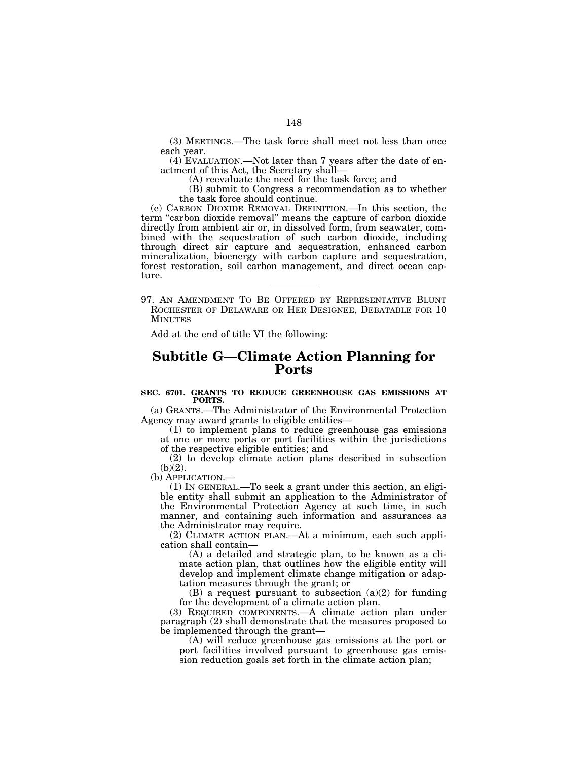(3) MEETINGS.—The task force shall meet not less than once each year.

(4) EVALUATION.—Not later than 7 years after the date of enactment of this Act, the Secretary shall—

(A) reevaluate the need for the task force; and

(B) submit to Congress a recommendation as to whether the task force should continue.

(e) CARBON DIOXIDE REMOVAL DEFINITION.—In this section, the term "carbon dioxide removal" means the capture of carbon dioxide directly from ambient air or, in dissolved form, from seawater, combined with the sequestration of such carbon dioxide, including through direct air capture and sequestration, enhanced carbon mineralization, bioenergy with carbon capture and sequestration, forest restoration, soil carbon management, and direct ocean capture.

---

97. AN AMENDMENT TO BE OFFERED BY REPRESENTATIVE BLUNT ROCHESTER OF DELAWARE OR HER DESIGNEE, DEBATABLE FOR 10 MINUTES

Add at the end of title VI the following:

# Subtitle G—Climate Action Planning for Ports

**SEC. 6701. GRANTS TO REDUCE GREENHOUSE GAS EMISSIONS AT PORTS.**

(a) GRANTS.—The Administrator of the Environmental Protection Agency may award grants to eligible entities—

(1) to implement plans to reduce greenhouse gas emissions at one or more ports or port facilities within the jurisdictions of the respective eligible entities; and

(2) to develop climate action plans described in subsection (b)(2).

(b) APPLICATION.—

(1) IN GENERAL.—To seek a grant under this section, an eligible entity shall submit an application to the Administrator of the Environmental Protection Agency at such time, in such manner, and containing such information and assurances as the Administrator may require.

(2) CLIMATE ACTION PLAN.—At a minimum, each such application shall contain—

(A) a detailed and strategic plan, to be known as a climate action plan, that outlines how the eligible entity will develop and implement climate change mitigation or adaptation measures through the grant; or

(B) a request pursuant to subsection (a)(2) for funding for the development of a climate action plan.

(3) REQUIRED COMPONENTS.—A climate action plan under paragraph (2) shall demonstrate that the measures proposed to be implemented through the grant—

(A) will reduce greenhouse gas emissions at the port or port facilities involved pursuant to greenhouse gas emission reduction goals set forth in the climate action plan;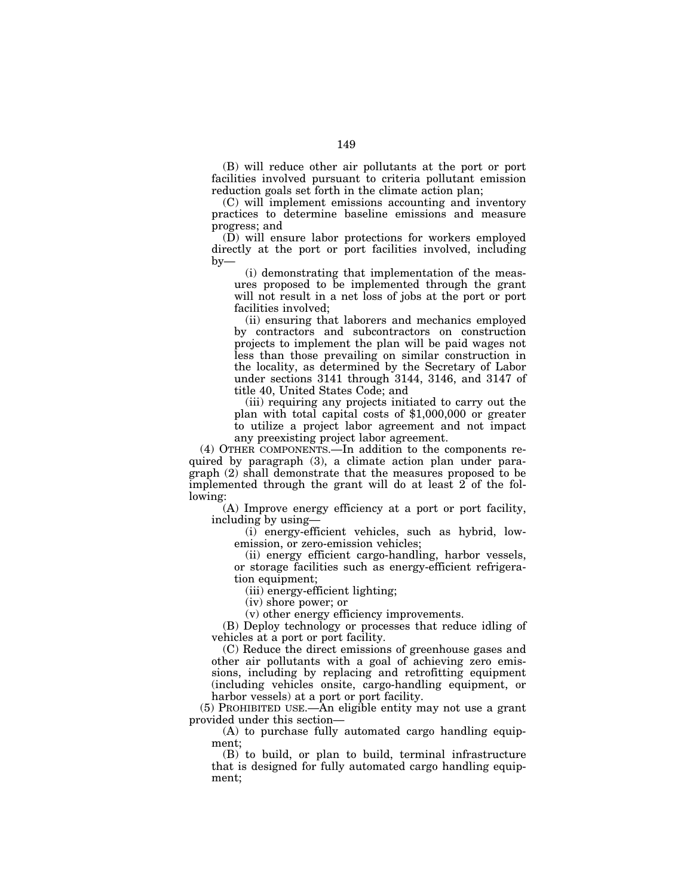(B) will reduce other air pollutants at the port or port facilities involved pursuant to criteria pollutant emission reduction goals set forth in the climate action plan;

(C) will implement emissions accounting and inventory practices to determine baseline emissions and measure progress; and

(D) will ensure labor protections for workers employed directly at the port or port facilities involved, including by—

(i) demonstrating that implementation of the measures proposed to be implemented through the grant will not result in a net loss of jobs at the port or port facilities involved;

(ii) ensuring that laborers and mechanics employed by contractors and subcontractors on construction projects to implement the plan will be paid wages not less than those prevailing on similar construction in the locality, as determined by the Secretary of Labor under sections 3141 through 3144, 3146, and 3147 of title 40, United States Code; and

(iii) requiring any projects initiated to carry out the plan with total capital costs of $1,000,000 or greater to utilize a project labor agreement and not impact any preexisting project labor agreement.

(4) OTHER COMPONENTS.—In addition to the components required by paragraph (3), a climate action plan under paragraph (2) shall demonstrate that the measures proposed to be implemented through the grant will do at least 2 of the following:

(A) Improve energy efficiency at a port or port facility, including by using—

(i) energy-efficient vehicles, such as hybrid, low-emission, or zero-emission vehicles;

(ii) energy efficient cargo-handling, harbor vessels, or storage facilities such as energy-efficient refrigeration equipment;

(iii) energy-efficient lighting;

(iv) shore power; or

(v) other energy efficiency improvements.

(B) Deploy technology or processes that reduce idling of vehicles at a port or port facility.

(C) Reduce the direct emissions of greenhouse gases and other air pollutants with a goal of achieving zero emissions, including by replacing and retrofitting equipment (including vehicles onsite, cargo-handling equipment, or harbor vessels) at a port or port facility.

(5) PROHIBITED USE.—An eligible entity may not use a grant provided under this section—

(A) to purchase fully automated cargo handling equipment;

(B) to build, or plan to build, terminal infrastructure that is designed for fully automated cargo handling equipment;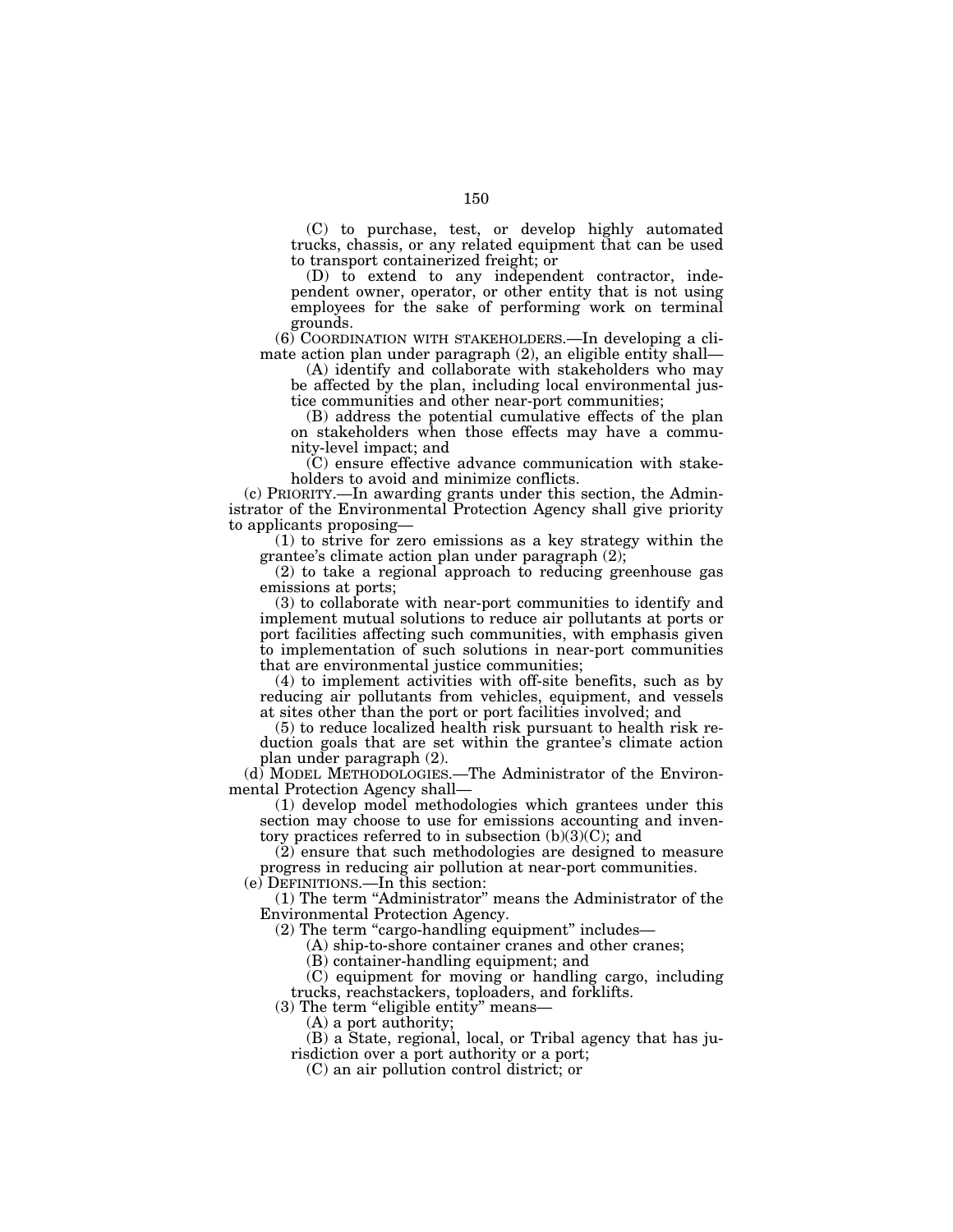(C) to purchase, test, or develop highly automated trucks, chassis, or any related equipment that can be used to transport containerized freight; or

(D) to extend to any independent contractor, independent owner, operator, or other entity that is not using employees for the sake of performing work on terminal grounds.

(6) COORDINATION WITH STAKEHOLDERS.—In developing a climate action plan under paragraph (2), an eligible entity shall—

(A) identify and collaborate with stakeholders who may be affected by the plan, including local environmental justice communities and other near-port communities;

(B) address the potential cumulative effects of the plan on stakeholders when those effects may have a community-level impact; and

(C) ensure effective advance communication with stakeholders to avoid and minimize conflicts.

(c) PRIORITY.—In awarding grants under this section, the Administrator of the Environmental Protection Agency shall give priority to applicants proposing—

(1) to strive for zero emissions as a key strategy within the grantee's climate action plan under paragraph (2);

(2) to take a regional approach to reducing greenhouse gas emissions at ports;

(3) to collaborate with near-port communities to identify and implement mutual solutions to reduce air pollutants at ports or port facilities affecting such communities, with emphasis given to implementation of such solutions in near-port communities that are environmental justice communities;

(4) to implement activities with off-site benefits, such as by reducing air pollutants from vehicles, equipment, and vessels at sites other than the port or port facilities involved; and

(5) to reduce localized health risk pursuant to health risk reduction goals that are set within the grantee's climate action plan under paragraph (2).

(d) MODEL METHODOLOGIES.—The Administrator of the Environmental Protection Agency shall—

(1) develop model methodologies which grantees under this section may choose to use for emissions accounting and inventory practices referred to in subsection (b)(3)(C); and

(2) ensure that such methodologies are designed to measure progress in reducing air pollution at near-port communities.

(e) DEFINITIONS.—In this section:

(1) The term "Administrator" means the Administrator of the Environmental Protection Agency.

(2) The term "cargo-handling equipment" includes—

(A) ship-to-shore container cranes and other cranes;

(B) container-handling equipment; and

(C) equipment for moving or handling cargo, including trucks, reachstackers, toploaders, and forklifts.

(3) The term "eligible entity" means—

(A) a port authority;

(B) a State, regional, local, or Tribal agency that has jurisdiction over a port authority or a port;

(C) an air pollution control district; or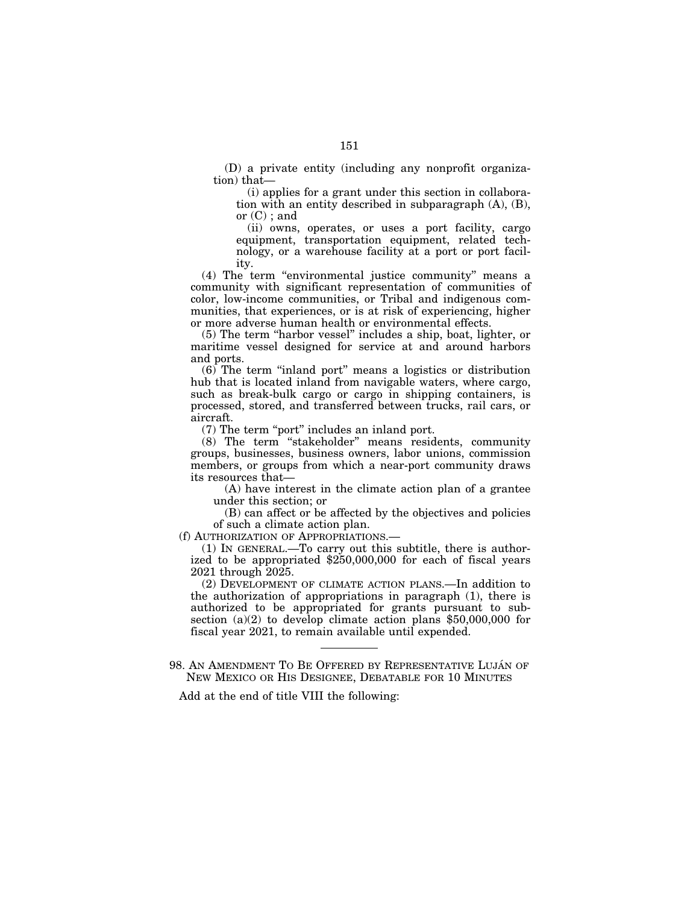(D) a private entity (including any nonprofit organization) that—

(i) applies for a grant under this section in collaboration with an entity described in subparagraph (A), (B), or (C) ; and

(ii) owns, operates, or uses a port facility, cargo equipment, transportation equipment, related technology, or a warehouse facility at a port or port facility.

(4) The term "environmental justice community" means a community with significant representation of communities of color, low-income communities, or Tribal and indigenous communities, that experiences, or is at risk of experiencing, higher or more adverse human health or environmental effects.

(5) The term "harbor vessel" includes a ship, boat, lighter, or maritime vessel designed for service at and around harbors and ports.

(6) The term "inland port" means a logistics or distribution hub that is located inland from navigable waters, where cargo, such as break-bulk cargo or cargo in shipping containers, is processed, stored, and transferred between trucks, rail cars, or aircraft.

(7) The term "port" includes an inland port.

(8) The term "stakeholder" means residents, community groups, businesses, business owners, labor unions, commission members, or groups from which a near-port community draws its resources that—

(A) have interest in the climate action plan of a grantee under this section; or

(B) can affect or be affected by the objectives and policies of such a climate action plan.

(f) AUTHORIZATION OF APPROPRIATIONS.—

(1) IN GENERAL.—To carry out this subtitle, there is authorized to be appropriated $250,000,000 for each of fiscal years 2021 through 2025.

(2) DEVELOPMENT OF CLIMATE ACTION PLANS.—In addition to the authorization of appropriations in paragraph (1), there is authorized to be appropriated for grants pursuant to subsection (a)(2) to develop climate action plans $50,000,000 for fiscal year 2021, to remain available until expended.

---

98. AN AMENDMENT TO BE OFFERED BY REPRESENTATIVE LUJÁN OF NEW MEXICO OR HIS DESIGNEE, DEBATABLE FOR 10 MINUTES

Add at the end of title VIII the following: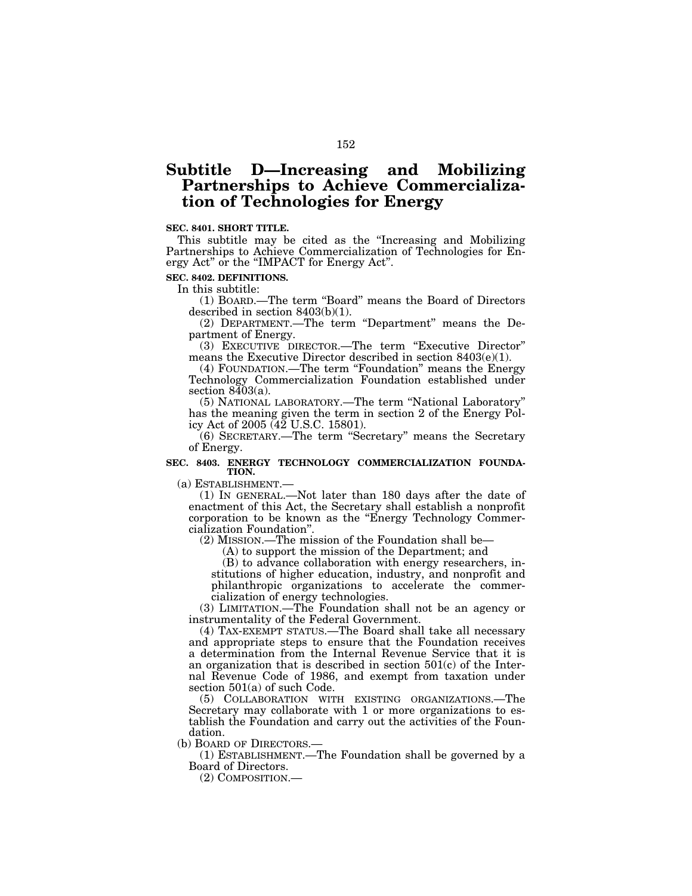# Subtitle D—Increasing and Mobilizing Partnerships to Achieve Commercialization of Technologies for Energy

**SEC. 8401. SHORT TITLE.**

This subtitle may be cited as the "Increasing and Mobilizing Partnerships to Achieve Commercialization of Technologies for Energy Act" or the "IMPACT for Energy Act".

**SEC. 8402. DEFINITIONS.**

In this subtitle:

(1) BOARD.—The term "Board" means the Board of Directors described in section 8403(b)(1).

(2) DEPARTMENT.—The term "Department" means the Department of Energy.

(3) EXECUTIVE DIRECTOR.—The term "Executive Director" means the Executive Director described in section 8403(e)(1).

(4) FOUNDATION.—The term "Foundation" means the Energy Technology Commercialization Foundation established under section 8403(a).

(5) NATIONAL LABORATORY.—The term "National Laboratory" has the meaning given the term in section 2 of the Energy Policy Act of 2005 (42 U.S.C. 15801).

(6) SECRETARY.—The term "Secretary" means the Secretary of Energy.

**SEC. 8403. ENERGY TECHNOLOGY COMMERCIALIZATION FOUNDATION.**

(a) ESTABLISHMENT.—

(1) IN GENERAL.—Not later than 180 days after the date of enactment of this Act, the Secretary shall establish a nonprofit corporation to be known as the "Energy Technology Commercialization Foundation".

(2) MISSION.—The mission of the Foundation shall be—

(A) to support the mission of the Department; and

(B) to advance collaboration with energy researchers, institutions of higher education, industry, and nonprofit and philanthropic organizations to accelerate the commercialization of energy technologies.

(3) LIMITATION.—The Foundation shall not be an agency or instrumentality of the Federal Government.

(4) TAX-EXEMPT STATUS.—The Board shall take all necessary and appropriate steps to ensure that the Foundation receives a determination from the Internal Revenue Service that it is an organization that is described in section 501(c) of the Internal Revenue Code of 1986, and exempt from taxation under section 501(a) of such Code.

(5) COLLABORATION WITH EXISTING ORGANIZATIONS.—The Secretary may collaborate with 1 or more organizations to establish the Foundation and carry out the activities of the Foundation.

(b) BOARD OF DIRECTORS.—

(1) ESTABLISHMENT.—The Foundation shall be governed by a Board of Directors.

(2) COMPOSITION.—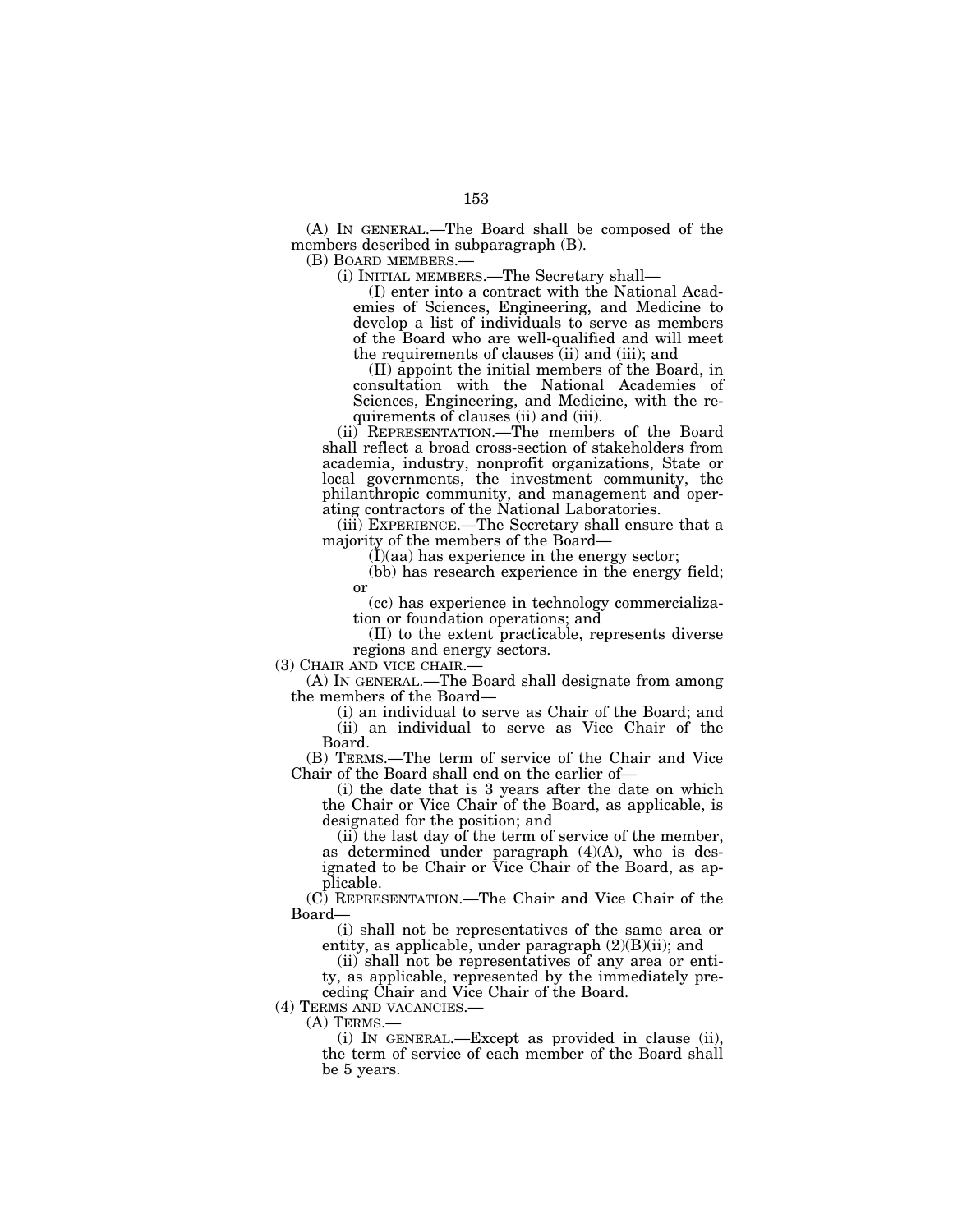(A) IN GENERAL.—The Board shall be composed of the members described in subparagraph (B).

(B) BOARD MEMBERS.—

(i) INITIAL MEMBERS.—The Secretary shall—

(I) enter into a contract with the National Academies of Sciences, Engineering, and Medicine to develop a list of individuals to serve as members of the Board who are well-qualified and will meet the requirements of clauses (ii) and (iii); and

(II) appoint the initial members of the Board, in consultation with the National Academies of Sciences, Engineering, and Medicine, with the requirements of clauses (ii) and (iii).

(ii) REPRESENTATION.—The members of the Board shall reflect a broad cross-section of stakeholders from academia, industry, nonprofit organizations, State or local governments, the investment community, the philanthropic community, and management and operating contractors of the National Laboratories.

(iii) EXPERIENCE.—The Secretary shall ensure that a majority of the members of the Board—

(I)(aa) has experience in the energy sector;

(bb) has research experience in the energy field; or

(cc) has experience in technology commercialization or foundation operations; and

(II) to the extent practicable, represents diverse regions and energy sectors.

(3) CHAIR AND VICE CHAIR.—

(A) IN GENERAL.—The Board shall designate from among the members of the Board—

(i) an individual to serve as Chair of the Board; and

(ii) an individual to serve as Vice Chair of the Board.

(B) TERMS.—The term of service of the Chair and Vice Chair of the Board shall end on the earlier of—

(i) the date that is 3 years after the date on which the Chair or Vice Chair of the Board, as applicable, is designated for the position; and

(ii) the last day of the term of service of the member, as determined under paragraph (4)(A), who is designated to be Chair or Vice Chair of the Board, as applicable.

(C) REPRESENTATION.—The Chair and Vice Chair of the Board—

(i) shall not be representatives of the same area or entity, as applicable, under paragraph (2)(B)(ii); and

(ii) shall not be representatives of any area or entity, as applicable, represented by the immediately preceding Chair and Vice Chair of the Board.

(4) TERMS AND VACANCIES.—

(A) TERMS.—

(i) IN GENERAL.—Except as provided in clause (ii), the term of service of each member of the Board shall be 5 years.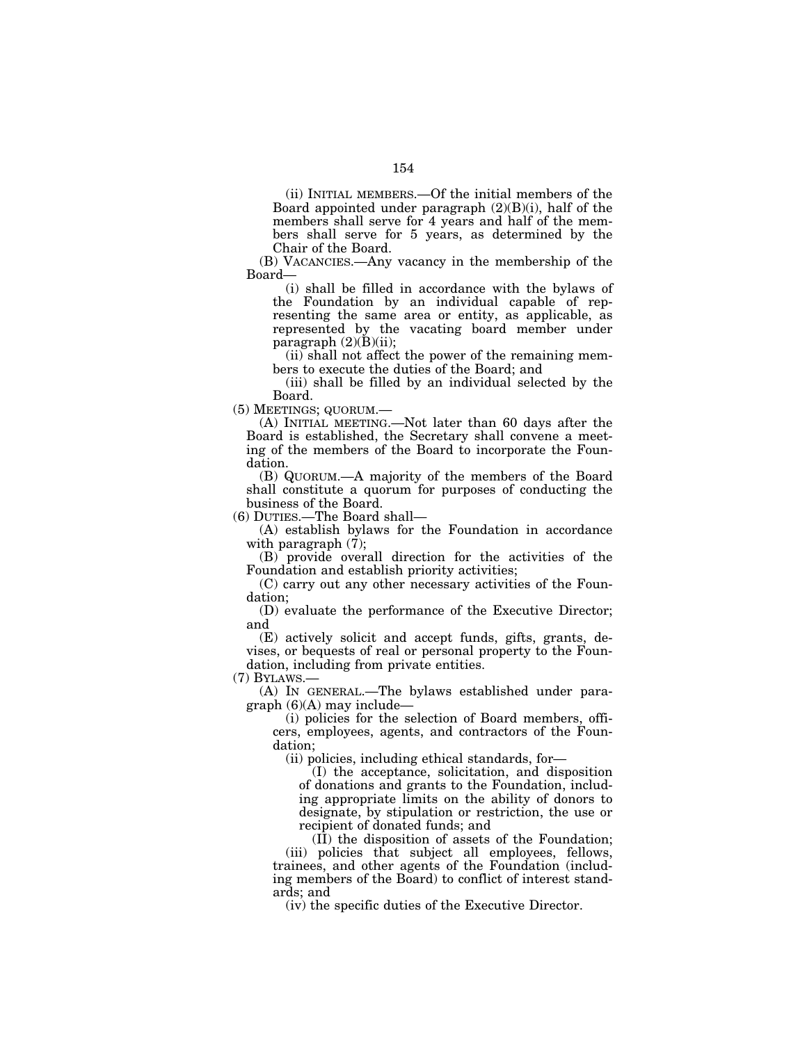(ii) INITIAL MEMBERS.—Of the initial members of the Board appointed under paragraph (2)(B)(i), half of the members shall serve for 4 years and half of the members shall serve for 5 years, as determined by the Chair of the Board.

(B) VACANCIES.—Any vacancy in the membership of the Board—

(i) shall be filled in accordance with the bylaws of the Foundation by an individual capable of representing the same area or entity, as applicable, as represented by the vacating board member under paragraph (2)(B)(ii);

(ii) shall not affect the power of the remaining members to execute the duties of the Board; and

(iii) shall be filled by an individual selected by the Board.

(5) MEETINGS; QUORUM.—

(A) INITIAL MEETING.—Not later than 60 days after the Board is established, the Secretary shall convene a meeting of the members of the Board to incorporate the Foundation.

(B) QUORUM.—A majority of the members of the Board shall constitute a quorum for purposes of conducting the business of the Board.

(6) DUTIES.—The Board shall—

(A) establish bylaws for the Foundation in accordance with paragraph (7);

(B) provide overall direction for the activities of the Foundation and establish priority activities;

(C) carry out any other necessary activities of the Foundation;

(D) evaluate the performance of the Executive Director; and

(E) actively solicit and accept funds, gifts, grants, devises, or bequests of real or personal property to the Foundation, including from private entities.

(7) BYLAWS.—

(A) IN GENERAL.—The bylaws established under paragraph (6)(A) may include—

(i) policies for the selection of Board members, officers, employees, agents, and contractors of the Foundation;

(ii) policies, including ethical standards, for—

(I) the acceptance, solicitation, and disposition of donations and grants to the Foundation, including appropriate limits on the ability of donors to designate, by stipulation or restriction, the use or recipient of donated funds; and

(II) the disposition of assets of the Foundation;

(iii) policies that subject all employees, fellows, trainees, and other agents of the Foundation (including members of the Board) to conflict of interest standards; and

(iv) the specific duties of the Executive Director.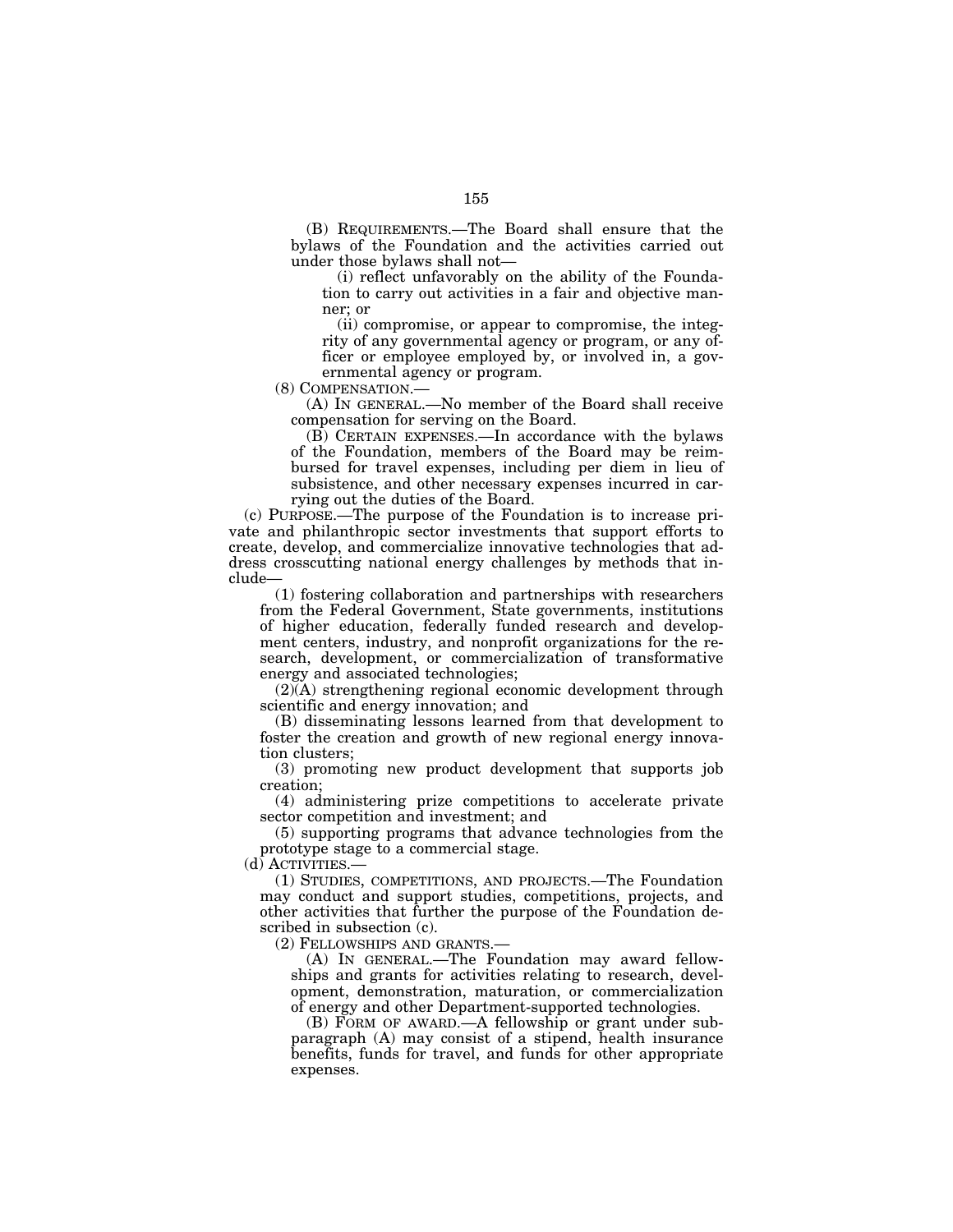(B) REQUIREMENTS.—The Board shall ensure that the bylaws of the Foundation and the activities carried out under those bylaws shall not—

(i) reflect unfavorably on the ability of the Foundation to carry out activities in a fair and objective manner; or

(ii) compromise, or appear to compromise, the integrity of any governmental agency or program, or any officer or employee employed by, or involved in, a governmental agency or program.

(8) COMPENSATION.—

(A) IN GENERAL.—No member of the Board shall receive compensation for serving on the Board.

(B) CERTAIN EXPENSES.—In accordance with the bylaws of the Foundation, members of the Board may be reimbursed for travel expenses, including per diem in lieu of subsistence, and other necessary expenses incurred in carrying out the duties of the Board.

(c) PURPOSE.—The purpose of the Foundation is to increase private and philanthropic sector investments that support efforts to create, develop, and commercialize innovative technologies that address crosscutting national energy challenges by methods that include—

(1) fostering collaboration and partnerships with researchers from the Federal Government, State governments, institutions of higher education, federally funded research and development centers, industry, and nonprofit organizations for the research, development, or commercialization of transformative energy and associated technologies;

(2)(A) strengthening regional economic development through scientific and energy innovation; and

(B) disseminating lessons learned from that development to foster the creation and growth of new regional energy innovation clusters;

(3) promoting new product development that supports job creation;

(4) administering prize competitions to accelerate private sector competition and investment; and

(5) supporting programs that advance technologies from the prototype stage to a commercial stage.

(d) ACTIVITIES.—

(1) STUDIES, COMPETITIONS, AND PROJECTS.—The Foundation may conduct and support studies, competitions, projects, and other activities that further the purpose of the Foundation described in subsection (c).

(2) FELLOWSHIPS AND GRANTS.—

(A) IN GENERAL.—The Foundation may award fellowships and grants for activities relating to research, development, demonstration, maturation, or commercialization of energy and other Department-supported technologies.

(B) FORM OF AWARD.—A fellowship or grant under subparagraph (A) may consist of a stipend, health insurance benefits, funds for travel, and funds for other appropriate expenses.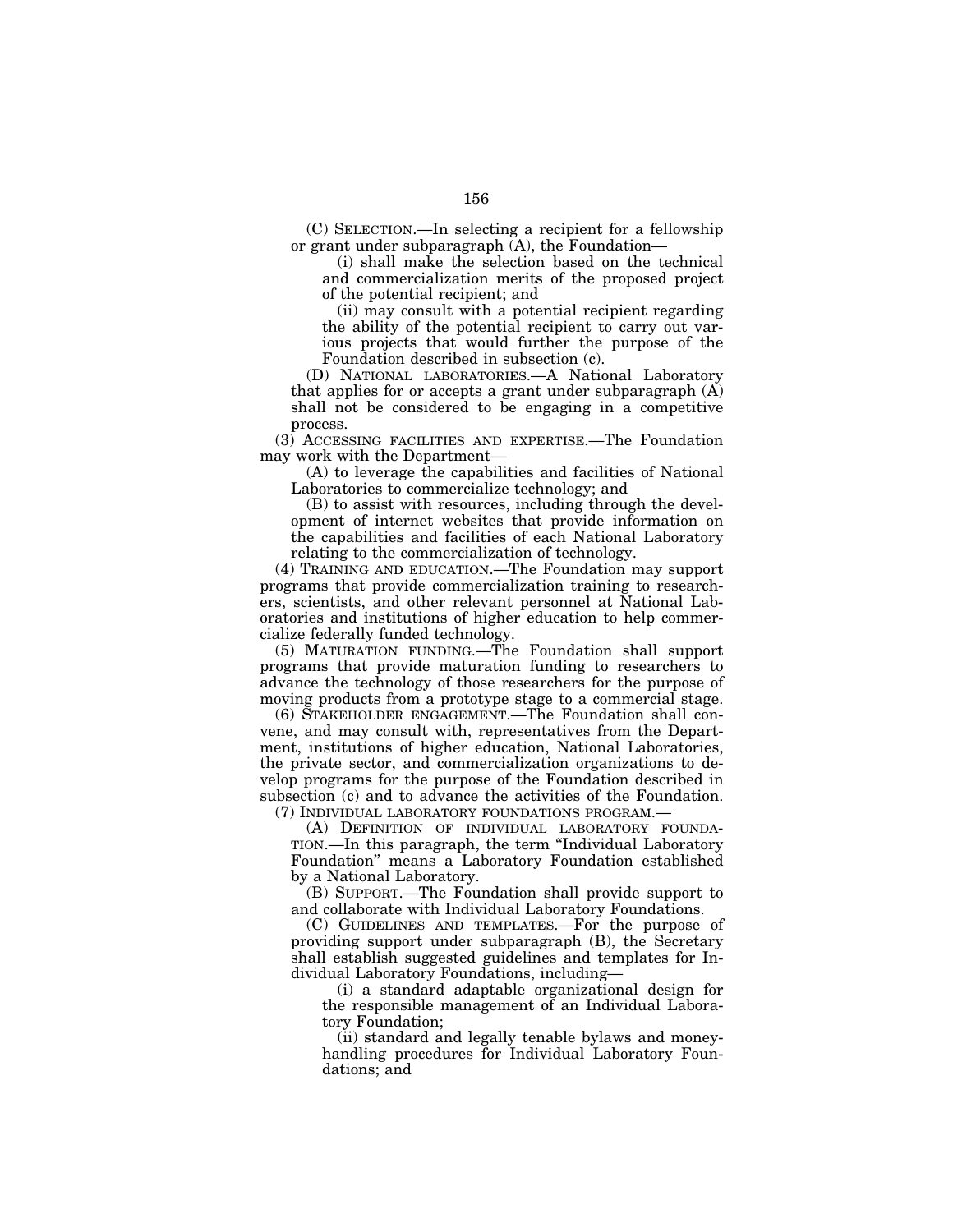(C) SELECTION.—In selecting a recipient for a fellowship or grant under subparagraph (A), the Foundation—

(i) shall make the selection based on the technical and commercialization merits of the proposed project of the potential recipient; and

(ii) may consult with a potential recipient regarding the ability of the potential recipient to carry out various projects that would further the purpose of the Foundation described in subsection (c).

(D) NATIONAL LABORATORIES.—A National Laboratory that applies for or accepts a grant under subparagraph (A) shall not be considered to be engaging in a competitive process.

(3) ACCESSING FACILITIES AND EXPERTISE.—The Foundation may work with the Department—

(A) to leverage the capabilities and facilities of National Laboratories to commercialize technology; and

(B) to assist with resources, including through the development of internet websites that provide information on the capabilities and facilities of each National Laboratory relating to the commercialization of technology.

(4) TRAINING AND EDUCATION.—The Foundation may support programs that provide commercialization training to researchers, scientists, and other relevant personnel at National Laboratories and institutions of higher education to help commercialize federally funded technology.

(5) MATURATION FUNDING.—The Foundation shall support programs that provide maturation funding to researchers to advance the technology of those researchers for the purpose of moving products from a prototype stage to a commercial stage.

(6) STAKEHOLDER ENGAGEMENT.—The Foundation shall convene, and may consult with, representatives from the Department, institutions of higher education, National Laboratories, the private sector, and commercialization organizations to develop programs for the purpose of the Foundation described in subsection (c) and to advance the activities of the Foundation.

(7) INDIVIDUAL LABORATORY FOUNDATIONS PROGRAM.—

(A) DEFINITION OF INDIVIDUAL LABORATORY FOUNDATION.—In this paragraph, the term "Individual Laboratory Foundation" means a Laboratory Foundation established by a National Laboratory.

(B) SUPPORT.—The Foundation shall provide support to and collaborate with Individual Laboratory Foundations.

(C) GUIDELINES AND TEMPLATES.—For the purpose of providing support under subparagraph (B), the Secretary shall establish suggested guidelines and templates for Individual Laboratory Foundations, including—

(i) a standard adaptable organizational design for the responsible management of an Individual Laboratory Foundation;

(ii) standard and legally tenable bylaws and money-handling procedures for Individual Laboratory Foundations; and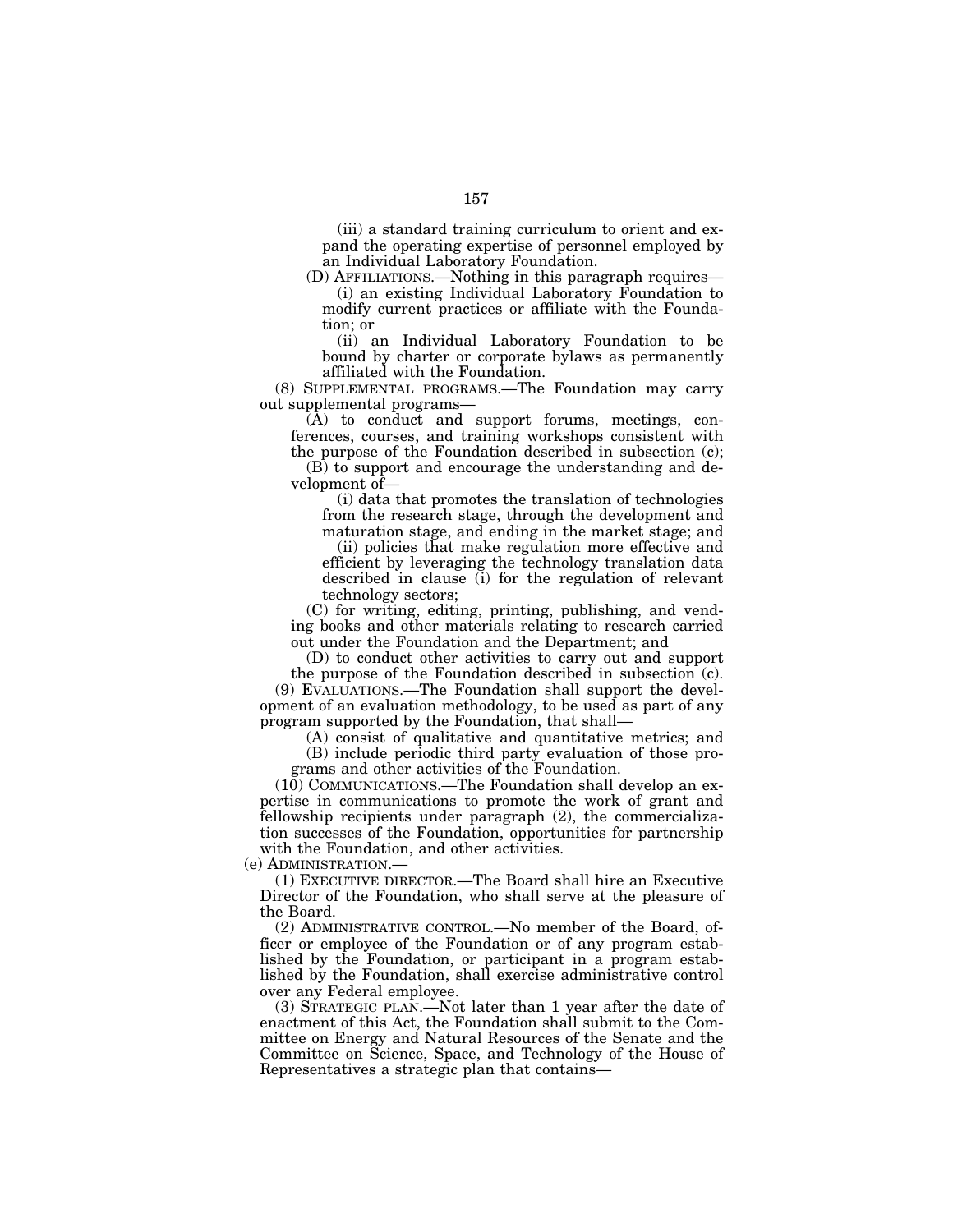(iii) a standard training curriculum to orient and expand the operating expertise of personnel employed by an Individual Laboratory Foundation.

(D) AFFILIATIONS.—Nothing in this paragraph requires—

(i) an existing Individual Laboratory Foundation to modify current practices or affiliate with the Foundation; or

(ii) an Individual Laboratory Foundation to be bound by charter or corporate bylaws as permanently affiliated with the Foundation.

(8) SUPPLEMENTAL PROGRAMS.—The Foundation may carry out supplemental programs—

(A) to conduct and support forums, meetings, conferences, courses, and training workshops consistent with the purpose of the Foundation described in subsection (c);

(B) to support and encourage the understanding and development of—

(i) data that promotes the translation of technologies from the research stage, through the development and maturation stage, and ending in the market stage; and

(ii) policies that make regulation more effective and efficient by leveraging the technology translation data described in clause (i) for the regulation of relevant technology sectors;

(C) for writing, editing, printing, publishing, and vending books and other materials relating to research carried out under the Foundation and the Department; and

(D) to conduct other activities to carry out and support the purpose of the Foundation described in subsection (c).

(9) EVALUATIONS.—The Foundation shall support the development of an evaluation methodology, to be used as part of any program supported by the Foundation, that shall—

(A) consist of qualitative and quantitative metrics; and

(B) include periodic third party evaluation of those programs and other activities of the Foundation.

(10) COMMUNICATIONS.—The Foundation shall develop an expertise in communications to promote the work of grant and fellowship recipients under paragraph (2), the commercialization successes of the Foundation, opportunities for partnership with the Foundation, and other activities.

(e) ADMINISTRATION.—

(1) EXECUTIVE DIRECTOR.—The Board shall hire an Executive Director of the Foundation, who shall serve at the pleasure of the Board.

(2) ADMINISTRATIVE CONTROL.—No member of the Board, officer or employee of the Foundation or of any program established by the Foundation, or participant in a program established by the Foundation, shall exercise administrative control over any Federal employee.

(3) STRATEGIC PLAN.—Not later than 1 year after the date of enactment of this Act, the Foundation shall submit to the Committee on Energy and Natural Resources of the Senate and the Committee on Science, Space, and Technology of the House of Representatives a strategic plan that contains—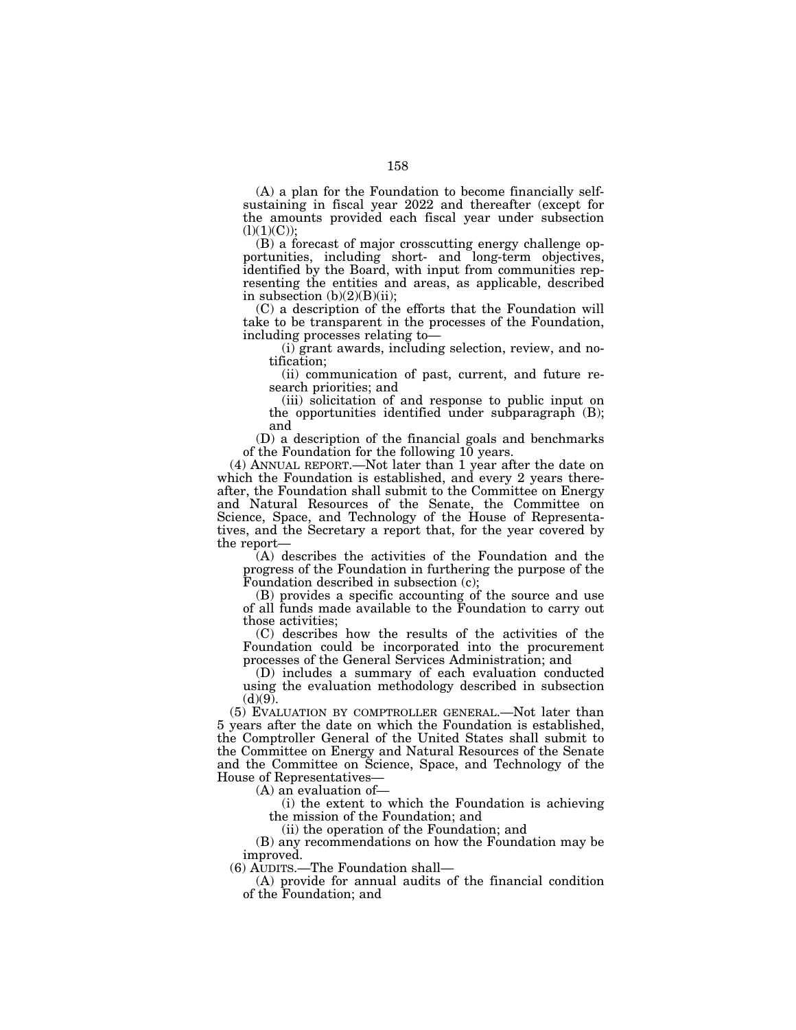(A) a plan for the Foundation to become financially self-sustaining in fiscal year 2022 and thereafter (except for the amounts provided each fiscal year under subsection (l)(1)(C));

(B) a forecast of major crosscutting energy challenge opportunities, including short- and long-term objectives, identified by the Board, with input from communities representing the entities and areas, as applicable, described in subsection (b)(2)(B)(ii);

(C) a description of the efforts that the Foundation will take to be transparent in the processes of the Foundation, including processes relating to—

(i) grant awards, including selection, review, and notification;

(ii) communication of past, current, and future research priorities; and

(iii) solicitation of and response to public input on the opportunities identified under subparagraph (B); and

(D) a description of the financial goals and benchmarks of the Foundation for the following 10 years.

(4) ANNUAL REPORT.—Not later than 1 year after the date on which the Foundation is established, and every 2 years thereafter, the Foundation shall submit to the Committee on Energy and Natural Resources of the Senate, the Committee on Science, Space, and Technology of the House of Representatives, and the Secretary a report that, for the year covered by the report—

(A) describes the activities of the Foundation and the progress of the Foundation in furthering the purpose of the Foundation described in subsection (c);

(B) provides a specific accounting of the source and use of all funds made available to the Foundation to carry out those activities;

(C) describes how the results of the activities of the Foundation could be incorporated into the procurement processes of the General Services Administration; and

(D) includes a summary of each evaluation conducted using the evaluation methodology described in subsection (d)(9).

(5) EVALUATION BY COMPTROLLER GENERAL.—Not later than 5 years after the date on which the Foundation is established, the Comptroller General of the United States shall submit to the Committee on Energy and Natural Resources of the Senate and the Committee on Science, Space, and Technology of the House of Representatives—

(A) an evaluation of—

(i) the extent to which the Foundation is achieving the mission of the Foundation; and

(ii) the operation of the Foundation; and

(B) any recommendations on how the Foundation may be improved.

(6) AUDITS.—The Foundation shall—

(A) provide for annual audits of the financial condition of the Foundation; and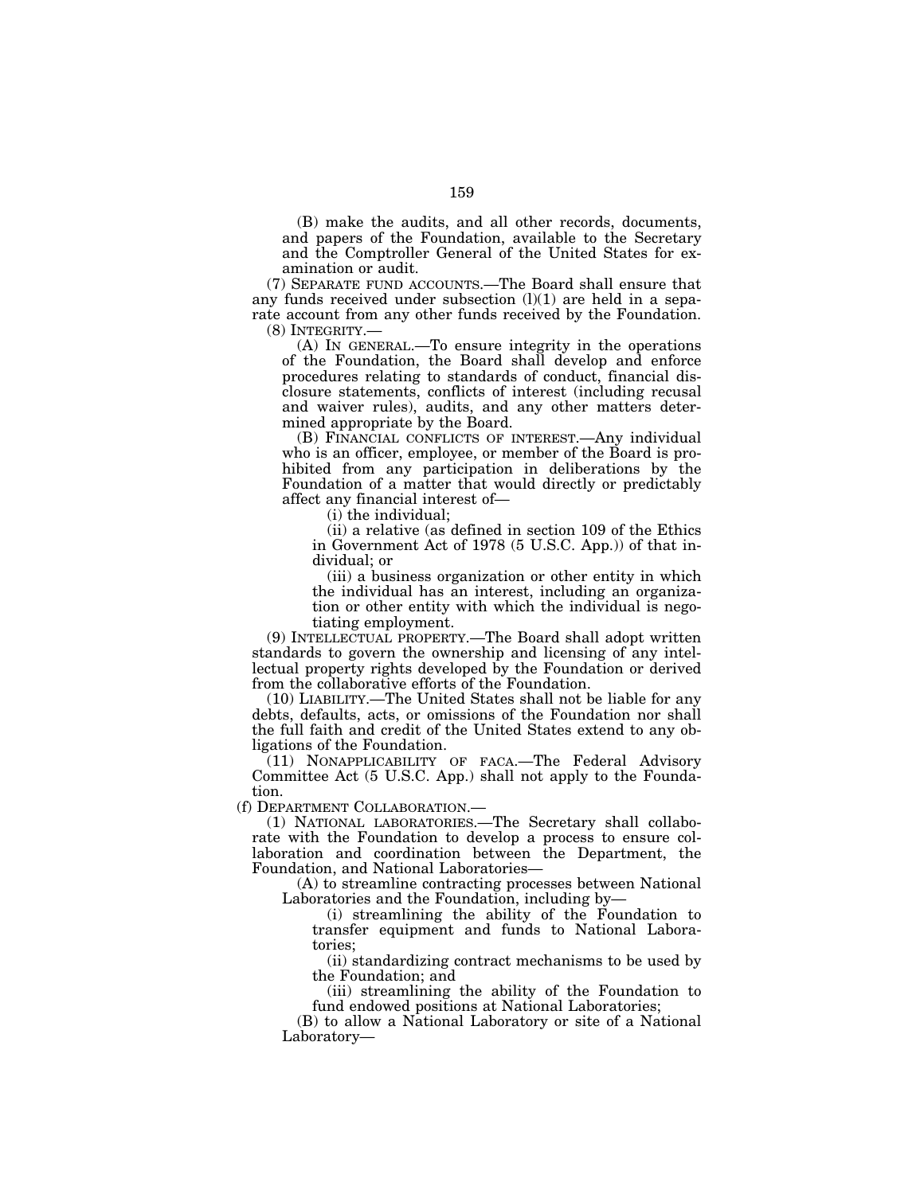(B) make the audits, and all other records, documents, and papers of the Foundation, available to the Secretary and the Comptroller General of the United States for examination or audit.

(7) SEPARATE FUND ACCOUNTS.—The Board shall ensure that any funds received under subsection (l)(1) are held in a separate account from any other funds received by the Foundation.

(8) INTEGRITY.—

(A) IN GENERAL.—To ensure integrity in the operations of the Foundation, the Board shall develop and enforce procedures relating to standards of conduct, financial disclosure statements, conflicts of interest (including recusal and waiver rules), audits, and any other matters determined appropriate by the Board.

(B) FINANCIAL CONFLICTS OF INTEREST.—Any individual who is an officer, employee, or member of the Board is prohibited from any participation in deliberations by the Foundation of a matter that would directly or predictably affect any financial interest of—

(i) the individual;

(ii) a relative (as defined in section 109 of the Ethics in Government Act of 1978 (5 U.S.C. App.)) of that individual; or

(iii) a business organization or other entity in which the individual has an interest, including an organization or other entity with which the individual is negotiating employment.

(9) INTELLECTUAL PROPERTY.—The Board shall adopt written standards to govern the ownership and licensing of any intellectual property rights developed by the Foundation or derived from the collaborative efforts of the Foundation.

(10) LIABILITY.—The United States shall not be liable for any debts, defaults, acts, or omissions of the Foundation nor shall the full faith and credit of the United States extend to any obligations of the Foundation.

(11) NONAPPLICABILITY OF FACA.—The Federal Advisory Committee Act (5 U.S.C. App.) shall not apply to the Foundation.

(f) DEPARTMENT COLLABORATION.—

(1) NATIONAL LABORATORIES.—The Secretary shall collaborate with the Foundation to develop a process to ensure collaboration and coordination between the Department, the Foundation, and National Laboratories—

(A) to streamline contracting processes between National Laboratories and the Foundation, including by—

(i) streamlining the ability of the Foundation to transfer equipment and funds to National Laboratories;

(ii) standardizing contract mechanisms to be used by the Foundation; and

(iii) streamlining the ability of the Foundation to fund endowed positions at National Laboratories;

(B) to allow a National Laboratory or site of a National Laboratory—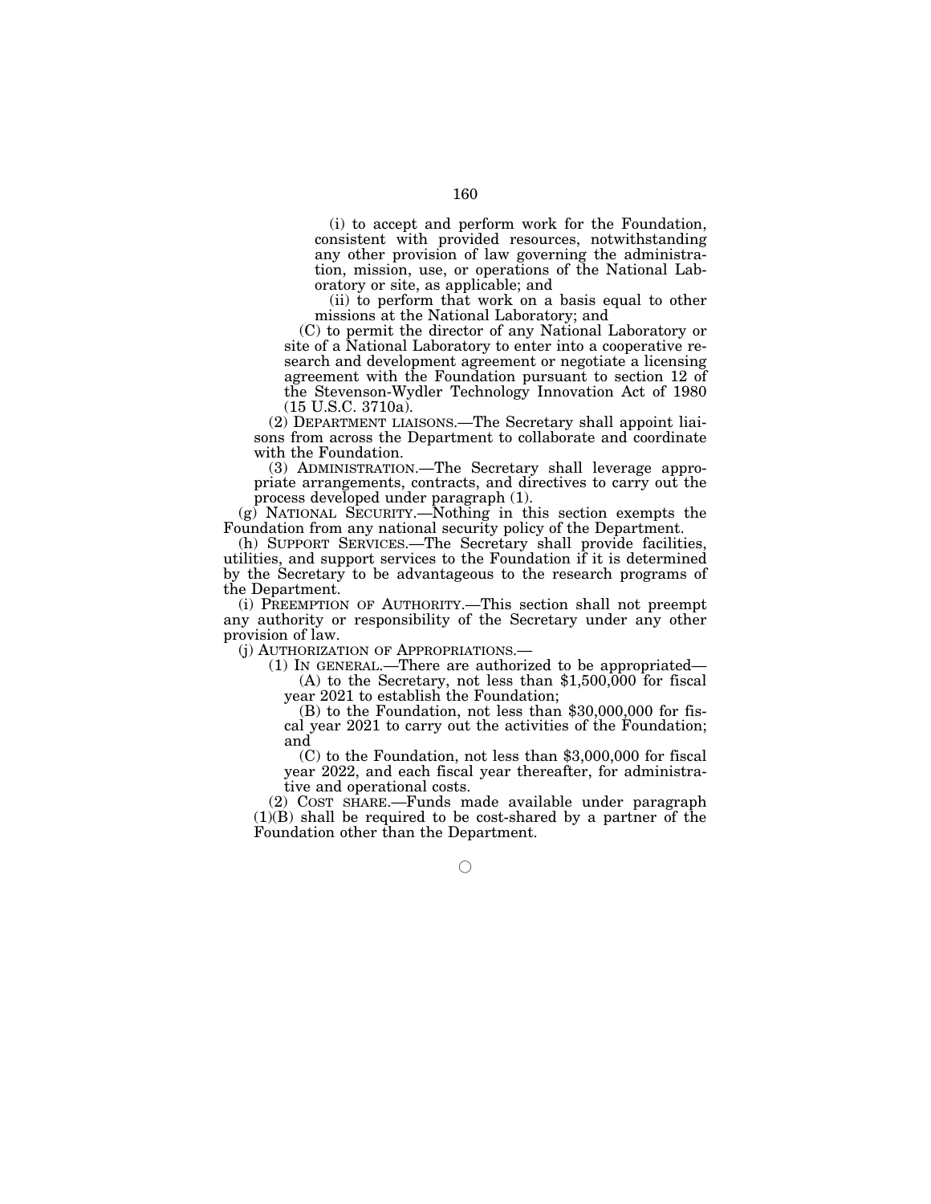(i) to accept and perform work for the Foundation, consistent with provided resources, notwithstanding any other provision of law governing the administration, mission, use, or operations of the National Laboratory or site, as applicable; and

(ii) to perform that work on a basis equal to other missions at the National Laboratory; and

(C) to permit the director of any National Laboratory or site of a National Laboratory to enter into a cooperative research and development agreement or negotiate a licensing agreement with the Foundation pursuant to section 12 of the Stevenson-Wydler Technology Innovation Act of 1980 (15 U.S.C. 3710a).

(2) DEPARTMENT LIAISONS.—The Secretary shall appoint liaisons from across the Department to collaborate and coordinate with the Foundation.

(3) ADMINISTRATION.—The Secretary shall leverage appropriate arrangements, contracts, and directives to carry out the process developed under paragraph (1).

(g) NATIONAL SECURITY.—Nothing in this section exempts the Foundation from any national security policy of the Department.

(h) SUPPORT SERVICES.—The Secretary shall provide facilities, utilities, and support services to the Foundation if it is determined by the Secretary to be advantageous to the research programs of the Department.

(i) PREEMPTION OF AUTHORITY.—This section shall not preempt any authority or responsibility of the Secretary under any other provision of law.

(j) AUTHORIZATION OF APPROPRIATIONS.—

(1) IN GENERAL.—There are authorized to be appropriated—

(A) to the Secretary, not less than $1,500,000 for fiscal year 2021 to establish the Foundation;

(B) to the Foundation, not less than $30,000,000 for fiscal year 2021 to carry out the activities of the Foundation; and

(C) to the Foundation, not less than $3,000,000 for fiscal year 2022, and each fiscal year thereafter, for administrative and operational costs.

(2) COST SHARE.—Funds made available under paragraph (1)(B) shall be required to be cost-shared by a partner of the Foundation other than the Department.

○